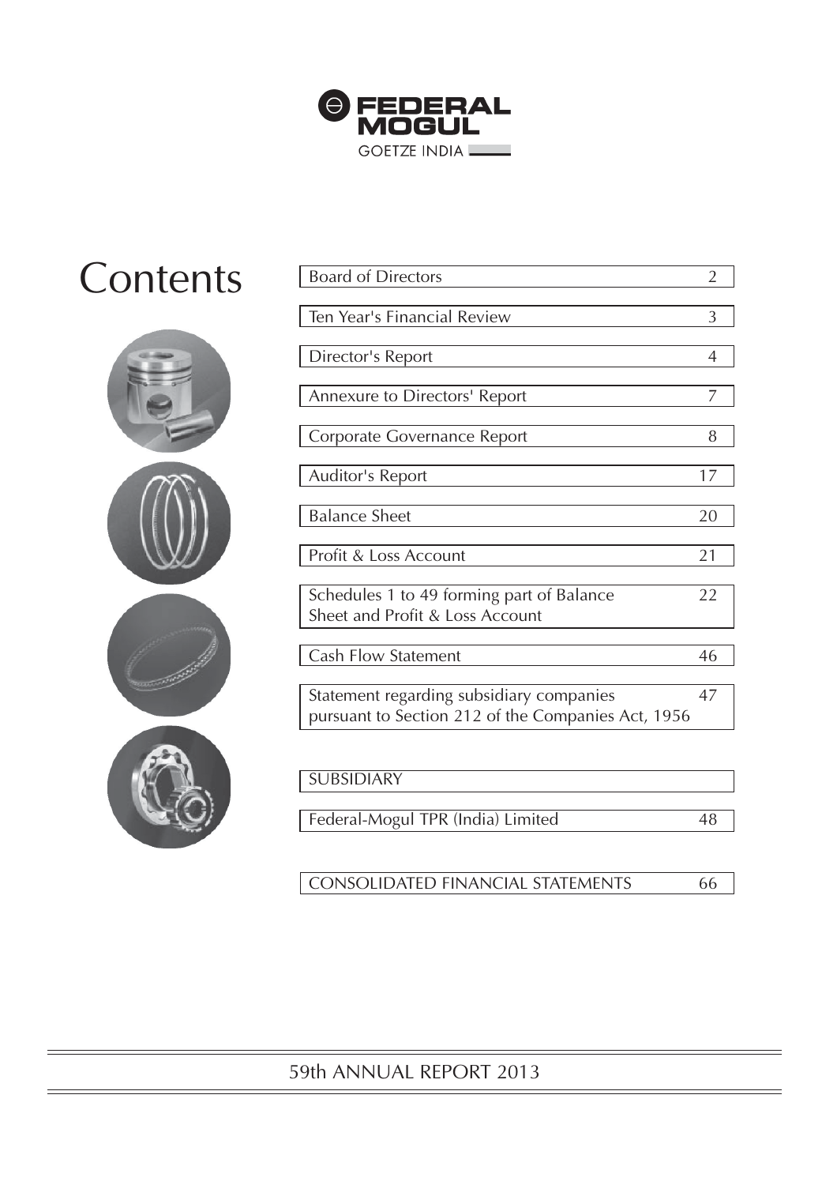FEDERAL MOGUL

GOETZE INDIA

# Contents

| | |
|---|---|
| Board of Directors | 2 |
| Ten Year's Financial Review | 3 |
| Director's Report | 4 |
| Annexure to Directors' Report | 7 |
| Corporate Governance Report | 8 |
| Auditor's Report | 17 |
| Balance Sheet | 20 |
| Profit & Loss Account | 21 |
| Schedules 1 to 49 forming part of Balance Sheet and Profit & Loss Account | 22 |
| Cash Flow Statement | 46 |
| Statement regarding subsidiary companies pursuant to Section 212 of the Companies Act, 1956 | 47 |
| SUBSIDIARY | |
| Federal-Mogul TPR (India) Limited | 48 |
| CONSOLIDATED FINANCIAL STATEMENTS | 66 |

59th ANNUAL REPORT 2013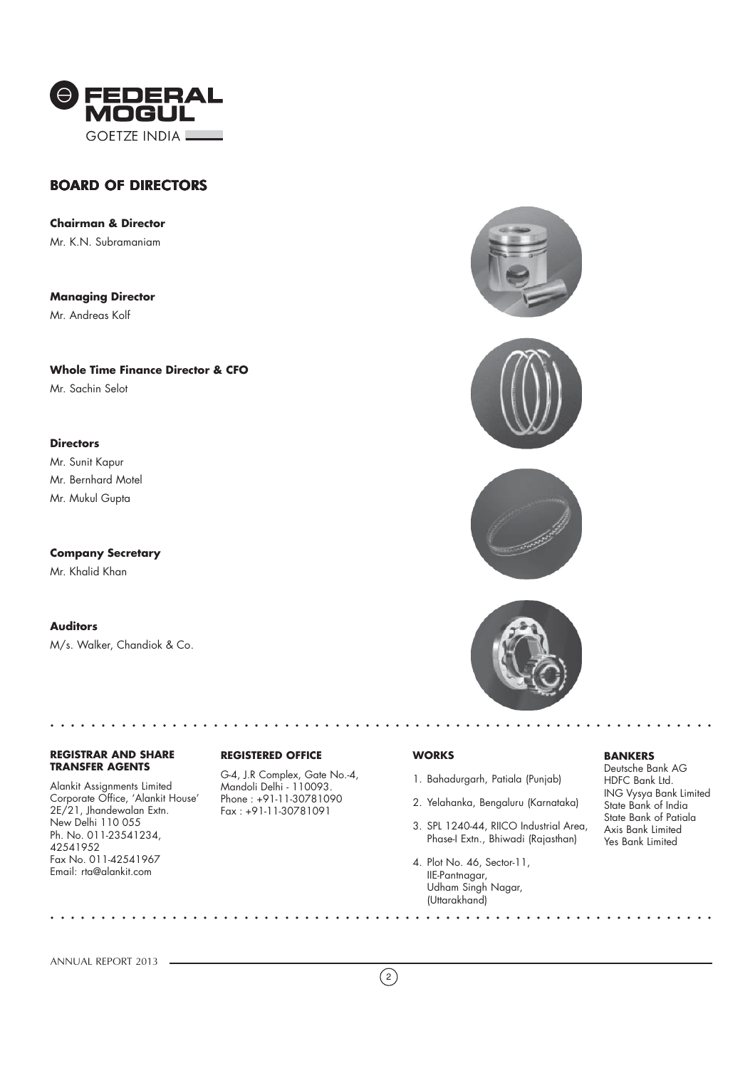FEDERAL MOGUL
GOETZE INDIA

# BOARD OF DIRECTORS

**Chairman & Director**
Mr. K.N. Subramaniam

**Managing Director**
Mr. Andreas Kolf

**Whole Time Finance Director & CFO**
Mr. Sachin Selot

**Directors**
Mr. Sunit Kapur
Mr. Bernhard Motel
Mr. Mukul Gupta

**Company Secretary**
Mr. Khalid Khan

**Auditors**
M/s. Walker, Chandiok & Co.

**REGISTRAR AND SHARE TRANSFER AGENTS**

Alankit Assignments Limited
Corporate Office, 'Alankit House'
2E/21, Jhandewalan Extn.
New Delhi 110 055
Ph. No. 011-23541234, 42541952
Fax No. 011-42541967
Email: rta@alankit.com

**REGISTERED OFFICE**

G-4, J.R Complex, Gate No.-4,
Mandoli Delhi - 110093.
Phone : +91-11-30781090
Fax : +91-11-30781091

**WORKS**

1. Bahadurgarh, Patiala (Punjab)
2. Yelahanka, Bengaluru (Karnataka)
3. SPL 1240-44, RIICO Industrial Area, Phase-I Extn., Bhiwadi (Rajasthan)
4. Plot No. 46, Sector-11, IIE-Pantnagar, Udham Singh Nagar, (Uttarakhand)

**BANKERS**

Deutsche Bank AG
HDFC Bank Ltd.
ING Vysya Bank Limited
State Bank of India
State Bank of Patiala
Axis Bank Limited
Yes Bank Limited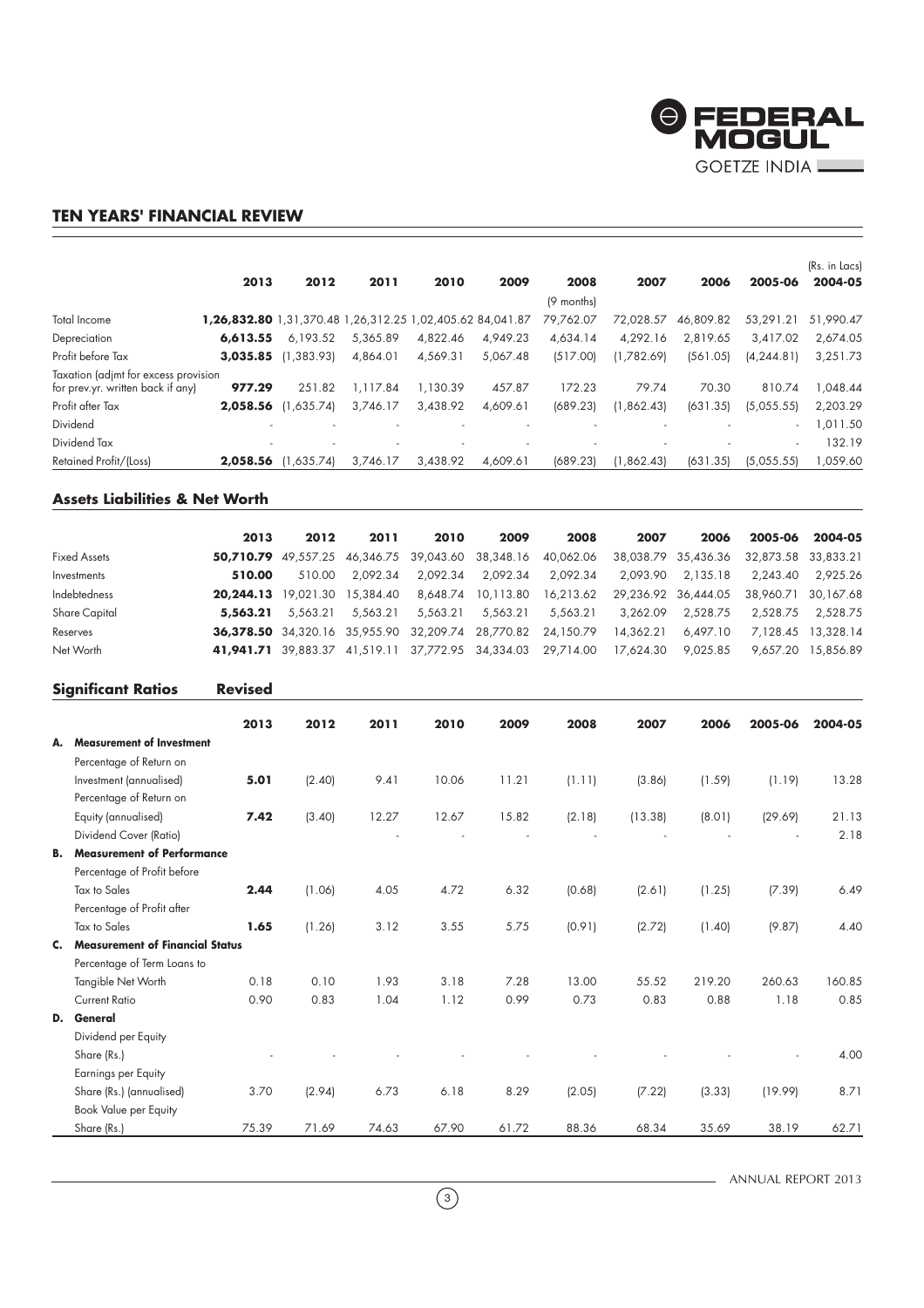## TEN YEARS' FINANCIAL REVIEW

(Rs. in Lacs)

| | 2013 | 2012 | 2011 | 2010 | 2009 | 2008 (9 months) | 2007 | 2006 | 2005-06 | 2004-05 |
|---|---|---|---|---|---|---|---|---|---|---|
| Total Income | **1,26,832.80** | 1,31,370.48 | 1,26,312.25 | 1,02,405.62 | 84,041.87 | 79,762.07 | 72,028.57 | 46,809.82 | 53,291.21 | 51,990.47 |
| Depreciation | **6,613.55** | 6,193.52 | 5,365.89 | 4,822.46 | 4,949.23 | 4,634.14 | 4,292.16 | 2,819.65 | 3,417.02 | 2,674.05 |
| Profit before Tax | **3,035.85** | (1,383.93) | 4,864.01 | 4,569.31 | 5,067.48 | (517.00) | (1,782.69) | (561.05) | (4,244.81) | 3,251.73 |
| Taxation (adjmt for excess provision for prev.yr. written back if any) | **977.29** | 251.82 | 1,117.84 | 1,130.39 | 457.87 | 172.23 | 79.74 | 70.30 | 810.74 | 1,048.44 |
| Profit after Tax | **2,058.56** | (1,635.74) | 3,746.17 | 3,438.92 | 4,609.61 | (689.23) | (1,862.43) | (631.35) | (5,055.55) | 2,203.29 |
| Dividend | - | - | - | - | - | - | - | - | - | 1,011.50 |
| Dividend Tax | - | - | - | - | - | - | - | - | - | 132.19 |
| Retained Profit/(Loss) | **2,058.56** | (1,635.74) | 3,746.17 | 3,438.92 | 4,609.61 | (689.23) | (1,862.43) | (631.35) | (5,055.55) | 1,059.60 |

### Assets Liabilities & Net Worth

| | 2013 | 2012 | 2011 | 2010 | 2009 | 2008 | 2007 | 2006 | 2005-06 | 2004-05 |
|---|---|---|---|---|---|---|---|---|---|---|
| Fixed Assets | **50,710.79** | 49,557.25 | 46,346.75 | 39,043.60 | 38,348.16 | 40,062.06 | 38,038.79 | 35,436.36 | 32,873.58 | 33,833.21 |
| Investments | **510.00** | 510.00 | 2,092.34 | 2,092.34 | 2,092.34 | 2,092.34 | 2,093.90 | 2,135.18 | 2,243.40 | 2,925.26 |
| Indebtedness | **20,244.13** | 19,021.30 | 15,384.40 | 8,648.74 | 10,113.80 | 16,213.62 | 29,236.92 | 36,444.05 | 38,960.71 | 30,167.68 |
| Share Capital | **5,563.21** | 5,563.21 | 5,563.21 | 5,563.21 | 5,563.21 | 5,563.21 | 3,262.09 | 2,528.75 | 2,528.75 | 2,528.75 |
| Reserves | **36,378.50** | 34,320.16 | 35,955.90 | 32,209.74 | 28,770.82 | 24,150.79 | 14,362.21 | 6,497.10 | 7,128.45 | 13,328.14 |
| Net Worth | **41,941.71** | 39,883.37 | 41,519.11 | 37,772.95 | 34,334.03 | 29,714.00 | 17,624.30 | 9,025.85 | 9,657.20 | 15,856.89 |

### Significant Ratios Revised

| | 2013 | 2012 | 2011 | 2010 | 2009 | 2008 | 2007 | 2006 | 2005-06 | 2004-05 |
|---|---|---|---|---|---|---|---|---|---|---|
| **A. Measurement of Investment** | | | | | | | | | | |
| Percentage of Return on Investment (annualised) | **5.01** | (2.40) | 9.41 | 10.06 | 11.21 | (1.11) | (3.86) | (1.59) | (1.19) | 13.28 |
| Percentage of Return on Equity (annualised) | **7.42** | (3.40) | 12.27 | 12.67 | 15.82 | (2.18) | (13.38) | (8.01) | (29.69) | 21.13 |
| Dividend Cover (Ratio) | | | - | - | - | - | - | - | - | 2.18 |
| **B. Measurement of Performance** | | | | | | | | | | |
| Percentage of Profit before Tax to Sales | **2.44** | (1.06) | 4.05 | 4.72 | 6.32 | (0.68) | (2.61) | (1.25) | (7.39) | 6.49 |
| Percentage of Profit after Tax to Sales | **1.65** | (1.26) | 3.12 | 3.55 | 5.75 | (0.91) | (2.72) | (1.40) | (9.87) | 4.40 |
| **C. Measurement of Financial Status** | | | | | | | | | | |
| Percentage of Term Loans to Tangible Net Worth | 0.18 | 0.10 | 1.93 | 3.18 | 7.28 | 13.00 | 55.52 | 219.20 | 260.63 | 160.85 |
| Current Ratio | 0.90 | 0.83 | 1.04 | 1.12 | 0.99 | 0.73 | 0.83 | 0.88 | 1.18 | 0.85 |
| **D. General** | | | | | | | | | | |
| Dividend per Equity Share (Rs.) | - | - | - | - | - | - | - | - | - | 4.00 |
| Earnings per Equity Share (Rs.) (annualised) | 3.70 | (2.94) | 6.73 | 6.18 | 8.29 | (2.05) | (7.22) | (3.33) | (19.99) | 8.71 |
| Book Value per Equity Share (Rs.) | 75.39 | 71.69 | 74.63 | 67.90 | 61.72 | 88.36 | 68.34 | 35.69 | 38.19 | 62.71 |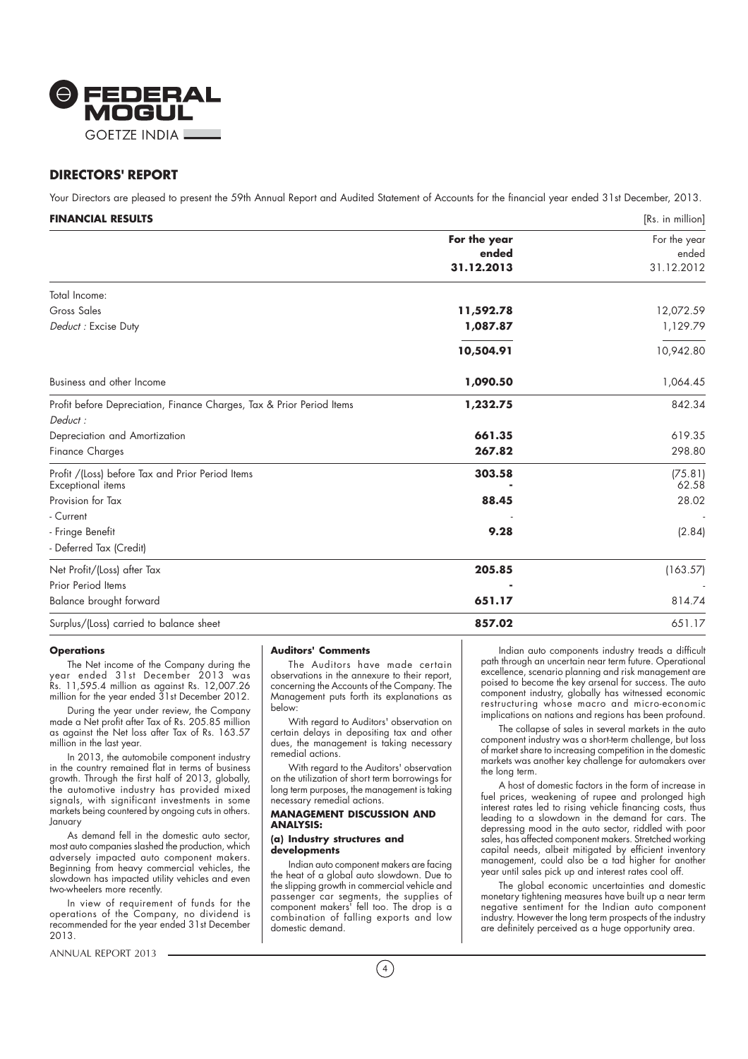# DIRECTORS' REPORT

Your Directors are pleased to present the 59th Annual Report and Audited Statement of Accounts for the financial year ended 31st December, 2013.

## FINANCIAL RESULTS

[Rs. in million]

| | **For the year ended 31.12.2013** | For the year ended 31.12.2012 |
|---|---|---|
| Total Income: | | |
| Gross Sales | **11,592.78** | 12,072.59 |
| *Deduct* : Excise Duty | **1,087.87** | 1,129.79 |
| | **10,504.91** | 10,942.80 |
| Business and other Income | **1,090.50** | 1,064.45 |
| Profit before Depreciation, Finance Charges, Tax & Prior Period Items | **1,232.75** | 842.34 |
| *Deduct* : | | |
| Depreciation and Amortization | **661.35** | 619.35 |
| Finance Charges | **267.82** | 298.80 |
| Profit /(Loss) before Tax and Prior Period Items | **303.58** | (75.81) |
| Exceptional items | **-** | 62.58 |
| Provision for Tax | **88.45** | 28.02 |
| - Current | - | - |
| - Fringe Benefit | **9.28** | (2.84) |
| - Deferred Tax (Credit) | | |
| Net Profit/(Loss) after Tax | **205.85** | (163.57) |
| Prior Period Items | **-** | - |
| Balance brought forward | **651.17** | 814.74 |
| Surplus/(Loss) carried to balance sheet | **857.02** | 651.17 |

### Operations

The Net income of the Company during the year ended 31st December 2013 was Rs. 11,595.4 million as against Rs. 12,007.26 million for the year ended 31st December 2012.

During the year under review, the Company made a Net profit after Tax of Rs. 205.85 million as against the Net loss after Tax of Rs. 163.57 million in the last year.

In 2013, the automobile component industry in the country remained flat in terms of business growth. Through the first half of 2013, globally, the automotive industry has provided mixed signals, with significant investments in some markets being countered by ongoing cuts in others. January

As demand fell in the domestic auto sector, most auto companies slashed the production, which adversely impacted auto component makers. Beginning from heavy commercial vehicles, the slowdown has impacted utility vehicles and even two-wheelers more recently.

In view of requirement of funds for the operations of the Company, no dividend is recommended for the year ended 31st December 2013.

### Auditors' Comments

The Auditors have made certain observations in the annexure to their report, concerning the Accounts of the Company. The Management puts forth its explanations as below:

With regard to Auditors' observation on certain delays in depositing tax and other dues, the management is taking necessary remedial actions.

With regard to the Auditors' observation on the utilization of short term borrowings for long term purposes, the management is taking necessary remedial actions.

### MANAGEMENT DISCUSSION AND ANALYSIS:

#### (a) Industry structures and developments

Indian auto component makers are facing the heat of a global auto slowdown. Due to the slipping growth in commercial vehicle and passenger car segments, the supplies of component makers' fell too. The drop is a combination of falling exports and low domestic demand.

Indian auto components industry treads a difficult path through an uncertain near term future. Operational excellence, scenario planning and risk management are poised to become the key arsenal for success. The auto component industry, globally has witnessed economic restructuring whose macro and micro-economic implications on nations and regions has been profound.

The collapse of sales in several markets in the auto component industry was a short-term challenge, but loss of market share to increasing competition in the domestic markets was another key challenge for automakers over the long term.

A host of domestic factors in the form of increase in fuel prices, weakening of rupee and prolonged high interest rates led to rising vehicle financing costs, thus leading to a slowdown in the demand for cars. The depressing mood in the auto sector, riddled with poor sales, has affected component makers. Stretched working capital needs, albeit mitigated by efficient inventory management, could also be a tad higher for another year until sales pick up and interest rates cool off.

The global economic uncertainties and domestic monetary tightening measures have built up a near term negative sentiment for the Indian auto component industry. However the long term prospects of the industry are definitely perceived as a huge opportunity area.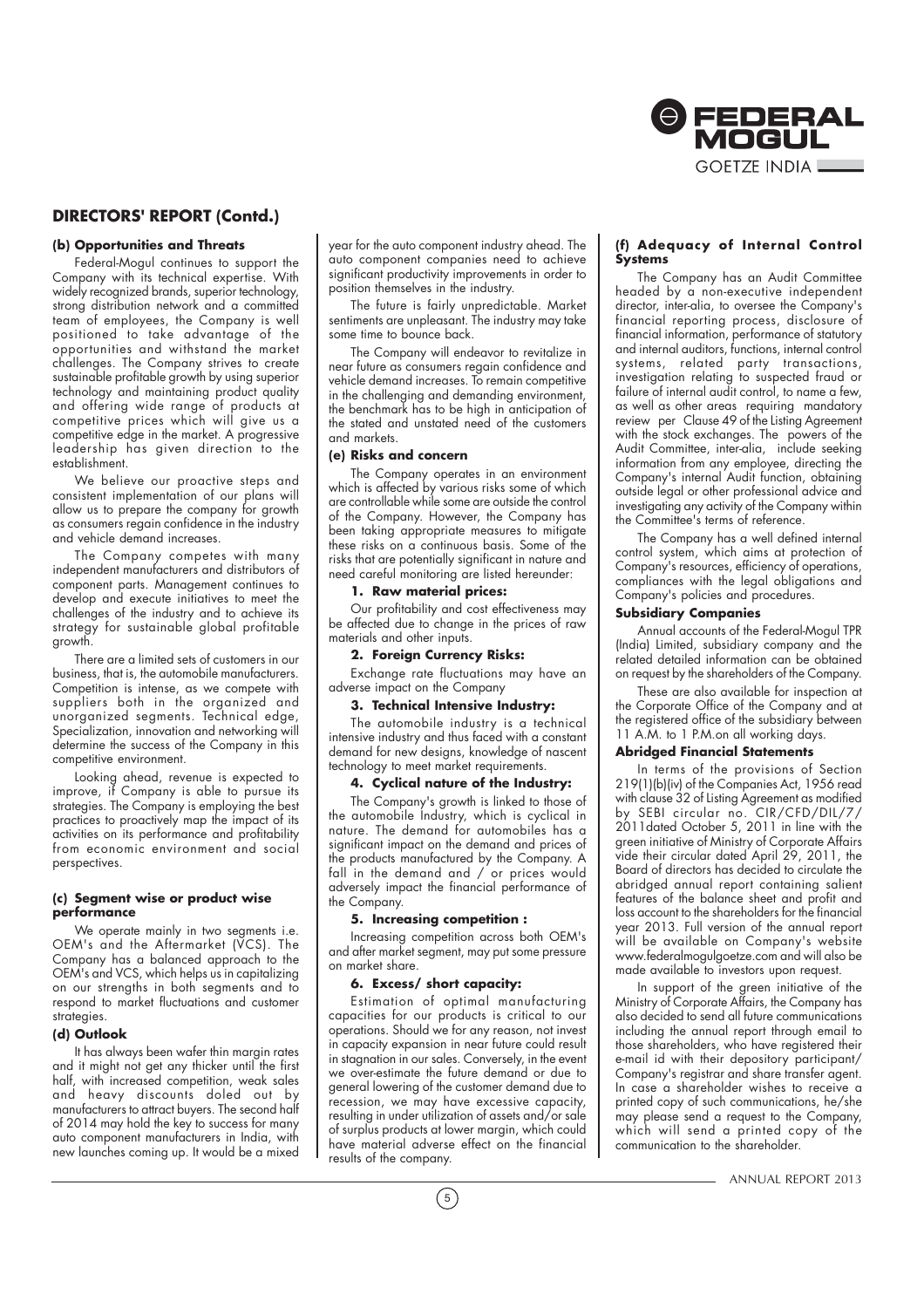## DIRECTORS' REPORT (Contd.)

### (b) Opportunities and Threats

Federal-Mogul continues to support the Company with its technical expertise. With widely recognized brands, superior technology, strong distribution network and a committed team of employees, the Company is well positioned to take advantage of the opportunities and withstand the market challenges. The Company strives to create sustainable profitable growth by using superior technology and maintaining product quality and offering wide range of products at competitive prices which will give us a competitive edge in the market. A progressive leadership has given direction to the establishment.

We believe our proactive steps and consistent implementation of our plans will allow us to prepare the company for growth as consumers regain confidence in the industry and vehicle demand increases.

The Company competes with many independent manufacturers and distributors of component parts. Management continues to develop and execute initiatives to meet the challenges of the industry and to achieve its strategy for sustainable global profitable growth.

There are a limited sets of customers in our business, that is, the automobile manufacturers. Competition is intense, as we compete with suppliers both in the organized and unorganized segments. Technical edge, Specialization, innovation and networking will determine the success of the Company in this competitive environment.

Looking ahead, revenue is expected to improve, if Company is able to pursue its strategies. The Company is employing the best practices to proactively map the impact of its activities on its performance and profitability from economic environment and social perspectives.

### (c) Segment wise or product wise performance

We operate mainly in two segments i.e. OEM's and the Aftermarket (VCS). The Company has a balanced approach to the OEM's and VCS, which helps us in capitalizing on our strengths in both segments and to respond to market fluctuations and customer strategies.

### (d) Outlook

It has always been wafer thin margin rates and it might not get any thicker until the first half, with increased competition, weak sales and heavy discounts doled out by manufacturers to attract buyers. The second half of 2014 may hold the key to success for many auto component manufacturers in India, with new launches coming up. It would be a mixed year for the auto component industry ahead. The auto component companies need to achieve significant productivity improvements in order to position themselves in the industry.

The future is fairly unpredictable. Market sentiments are unpleasant. The industry may take some time to bounce back.

The Company will endeavor to revitalize in near future as consumers regain confidence and vehicle demand increases. To remain competitive in the challenging and demanding environment, the benchmark has to be high in anticipation of the stated and unstated need of the customers and markets.

### (e) Risks and concern

The Company operates in an environment which is affected by various risks some of which are controllable while some are outside the control of the Company. However, the Company has been taking appropriate measures to mitigate these risks on a continuous basis. Some of the risks that are potentially significant in nature and need careful monitoring are listed hereunder:

**1. Raw material prices:**

Our profitability and cost effectiveness may be affected due to change in the prices of raw materials and other inputs.

**2. Foreign Currency Risks:**

Exchange rate fluctuations may have an adverse impact on the Company

**3. Technical Intensive Industry:**

The automobile industry is a technical intensive industry and thus faced with a constant demand for new designs, knowledge of nascent technology to meet market requirements.

**4. Cyclical nature of the Industry:**

The Company's growth is linked to those of the automobile Industry, which is cyclical in nature. The demand for automobiles has a significant impact on the demand and prices of the products manufactured by the Company. A fall in the demand and / or prices would adversely impact the financial performance of the Company.

**5. Increasing competition :**

Increasing competition across both OEM's and after market segment, may put some pressure on market share.

**6. Excess/ short capacity:**

Estimation of optimal manufacturing capacities for our products is critical to our operations. Should we for any reason, not invest in capacity expansion in near future could result in stagnation in our sales. Conversely, in the event we over-estimate the future demand or due to general lowering of the customer demand due to recession, we may have excessive capacity, resulting in under utilization of assets and/or sale of surplus products at lower margin, which could have material adverse effect on the financial results of the company.

### (f) Adequacy of Internal Control Systems

The Company has an Audit Committee headed by a non-executive independent director, inter-alia, to oversee the Company's financial reporting process, disclosure of financial information, performance of statutory and internal auditors, functions, internal control systems, related party transactions, investigation relating to suspected fraud or failure of internal audit control, to name a few, as well as other areas requiring mandatory review per Clause 49 of the Listing Agreement with the stock exchanges. The powers of the Audit Committee, inter-alia, include seeking information from any employee, directing the Company's internal Audit function, obtaining outside legal or other professional advice and investigating any activity of the Company within the Committee's terms of reference.

The Company has a well defined internal control system, which aims at protection of Company's resources, efficiency of operations, compliances with the legal obligations and Company's policies and procedures.

### Subsidiary Companies

Annual accounts of the Federal-Mogul TPR (India) Limited, subsidiary company and the related detailed information can be obtained on request by the shareholders of the Company.

These are also available for inspection at the Corporate Office of the Company and at the registered office of the subsidiary between 11 A.M. to 1 P.M.on all working days.

### Abridged Financial Statements

In terms of the provisions of Section 219(1)(b)(iv) of the Companies Act, 1956 read with clause 32 of Listing Agreement as modified by SEBI circular no. CIR/CFD/DIL/7/ 2011dated October 5, 2011 in line with the green initiative of Ministry of Corporate Affairs vide their circular dated April 29, 2011, the Board of directors has decided to circulate the abridged annual report containing salient features of the balance sheet and profit and loss account to the shareholders for the financial year 2013. Full version of the annual report will be available on Company's website www.federalmogulgoetze.com and will also be made available to investors upon request.

In support of the green initiative of the Ministry of Corporate Affairs, the Company has also decided to send all future communications including the annual report through email to those shareholders, who have registered their e-mail id with their depository participant/ Company's registrar and share transfer agent. In case a shareholder wishes to receive a printed copy of such communications, he/she may please send a request to the Company, which will send a printed copy of the communication to the shareholder.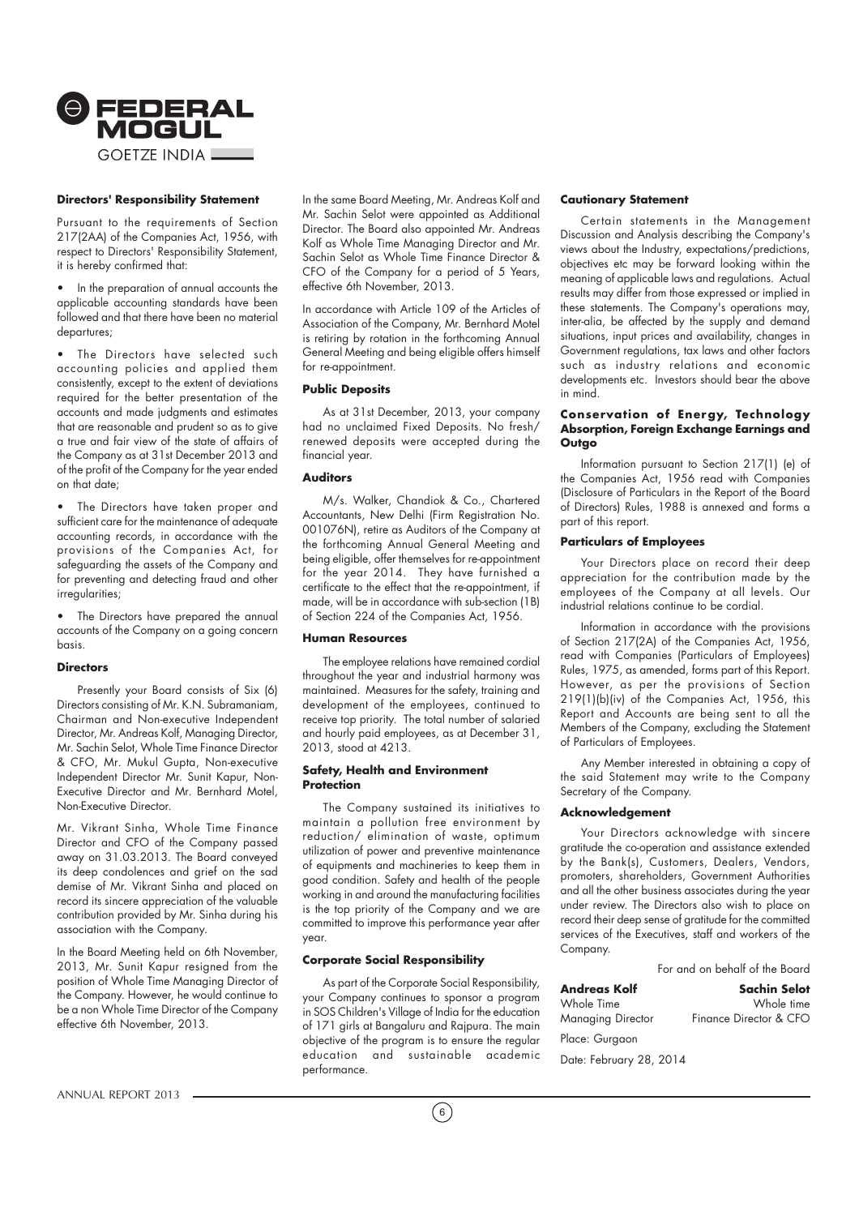### Directors' Responsibility Statement

Pursuant to the requirements of Section 217(2AA) of the Companies Act, 1956, with respect to Directors' Responsibility Statement, it is hereby confirmed that:

- In the preparation of annual accounts the applicable accounting standards have been followed and that there have been no material departures;
- The Directors have selected such accounting policies and applied them consistently, except to the extent of deviations required for the better presentation of the accounts and made judgments and estimates that are reasonable and prudent so as to give a true and fair view of the state of affairs of the Company as at 31st December 2013 and of the profit of the Company for the year ended on that date;
- The Directors have taken proper and sufficient care for the maintenance of adequate accounting records, in accordance with the provisions of the Companies Act, for safeguarding the assets of the Company and for preventing and detecting fraud and other irregularities;
- The Directors have prepared the annual accounts of the Company on a going concern basis.

### Directors

Presently your Board consists of Six (6) Directors consisting of Mr. K.N. Subramaniam, Chairman and Non-executive Independent Director, Mr. Andreas Kolf, Managing Director, Mr. Sachin Selot, Whole Time Finance Director & CFO, Mr. Mukul Gupta, Non-executive Independent Director Mr. Sunit Kapur, Non-Executive Director and Mr. Bernhard Motel, Non-Executive Director.

Mr. Vikrant Sinha, Whole Time Finance Director and CFO of the Company passed away on 31.03.2013. The Board conveyed its deep condolences and grief on the sad demise of Mr. Vikrant Sinha and placed on record its sincere appreciation of the valuable contribution provided by Mr. Sinha during his association with the Company.

In the Board Meeting held on 6th November, 2013, Mr. Sunit Kapur resigned from the position of Whole Time Managing Director of the Company. However, he would continue to be a non Whole Time Director of the Company effective 6th November, 2013.

In the same Board Meeting, Mr. Andreas Kolf and Mr. Sachin Selot were appointed as Additional Director. The Board also appointed Mr. Andreas Kolf as Whole Time Managing Director and Mr. Sachin Selot as Whole Time Finance Director & CFO of the Company for a period of 5 Years, effective 6th November, 2013.

In accordance with Article 109 of the Articles of Association of the Company, Mr. Bernhard Motel is retiring by rotation in the forthcoming Annual General Meeting and being eligible offers himself for re-appointment.

### Public Deposits

As at 31st December, 2013, your company had no unclaimed Fixed Deposits. No fresh/ renewed deposits were accepted during the financial year.

### Auditors

M/s. Walker, Chandiok & Co., Chartered Accountants, New Delhi (Firm Registration No. 001076N), retire as Auditors of the Company at the forthcoming Annual General Meeting and being eligible, offer themselves for re-appointment for the year 2014. They have furnished a certificate to the effect that the re-appointment, if made, will be in accordance with sub-section (1B) of Section 224 of the Companies Act, 1956.

### Human Resources

The employee relations have remained cordial throughout the year and industrial harmony was maintained. Measures for the safety, training and development of the employees, continued to receive top priority. The total number of salaried and hourly paid employees, as at December 31, 2013, stood at 4213.

### Safety, Health and Environment Protection

The Company sustained its initiatives to maintain a pollution free environment by reduction/ elimination of waste, optimum utilization of power and preventive maintenance of equipments and machineries to keep them in good condition. Safety and health of the people working in and around the manufacturing facilities is the top priority of the Company and we are committed to improve this performance year after year.

### Corporate Social Responsibility

As part of the Corporate Social Responsibility, your Company continues to sponsor a program in SOS Children's Village of India for the education of 171 girls at Bangaluru and Rajpura. The main objective of the program is to ensure the regular education and sustainable academic performance.

### Cautionary Statement

Certain statements in the Management Discussion and Analysis describing the Company's views about the Industry, expectations/predictions, objectives etc may be forward looking within the meaning of applicable laws and regulations. Actual results may differ from those expressed or implied in these statements. The Company's operations may, inter-alia, be affected by the supply and demand situations, input prices and availability, changes in Government regulations, tax laws and other factors such as industry relations and economic developments etc. Investors should bear the above in mind.

### Conservation of Energy, Technology Absorption, Foreign Exchange Earnings and Outgo

Information pursuant to Section 217(1) (e) of the Companies Act, 1956 read with Companies (Disclosure of Particulars in the Report of the Board of Directors) Rules, 1988 is annexed and forms a part of this report.

### Particulars of Employees

Your Directors place on record their deep appreciation for the contribution made by the employees of the Company at all levels. Our industrial relations continue to be cordial.

Information in accordance with the provisions of Section 217(2A) of the Companies Act, 1956, read with Companies (Particulars of Employees) Rules, 1975, as amended, forms part of this Report. However, as per the provisions of Section 219(1)(b)(iv) of the Companies Act, 1956, this Report and Accounts are being sent to all the Members of the Company, excluding the Statement of Particulars of Employees.

Any Member interested in obtaining a copy of the said Statement may write to the Company Secretary of the Company.

### Acknowledgement

Your Directors acknowledge with sincere gratitude the co-operation and assistance extended by the Bank(s), Customers, Dealers, Vendors, promoters, shareholders, Government Authorities and all the other business associates during the year under review. The Directors also wish to place on record their deep sense of gratitude for the committed services of the Executives, staff and workers of the Company.

For and on behalf of the Board

**Andreas Kolf**
Whole Time
Managing Director

**Sachin Selot**
Whole time
Finance Director & CFO

Place: Gurgaon

Date: February 28, 2014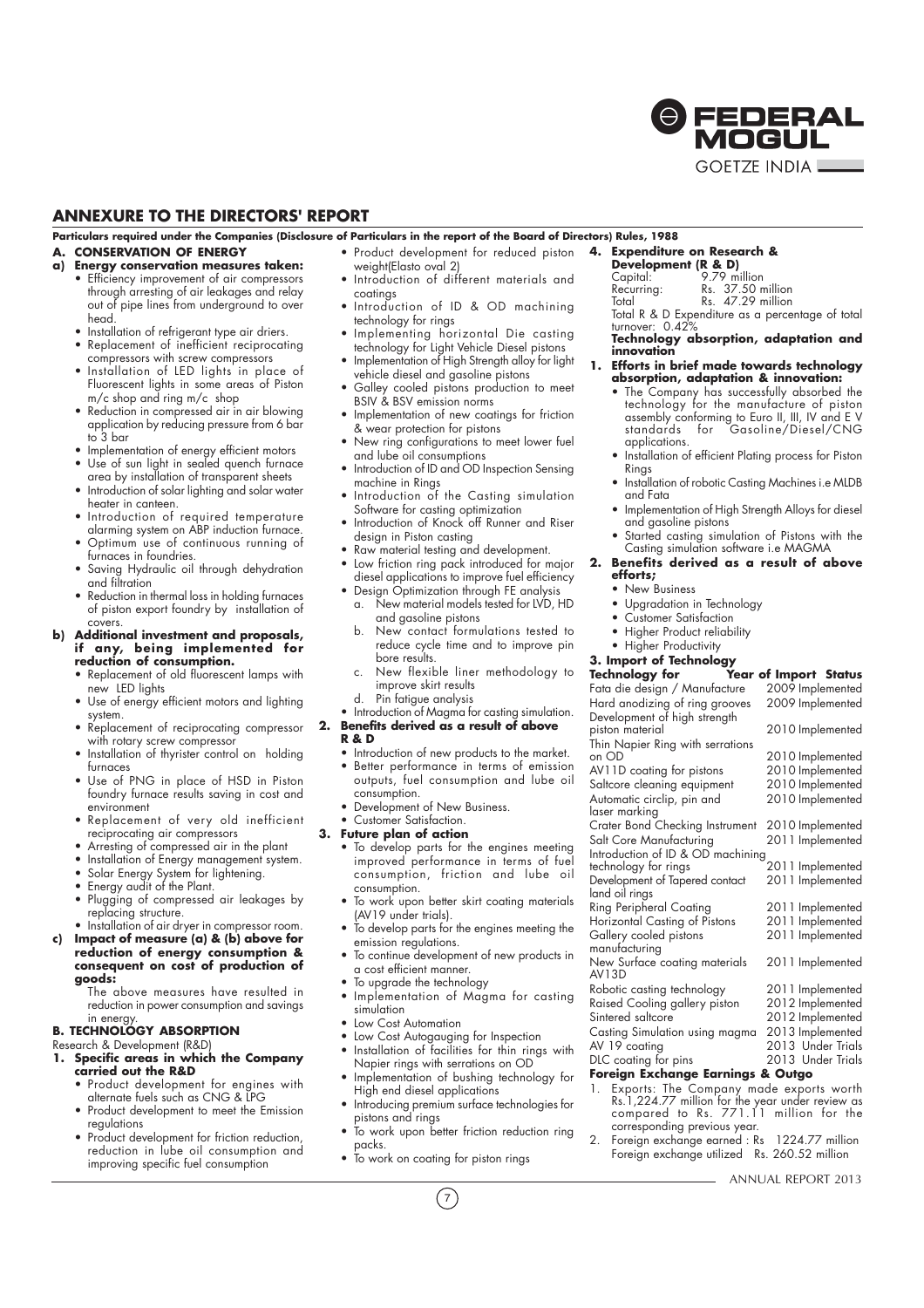## ANNEXURE TO THE DIRECTORS' REPORT

**Particulars required under the Companies (Disclosure of Particulars in the report of the Board of Directors) Rules, 1988**

### A. CONSERVATION OF ENERGY

**a) Energy conservation measures taken:**

- Efficiency improvement of air compressors through arresting of air leakages and relay out of pipe lines from underground to over head.
- Installation of refrigerant type air driers.
- Replacement of inefficient reciprocating compressors with screw compressors
- Installation of LED lights in place of Fluorescent lights in some areas of Piston m/c shop and ring m/c shop
- Reduction in compressed air in air blowing application by reducing pressure from 6 bar to 3 bar
- Implementation of energy efficient motors
- Use of sun light in sealed quench furnace area by installation of transparent sheets
- Introduction of solar lighting and solar water heater in canteen.
- Introduction of required temperature alarming system on ABP induction furnace.
- Optimum use of continuous running of furnaces in foundries.
- Saving Hydraulic oil through dehydration and filtration
- Reduction in thermal loss in holding furnaces of piston export foundry by installation of covers.

**b) Additional investment and proposals, if any, being implemented for reduction of consumption.**

- Replacement of old fluorescent lamps with new LED lights
- Use of energy efficient motors and lighting system.
- Replacement of reciprocating compressor with rotary screw compressor
- Installation of thyrister control on holding furnaces
- Use of PNG in place of HSD in Piston foundry furnace results saving in cost and environment
- Replacement of very old inefficient reciprocating air compressors
- Arresting of compressed air in the plant
- Installation of Energy management system.
- Solar Energy System for lightening.
- Energy audit of the Plant.
- Plugging of compressed air leakages by replacing structure.
- Installation of air dryer in compressor room.

**c) Impact of measure (a) & (b) above for reduction of energy consumption & consequent on cost of production of goods:**

The above measures have resulted in reduction in power consumption and savings in energy.

### B. TECHNOLOGY ABSORPTION

Research & Development (R&D)

**1. Specific areas in which the Company carried out the R&D**

- Product development for engines with alternate fuels such as CNG & LPG
- Product development to meet the Emission regulations
- Product development for friction reduction, reduction in lube oil consumption and improving specific fuel consumption
- Product development for reduced piston weight(Elasto oval 2)
- Introduction of different materials and coatings
- Introduction of ID & OD machining technology for rings
- Implementing horizontal Die casting technology for Light Vehicle Diesel pistons
- Implementation of High Strength alloy for light vehicle diesel and gasoline pistons
- Galley cooled pistons production to meet BSIV & BSV emission norms
- Implementation of new coatings for friction & wear protection for pistons
- New ring configurations to meet lower fuel and lube oil consumptions
- Introduction of ID and OD Inspection Sensing machine in Rings
- Introduction of the Casting simulation Software for casting optimization
- Introduction of Knock off Runner and Riser design in Piston casting
- Raw material testing and development.
- Low friction ring pack introduced for major diesel applications to improve fuel efficiency
- Design Optimization through FE analysis
  a. New material models tested for LVD, HD and gasoline pistons
  b. New contact formulations tested to reduce cycle time and to improve pin bore results.
  c. New flexible liner methodology to improve skirt results
  d. Pin fatigue analysis
- Introduction of Magma for casting simulation.

**2. Benefits derived as a result of above R & D**

- Introduction of new products to the market.
- Better performance in terms of emission outputs, fuel consumption and lube oil consumption.
- Development of New Business.
- Customer Satisfaction.

**3. Future plan of action**

- To develop parts for the engines meeting improved performance in terms of fuel consumption, friction and lube oil consumption.
- To work upon better skirt coating materials (AV19 under trials).
- To develop parts for the engines meeting the emission regulations.
- To continue development of new products in a cost efficient manner.
- To upgrade the technology
- Implementation of Magma for casting simulation
- Low Cost Automation
- Low Cost Autogauging for Inspection
- Installation of facilities for thin rings with Napier rings with serrations on OD
- Implementation of bushing technology for High end diesel applications
- Introducing premium surface technologies for pistons and rings
- To work upon better friction reduction ring packs.
- To work on coating for piston rings

**4. Expenditure on Research & Development (R & D)**

Capital: 9.79 million
Recurring: Rs. 37.50 million
Total Rs. 47.29 million

Total R & D Expenditure as a percentage of total turnover: 0.42%

**Technology absorption, adaptation and innovation**

**1. Efforts in brief made towards technology absorption, adaptation & innovation:**

- The Company has successfully absorbed the technology for the manufacture of piston assembly conforming to Euro II, III, IV and E V standards for Gasoline/Diesel/CNG applications.
- Installation of efficient Plating process for Piston Rings
- Installation of robotic Casting Machines i.e MLDB and Fata
- Implementation of High Strength Alloys for diesel and gasoline pistons
- Started casting simulation of Pistons with the Casting simulation software i.e MAGMA

**2. Benefits derived as a result of above efforts;**

- New Business
- Upgradation in Technology
- Customer Satisfaction
- Higher Product reliability
- Higher Productivity

**3. Import of Technology**

| Technology for | Year of Import | Status |
|---|---|---|
| Fata die design / Manufacture | 2009 | Implemented |
| Hard anodizing of ring grooves | 2009 | Implemented |
| Development of high strength piston material | 2010 | Implemented |
| Thin Napier Ring with serrations on OD | 2010 | Implemented |
| AV11D coating for pistons | 2010 | Implemented |
| Saltcore cleaning equipment | 2010 | Implemented |
| Automatic circlip, pin and laser marking | 2010 | Implemented |
| Crater Bond Checking Instrument | 2010 | Implemented |
| Salt Core Manufacturing | 2011 | Implemented |
| Introduction of ID & OD machining technology for rings | 2011 | Implemented |
| Development of Tapered contact land oil rings | 2011 | Implemented |
| Ring Peripheral Coating | 2011 | Implemented |
| Horizontal Casting of Pistons | 2011 | Implemented |
| Gallery cooled pistons manufacturing | 2011 | Implemented |
| New Surface coating materials AV13D | 2011 | Implemented |
| Robotic casting technology | 2011 | Implemented |
| Raised Cooling gallery piston | 2012 | Implemented |
| Sintered saltcore | 2012 | Implemented |
| Casting Simulation using magma | 2013 | Implemented |
| AV 19 coating | 2013 | Under Trials |
| DLC coating for pins | 2013 | Under Trials |

**Foreign Exchange Earnings & Outgo**

1. Exports: The Company made exports worth Rs.1,224.77 million for the year under review as compared to Rs. 771.11 million for the corresponding previous year.
2. Foreign exchange earned : Rs 1224.77 million
   Foreign exchange utilized Rs. 260.52 million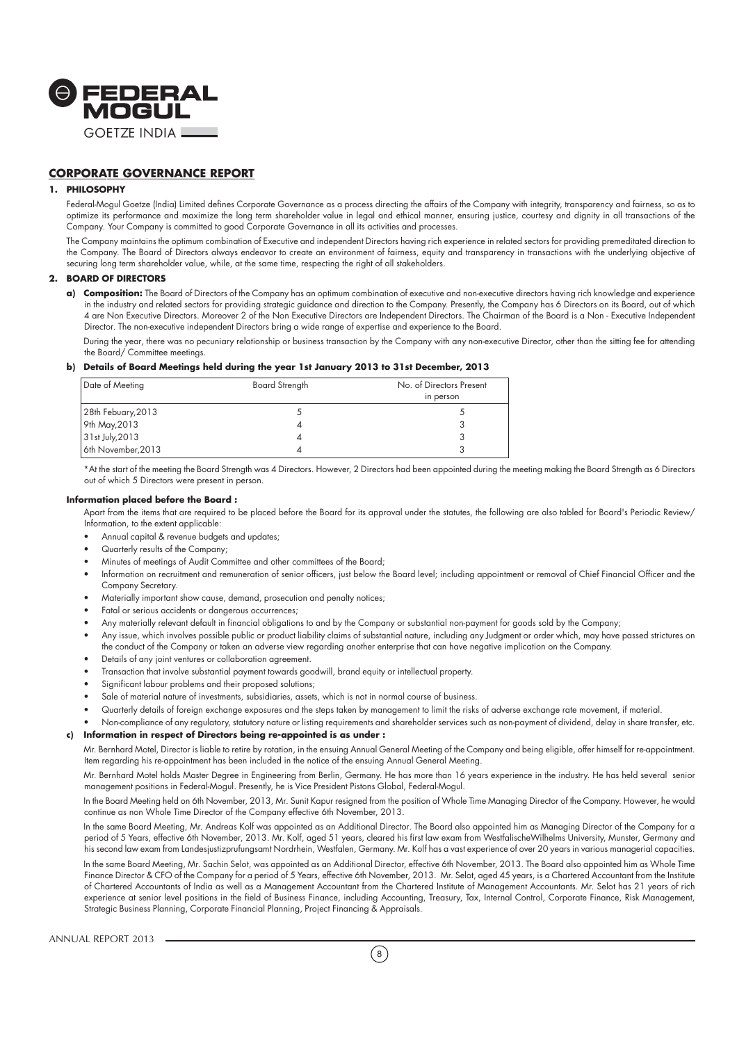## CORPORATE GOVERNANCE REPORT

### 1. PHILOSOPHY

Federal-Mogul Goetze (India) Limited defines Corporate Governance as a process directing the affairs of the Company with integrity, transparency and fairness, so as to optimize its performance and maximize the long term shareholder value in legal and ethical manner, ensuring justice, courtesy and dignity in all transactions of the Company. Your Company is committed to good Corporate Governance in all its activities and processes.

The Company maintains the optimum combination of Executive and independent Directors having rich experience in related sectors for providing premeditated direction to the Company. The Board of Directors always endeavor to create an environment of fairness, equity and transparency in transactions with the underlying objective of securing long term shareholder value, while, at the same time, respecting the right of all stakeholders.

### 2. BOARD OF DIRECTORS

**a) Composition:** The Board of Directors of the Company has an optimum combination of executive and non-executive directors having rich knowledge and experience in the industry and related sectors for providing strategic guidance and direction to the Company. Presently, the Company has 6 Directors on its Board, out of which 4 are Non Executive Directors. Moreover 2 of the Non Executive Directors are Independent Directors. The Chairman of the Board is a Non - Executive Independent Director. The non-executive independent Directors bring a wide range of expertise and experience to the Board.

During the year, there was no pecuniary relationship or business transaction by the Company with any non-executive Director, other than the sitting fee for attending the Board/ Committee meetings.

**b) Details of Board Meetings held during the year 1st January 2013 to 31st December, 2013**

| Date of Meeting | Board Strength | No. of Directors Present in person |
|---|---|---|
| 28th Febuary,2013 | 5 | 5 |
| 9th May,2013 | 4 | 3 |
| 31st July,2013 | 4 | 3 |
| 6th November,2013 | 4 | 3 |

*At the start of the meeting the Board Strength was 4 Directors. However, 2 Directors had been appointed during the meeting making the Board Strength as 6 Directors out of which 5 Directors were present in person.

**Information placed before the Board :**

Apart from the items that are required to be placed before the Board for its approval under the statutes, the following are also tabled for Board's Periodic Review/ Information, to the extent applicable:

- Annual capital & revenue budgets and updates;
- Quarterly results of the Company;
- Minutes of meetings of Audit Committee and other committees of the Board;
- Information on recruitment and remuneration of senior officers, just below the Board level; including appointment or removal of Chief Financial Officer and the Company Secretary.
- Materially important show cause, demand, prosecution and penalty notices;
- Fatal or serious accidents or dangerous occurrences;
- Any materially relevant default in financial obligations to and by the Company or substantial non-payment for goods sold by the Company;
- Any issue, which involves possible public or product liability claims of substantial nature, including any Judgment or order which, may have passed strictures on the conduct of the Company or taken an adverse view regarding another enterprise that can have negative implication on the Company.
- Details of any joint ventures or collaboration agreement.
- Transaction that involve substantial payment towards goodwill, brand equity or intellectual property.
- Significant labour problems and their proposed solutions;
- Sale of material nature of investments, subsidiaries, assets, which is not in normal course of business.
- Quarterly details of foreign exchange exposures and the steps taken by management to limit the risks of adverse exchange rate movement, if material.
- Non-compliance of any regulatory, statutory nature or listing requirements and shareholder services such as non-payment of dividend, delay in share transfer, etc.

**c) Information in respect of Directors being re-appointed is as under :**

Mr. Bernhard Motel, Director is liable to retire by rotation, in the ensuing Annual General Meeting of the Company and being eligible, offer himself for re-appointment. Item regarding his re-appointment has been included in the notice of the ensuing Annual General Meeting.

Mr. Bernhard Motel holds Master Degree in Engineering from Berlin, Germany. He has more than 16 years experience in the industry. He has held several senior management positions in Federal-Mogul. Presently, he is Vice President Pistons Global, Federal-Mogul.

In the Board Meeting held on 6th November, 2013, Mr. Sunit Kapur resigned from the position of Whole Time Managing Director of the Company. However, he would continue as non Whole Time Director of the Company effective 6th November, 2013.

In the same Board Meeting, Mr. Andreas Kolf was appointed as an Additional Director. The Board also appointed him as Managing Director of the Company for a period of 5 Years, effective 6th November, 2013. Mr. Kolf, aged 51 years, cleared his first law exam from WestfalischeWilhelms University, Munster, Germany and his second law exam from Landesjustizprufungsamt Nordrhein, Westfalen, Germany. Mr. Kolf has a vast experience of over 20 years in various managerial capacities.

In the same Board Meeting, Mr. Sachin Selot, was appointed as an Additional Director, effective 6th November, 2013. The Board also appointed him as Whole Time Finance Director & CFO of the Company for a period of 5 Years, effective 6th November, 2013. Mr. Selot, aged 45 years, is a Chartered Accountant from the Institute of Chartered Accountants of India as well as a Management Accountant from the Chartered Institute of Management Accountants. Mr. Selot has 21 years of rich experience at senior level positions in the field of Business Finance, including Accounting, Treasury, Tax, Internal Control, Corporate Finance, Risk Management, Strategic Business Planning, Corporate Financial Planning, Project Financing & Appraisals.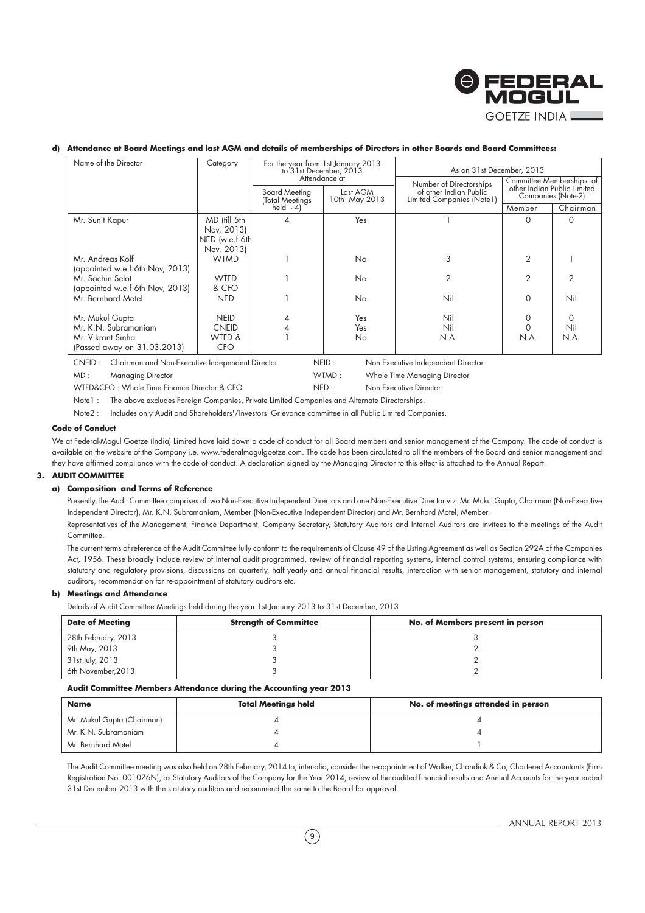**d) Attendance at Board Meetings and last AGM and details of memberships of Directors in other Boards and Board Committees:**

| Name of the Director | Category | For the year from 1st January 2013 to 31st December, 2013 Attendance at | | As on 31st December, 2013 | | |
|---|---|---|---|---|---|---|
| | | Board Meeting (Total Meetings held - 4) | Last AGM 10th May 2013 | Number of Directorships of other Indian Public Limited Companies (Note1) | Committee Memberships of other Indian Public Limited Companies (Note-2) | |
| | | | | | Member | Chairman |
| Mr. Sunit Kapur | MD (till 5th Nov, 2013) NED (w.e.f 6th Nov, 2013) | 4 | Yes | 1 | 0 | 0 |
| Mr. Andreas Kolf (appointed w.e.f 6th Nov, 2013) | WTMD | 1 | No | 3 | 2 | 1 |
| Mr. Sachin Selot (appointed w.e.f 6th Nov, 2013) | WTFD & CFO | 1 | No | 2 | 2 | 2 |
| Mr. Bernhard Motel | NED | 1 | No | Nil | 0 | Nil |
| Mr. Mukul Gupta | NEID | 4 | Yes | Nil | 0 | 0 |
| Mr. K.N. Subramaniam | CNEID | 4 | Yes | Nil | 0 | Nil |
| Mr. Vikrant Sinha (Passed away on 31.03.2013) | WTFD & CFO | 1 | No | N.A. | N.A. | N.A. |

CNEID : Chairman and Non-Executive Independent Director

NEID : Non Executive Independent Director

MD : Managing Director

WTMD : Whole Time Managing Director

WTFD&CFO : Whole Time Finance Director & CFO

NED : Non Executive Director

Note1 : The above excludes Foreign Companies, Private Limited Companies and Alternate Directorships.

Note2 : Includes only Audit and Shareholders'/Investors' Grievance committee in all Public Limited Companies.

**Code of Conduct**

We at Federal-Mogul Goetze (India) Limited have laid down a code of conduct for all Board members and senior management of the Company. The code of conduct is available on the website of the Company i.e. www.federalmogulgoetze.com. The code has been circulated to all the members of the Board and senior management and they have affirmed compliance with the code of conduct. A declaration signed by the Managing Director to this effect is attached to the Annual Report.

## 3. AUDIT COMMITTEE

**a) Composition and Terms of Reference**

Presently, the Audit Committee comprises of two Non-Executive Independent Directors and one Non-Executive Director viz. Mr. Mukul Gupta, Chairman (Non-Executive Independent Director), Mr. K.N. Subramaniam, Member (Non-Executive Independent Director) and Mr. Bernhard Motel, Member.

Representatives of the Management, Finance Department, Company Secretary, Statutory Auditors and Internal Auditors are invitees to the meetings of the Audit Committee.

The current terms of reference of the Audit Committee fully conform to the requirements of Clause 49 of the Listing Agreement as well as Section 292A of the Companies Act, 1956. These broadly include review of internal audit programmed, review of financial reporting systems, internal control systems, ensuring compliance with statutory and regulatory provisions, discussions on quarterly, half yearly and annual financial results, interaction with senior management, statutory and internal auditors, recommendation for re-appointment of statutory auditors etc.

**b) Meetings and Attendance**

Details of Audit Committee Meetings held during the year 1st January 2013 to 31st December, 2013

| Date of Meeting | Strength of Committee | No. of Members present in person |
|---|---|---|
| 28th February, 2013 | 3 | 3 |
| 9th May, 2013 | 3 | 2 |
| 31st July, 2013 | 3 | 2 |
| 6th November,2013 | 3 | 2 |

**Audit Committee Members Attendance during the Accounting year 2013**

| Name | Total Meetings held | No. of meetings attended in person |
|---|---|---|
| Mr. Mukul Gupta (Chairman) | 4 | 4 |
| Mr. K.N. Subramaniam | 4 | 4 |
| Mr. Bernhard Motel | 4 | 1 |

The Audit Committee meeting was also held on 28th February, 2014 to, inter-alia, consider the reappointment of Walker, Chandiok & Co, Chartered Accountants (Firm Registration No. 001076N), as Statutory Auditors of the Company for the Year 2014, review of the audited financial results and Annual Accounts for the year ended 31st December 2013 with the statutory auditors and recommend the same to the Board for approval.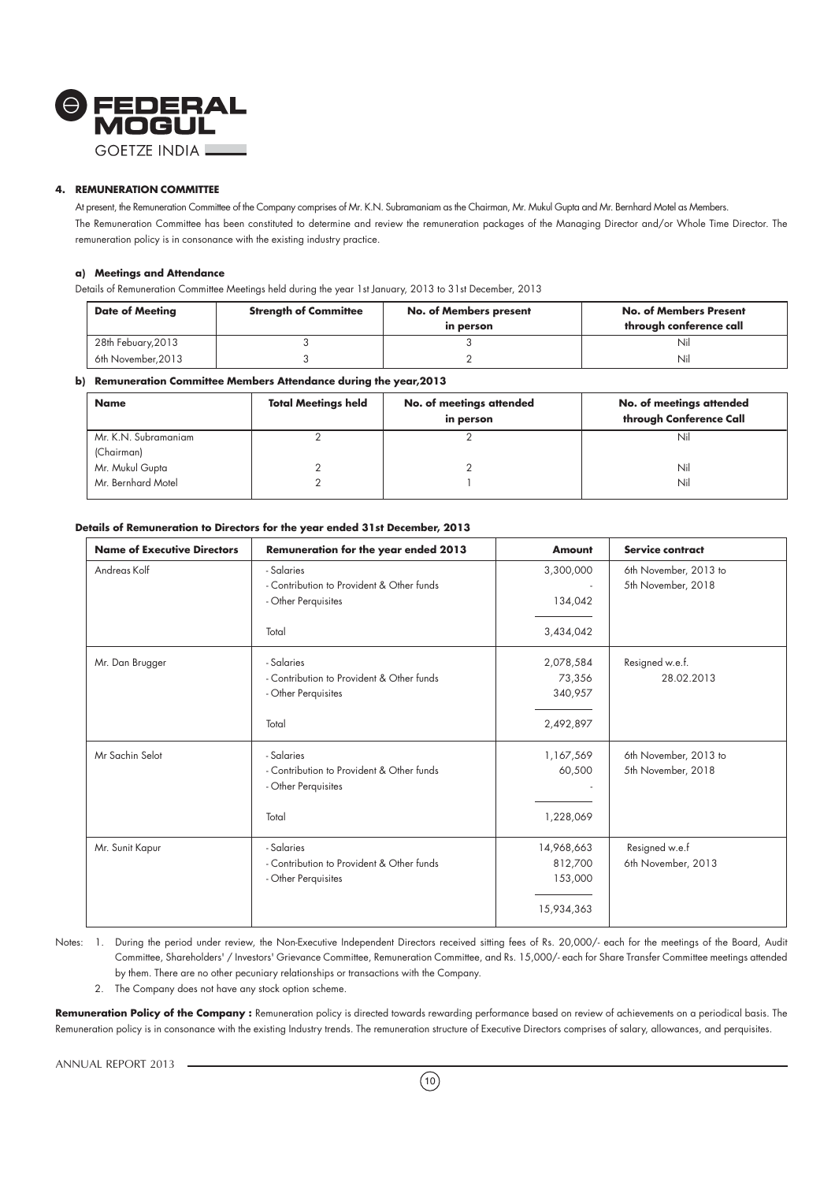## 4. REMUNERATION COMMITTEE

At present, the Remuneration Committee of the Company comprises of Mr. K.N. Subramaniam as the Chairman, Mr. Mukul Gupta and Mr. Bernhard Motel as Members.

The Remuneration Committee has been constituted to determine and review the remuneration packages of the Managing Director and/or Whole Time Director. The remuneration policy is in consonance with the existing industry practice.

### a) Meetings and Attendance

Details of Remuneration Committee Meetings held during the year 1st January, 2013 to 31st December, 2013

| Date of Meeting | Strength of Committee | No. of Members present in person | No. of Members Present through conference call |
|---|---|---|---|
| 28th Febuary,2013 | 3 | 3 | Nil |
| 6th November,2013 | 3 | 2 | Nil |

### b) Remuneration Committee Members Attendance during the year,2013

| Name | Total Meetings held | No. of meetings attended in person | No. of meetings attended through Conference Call |
|---|---|---|---|
| Mr. K.N. Subramaniam (Chairman) | 2 | 2 | Nil |
| Mr. Mukul Gupta | 2 | 2 | Nil |
| Mr. Bernhard Motel | 2 | 1 | Nil |

**Details of Remuneration to Directors for the year ended 31st December, 2013**

| Name of Executive Directors | Remuneration for the year ended 2013 | Amount | Service contract |
|---|---|---|---|
| Andreas Kolf | - Salaries | 3,300,000 | 6th November, 2013 to 5th November, 2018 |
| | - Contribution to Provident & Other funds | - | |
| | - Other Perquisites | 134,042 | |
| | Total | 3,434,042 | |
| Mr. Dan Brugger | - Salaries | 2,078,584 | Resigned w.e.f. 28.02.2013 |
| | - Contribution to Provident & Other funds | 73,356 | |
| | - Other Perquisites | 340,957 | |
| | Total | 2,492,897 | |
| Mr Sachin Selot | - Salaries | 1,167,569 | 6th November, 2013 to 5th November, 2018 |
| | - Contribution to Provident & Other funds | 60,500 | |
| | - Other Perquisites | - | |
| | Total | 1,228,069 | |
| Mr. Sunit Kapur | - Salaries | 14,968,663 | Resigned w.e.f 6th November, 2013 |
| | - Contribution to Provident & Other funds | 812,700 | |
| | - Other Perquisites | 153,000 | |
| | | 15,934,363 | |

Notes:
1. During the period under review, the Non-Executive Independent Directors received sitting fees of Rs. 20,000/- each for the meetings of the Board, Audit Committee, Shareholders' / Investors' Grievance Committee, Remuneration Committee, and Rs. 15,000/- each for Share Transfer Committee meetings attended by them. There are no other pecuniary relationships or transactions with the Company.
2. The Company does not have any stock option scheme.

**Remuneration Policy of the Company :** Remuneration policy is directed towards rewarding performance based on review of achievements on a periodical basis. The Remuneration policy is in consonance with the existing Industry trends. The remuneration structure of Executive Directors comprises of salary, allowances, and perquisites.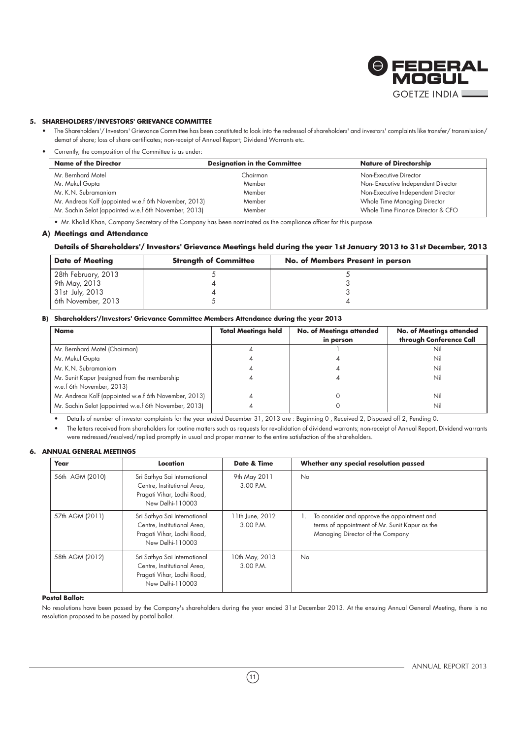### 5. SHAREHOLDERS'/INVESTORS' GRIEVANCE COMMITTEE

- The Shareholders'/ Investors' Grievance Committee has been constituted to look into the redressal of shareholders' and investors' complaints like transfer/ transmission/ demat of share; loss of share certificates; non-receipt of Annual Report; Dividend Warrants etc.
- Currently, the composition of the Committee is as under:

| Name of the Director | Designation in the Committee | Nature of Directorship |
|---|---|---|
| Mr. Bernhard Motel | Chairman | Non-Executive Director |
| Mr. Mukul Gupta | Member | Non- Executive Independent Director |
| Mr. K.N. Subramaniam | Member | Non-Executive Independent Director |
| Mr. Andreas Kolf (appointed w.e.f 6th November, 2013) | Member | Whole Time Managing Director |
| Mr. Sachin Selot (appointed w.e.f 6th November, 2013) | Member | Whole Time Finance Director & CFO |

- Mr. Khalid Khan, Company Secretary of the Company has been nominated as the compliance officer for this purpose.

#### A) Meetings and Attendance

**Details of Shareholders'/ Investors' Grievance Meetings held during the year 1st January 2013 to 31st December, 2013**

| Date of Meeting | Strength of Committee | No. of Members Present in person |
|---|---|---|
| 28th February, 2013 | 5 | 5 |
| 9th May, 2013 | 4 | 3 |
| 31st July, 2013 | 4 | 3 |
| 6th November, 2013 | 5 | 4 |

#### B) Shareholders'/Investors' Grievance Committee Members Attendance during the year 2013

| Name | Total Meetings held | No. of Meetings attended in person | No. of Meetings attended through Conference Call |
|---|---|---|---|
| Mr. Bernhard Motel (Chairman) | 4 | 1 | Nil |
| Mr. Mukul Gupta | 4 | 4 | Nil |
| Mr. K.N. Subramaniam | 4 | 4 | Nil |
| Mr. Sunit Kapur (resigned from the membership w.e.f 6th November, 2013) | 4 | 4 | Nil |
| Mr. Andreas Kolf (appointed w.e.f 6th November, 2013) | 4 | 0 | Nil |
| Mr. Sachin Selot (appointed w.e.f 6th November, 2013) | 4 | 0 | Nil |

- Details of number of investor complaints for the year ended December 31, 2013 are : Beginning 0 , Received 2, Disposed off 2, Pending 0.
- The letters received from shareholders for routine matters such as requests for revalidation of dividend warrants; non-receipt of Annual Report, Dividend warrants were redressed/resolved/replied promptly in usual and proper manner to the entire satisfaction of the shareholders.

### 6. ANNUAL GENERAL MEETINGS

| Year | Location | Date & Time | Whether any special resolution passed |
|---|---|---|---|
| 56th AGM (2010) | Sri Sathya Sai International Centre, Institutional Area, Pragati Vihar, Lodhi Road, New Delhi-110003 | 9th May 2011 3.00 P.M. | No |
| 57th AGM (2011) | Sri Sathya Sai International Centre, Institutional Area, Pragati Vihar, Lodhi Road, New Delhi-110003 | 11th June, 2012 3.00 P.M. | 1. To consider and approve the appointment and terms of appointment of Mr. Sunit Kapur as the Managing Director of the Company |
| 58th AGM (2012) | Sri Sathya Sai International Centre, Institutional Area, Pragati Vihar, Lodhi Road, New Delhi-110003 | 10th May, 2013 3.00 P.M. | No |

**Postal Ballot:**

No resolutions have been passed by the Company's shareholders during the year ended 31st December 2013. At the ensuing Annual General Meeting, there is no resolution proposed to be passed by postal ballot.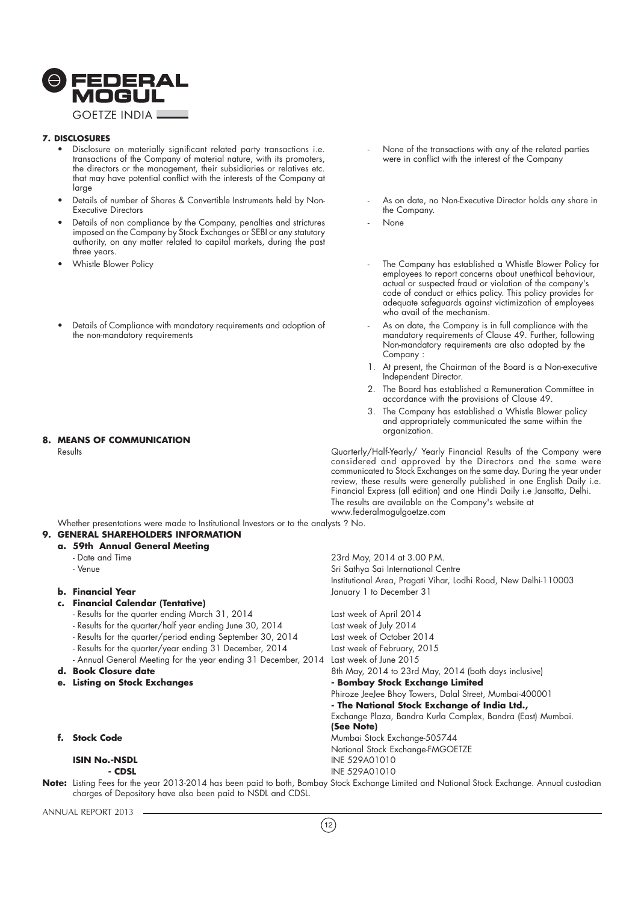## 7. DISCLOSURES

| | |
|---|---|
| • Disclosure on materially significant related party transactions i.e. transactions of the Company of material nature, with its promoters, the directors or the management, their subsidiaries or relatives etc. that may have potential conflict with the interests of the Company at large | - None of the transactions with any of the related parties were in conflict with the interest of the Company |
| • Details of number of Shares & Convertible Instruments held by Non-Executive Directors | - As on date, no Non-Executive Director holds any share in the Company. |
| • Details of non compliance by the Company, penalties and strictures imposed on the Company by Stock Exchanges or SEBI or any statutory authority, on any matter related to capital markets, during the past three years. | - None |
| • Whistle Blower Policy | - The Company has established a Whistle Blower Policy for employees to report concerns about unethical behaviour, actual or suspected fraud or violation of the company's code of conduct or ethics policy. This policy provides for adequate safeguards against victimization of employees who avail of the mechanism. |
| • Details of Compliance with mandatory requirements and adoption of the non-mandatory requirements | - As on date, the Company is in full compliance with the mandatory requirements of Clause 49. Further, following Non-mandatory requirements are also adopted by the Company :<br>1. At present, the Chairman of the Board is a Non-executive Independent Director.<br>2. The Board has established a Remuneration Committee in accordance with the provisions of Clause 49.<br>3. The Company has established a Whistle Blower policy and appropriately communicated the same within the organization. |

## 8. MEANS OF COMMUNICATION

| | |
|---|---|
| Results | Quarterly/Half-Yearly/ Yearly Financial Results of the Company were considered and approved by the Directors and the same were communicated to Stock Exchanges on the same day. During the year under review, these results were generally published in one English Daily i.e. Financial Express (all edition) and one Hindi Daily i.e Jansatta, Delhi. The results are available on the Company's website at www.federalmogulgoetze.com |

Whether presentations were made to Institutional Investors or to the analysts ? No.

## 9. GENERAL SHAREHOLDERS INFORMATION

**a. 59th Annual General Meeting**

| | |
|---|---|
| - Date and Time | 23rd May, 2014 at 3.00 P.M. |
| - Venue | Sri Sathya Sai International Centre<br>Institutional Area, Pragati Vihar, Lodhi Road, New Delhi-110003 |
| **b. Financial Year** | January 1 to December 31 |
| **c. Financial Calendar (Tentative)** | |
| - Results for the quarter ending March 31, 2014 | Last week of April 2014 |
| - Results for the quarter/half year ending June 30, 2014 | Last week of July 2014 |
| - Results for the quarter/period ending September 30, 2014 | Last week of October 2014 |
| - Results for the quarter/year ending 31 December, 2014 | Last week of February, 2015 |
| - Annual General Meeting for the year ending 31 December, 2014 | Last week of June 2015 |
| **d. Book Closure date** | 8th May, 2014 to 23rd May, 2014 (both days inclusive) |
| **e. Listing on Stock Exchanges** | **- Bombay Stock Exchange Limited**<br>Phiroze JeeJee Bhoy Towers, Dalal Street, Mumbai-400001<br>**- The National Stock Exchange of India Ltd.,**<br>Exchange Plaza, Bandra Kurla Complex, Bandra (East) Mumbai.<br>**(See Note)** |
| **f. Stock Code** | Mumbai Stock Exchange-505744<br>National Stock Exchange-FMGOETZE |
| **ISIN No.-NSDL** | INE 529A01010 |
| **- CDSL** | INE 529A01010 |

**Note:** Listing Fees for the year 2013-2014 has been paid to both, Bombay Stock Exchange Limited and National Stock Exchange. Annual custodian charges of Depository have also been paid to NSDL and CDSL.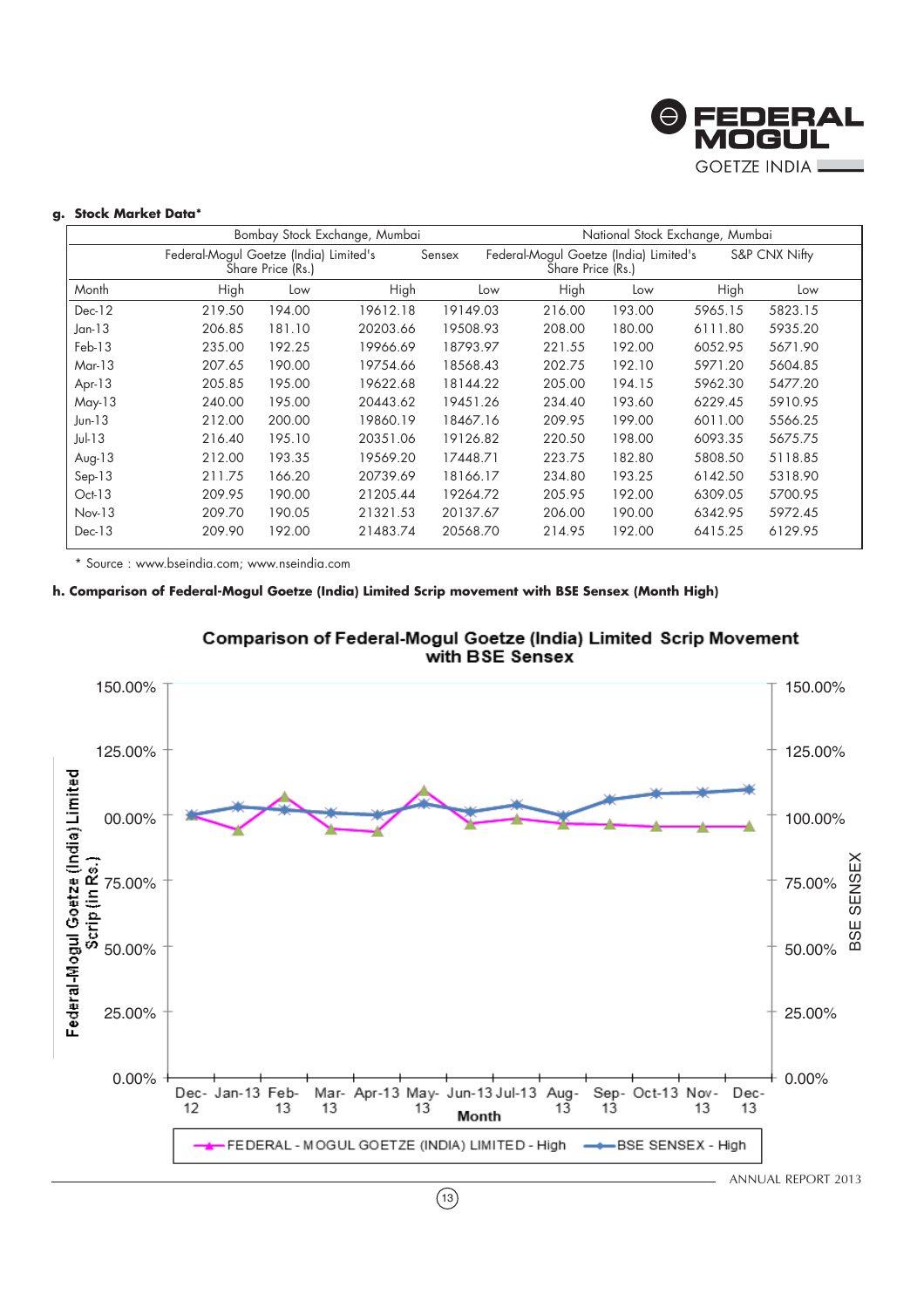### g. Stock Market Data*

| | Bombay Stock Exchange, Mumbai | | | | National Stock Exchange, Mumbai | | | |
|---|---|---|---|---|---|---|---|---|
| | Federal-Mogul Goetze (India) Limited's Share Price (Rs.) | | Sensex | | Federal-Mogul Goetze (India) Limited's Share Price (Rs.) | | S&P CNX Nifty | |
| Month | High | Low | High | Low | High | Low | High | Low |
| Dec-12 | 219.50 | 194.00 | 19612.18 | 19149.03 | 216.00 | 193.00 | 5965.15 | 5823.15 |
| Jan-13 | 206.85 | 181.10 | 20203.66 | 19508.93 | 208.00 | 180.00 | 6111.80 | 5935.20 |
| Feb-13 | 235.00 | 192.25 | 19966.69 | 18793.97 | 221.55 | 192.00 | 6052.95 | 5671.90 |
| Mar-13 | 207.65 | 190.00 | 19754.66 | 18568.43 | 202.75 | 192.10 | 5971.20 | 5604.85 |
| Apr-13 | 205.85 | 195.00 | 19622.68 | 18144.22 | 205.00 | 194.15 | 5962.30 | 5477.20 |
| May-13 | 240.00 | 195.00 | 20443.62 | 19451.26 | 234.40 | 193.60 | 6229.45 | 5910.95 |
| Jun-13 | 212.00 | 200.00 | 19860.19 | 18467.16 | 209.95 | 199.00 | 6011.00 | 5566.25 |
| Jul-13 | 216.40 | 195.10 | 20351.06 | 19126.82 | 220.50 | 198.00 | 6093.35 | 5675.75 |
| Aug-13 | 212.00 | 193.35 | 19569.20 | 17448.71 | 223.75 | 182.80 | 5808.50 | 5118.85 |
| Sep-13 | 211.75 | 166.20 | 20739.69 | 18166.17 | 234.80 | 193.25 | 6142.50 | 5318.90 |
| Oct-13 | 209.95 | 190.00 | 21205.44 | 19264.72 | 205.95 | 192.00 | 6309.05 | 5700.95 |
| Nov-13 | 209.70 | 190.05 | 21321.53 | 20137.67 | 206.00 | 190.00 | 6342.95 | 5972.45 |
| Dec-13 | 209.90 | 192.00 | 21483.74 | 20568.70 | 214.95 | 192.00 | 6415.25 | 6129.95 |

\* Source : www.bseindia.com; www.nseindia.com

### h. Comparison of Federal-Mogul Goetze (India) Limited Scrip movement with BSE Sensex (Month High)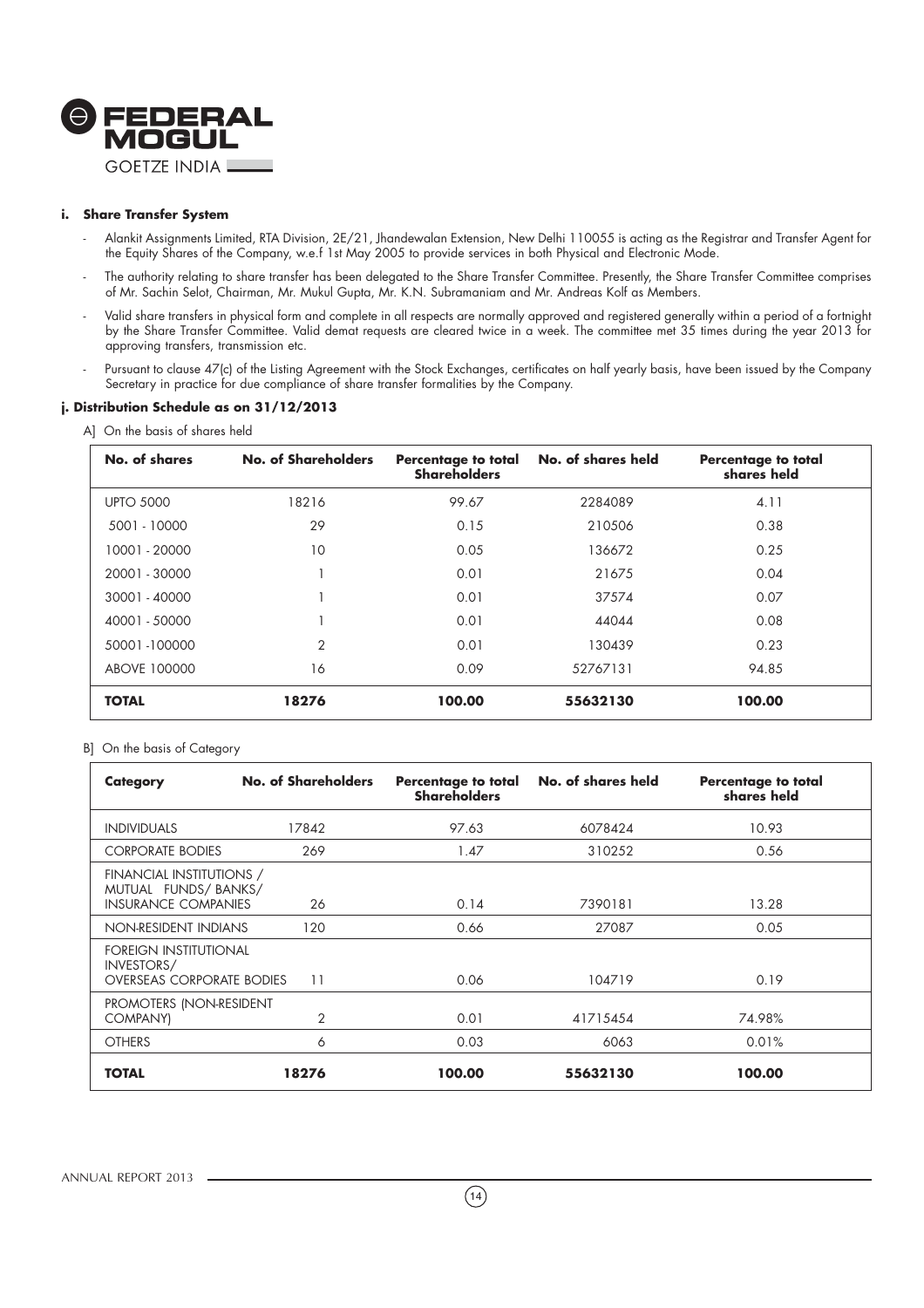### i. Share Transfer System

- Alankit Assignments Limited, RTA Division, 2E/21, Jhandewalan Extension, New Delhi 110055 is acting as the Registrar and Transfer Agent for the Equity Shares of the Company, w.e.f 1st May 2005 to provide services in both Physical and Electronic Mode.
- The authority relating to share transfer has been delegated to the Share Transfer Committee. Presently, the Share Transfer Committee comprises of Mr. Sachin Selot, Chairman, Mr. Mukul Gupta, Mr. K.N. Subramaniam and Mr. Andreas Kolf as Members.
- Valid share transfers in physical form and complete in all respects are normally approved and registered generally within a period of a fortnight by the Share Transfer Committee. Valid demat requests are cleared twice in a week. The committee met 35 times during the year 2013 for approving transfers, transmission etc.
- Pursuant to clause 47(c) of the Listing Agreement with the Stock Exchanges, certificates on half yearly basis, have been issued by the Company Secretary in practice for due compliance of share transfer formalities by the Company.

### j. Distribution Schedule as on 31/12/2013

A] On the basis of shares held

| No. of shares | No. of Shareholders | Percentage to total Shareholders | No. of shares held | Percentage to total shares held |
|---|---|---|---|---|
| UPTO 5000 | 18216 | 99.67 | 2284089 | 4.11 |
| 5001 - 10000 | 29 | 0.15 | 210506 | 0.38 |
| 10001 - 20000 | 10 | 0.05 | 136672 | 0.25 |
| 20001 - 30000 | 1 | 0.01 | 21675 | 0.04 |
| 30001 - 40000 | 1 | 0.01 | 37574 | 0.07 |
| 40001 - 50000 | 1 | 0.01 | 44044 | 0.08 |
| 50001 -100000 | 2 | 0.01 | 130439 | 0.23 |
| ABOVE 100000 | 16 | 0.09 | 52767131 | 94.85 |
| **TOTAL** | **18276** | **100.00** | **55632130** | **100.00** |

B] On the basis of Category

| Category | No. of Shareholders | Percentage to total Shareholders | No. of shares held | Percentage to total shares held |
|---|---|---|---|---|
| INDIVIDUALS | 17842 | 97.63 | 6078424 | 10.93 |
| CORPORATE BODIES | 269 | 1.47 | 310252 | 0.56 |
| FINANCIAL INSTITUTIONS / MUTUAL FUNDS/ BANKS/ INSURANCE COMPANIES | 26 | 0.14 | 7390181 | 13.28 |
| NON-RESIDENT INDIANS | 120 | 0.66 | 27087 | 0.05 |
| FOREIGN INSTITUTIONAL INVESTORS/ OVERSEAS CORPORATE BODIES | 11 | 0.06 | 104719 | 0.19 |
| PROMOTERS (NON-RESIDENT COMPANY) | 2 | 0.01 | 41715454 | 74.98% |
| OTHERS | 6 | 0.03 | 6063 | 0.01% |
| **TOTAL** | **18276** | **100.00** | **55632130** | **100.00** |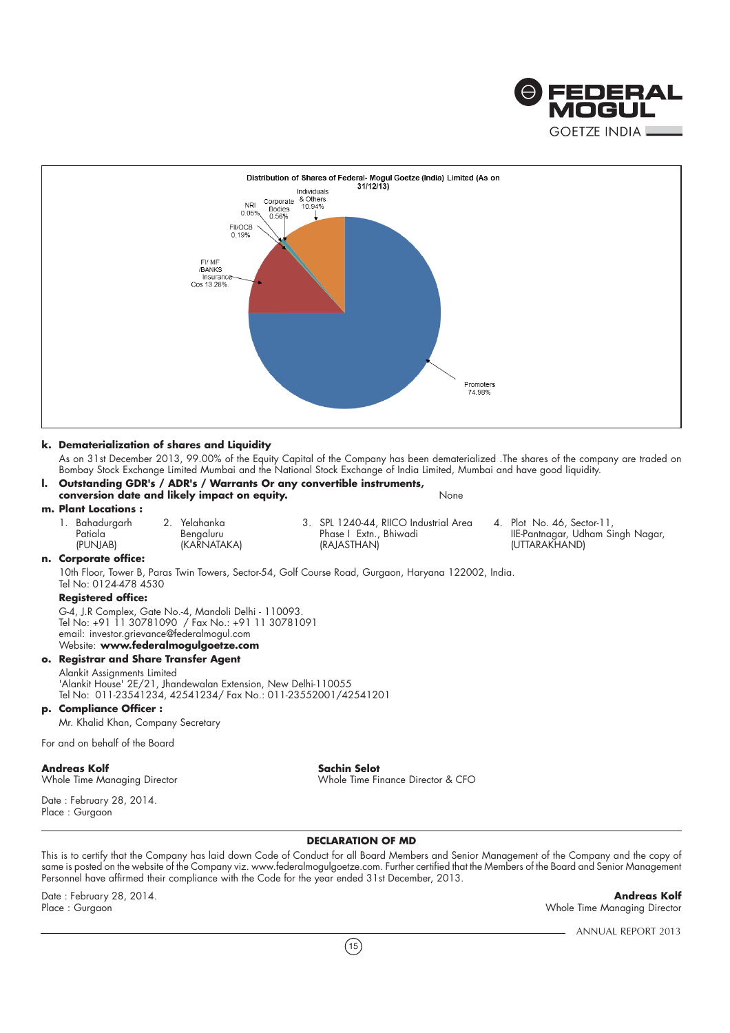Distribution of Shares of Federal- Mogul Goetze (India) Limited (As on 31/12/13)

- Promoters 74.98%
- FI/ MF /BANKS Insurance Cos 13.28%
- Individuals & Others 10.94%
- Corporate Bodies 0.56%
- FII/OCB 0.19%
- NRI 0.05%

**k. Dematerialization of shares and Liquidity**

As on 31st December 2013, 99.00% of the Equity Capital of the Company has been dematerialized .The shares of the company are traded on Bombay Stock Exchange Limited Mumbai and the National Stock Exchange of India Limited, Mumbai and have good liquidity.

**l. Outstanding GDR's / ADR's / Warrants Or any convertible instruments, conversion date and likely impact on equity.** None

**m. Plant Locations :**

1. Bahadurgarh Patiala (PUNJAB)
2. Yelahanka Bengaluru (KARNATAKA)
3. SPL 1240-44, RIICO Industrial Area Phase I Extn., Bhiwadi (RAJASTHAN)
4. Plot No. 46, Sector-11, IIE-Pantnagar, Udham Singh Nagar, (UTTARAKHAND)

**n. Corporate office:**

10th Floor, Tower B, Paras Twin Towers, Sector-54, Golf Course Road, Gurgaon, Haryana 122002, India.
Tel No: 0124-478 4530

**Registered office:**

G-4, J.R Complex, Gate No.-4, Mandoli Delhi - 110093.
Tel No: +91 11 30781090 / Fax No.: +91 11 30781091
email: investor.grievance@federalmogul.com
Website: **www.federalmogulgoetze.com**

**o. Registrar and Share Transfer Agent**

Alankit Assignments Limited
'Alankit House' 2E/21, Jhandewalan Extension, New Delhi-110055
Tel No: 011-23541234, 42541234/ Fax No.: 011-23552001/42541201

**p. Compliance Officer :**

Mr. Khalid Khan, Company Secretary

For and on behalf of the Board

**Andreas Kolf**
Whole Time Managing Director

**Sachin Selot**
Whole Time Finance Director & CFO

Date : February 28, 2014.
Place : Gurgaon

## DECLARATION OF MD

This is to certify that the Company has laid down Code of Conduct for all Board Members and Senior Management of the Company and the copy of same is posted on the website of the Company viz. www.federalmogulgoetze.com. Further certified that the Members of the Board and Senior Management Personnel have affirmed their compliance with the Code for the year ended 31st December, 2013.

Date : February 28, 2014.
Place : Gurgaon

**Andreas Kolf**
Whole Time Managing Director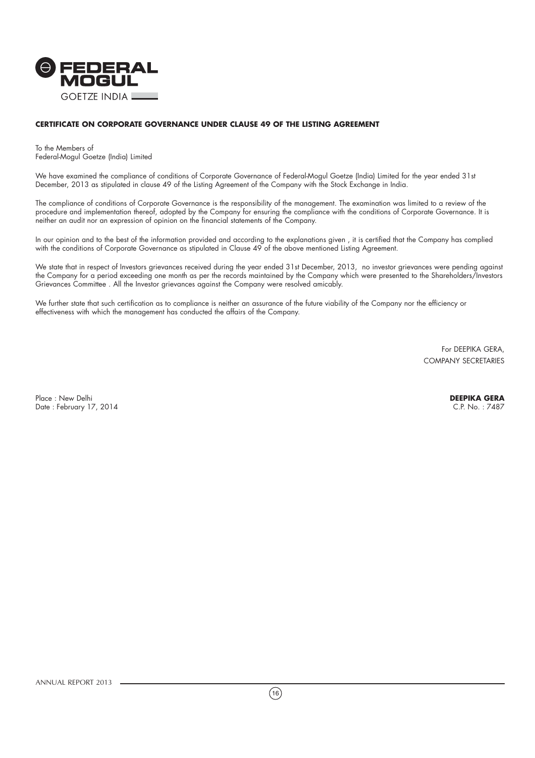## CERTIFICATE ON CORPORATE GOVERNANCE UNDER CLAUSE 49 OF THE LISTING AGREEMENT

To the Members of
Federal-Mogul Goetze (India) Limited

We have examined the compliance of conditions of Corporate Governance of Federal-Mogul Goetze (India) Limited for the year ended 31st December, 2013 as stipulated in clause 49 of the Listing Agreement of the Company with the Stock Exchange in India.

The compliance of conditions of Corporate Governance is the responsibility of the management. The examination was limited to a review of the procedure and implementation thereof, adopted by the Company for ensuring the compliance with the conditions of Corporate Governance. It is neither an audit nor an expression of opinion on the financial statements of the Company.

In our opinion and to the best of the information provided and according to the explanations given , it is certified that the Company has complied with the conditions of Corporate Governance as stipulated in Clause 49 of the above mentioned Listing Agreement.

We state that in respect of Investors grievances received during the year ended 31st December, 2013, no investor grievances were pending against the Company for a period exceeding one month as per the records maintained by the Company which were presented to the Shareholders/Investors Grievances Committee . All the Investor grievances against the Company were resolved amicably.

We further state that such certification as to compliance is neither an assurance of the future viability of the Company nor the efficiency or effectiveness with which the management has conducted the affairs of the Company.

For DEEPIKA GERA,
COMPANY SECRETARIES

Place : New Delhi
Date : February 17, 2014

**DEEPIKA GERA**
C.P. No. : 7487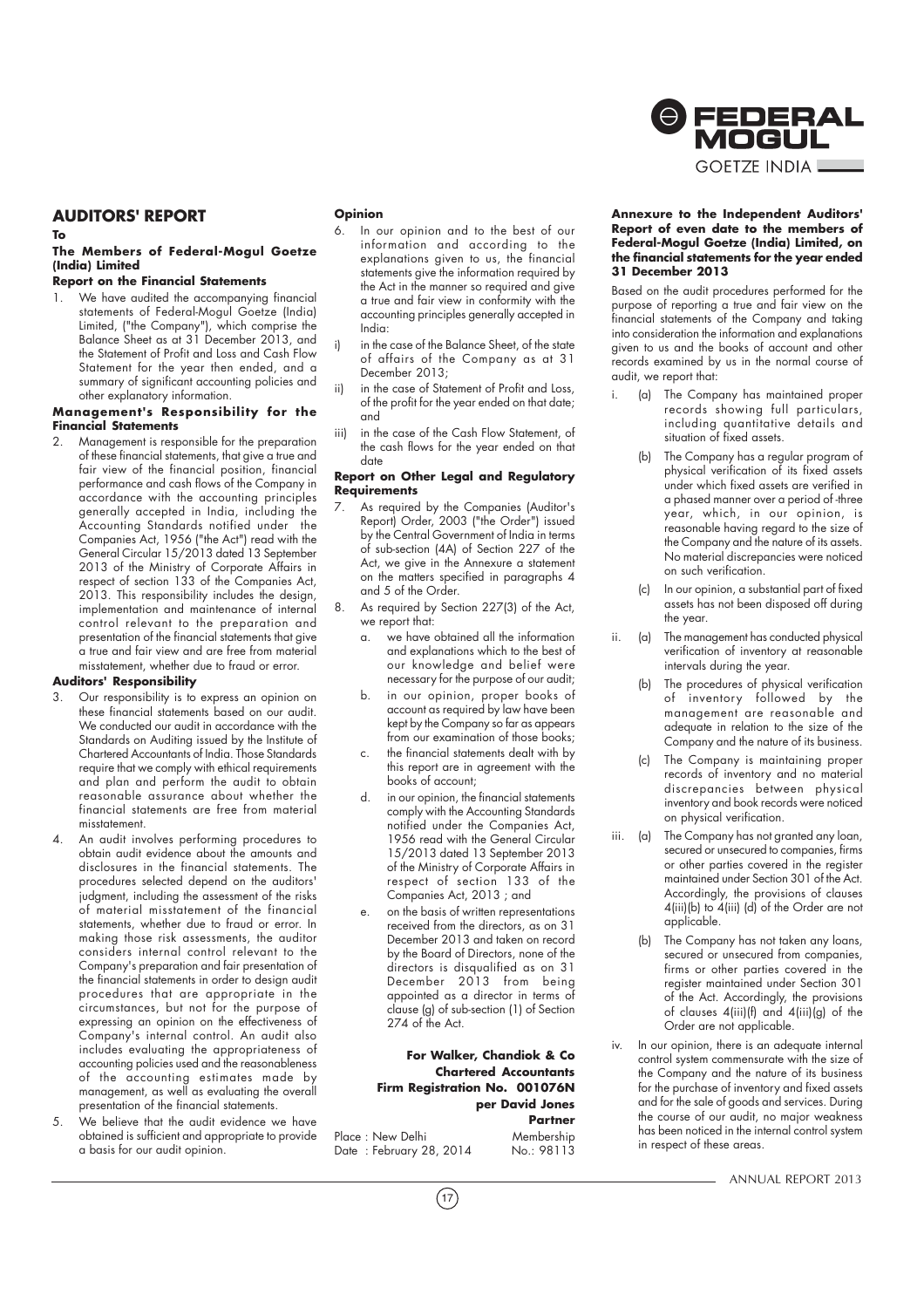## AUDITORS' REPORT

**To**

**The Members of Federal-Mogul Goetze (India) Limited**

**Report on the Financial Statements**

1. We have audited the accompanying financial statements of Federal-Mogul Goetze (India) Limited, ("the Company"), which comprise the Balance Sheet as at 31 December 2013, and the Statement of Profit and Loss and Cash Flow Statement for the year then ended, and a summary of significant accounting policies and other explanatory information.

**Management's Responsibility for the Financial Statements**

2. Management is responsible for the preparation of these financial statements, that give a true and fair view of the financial position, financial performance and cash flows of the Company in accordance with the accounting principles generally accepted in India, including the Accounting Standards notified under the Companies Act, 1956 ("the Act") read with the General Circular 15/2013 dated 13 September 2013 of the Ministry of Corporate Affairs in respect of section 133 of the Companies Act, 2013. This responsibility includes the design, implementation and maintenance of internal control relevant to the preparation and presentation of the financial statements that give a true and fair view and are free from material misstatement, whether due to fraud or error.

**Auditors' Responsibility**

3. Our responsibility is to express an opinion on these financial statements based on our audit. We conducted our audit in accordance with the Standards on Auditing issued by the Institute of Chartered Accountants of India. Those Standards require that we comply with ethical requirements and plan and perform the audit to obtain reasonable assurance about whether the financial statements are free from material misstatement.

4. An audit involves performing procedures to obtain audit evidence about the amounts and disclosures in the financial statements. The procedures selected depend on the auditors' judgment, including the assessment of the risks of material misstatement of the financial statements, whether due to fraud or error. In making those risk assessments, the auditor considers internal control relevant to the Company's preparation and fair presentation of the financial statements in order to design audit procedures that are appropriate in the circumstances, but not for the purpose of expressing an opinion on the effectiveness of Company's internal control. An audit also includes evaluating the appropriateness of accounting policies used and the reasonableness of the accounting estimates made by management, as well as evaluating the overall presentation of the financial statements.

5. We believe that the audit evidence we have obtained is sufficient and appropriate to provide a basis for our audit opinion.

**Opinion**

6. In our opinion and to the best of our information and according to the explanations given to us, the financial statements give the information required by the Act in the manner so required and give a true and fair view in conformity with the accounting principles generally accepted in India:

i) in the case of the Balance Sheet, of the state of affairs of the Company as at 31 December 2013;

ii) in the case of Statement of Profit and Loss, of the profit for the year ended on that date; and

iii) in the case of the Cash Flow Statement, of the cash flows for the year ended on that date

**Report on Other Legal and Regulatory Requirements**

7. As required by the Companies (Auditor's Report) Order, 2003 ("the Order") issued by the Central Government of India in terms of sub-section (4A) of Section 227 of the Act, we give in the Annexure a statement on the matters specified in paragraphs 4 and 5 of the Order.

8. As required by Section 227(3) of the Act, we report that:

   a. we have obtained all the information and explanations which to the best of our knowledge and belief were necessary for the purpose of our audit;

   b. in our opinion, proper books of account as required by law have been kept by the Company so far as appears from our examination of those books;

   c. the financial statements dealt with by this report are in agreement with the books of account;

   d. in our opinion, the financial statements comply with the Accounting Standards notified under the Companies Act, 1956 read with the General Circular 15/2013 dated 13 September 2013 of the Ministry of Corporate Affairs in respect of section 133 of the Companies Act, 2013 ; and

   e. on the basis of written representations received from the directors, as on 31 December 2013 and taken on record by the Board of Directors, none of the directors is disqualified as on 31 December 2013 from being appointed as a director in terms of clause (g) of sub-section (1) of Section 274 of the Act.

**For Walker, Chandiok & Co**
**Chartered Accountants**
**Firm Registration No. 001076N**
**per David Jones**
**Partner**
Membership No.: 98113

Place : New Delhi
Date : February 28, 2014

**Annexure to the Independent Auditors' Report of even date to the members of Federal-Mogul Goetze (India) Limited, on the financial statements for the year ended 31 December 2013**

Based on the audit procedures performed for the purpose of reporting a true and fair view on the financial statements of the Company and taking into consideration the information and explanations given to us and the books of account and other records examined by us in the normal course of audit, we report that:

i. (a) The Company has maintained proper records showing full particulars, including quantitative details and situation of fixed assets.

   (b) The Company has a regular program of physical verification of its fixed assets under which fixed assets are verified in a phased manner over a period of three year, which, in our opinion, is reasonable having regard to the size of the Company and the nature of its assets. No material discrepancies were noticed on such verification.

   (c) In our opinion, a substantial part of fixed assets has not been disposed off during the year.

ii. (a) The management has conducted physical verification of inventory at reasonable intervals during the year.

   (b) The procedures of physical verification of inventory followed by the management are reasonable and adequate in relation to the size of the Company and the nature of its business.

   (c) The Company is maintaining proper records of inventory and no material discrepancies between physical inventory and book records were noticed on physical verification.

iii. (a) The Company has not granted any loan, secured or unsecured to companies, firms or other parties covered in the register maintained under Section 301 of the Act. Accordingly, the provisions of clauses 4(iii)(b) to 4(iii) (d) of the Order are not applicable.

   (b) The Company has not taken any loans, secured or unsecured from companies, firms or other parties covered in the register maintained under Section 301 of the Act. Accordingly, the provisions of clauses 4(iii)(f) and 4(iii)(g) of the Order are not applicable.

iv. In our opinion, there is an adequate internal control system commensurate with the size of the Company and the nature of its business for the purchase of inventory and fixed assets and for the sale of goods and services. During the course of our audit, no major weakness has been noticed in the internal control system in respect of these areas.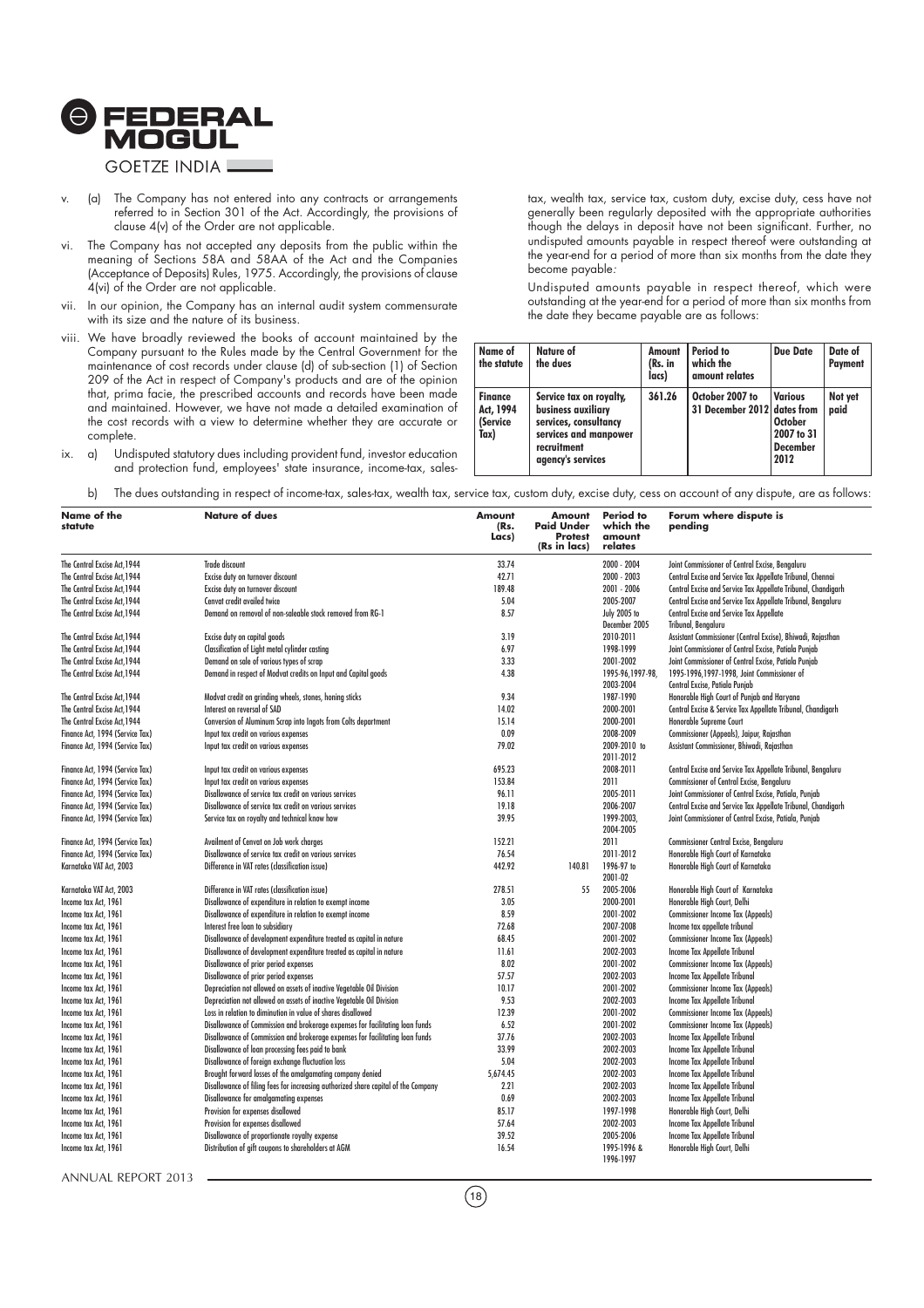v. (a) The Company has not entered into any contracts or arrangements referred to in Section 301 of the Act. Accordingly, the provisions of clause 4(v) of the Order are not applicable.

vi. The Company has not accepted any deposits from the public within the meaning of Sections 58A and 58AA of the Act and the Companies (Acceptance of Deposits) Rules, 1975. Accordingly, the provisions of clause 4(vi) of the Order are not applicable.

vii. In our opinion, the Company has an internal audit system commensurate with its size and the nature of its business.

viii. We have broadly reviewed the books of account maintained by the Company pursuant to the Rules made by the Central Government for the maintenance of cost records under clause (d) of sub-section (1) of Section 209 of the Act in respect of Company's products and are of the opinion that, prima facie, the prescribed accounts and records have been made and maintained. However, we have not made a detailed examination of the cost records with a view to determine whether they are accurate or complete.

ix. a) Undisputed statutory dues including provident fund, investor education and protection fund, employees' state insurance, income-tax, sales-tax, wealth tax, service tax, custom duty, excise duty, cess have not generally been regularly deposited with the appropriate authorities though the delays in deposit have not been significant. Further, no undisputed amounts payable in respect thereof were outstanding at the year-end for a period of more than six months from the date they become payable.

Undisputed amounts payable in respect thereof, which were outstanding at the year-end for a period of more than six months from the date they became payable are as follows:

| Name of the statute | Nature of the dues | Amount (Rs. in lacs) | Period to which the amount relates | Due Date | Date of Payment |
|---|---|---|---|---|---|
| **Finance Act, 1994 (Service Tax)** | **Service tax on royalty, business auxiliary services, consultancy services and manpower recruitment agency's services** | **361.26** | **October 2007 to 31 December 2012** | **Various dates from October 2007 to 31 December 2012** | **Not yet paid** |

b) The dues outstanding in respect of income-tax, sales-tax, wealth tax, service tax, custom duty, excise duty, cess on account of any dispute, are as follows:

| Name of the statute | Nature of dues | Amount (Rs. Lacs) | Amount Paid Under Protest (Rs in lacs) | Period to which the amount relates | Forum where dispute is pending |
|---|---|---|---|---|---|
| The Central Excise Act,1944 | Trade discount | 33.74 | | 2000 - 2004 | Joint Commissioner of Central Excise, Bengaluru |
| The Central Excise Act,1944 | Excise duty on turnover discount | 42.71 | | 2000 - 2003 | Central Excise and Service Tax Appellate Tribunal, Chennai |
| The Central Excise Act,1944 | Excise duty on turnover discount | 189.48 | | 2001 - 2006 | Central Excise and Service Tax Appellate Tribunal, Chandigarh |
| The Central Excise Act,1944 | Cenvat credit availed twice | 5.04 | | 2005-2007 | Central Excise and Service Tax Appellate Tribunal, Bengaluru |
| The Central Excise Act,1944 | Demand on removal of non-saleable stock removed from RG-1 | 8.57 | | July 2005 to December 2005 | Central Excise and Service Tax Appellate Tribunal, Bengaluru |
| The Central Excise Act,1944 | Excise duty on capital goods | 3.19 | | 2010-2011 | Assistant Commissioner (Central Excise), Bhiwadi, Rajasthan |
| The Central Excise Act,1944 | Classification of Light metal cylinder casting | 6.97 | | 1998-1999 | Joint Commissioner of Central Excise, Patiala Punjab |
| The Central Excise Act,1944 | Demand on sale of various types of scrap | 3.33 | | 2001-2002 | Joint Commissioner of Central Excise, Patiala Punjab |
| The Central Excise Act,1944 | Demand in respect of Modvat credits on Input and Capital goods | 4.38 | | 1995-96,1997-98, 2003-2004 | 1995-1996,1997-1998, Joint Commissioner of Central Excise, Patiala Punjab |
| The Central Excise Act,1944 | Modvat credit on grinding wheels, stones, honing sticks | 9.34 | | 1987-1990 | Honorable High Court of Punjab and Haryana |
| The Central Excise Act,1944 | Interest on reversal of SAD | 14.02 | | 2000-2001 | Central Excise & Service Tax Appellate Tribunal, Chandigarh |
| The Central Excise Act,1944 | Conversion of Aluminum Scrap into Ingots from Colts department | 15.14 | | 2000-2001 | Honorable Supreme Court |
| Finance Act, 1994 (Service Tax) | Input tax credit on various expenses | 0.09 | | 2008-2009 | Commissioner (Appeals), Jaipur, Rajasthan |
| Finance Act, 1994 (Service Tax) | Input tax credit on various expenses | 79.02 | | 2009-2010 to 2011-2012 | Assistant Commissioner, Bhiwadi, Rajasthan |
| Finance Act, 1994 (Service Tax) | Input tax credit on various expenses | 695.23 | | 2008-2011 | Central Excise and Service Tax Appellate Tribunal, Bengaluru |
| Finance Act, 1994 (Service Tax) | Input tax credit on various expenses | 153.84 | | 2011 | Commissioner of Central Excise, Bengaluru |
| Finance Act, 1994 (Service Tax) | Disallowance of service tax credit on various services | 96.11 | | 2005-2011 | Joint Commissioner of Central Excise, Patiala, Punjab |
| Finance Act, 1994 (Service Tax) | Disallowance of service tax credit on various services | 19.18 | | 2006-2007 | Central Excise and Service Tax Appellate Tribunal, Chandigarh |
| Finance Act, 1994 (Service Tax) | Service tax on royalty and technical know how | 39.95 | | 1999-2003, 2004-2005 | Joint Commissioner of Central Excise, Patiala, Punjab |
| Finance Act, 1994 (Service Tax) | Availment of Cenvat on Job work charges | 152.21 | | 2011 | Commissioner Central Excise, Bengaluru |
| Finance Act, 1994 (Service Tax) | Disallowance of service tax credit on various services | 76.54 | | 2011-2012 | Honorable High Court of Karnataka |
| Karnataka VAT Act, 2003 | Difference in VAT rates (classification issue) | 442.92 | 140.81 | 1996-97 to 2001-02 | Honorable High Court of Karnataka |
| Karnataka VAT Act, 2003 | Difference in VAT rates (classification issue) | 278.51 | 55 | 2005-2006 | Honorable High Court of Karnataka |
| Income tax Act, 1961 | Disallowance of expenditure in relation to exempt income | 3.05 | | 2000-2001 | Honorable High Court, Delhi |
| Income tax Act, 1961 | Disallowance of expenditure in relation to exempt income | 8.59 | | 2001-2002 | Commissioner Income Tax (Appeals) |
| Income tax Act, 1961 | Interest free loan to subsidiary | 72.68 | | 2007-2008 | Income tax appellate tribunal |
| Income tax Act, 1961 | Disallowance of development expenditure treated as capital in nature | 68.45 | | 2001-2002 | Commissioner Income Tax (Appeals) |
| Income tax Act, 1961 | Disallowance of development expenditure treated as capital in nature | 11.61 | | 2002-2003 | Income Tax Appellate Tribunal |
| Income tax Act, 1961 | Disallowance of prior period expenses | 8.02 | | 2001-2002 | Commissioner Income Tax (Appeals) |
| Income tax Act, 1961 | Disallowance of prior period expenses | 57.57 | | 2002-2003 | Income Tax Appellate Tribunal |
| Income tax Act, 1961 | Depreciation not allowed on assets of inactive Vegetable Oil Division | 10.17 | | 2001-2002 | Commissioner Income Tax (Appeals) |
| Income tax Act, 1961 | Depreciation not allowed on assets of inactive Vegetable Oil Division | 9.53 | | 2002-2003 | Income Tax Appellate Tribunal |
| Income tax Act, 1961 | Loss in relation to diminution in value of shares disallowed | 12.39 | | 2001-2002 | Commissioner Income Tax (Appeals) |
| Income tax Act, 1961 | Disallowance of Commission and brokerage expenses for facilitating loan funds | 6.52 | | 2001-2002 | Commissioner Income Tax (Appeals) |
| Income tax Act, 1961 | Disallowance of Commission and brokerage expenses for facilitating loan funds | 37.76 | | 2002-2003 | Income Tax Appellate Tribunal |
| Income tax Act, 1961 | Disallowance of loan processing fees paid to bank | 33.99 | | 2002-2003 | Income Tax Appellate Tribunal |
| Income tax Act, 1961 | Disallowance of foreign exchange fluctuation loss | 5.04 | | 2002-2003 | Income Tax Appellate Tribunal |
| Income tax Act, 1961 | Brought forward losses of the amalgamating company denied | 5,674.45 | | 2002-2003 | Income Tax Appellate Tribunal |
| Income tax Act, 1961 | Disallowance of filing fees for increasing authorized share capital of the Company | 2.21 | | 2002-2003 | Income Tax Appellate Tribunal |
| Income tax Act, 1961 | Disallowance for amalgamating expenses | 0.69 | | 2002-2003 | Income Tax Appellate Tribunal |
| Income tax Act, 1961 | Provision for expenses disallowed | 85.17 | | 1997-1998 | Honorable High Court, Delhi |
| Income tax Act, 1961 | Provision for expenses disallowed | 57.64 | | 2002-2003 | Income Tax Appellate Tribunal |
| Income tax Act, 1961 | Disallowance of proportionate royalty expense | 39.52 | | 2005-2006 | Income Tax Appellate Tribunal |
| Income tax Act, 1961 | Distribution of gift coupons to shareholders at AGM | 16.54 | | 1995-1996 & 1996-1997 | Honorable High Court, Delhi |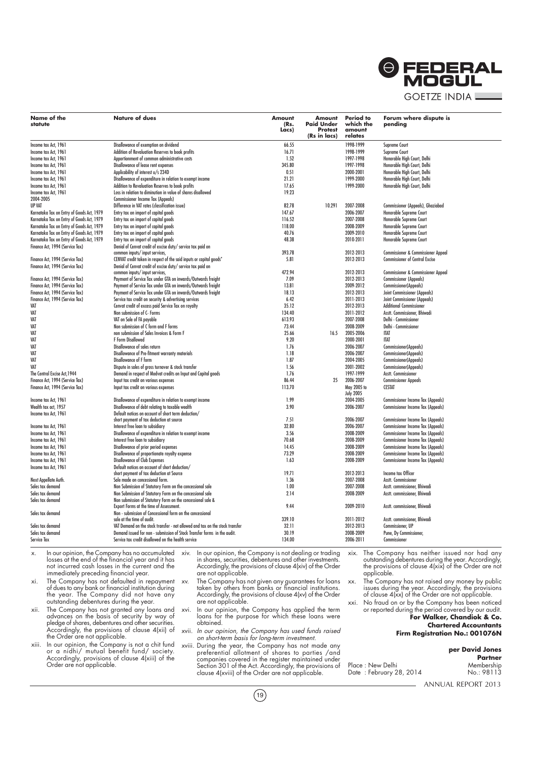| Name of the statute | Nature of dues | Amount (Rs. Lacs) | Amount Paid Under Protest (Rs in lacs) | Period to which the amount relates | Forum where dispute is pending |
|---|---|---|---|---|---|
| Income tax Act, 1961 | Disallowance of exemption on dividend | 66.55 | | 1998-1999 | Supreme Court |
| Income tax Act, 1961 | Addition of Revaluation Reserves to book profits | 16.71 | | 1998-1999 | Supreme Court |
| Income tax Act, 1961 | Apportionment of common administrative costs | 1.52 | | 1997-1998 | Honorable High Court, Delhi |
| Income tax Act, 1961 | Disallowance of lease rent expenses | 345.80 | | 1997-1998 | Honorable High Court, Delhi |
| Income tax Act, 1961 | Applicability of interest u/s 234D | 0.51 | | 2000-2001 | Honorable High Court, Delhi |
| Income tax Act, 1961 | Disallowance of expenditure in relation to exempt income | 21.21 | | 1999-2000 | Honorable High Court, Delhi |
| Income tax Act, 1961 | Addition to Revaluation Reserves to book profits | 17.65 | | 1999-2000 | Honorable High Court, Delhi |
| Income tax Act, 1961 2004-2005 | Loss in relation to diminution in value of shares disallowed Commissioner Income Tax (Appeals) | 19.23 | | | |
| UP VAT | Difference in VAT rates (classification issue) | 82.78 | 10.291 | 2007-2008 | Commissioner (Appeals), Ghaziabad |
| Karnataka Tax on Entry of Goods Act, 1979 | Entry tax on import of capital goods | 147.67 | | 2006-2007 | Honorable Supreme Court |
| Karnataka Tax on Entry of Goods Act, 1979 | Entry tax on import of capital goods | 116.52 | | 2007-2008 | Honorable Supreme Court |
| Karnataka Tax on Entry of Goods Act, 1979 | Entry tax on import of capital goods | 118.00 | | 2008-2009 | Honorable Supreme Court |
| Karnataka Tax on Entry of Goods Act, 1979 | Entry tax on import of capital goods | 40.76 | | 2009-2010 | Honorable Supreme Court |
| Karnataka Tax on Entry of Goods Act, 1979 | Entry tax on import of capital goods | 48.38 | | 2010-2011 | Honorable Supreme Court |
| Finance Act, 1994 (Service Tax) | Denial of Cenvat credit of excise duty/ service tax paid on common inputs/ input services, | 393.78 | | 2012-2013 | Commissioner & Commissioner Appeal |
| Finance Act, 1994 (Service Tax) | CENVAT credit taken in respect of the said inputs or capital goods" | 5.81 | | 2012-2013 | Commissioner of Central Excise |
| Finance Act, 1994 (Service Tax) | Denial of Cenvat credit of excise duty/ service tax paid on common inputs/ input services, | 472.94 | | 2012-2013 | Commissioner & Commissioner Appeal |
| Finance Act, 1994 (Service Tax) | Payment of Service Tax under GTA on inwards/Outwards freight | 7.09 | | 2012-2013 | Commissioner (Appeals) |
| Finance Act, 1994 (Service Tax) | Payment of Service Tax under GTA on inwards/Outwards freight | 13.81 | | 2009-2012 | Commissioner(Appeals) |
| Finance Act, 1994 (Service Tax) | Payment of Service Tax under GTA on inwards/Outwards freight | 18.13 | | 2012-2013 | Joint Commissioner (Appeals) |
| Finance Act, 1994 (Service Tax) | Service tax credit on security & advertising services | 6.42 | | 2011-2013 | Joint Commissioner (Appeals) |
| VAT | Cenvat credit of excess paid Service Tax on royalty | 35.12 | | 2012-2013 | Additional Commissioner |
| VAT | Non submission of C- Forms | 134.40 | | 2011-2012 | Asstt. Commissioner, Bhiwadi |
| VAT | VAT on Sale of FA payable | 613.93 | | 2007-2008 | Delhi - Commissioner |
| VAT | Non submission of C form and F forms | 73.44 | | 2008-2009 | Delhi - Commissioner |
| VAT | non submission of Sales Invoices & Form F | 25.66 | 16.5 | 2005-2006 | ITAT |
| VAT | F Form Disallowed | 9.20 | | 2000-2001 | ITAT |
| VAT | Disallowance of sales return | 1.76 | | 2006-2007 | Commissioner(Appeals) |
| VAT | Disallowance of Pre-fitment warranty materials | 1.18 | | 2006-2007 | Commissioner(Appeals) |
| VAT | Disallowance of F form | 1.87 | | 2004-2005 | Commissioner(Appeals) |
| VAT | Dispute in sales of gross turnover & stock transfer | 1.56 | | 2001-2002 | Commissioner(Appeals) |
| The Central Excise Act,1944 | Demand in respect of Modvat credits on Input and Capital goods | 1.76 | | 1997-1999 | Asstt. Commissioner |
| Finance Act, 1994 (Service Tax) | Input tax credit on various expenses | 86.44 | 25 | 2006-2007 | Commissioner Appeals |
| Finance Act, 1994 (Service Tax) | Input tax credit on various expenses | 113.70 | | May 2005 to July 2005 | CESTAT |
| Income tax Act, 1961 | Disallowance of expenditure in relation to exempt income | 1.99 | | 2004-2005 | Commissioner Income Tax (Appeals) |
| Wealth tax act, 1957 | Disallowance of debt relating to taxable wealth | 3.90 | | 2006-2007 | Commissioner Income Tax (Appeals) |
| Income tax Act, 1961 | Default notices on account of short term deduction/ short payment of tax deduction at source | 7.51 | | 2006-2007 | Commissioner Income Tax (Appeals) |
| Income tax Act, 1961 | Interest free loan to subsidiary | 32.80 | | 2006-2007 | Commissioner Income Tax (Appeals) |
| Income tax Act, 1961 | Disallowance of expenditure in relation to exempt income | 3.56 | | 2008-2009 | Commissioner Income Tax (Appeals) |
| Income tax Act, 1961 | Interest free loan to subsidiary | 70.68 | | 2008-2009 | Commissioner Income Tax (Appeals) |
| Income tax Act, 1961 | Disallowance of prior period expenses | 14.45 | | 2008-2009 | Commissioner Income Tax (Appeals) |
| Income tax Act, 1961 | Disallowance of proportionate royalty expense | 73.29 | | 2008-2009 | Commissioner Income Tax (Appeals) |
| Income tax Act, 1961 | Disallowance of Club Expenses | 1.63 | | 2008-2009 | Commissioner Income Tax (Appeals) |
| Income tax Act, 1961 | Default notices on account of short deduction/ short payment of tax deduction at Source | 19.71 | | 2012-2013 | Income tax Officer |
| Next Appellate Auth. | Sale made on concessional form. | 1.36 | | 2007-2008 | Asstt. Commissioner |
| Sales tax demand | Non Submission of Statutory Form on the concessional sale | 1.00 | | 2007-2008 | Asstt. commissioner, Bhiwadi |
| Sales tax demand | Non Submission of Statutory Form on the concessional sale | 2.14 | | 2008-2009 | Asstt. commissioner, Bhiwadi |
| Sales tax demand | Non submission of Statutory Form on the concessional sale & Export Forms at the time of Assessment. | 9.44 | | 2009-2010 | Asstt. commissioner, Bhiwadi |
| Sales tax demand | Non - submission of Concessional form on the concessional sale at the time of audit. | 339.10 | | 2011-2012 | Asstt. commissioner, Bhiwadi |
| Sales tax demand | VAT Demand on the stock transfer - not allowed and tax on the stock transfer | 32.11 | | 2012-2013 | Commissioner, UP |
| Sales tax demand | Demand issued for non - submission of Stock Transfer forms in the audit. | 30.19 | | 2008-2009 | Pune, Dy Commissioner, |
| Service Tax | Service tax credit disallowed on the health service | 134.00 | | 2006-2011 | Commissioner |

x. In our opinion, the Company has no accumulated losses at the end of the financial year and it has not incurred cash losses in the current and the immediately preceding financial year.

xi. The Company has not defaulted in repayment of dues to any bank or financial institution during the year. The Company did not have any outstanding debentures during the year.

xii. The Company has not granted any loans and advances on the basis of security by way of pledge of shares, debentures and other securities. Accordingly, the provisions of clause 4(xii) of the Order are not applicable.

xiii. In our opinion, the Company is not a chit fund or a nidhi/ mutual benefit fund/ society. Accordingly, provisions of clause 4(xiii) of the Order are not applicable.

xiv. In our opinion, the Company is not dealing or trading in shares, securities, debentures and other investments. Accordingly, the provisions of clause 4(xiv) of the Order are not applicable.

xv. The Company has not given any guarantees for loans taken by others from banks or financial institutions. Accordingly, the provisions of clause 4(xv) of the Order are not applicable.

xvi. In our opinion, the Company has applied the term loans for the purpose for which these loans were obtained.

xvii. *In our opinion, the Company has used funds raised on short-term basis for long-term investment.*

xviii. During the year, the Company has not made any preferential allotment of shares to parties /and companies covered in the register maintained under Section 301 of the Act. Accordingly, the provisions of clause 4(xviii) of the Order are not applicable.

xix. The Company has neither issued nor had any outstanding debentures during the year. Accordingly, the provisions of clause 4(xix) of the Order are not applicable.

xx. The Company has not raised any money by public issues during the year. Accordingly, the provisions of clause 4(xx) of the Order are not applicable.

xxi. No fraud on or by the Company has been noticed or reported during the period covered by our audit.

**For Walker, Chandiok & Co.**
**Chartered Accountants**
**Firm Registration No.: 001076N**

**per David Jones**
**Partner**
Membership No.: 98113

Place : New Delhi
Date : February 28, 2014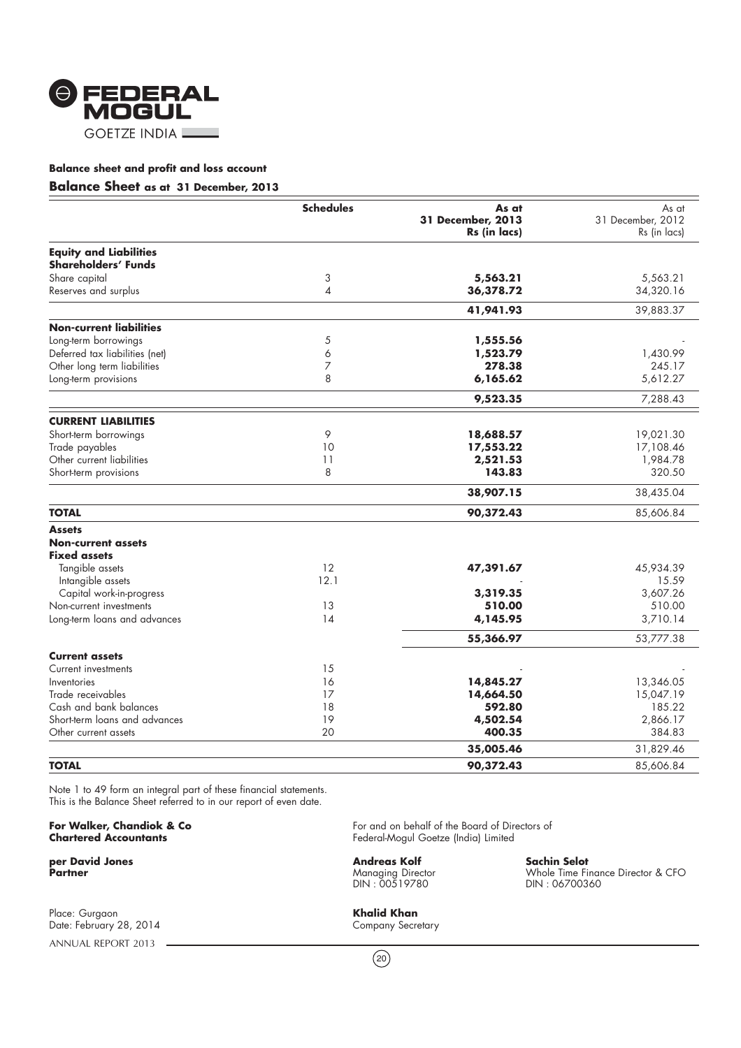FEDERAL MOGUL
GOETZE INDIA

**Balance sheet and profit and loss account**

## Balance Sheet as at 31 December, 2013

| | Schedules | As at 31 December, 2013 Rs (in lacs) | As at 31 December, 2012 Rs (in lacs) |
|---|---|---|---|
| **Equity and Liabilities** | | | |
| **Shareholders' Funds** | | | |
| Share capital | 3 | **5,563.21** | 5,563.21 |
| Reserves and surplus | 4 | **36,378.72** | 34,320.16 |
| | | **41,941.93** | 39,883.37 |
| **Non-current liabilities** | | | |
| Long-term borrowings | 5 | **1,555.56** | - |
| Deferred tax liabilities (net) | 6 | **1,523.79** | 1,430.99 |
| Other long term liabilities | 7 | **278.38** | 245.17 |
| Long-term provisions | 8 | **6,165.62** | 5,612.27 |
| | | **9,523.35** | 7,288.43 |
| **CURRENT LIABILITIES** | | | |
| Short-term borrowings | 9 | **18,688.57** | 19,021.30 |
| Trade payables | 10 | **17,553.22** | 17,108.46 |
| Other current liabilities | 11 | **2,521.53** | 1,984.78 |
| Short-term provisions | 8 | **143.83** | 320.50 |
| | | **38,907.15** | 38,435.04 |
| **TOTAL** | | **90,372.43** | 85,606.84 |
| **Assets** | | | |
| **Non-current assets** | | | |
| **Fixed assets** | | | |
| Tangible assets | 12 | **47,391.67** | 45,934.39 |
| Intangible assets | 12.1 | - | 15.59 |
| Capital work-in-progress | | **3,319.35** | 3,607.26 |
| Non-current investments | 13 | **510.00** | 510.00 |
| Long-term loans and advances | 14 | **4,145.95** | 3,710.14 |
| | | **55,366.97** | 53,777.38 |
| **Current assets** | | | |
| Current investments | 15 | - | - |
| Inventories | 16 | **14,845.27** | 13,346.05 |
| Trade receivables | 17 | **14,664.50** | 15,047.19 |
| Cash and bank balances | 18 | **592.80** | 185.22 |
| Short-term loans and advances | 19 | **4,502.54** | 2,866.17 |
| Other current assets | 20 | **400.35** | 384.83 |
| | | **35,005.46** | 31,829.46 |
| **TOTAL** | | **90,372.43** | 85,606.84 |

Note 1 to 49 form an integral part of these financial statements.
This is the Balance Sheet referred to in our report of even date.

**For Walker, Chandiok & Co**
**Chartered Accountants**

**per David Jones**
**Partner**

Place: Gurgaon
Date: February 28, 2014

For and on behalf of the Board of Directors of
Federal-Mogul Goetze (India) Limited

**Andreas Kolf**
Managing Director
DIN : 00519780

**Sachin Selot**
Whole Time Finance Director & CFO
DIN : 06700360

**Khalid Khan**
Company Secretary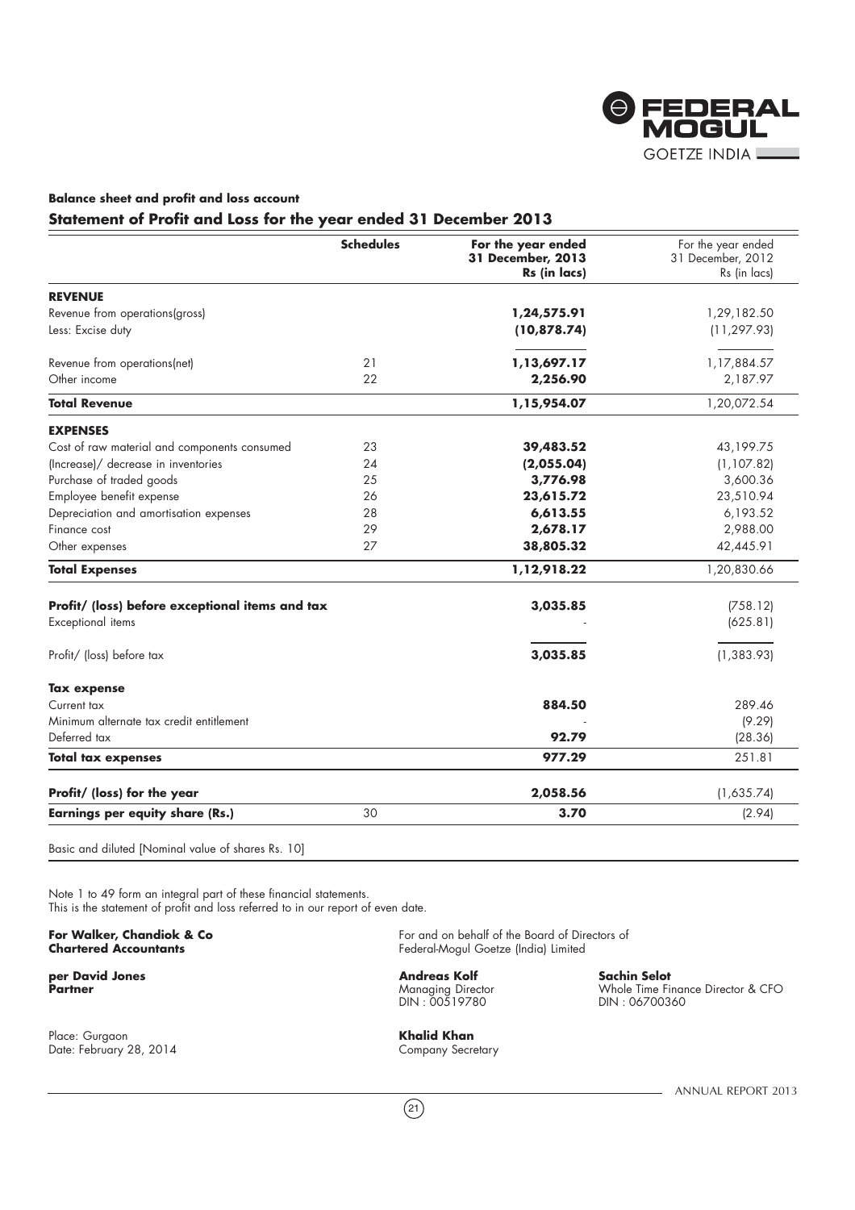**Balance sheet and profit and loss account**

## Statement of Profit and Loss for the year ended 31 December 2013

| | Schedules | For the year ended 31 December, 2013 Rs (in lacs) | For the year ended 31 December, 2012 Rs (in lacs) |
|---|---|---|---|
| **REVENUE** | | | |
| Revenue from operations(gross) | | **1,24,575.91** | 1,29,182.50 |
| Less: Excise duty | | **(10,878.74)** | (11,297.93) |
| Revenue from operations(net) | 21 | **1,13,697.17** | 1,17,884.57 |
| Other income | 22 | **2,256.90** | 2,187.97 |
| **Total Revenue** | | **1,15,954.07** | 1,20,072.54 |
| **EXPENSES** | | | |
| Cost of raw material and components consumed | 23 | **39,483.52** | 43,199.75 |
| (Increase)/ decrease in inventories | 24 | **(2,055.04)** | (1,107.82) |
| Purchase of traded goods | 25 | **3,776.98** | 3,600.36 |
| Employee benefit expense | 26 | **23,615.72** | 23,510.94 |
| Depreciation and amortisation expenses | 28 | **6,613.55** | 6,193.52 |
| Finance cost | 29 | **2,678.17** | 2,988.00 |
| Other expenses | 27 | **38,805.32** | 42,445.91 |
| **Total Expenses** | | **1,12,918.22** | 1,20,830.66 |
| **Profit/ (loss) before exceptional items and tax** | | **3,035.85** | (758.12) |
| Exceptional items | | - | (625.81) |
| Profit/ (loss) before tax | | **3,035.85** | (1,383.93) |
| **Tax expense** | | | |
| Current tax | | **884.50** | 289.46 |
| Minimum alternate tax credit entitlement | | - | (9.29) |
| Deferred tax | | **92.79** | (28.36) |
| **Total tax expenses** | | **977.29** | 251.81 |
| **Profit/ (loss) for the year** | | **2,058.56** | (1,635.74) |
| **Earnings per equity share (Rs.)** | 30 | **3.70** | (2.94) |
| Basic and diluted [Nominal value of shares Rs. 10] | | | |

Note 1 to 49 form an integral part of these financial statements.
This is the statement of profit and loss referred to in our report of even date.

**For Walker, Chandiok & Co**
**Chartered Accountants**

**per David Jones**
**Partner**

Place: Gurgaon
Date: February 28, 2014

For and on behalf of the Board of Directors of
Federal-Mogul Goetze (India) Limited

**Andreas Kolf**
Managing Director
DIN : 00519780

**Sachin Selot**
Whole Time Finance Director & CFO
DIN : 06700360

**Khalid Khan**
Company Secretary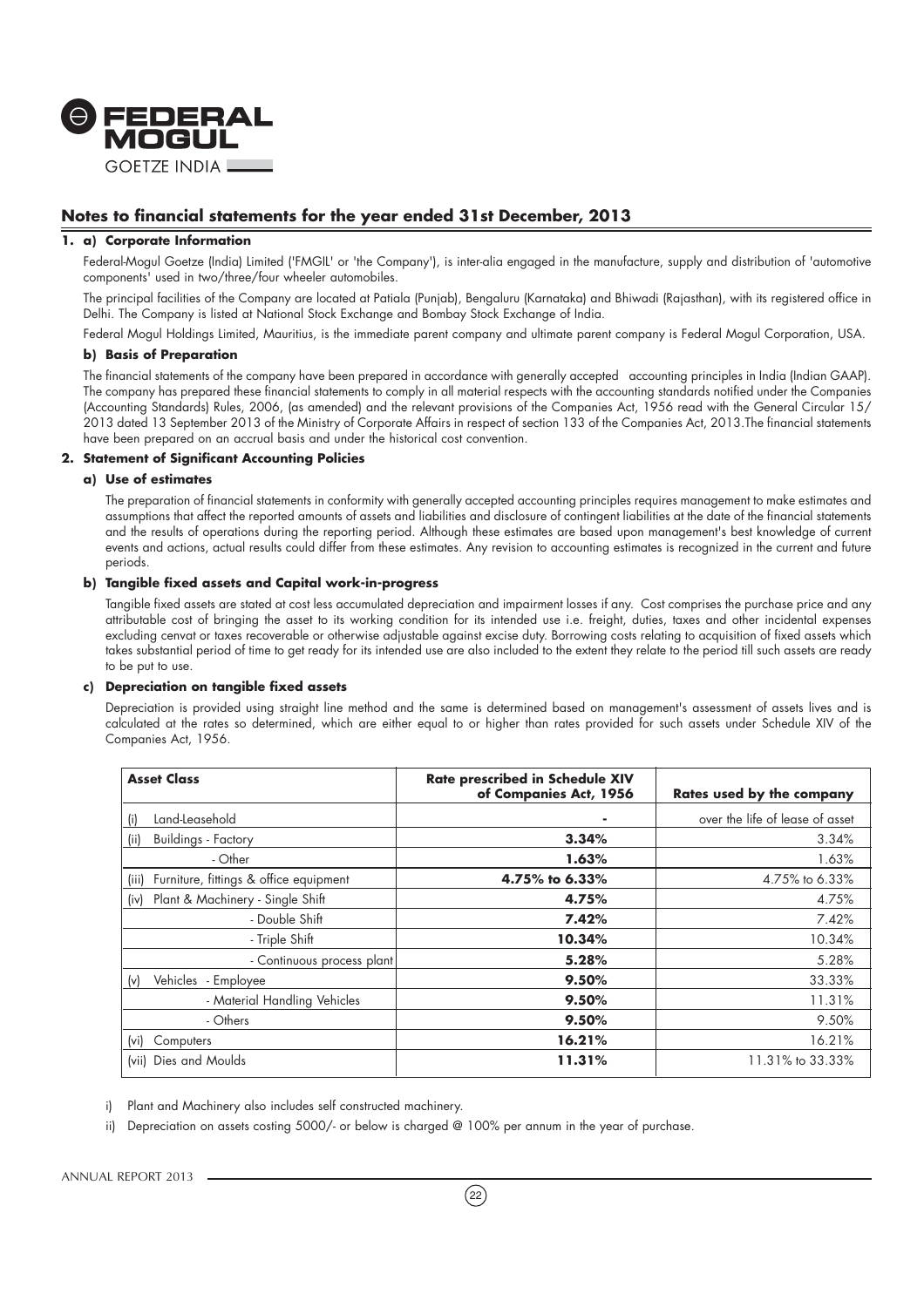# Notes to financial statements for the year ended 31st December, 2013

## 1. a) Corporate Information

Federal-Mogul Goetze (India) Limited ('FMGIL' or 'the Company'), is inter-alia engaged in the manufacture, supply and distribution of 'automotive components' used in two/three/four wheeler automobiles.

The principal facilities of the Company are located at Patiala (Punjab), Bengaluru (Karnataka) and Bhiwadi (Rajasthan), with its registered office in Delhi. The Company is listed at National Stock Exchange and Bombay Stock Exchange of India.

Federal Mogul Holdings Limited, Mauritius, is the immediate parent company and ultimate parent company is Federal Mogul Corporation, USA.

### b) Basis of Preparation

The financial statements of the company have been prepared in accordance with generally accepted accounting principles in India (Indian GAAP). The company has prepared these financial statements to comply in all material respects with the accounting standards notified under the Companies (Accounting Standards) Rules, 2006, (as amended) and the relevant provisions of the Companies Act, 1956 read with the General Circular 15/ 2013 dated 13 September 2013 of the Ministry of Corporate Affairs in respect of section 133 of the Companies Act, 2013.The financial statements have been prepared on an accrual basis and under the historical cost convention.

## 2. Statement of Significant Accounting Policies

### a) Use of estimates

The preparation of financial statements in conformity with generally accepted accounting principles requires management to make estimates and assumptions that affect the reported amounts of assets and liabilities and disclosure of contingent liabilities at the date of the financial statements and the results of operations during the reporting period. Although these estimates are based upon management's best knowledge of current events and actions, actual results could differ from these estimates. Any revision to accounting estimates is recognized in the current and future periods.

### b) Tangible fixed assets and Capital work-in-progress

Tangible fixed assets are stated at cost less accumulated depreciation and impairment losses if any. Cost comprises the purchase price and any attributable cost of bringing the asset to its working condition for its intended use i.e. freight, duties, taxes and other incidental expenses excluding cenvat or taxes recoverable or otherwise adjustable against excise duty. Borrowing costs relating to acquisition of fixed assets which takes substantial period of time to get ready for its intended use are also included to the extent they relate to the period till such assets are ready to be put to use.

### c) Depreciation on tangible fixed assets

Depreciation is provided using straight line method and the same is determined based on management's assessment of assets lives and is calculated at the rates so determined, which are either equal to or higher than rates provided for such assets under Schedule XIV of the Companies Act, 1956.

| Asset Class | Rate prescribed in Schedule XIV of Companies Act, 1956 | Rates used by the company |
|---|---|---|
| (i) Land-Leasehold | - | over the life of lease of asset |
| (ii) Buildings - Factory | **3.34%** | 3.34% |
| - Other | **1.63%** | 1.63% |
| (iii) Furniture, fittings & office equipment | **4.75% to 6.33%** | 4.75% to 6.33% |
| (iv) Plant & Machinery - Single Shift | **4.75%** | 4.75% |
| - Double Shift | **7.42%** | 7.42% |
| - Triple Shift | **10.34%** | 10.34% |
| - Continuous process plant | **5.28%** | 5.28% |
| (v) Vehicles - Employee | **9.50%** | 33.33% |
| - Material Handling Vehicles | **9.50%** | 11.31% |
| - Others | **9.50%** | 9.50% |
| (vi) Computers | **16.21%** | 16.21% |
| (vii) Dies and Moulds | **11.31%** | 11.31% to 33.33% |

i) Plant and Machinery also includes self constructed machinery.

ii) Depreciation on assets costing 5000/- or below is charged @ 100% per annum in the year of purchase.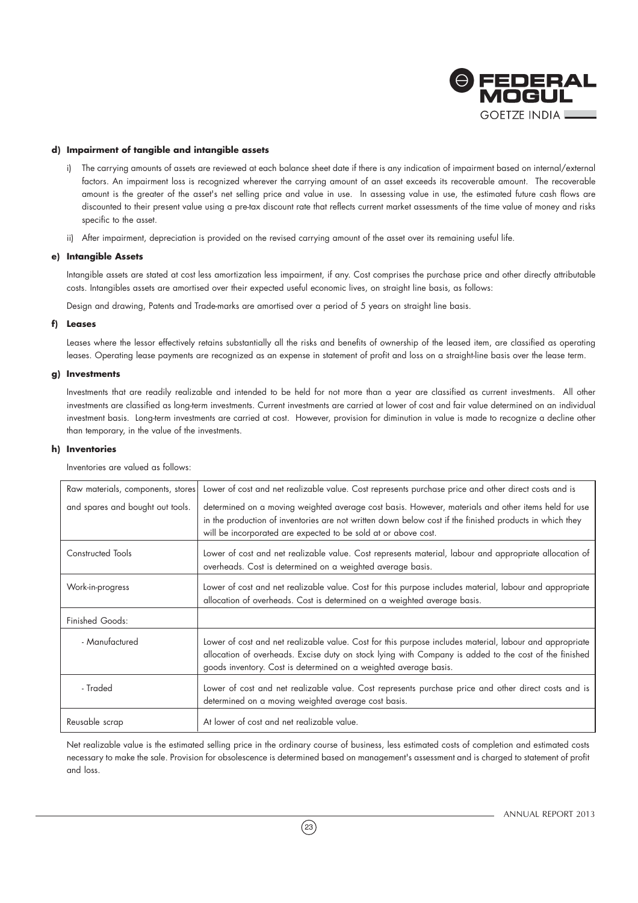#### d) Impairment of tangible and intangible assets

i) The carrying amounts of assets are reviewed at each balance sheet date if there is any indication of impairment based on internal/external factors. An impairment loss is recognized wherever the carrying amount of an asset exceeds its recoverable amount. The recoverable amount is the greater of the asset's net selling price and value in use. In assessing value in use, the estimated future cash flows are discounted to their present value using a pre-tax discount rate that reflects current market assessments of the time value of money and risks specific to the asset.

ii) After impairment, depreciation is provided on the revised carrying amount of the asset over its remaining useful life.

#### e) Intangible Assets

Intangible assets are stated at cost less amortization less impairment, if any. Cost comprises the purchase price and other directly attributable costs. Intangibles assets are amortised over their expected useful economic lives, on straight line basis, as follows:

Design and drawing, Patents and Trade-marks are amortised over a period of 5 years on straight line basis.

#### f) Leases

Leases where the lessor effectively retains substantially all the risks and benefits of ownership of the leased item, are classified as operating leases. Operating lease payments are recognized as an expense in statement of profit and loss on a straight-line basis over the lease term.

#### g) Investments

Investments that are readily realizable and intended to be held for not more than a year are classified as current investments. All other investments are classified as long-term investments. Current investments are carried at lower of cost and fair value determined on an individual investment basis. Long-term investments are carried at cost. However, provision for diminution in value is made to recognize a decline other than temporary, in the value of the investments.

#### h) Inventories

Inventories are valued as follows:

| | |
|---|---|
| Raw materials, components, stores and spares and bought out tools. | Lower of cost and net realizable value. Cost represents purchase price and other direct costs and is determined on a moving weighted average cost basis. However, materials and other items held for use in the production of inventories are not written down below cost if the finished products in which they will be incorporated are expected to be sold at or above cost. |
| Constructed Tools | Lower of cost and net realizable value. Cost represents material, labour and appropriate allocation of overheads. Cost is determined on a weighted average basis. |
| Work-in-progress | Lower of cost and net realizable value. Cost for this purpose includes material, labour and appropriate allocation of overheads. Cost is determined on a weighted average basis. |
| Finished Goods: | |
| - Manufactured | Lower of cost and net realizable value. Cost for this purpose includes material, labour and appropriate allocation of overheads. Excise duty on stock lying with Company is added to the cost of the finished goods inventory. Cost is determined on a weighted average basis. |
| - Traded | Lower of cost and net realizable value. Cost represents purchase price and other direct costs and is determined on a moving weighted average cost basis. |
| Reusable scrap | At lower of cost and net realizable value. |

Net realizable value is the estimated selling price in the ordinary course of business, less estimated costs of completion and estimated costs necessary to make the sale. Provision for obsolescence is determined based on management's assessment and is charged to statement of profit and loss.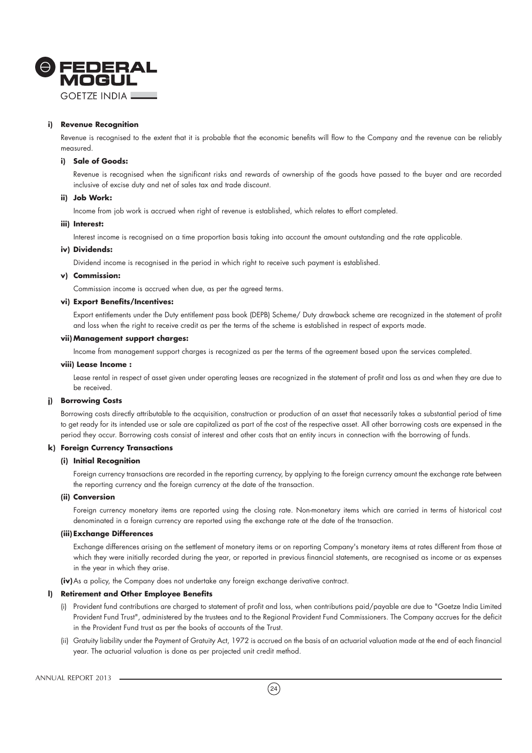**i) Revenue Recognition**

Revenue is recognised to the extent that it is probable that the economic benefits will flow to the Company and the revenue can be reliably measured.

**i) Sale of Goods:**

Revenue is recognised when the significant risks and rewards of ownership of the goods have passed to the buyer and are recorded inclusive of excise duty and net of sales tax and trade discount.

**ii) Job Work:**

Income from job work is accrued when right of revenue is established, which relates to effort completed.

**iii) Interest:**

Interest income is recognised on a time proportion basis taking into account the amount outstanding and the rate applicable.

**iv) Dividends:**

Dividend income is recognised in the period in which right to receive such payment is established.

**v) Commission:**

Commission income is accrued when due, as per the agreed terms.

**vi) Export Benefits/Incentives:**

Export entitlements under the Duty entitlement pass book (DEPB) Scheme/ Duty drawback scheme are recognized in the statement of profit and loss when the right to receive credit as per the terms of the scheme is established in respect of exports made.

**vii) Management support charges:**

Income from management support charges is recognized as per the terms of the agreement based upon the services completed.

**viii) Lease Income :**

Lease rental in respect of asset given under operating leases are recognized in the statement of profit and loss as and when they are due to be received.

**j) Borrowing Costs**

Borrowing costs directly attributable to the acquisition, construction or production of an asset that necessarily takes a substantial period of time to get ready for its intended use or sale are capitalized as part of the cost of the respective asset. All other borrowing costs are expensed in the period they occur. Borrowing costs consist of interest and other costs that an entity incurs in connection with the borrowing of funds.

**k) Foreign Currency Transactions**

**(i) Initial Recognition**

Foreign currency transactions are recorded in the reporting currency, by applying to the foreign currency amount the exchange rate between the reporting currency and the foreign currency at the date of the transaction.

**(ii) Conversion**

Foreign currency monetary items are reported using the closing rate. Non-monetary items which are carried in terms of historical cost denominated in a foreign currency are reported using the exchange rate at the date of the transaction.

**(iii) Exchange Differences**

Exchange differences arising on the settlement of monetary items or on reporting Company's monetary items at rates different from those at which they were initially recorded during the year, or reported in previous financial statements, are recognised as income or as expenses in the year in which they arise.

**(iv)** As a policy, the Company does not undertake any foreign exchange derivative contract.

**l) Retirement and Other Employee Benefits**

(i) Provident fund contributions are charged to statement of profit and loss, when contributions paid/payable are due to "Goetze India Limited Provident Fund Trust", administered by the trustees and to the Regional Provident Fund Commissioners. The Company accrues for the deficit in the Provident Fund trust as per the books of accounts of the Trust.

(ii) Gratuity liability under the Payment of Gratuity Act, 1972 is accrued on the basis of an actuarial valuation made at the end of each financial year. The actuarial valuation is done as per projected unit credit method.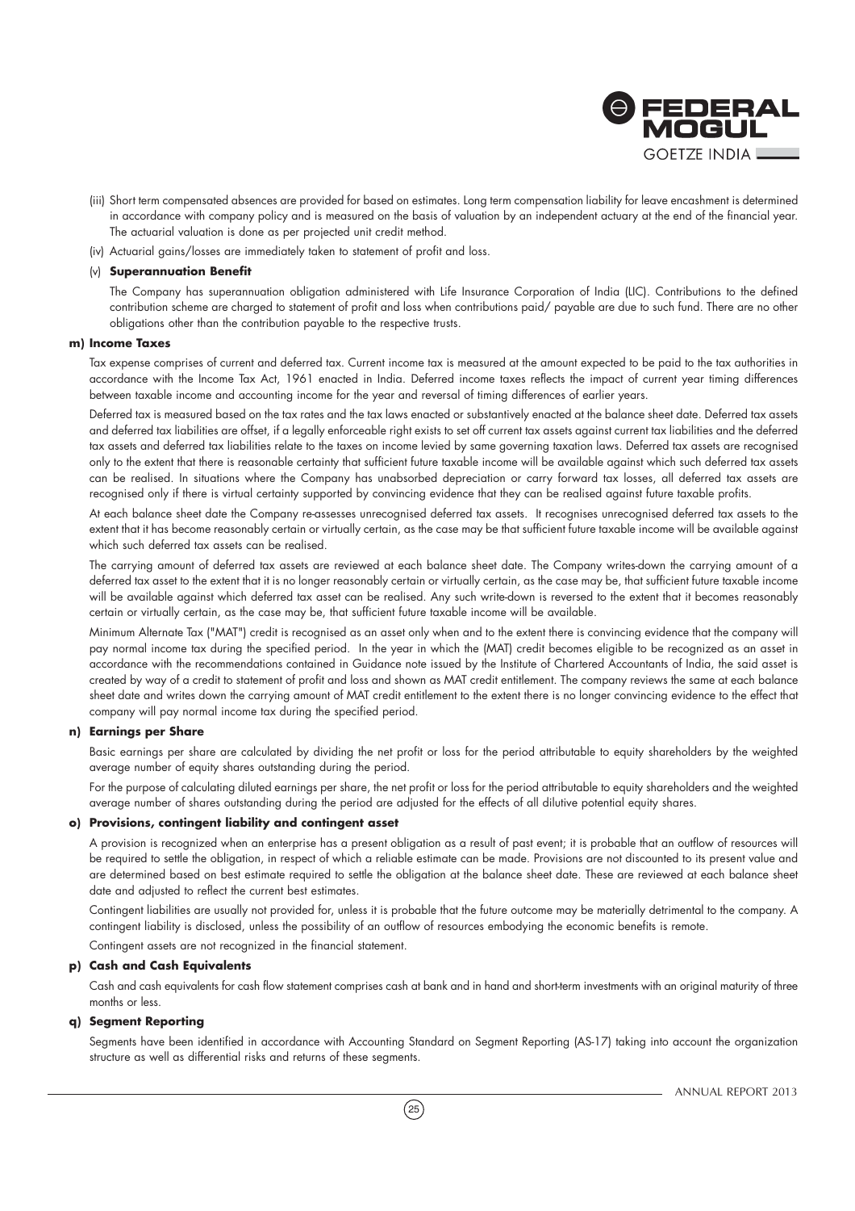(iii) Short term compensated absences are provided for based on estimates. Long term compensation liability for leave encashment is determined in accordance with company policy and is measured on the basis of valuation by an independent actuary at the end of the financial year. The actuarial valuation is done as per projected unit credit method.

(iv) Actuarial gains/losses are immediately taken to statement of profit and loss.

(v) **Superannuation Benefit**

The Company has superannuation obligation administered with Life Insurance Corporation of India (LIC). Contributions to the defined contribution scheme are charged to statement of profit and loss when contributions paid/ payable are due to such fund. There are no other obligations other than the contribution payable to the respective trusts.

**m) Income Taxes**

Tax expense comprises of current and deferred tax. Current income tax is measured at the amount expected to be paid to the tax authorities in accordance with the Income Tax Act, 1961 enacted in India. Deferred income taxes reflects the impact of current year timing differences between taxable income and accounting income for the year and reversal of timing differences of earlier years.

Deferred tax is measured based on the tax rates and the tax laws enacted or substantively enacted at the balance sheet date. Deferred tax assets and deferred tax liabilities are offset, if a legally enforceable right exists to set off current tax assets against current tax liabilities and the deferred tax assets and deferred tax liabilities relate to the taxes on income levied by same governing taxation laws. Deferred tax assets are recognised only to the extent that there is reasonable certainty that sufficient future taxable income will be available against which such deferred tax assets can be realised. In situations where the Company has unabsorbed depreciation or carry forward tax losses, all deferred tax assets are recognised only if there is virtual certainty supported by convincing evidence that they can be realised against future taxable profits.

At each balance sheet date the Company re-assesses unrecognised deferred tax assets. It recognises unrecognised deferred tax assets to the extent that it has become reasonably certain or virtually certain, as the case may be that sufficient future taxable income will be available against which such deferred tax assets can be realised.

The carrying amount of deferred tax assets are reviewed at each balance sheet date. The Company writes-down the carrying amount of a deferred tax asset to the extent that it is no longer reasonably certain or virtually certain, as the case may be, that sufficient future taxable income will be available against which deferred tax asset can be realised. Any such write-down is reversed to the extent that it becomes reasonably certain or virtually certain, as the case may be, that sufficient future taxable income will be available.

Minimum Alternate Tax ("MAT") credit is recognised as an asset only when and to the extent there is convincing evidence that the company will pay normal income tax during the specified period. In the year in which the (MAT) credit becomes eligible to be recognized as an asset in accordance with the recommendations contained in Guidance note issued by the Institute of Chartered Accountants of India, the said asset is created by way of a credit to statement of profit and loss and shown as MAT credit entitlement. The company reviews the same at each balance sheet date and writes down the carrying amount of MAT credit entitlement to the extent there is no longer convincing evidence to the effect that company will pay normal income tax during the specified period.

**n) Earnings per Share**

Basic earnings per share are calculated by dividing the net profit or loss for the period attributable to equity shareholders by the weighted average number of equity shares outstanding during the period.

For the purpose of calculating diluted earnings per share, the net profit or loss for the period attributable to equity shareholders and the weighted average number of shares outstanding during the period are adjusted for the effects of all dilutive potential equity shares.

**o) Provisions, contingent liability and contingent asset**

A provision is recognized when an enterprise has a present obligation as a result of past event; it is probable that an outflow of resources will be required to settle the obligation, in respect of which a reliable estimate can be made. Provisions are not discounted to its present value and are determined based on best estimate required to settle the obligation at the balance sheet date. These are reviewed at each balance sheet date and adjusted to reflect the current best estimates.

Contingent liabilities are usually not provided for, unless it is probable that the future outcome may be materially detrimental to the company. A contingent liability is disclosed, unless the possibility of an outflow of resources embodying the economic benefits is remote.

Contingent assets are not recognized in the financial statement.

**p) Cash and Cash Equivalents**

Cash and cash equivalents for cash flow statement comprises cash at bank and in hand and short-term investments with an original maturity of three months or less.

**q) Segment Reporting**

Segments have been identified in accordance with Accounting Standard on Segment Reporting (AS-17) taking into account the organization structure as well as differential risks and returns of these segments.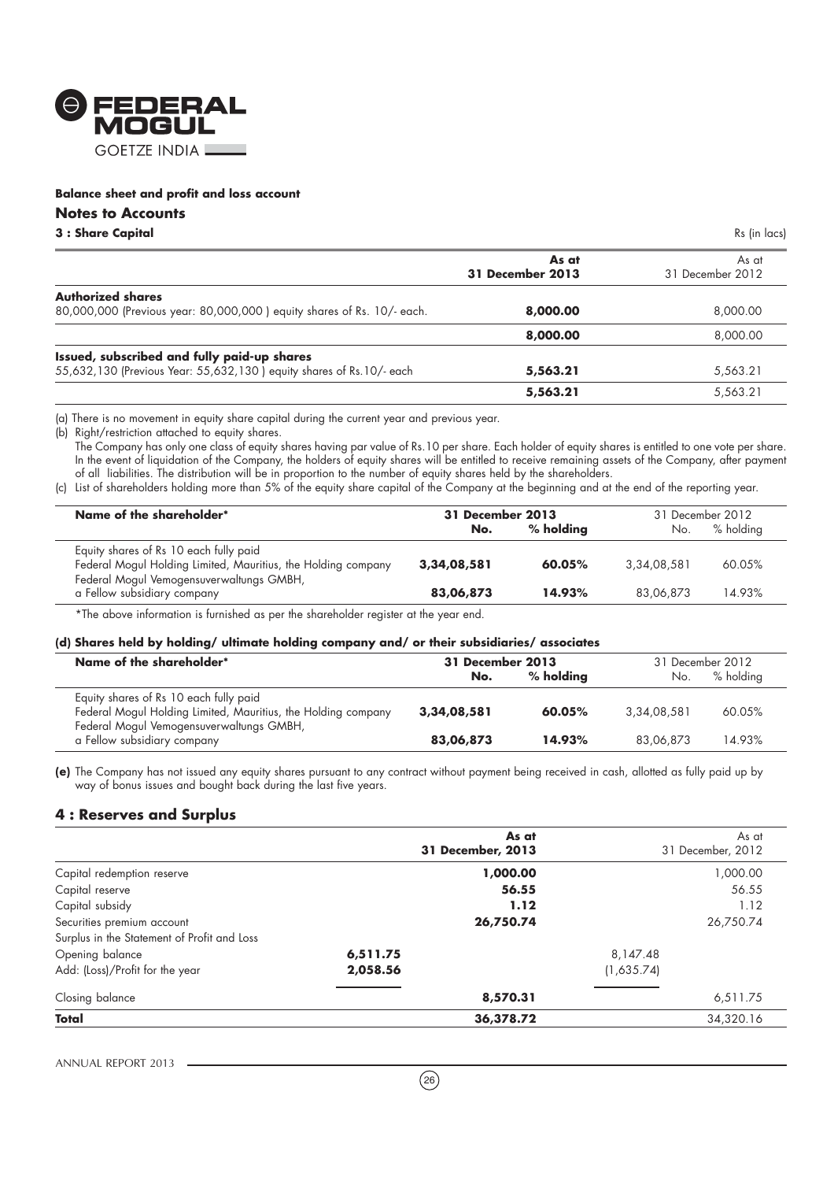**Balance sheet and profit and loss account**

## Notes to Accounts

### 3 : Share Capital

Rs (in lacs)

| | As at 31 December 2013 | As at 31 December 2012 |
|---|---|---|
| **Authorized shares** | | |
| 80,000,000 (Previous year: 80,000,000 ) equity shares of Rs. 10/- each. | **8,000.00** | 8,000.00 |
| | **8,000.00** | 8,000.00 |
| **Issued, subscribed and fully paid-up shares** | | |
| 55,632,130 (Previous Year: 55,632,130 ) equity shares of Rs.10/- each | **5,563.21** | 5,563.21 |
| | **5,563.21** | 5,563.21 |

(a) There is no movement in equity share capital during the current year and previous year.

(b) Right/restriction attached to equity shares.

The Company has only one class of equity shares having par value of Rs.10 per share. Each holder of equity shares is entitled to one vote per share. In the event of liquidation of the Company, the holders of equity shares will be entitled to receive remaining assets of the Company, after payment of all liabilities. The distribution will be in proportion to the number of equity shares held by the shareholders.

(c) List of shareholders holding more than 5% of the equity share capital of the Company at the beginning and at the end of the reporting year.

| Name of the shareholder* | 31 December 2013 | | 31 December 2012 | |
|---|---|---|---|---|
| | No. | % holding | No. | % holding |
| Equity shares of Rs 10 each fully paid | | | | |
| Federal Mogul Holding Limited, Mauritius, the Holding company | **3,34,08,581** | **60.05%** | 3,34,08,581 | 60.05% |
| Federal Mogul Vemogensuverwaltungs GMBH, a Fellow subsidiary company | **83,06,873** | **14.93%** | 83,06,873 | 14.93% |

*The above information is furnished as per the shareholder register at the year end.

**(d) Shares held by holding/ ultimate holding company and/ or their subsidiaries/ associates**

| Name of the shareholder* | 31 December 2013 | | 31 December 2012 | |
|---|---|---|---|---|
| | No. | % holding | No. | % holding |
| Equity shares of Rs 10 each fully paid | | | | |
| Federal Mogul Holding Limited, Mauritius, the Holding company | **3,34,08,581** | **60.05%** | 3,34,08,581 | 60.05% |
| Federal Mogul Vemogensuverwaltungs GMBH, a Fellow subsidiary company | **83,06,873** | **14.93%** | 83,06,873 | 14.93% |

**(e)** The Company has not issued any equity shares pursuant to any contract without payment being received in cash, allotted as fully paid up by way of bonus issues and bought back during the last five years.

### 4 : Reserves and Surplus

| | | As at 31 December, 2013 | | As at 31 December, 2012 |
|---|---|---|---|---|
| Capital redemption reserve | | **1,000.00** | | 1,000.00 |
| Capital reserve | | **56.55** | | 56.55 |
| Capital subsidy | | **1.12** | | 1.12 |
| Securities premium account | | **26,750.74** | | 26,750.74 |
| Surplus in the Statement of Profit and Loss | | | | |
| Opening balance | **6,511.75** | | 8,147.48 | |
| Add: (Loss)/Profit for the year | **2,058.56** | | (1,635.74) | |
| Closing balance | | **8,570.31** | | 6,511.75 |
| **Total** | | **36,378.72** | | 34,320.16 |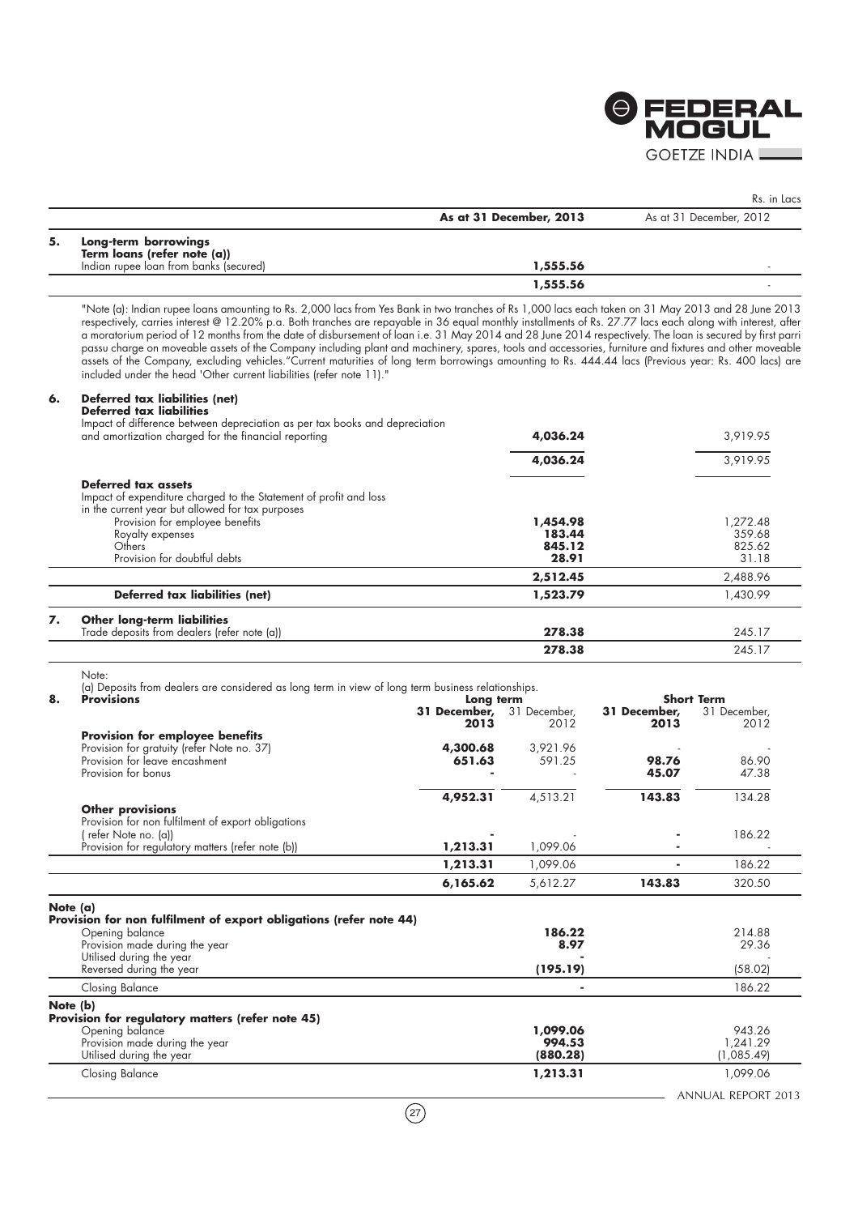Rs. in Lacs

| | | As at 31 December, 2013 | As at 31 December, 2012 |
|---|---|---|---|
| **5.** | **Long-term borrowings** | | |
| | **Term loans (refer note (a))** | | |
| | Indian rupee loan from banks (secured) | **1,555.56** | - |
| | | **1,555.56** | - |

"Note (a): Indian rupee loans amounting to Rs. 2,000 lacs from Yes Bank in two tranches of Rs 1,000 lacs each taken on 31 May 2013 and 28 June 2013 respectively, carries interest @ 12.20% p.a. Both tranches are repayable in 36 equal monthly installments of Rs. 27.77 lacs each along with interest, after a moratorium period of 12 months from the date of disbursement of loan i.e. 31 May 2014 and 28 June 2014 respectively. The loan is secured by first parri passu charge on moveable assets of the Company including plant and machinery, spares, tools and accessories, furniture and fixtures and other moveable assets of the Company, excluding vehicles."Current maturities of long term borrowings amounting to Rs. 444.44 lacs (Previous year: Rs. 400 lacs) are included under the head 'Other current liabilities (refer note 11)."

| | | As at 31 December, 2013 | As at 31 December, 2012 |
|---|---|---|---|
| **6.** | **Deferred tax liabilities (net)** | | |
| | **Deferred tax liabilities** | | |
| | Impact of difference between depreciation as per tax books and depreciation and amortization charged for the financial reporting | **4,036.24** | 3,919.95 |
| | | **4,036.24** | 3,919.95 |
| | **Deferred tax assets** | | |
| | Impact of expenditure charged to the Statement of profit and loss in the current year but allowed for tax purposes | | |
| | Provision for employee benefits | **1,454.98** | 1,272.48 |
| | Royalty expenses | **183.44** | 359.68 |
| | Others | **845.12** | 825.62 |
| | Provision for doubtful debts | **28.91** | 31.18 |
| | | **2,512.45** | 2,488.96 |
| | **Deferred tax liabilities (net)** | **1,523.79** | 1,430.99 |
| **7.** | **Other long-term liabilities** | | |
| | Trade deposits from dealers (refer note (a)) | **278.38** | 245.17 |
| | | **278.38** | 245.17 |

Note:

(a) Deposits from dealers are considered as long term in view of long term business relationships.

| **8.** | **Provisions** | Long term | | Short Term | |
|---|---|---|---|---|---|
| | | **31 December, 2013** | 31 December, 2012 | **31 December, 2013** | 31 December, 2012 |
| | **Provision for employee benefits** | | | | |
| | Provision for gratuity (refer Note no. 37) | **4,300.68** | 3,921.96 | - | - |
| | Provision for leave encashment | **651.63** | 591.25 | **98.76** | 86.90 |
| | Provision for bonus | **-** | - | **45.07** | 47.38 |
| | | **4,952.31** | 4,513.21 | **143.83** | 134.28 |
| | **Other provisions** | | | | |
| | Provision for non fulfilment of export obligations ( refer Note no. (a)) | **-** | - | **-** | 186.22 |
| | Provision for regulatory matters (refer note (b)) | **1,213.31** | 1,099.06 | **-** | - |
| | | **1,213.31** | 1,099.06 | **-** | 186.22 |
| | | **6,165.62** | 5,612.27 | **143.83** | 320.50 |

**Note (a)**

| **Provision for non fulfilment of export obligations (refer note 44)** | | |
|---|---|---|
| Opening balance | **186.22** | 214.88 |
| Provision made during the year | **8.97** | 29.36 |
| Utilised during the year | **-** | - |
| Reversed during the year | **(195.19)** | (58.02) |
| Closing Balance | **-** | 186.22 |

**Note (b)**

| **Provision for regulatory matters (refer note 45)** | | |
|---|---|---|
| Opening balance | **1,099.06** | 943.26 |
| Provision made during the year | **994.53** | 1,241.29 |
| Utilised during the year | **(880.28)** | (1,085.49) |
| Closing Balance | **1,213.31** | 1,099.06 |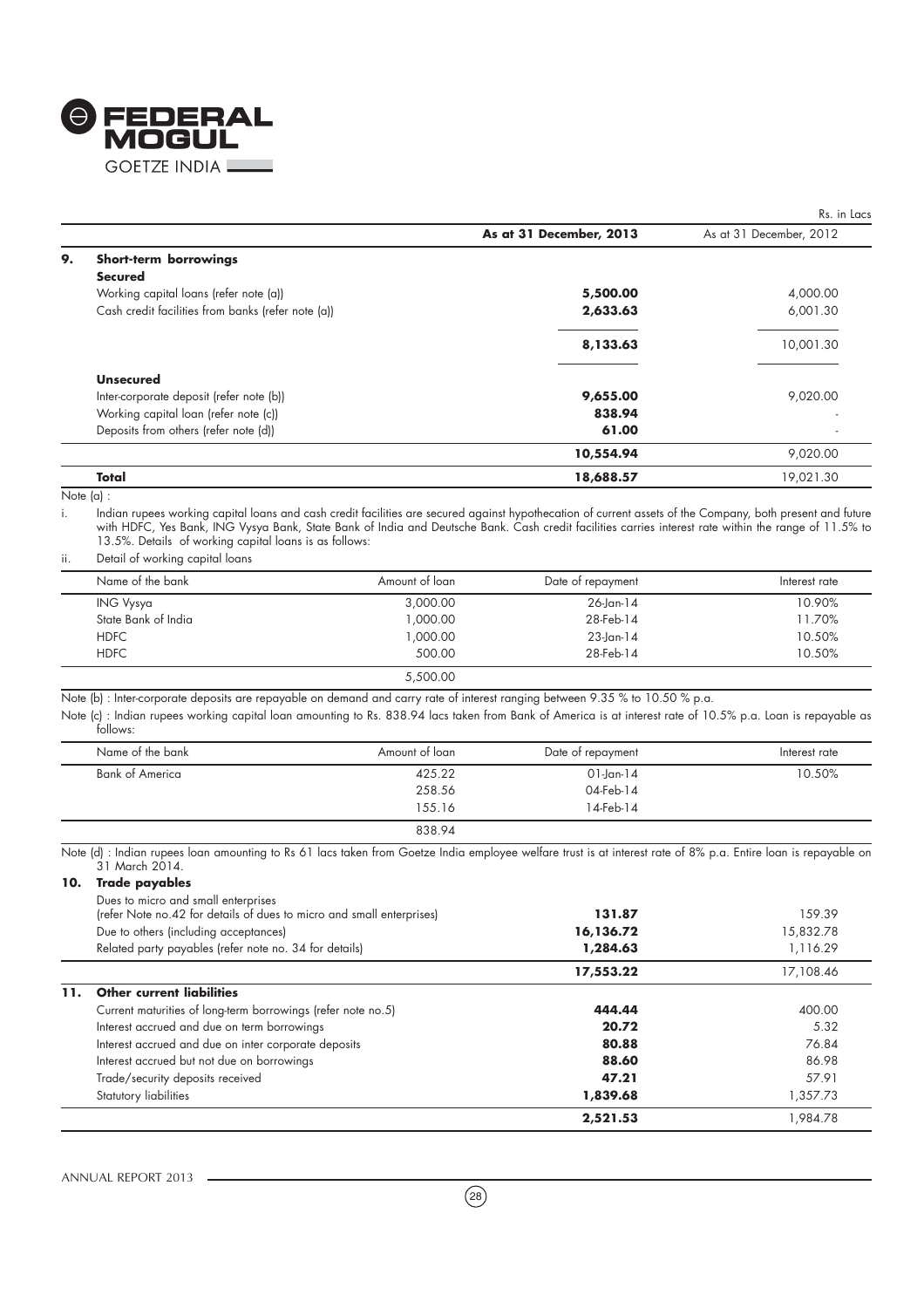Rs. in Lacs

| | | As at 31 December, 2013 | As at 31 December, 2012 |
|---|---|---|---|
| **9.** | **Short-term borrowings** | | |
| | **Secured** | | |
| | Working capital loans (refer note (a)) | **5,500.00** | 4,000.00 |
| | Cash credit facilities from banks (refer note (a)) | **2,633.63** | 6,001.30 |
| | | **8,133.63** | 10,001.30 |
| | **Unsecured** | | |
| | Inter-corporate deposit (refer note (b)) | **9,655.00** | 9,020.00 |
| | Working capital loan (refer note (c)) | **838.94** | - |
| | Deposits from others (refer note (d)) | **61.00** | - |
| | | **10,554.94** | 9,020.00 |
| | **Total** | **18,688.57** | 19,021.30 |

Note (a) :

i. Indian rupees working capital loans and cash credit facilities are secured against hypothecation of current assets of the Company, both present and future with HDFC, Yes Bank, ING Vysya Bank, State Bank of India and Deutsche Bank. Cash credit facilities carries interest rate within the range of 11.5% to 13.5%. Details of working capital loans is as follows:

ii. Detail of working capital loans

| Name of the bank | Amount of loan | Date of repayment | Interest rate |
|---|---|---|---|
| ING Vysya | 3,000.00 | 26-Jan-14 | 10.90% |
| State Bank of India | 1,000.00 | 28-Feb-14 | 11.70% |
| HDFC | 1,000.00 | 23-Jan-14 | 10.50% |
| HDFC | 500.00 | 28-Feb-14 | 10.50% |
| | 5,500.00 | | |

Note (b) : Inter-corporate deposits are repayable on demand and carry rate of interest ranging between 9.35 % to 10.50 % p.a.

Note (c) : Indian rupees working capital loan amounting to Rs. 838.94 lacs taken from Bank of America is at interest rate of 10.5% p.a. Loan is repayable as follows:

| Name of the bank | Amount of loan | Date of repayment | Interest rate |
|---|---|---|---|
| Bank of America | 425.22 | 01-Jan-14 | 10.50% |
| | 258.56 | 04-Feb-14 | |
| | 155.16 | 14-Feb-14 | |
| | 838.94 | | |

Note (d) : Indian rupees loan amounting to Rs 61 lacs taken from Goetze India employee welfare trust is at interest rate of 8% p.a. Entire loan is repayable on 31 March 2014.

| | | As at 31 December, 2013 | As at 31 December, 2012 |
|---|---|---|---|
| **10.** | **Trade payables** | | |
| | Dues to micro and small enterprises (refer Note no.42 for details of dues to micro and small enterprises) | **131.87** | 159.39 |
| | Due to others (including acceptances) | **16,136.72** | 15,832.78 |
| | Related party payables (refer note no. 34 for details) | **1,284.63** | 1,116.29 |
| | | **17,553.22** | 17,108.46 |
| **11.** | **Other current liabilities** | | |
| | Current maturities of long-term borrowings (refer note no.5) | **444.44** | 400.00 |
| | Interest accrued and due on term borrowings | **20.72** | 5.32 |
| | Interest accrued and due on inter corporate deposits | **80.88** | 76.84 |
| | Interest accrued but not due on borrowings | **88.60** | 86.98 |
| | Trade/security deposits received | **47.21** | 57.91 |
| | Statutory liabilities | **1,839.68** | 1,357.73 |
| | | **2,521.53** | 1,984.78 |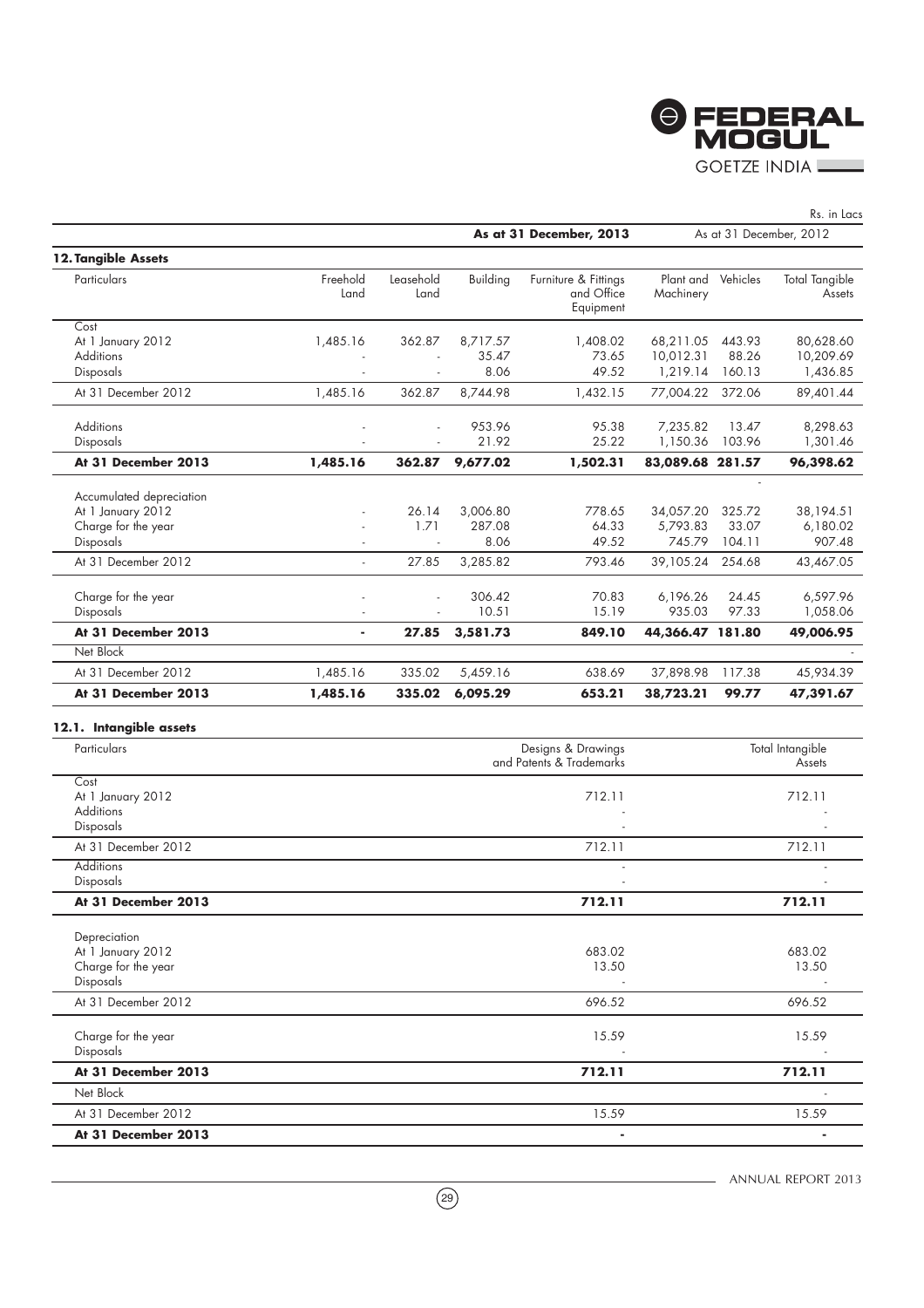Rs. in Lacs

| | | | | As at 31 December, 2013 | | | As at 31 December, 2012 |
|---|---|---|---|---|---|---|---|
| **12. Tangible Assets** | | | | | | | |
| Particulars | Freehold Land | Leasehold Land | Building | Furniture & Fittings and Office Equipment | Plant and Machinery | Vehicles | Total Tangible Assets |
| Cost | | | | | | | |
| At 1 January 2012 | 1,485.16 | 362.87 | 8,717.57 | 1,408.02 | 68,211.05 | 443.93 | 80,628.60 |
| Additions | - | - | 35.47 | 73.65 | 10,012.31 | 88.26 | 10,209.69 |
| Disposals | - | - | 8.06 | 49.52 | 1,219.14 | 160.13 | 1,436.85 |
| At 31 December 2012 | 1,485.16 | 362.87 | 8,744.98 | 1,432.15 | 77,004.22 | 372.06 | 89,401.44 |
| Additions | - | - | 953.96 | 95.38 | 7,235.82 | 13.47 | 8,298.63 |
| Disposals | - | - | 21.92 | 25.22 | 1,150.36 | 103.96 | 1,301.46 |
| **At 31 December 2013** | **1,485.16** | **362.87** | **9,677.02** | **1,502.31** | **83,089.68** | **281.57** | **96,398.62** |
| | | | | | | - | |
| Accumulated depreciation | | | | | | | |
| At 1 January 2012 | - | 26.14 | 3,006.80 | 778.65 | 34,057.20 | 325.72 | 38,194.51 |
| Charge for the year | - | 1.71 | 287.08 | 64.33 | 5,793.83 | 33.07 | 6,180.02 |
| Disposals | - | - | 8.06 | 49.52 | 745.79 | 104.11 | 907.48 |
| At 31 December 2012 | - | 27.85 | 3,285.82 | 793.46 | 39,105.24 | 254.68 | 43,467.05 |
| Charge for the year | - | - | 306.42 | 70.83 | 6,196.26 | 24.45 | 6,597.96 |
| Disposals | - | - | 10.51 | 15.19 | 935.03 | 97.33 | 1,058.06 |
| **At 31 December 2013** | **-** | **27.85** | **3,581.73** | **849.10** | **44,366.47** | **181.80** | **49,006.95** |
| Net Block | | | | | | | - |
| At 31 December 2012 | 1,485.16 | 335.02 | 5,459.16 | 638.69 | 37,898.98 | 117.38 | 45,934.39 |
| **At 31 December 2013** | **1,485.16** | **335.02** | **6,095.29** | **653.21** | **38,723.21** | **99.77** | **47,391.67** |

### 12.1. Intangible assets

| Particulars | Designs & Drawings and Patents & Trademarks | Total Intangible Assets |
|---|---|---|
| Cost | | |
| At 1 January 2012 | 712.11 | 712.11 |
| Additions | - | - |
| Disposals | - | - |
| At 31 December 2012 | 712.11 | 712.11 |
| Additions | - | - |
| Disposals | - | - |
| **At 31 December 2013** | **712.11** | **712.11** |
| Depreciation | | |
| At 1 January 2012 | 683.02 | 683.02 |
| Charge for the year | 13.50 | 13.50 |
| Disposals | - | - |
| At 31 December 2012 | 696.52 | 696.52 |
| Charge for the year | 15.59 | 15.59 |
| Disposals | - | - |
| **At 31 December 2013** | **712.11** | **712.11** |
| Net Block | | - |
| At 31 December 2012 | 15.59 | 15.59 |
| **At 31 December 2013** | **-** | **-** |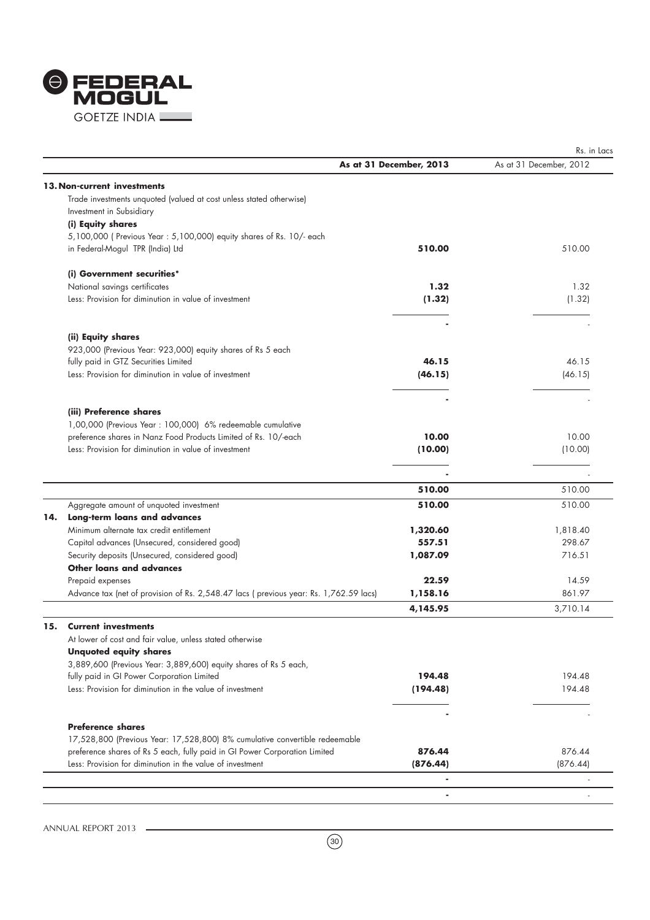Rs. in Lacs

| | As at 31 December, 2013 | As at 31 December, 2012 |
|---|---|---|
| **13. Non-current investments** | | |
| Trade investments unquoted (valued at cost unless stated otherwise) | | |
| Investment in Subsidiary | | |
| **(i) Equity shares** | | |
| 5,100,000 ( Previous Year : 5,100,000) equity shares of Rs. 10/- each in Federal-Mogul TPR (India) Ltd | **510.00** | 510.00 |
| **(i) Government securities*** | | |
| National savings certificates | **1.32** | 1.32 |
| Less: Provision for diminution in value of investment | **(1.32)** | (1.32) |
| | **-** | - |
| **(ii) Equity shares** | | |
| 923,000 (Previous Year: 923,000) equity shares of Rs 5 each fully paid in GTZ Securities Limited | **46.15** | 46.15 |
| Less: Provision for diminution in value of investment | **(46.15)** | (46.15) |
| | **-** | - |
| **(iii) Preference shares** | | |
| 1,00,000 (Previous Year : 100,000) 6% redeemable cumulative preference shares in Nanz Food Products Limited of Rs. 10/-each | **10.00** | 10.00 |
| Less: Provision for diminution in value of investment | **(10.00)** | (10.00) |
| | **-** | - |
| | **510.00** | 510.00 |
| Aggregate amount of unquoted investment | **510.00** | 510.00 |
| **14. Long-term loans and advances** | | |
| Minimum alternate tax credit entitlement | **1,320.60** | 1,818.40 |
| Capital advances (Unsecured, considered good) | **557.51** | 298.67 |
| Security deposits (Unsecured, considered good) | **1,087.09** | 716.51 |
| **Other loans and advances** | | |
| Prepaid expenses | **22.59** | 14.59 |
| Advance tax (net of provision of Rs. 2,548.47 lacs ( previous year: Rs. 1,762.59 lacs) | **1,158.16** | 861.97 |
| | **4,145.95** | 3,710.14 |
| **15. Current investments** | | |
| At lower of cost and fair value, unless stated otherwise | | |
| **Unquoted equity shares** | | |
| 3,889,600 (Previous Year: 3,889,600) equity shares of Rs 5 each, fully paid in GI Power Corporation Limited | **194.48** | 194.48 |
| Less: Provision for diminution in the value of investment | **(194.48)** | 194.48 |
| | **-** | - |
| **Preference shares** | | |
| 17,528,800 (Previous Year: 17,528,800) 8% cumulative convertible redeemable preference shares of Rs 5 each, fully paid in GI Power Corporation Limited | **876.44** | 876.44 |
| Less: Provision for diminution in the value of investment | **(876.44)** | (876.44) |
| | **-** | - |
| | **-** | - |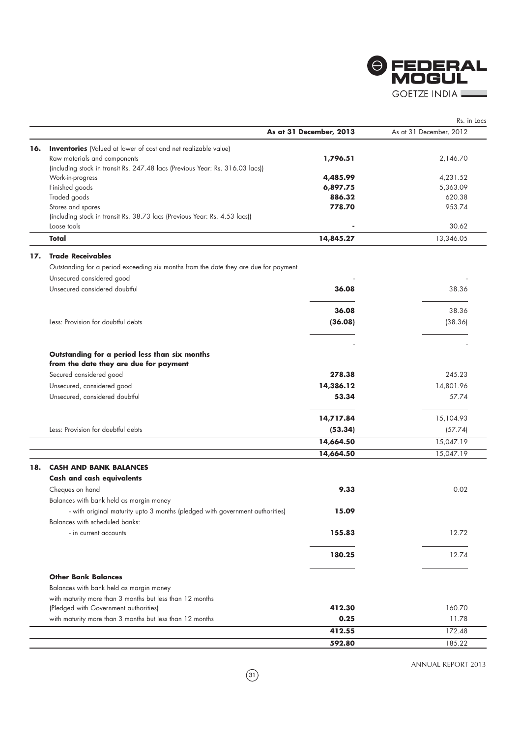Rs. in Lacs

| | | As at 31 December, 2013 | As at 31 December, 2012 |
|---|---|---|---|
| **16.** | **Inventories** (Valued at lower of cost and net realizable value) | | |
| | Raw materials and components (including stock in transit Rs. 247.48 lacs (Previous Year: Rs. 316.03 lacs)) | **1,796.51** | 2,146.70 |
| | Work-in-progress | **4,485.99** | 4,231.52 |
| | Finished goods | **6,897.75** | 5,363.09 |
| | Traded goods | **886.32** | 620.38 |
| | Stores and spares (including stock in transit Rs. 38.73 lacs (Previous Year: Rs. 4.53 lacs)) | **778.70** | 953.74 |
| | Loose tools | **-** | 30.62 |
| | **Total** | **14,845.27** | 13,346.05 |
| **17.** | **Trade Receivables** | | |
| | Outstanding for a period exceeding six months from the date they are due for payment | | |
| | Unsecured considered good | - | - |
| | Unsecured considered doubtful | **36.08** | 38.36 |
| | | **36.08** | 38.36 |
| | Less: Provision for doubtful debts | **(36.08)** | (38.36) |
| | | - | - |
| | **Outstanding for a period less than six months from the date they are due for payment** | | |
| | Secured considered good | **278.38** | 245.23 |
| | Unsecured, considered good | **14,386.12** | 14,801.96 |
| | Unsecured, considered doubtful | **53.34** | 57.74 |
| | | **14,717.84** | 15,104.93 |
| | Less: Provision for doubtful debts | **(53.34)** | (57.74) |
| | | **14,664.50** | 15,047.19 |
| | | **14,664.50** | 15,047.19 |
| **18.** | **CASH AND BANK BALANCES** | | |
| | **Cash and cash equivalents** | | |
| | Cheques on hand | **9.33** | 0.02 |
| | Balances with bank held as margin money | | |
| | - with original maturity upto 3 months (pledged with government authorities) | **15.09** | |
| | Balances with scheduled banks: | | |
| | - in current accounts | **155.83** | 12.72 |
| | | **180.25** | 12.74 |
| | **Other Bank Balances** | | |
| | Balances with bank held as margin money | | |
| | with maturity more than 3 months but less than 12 months (Pledged with Government authorities) | **412.30** | 160.70 |
| | with maturity more than 3 months but less than 12 months | **0.25** | 11.78 |
| | | **412.55** | 172.48 |
| | | **592.80** | 185.22 |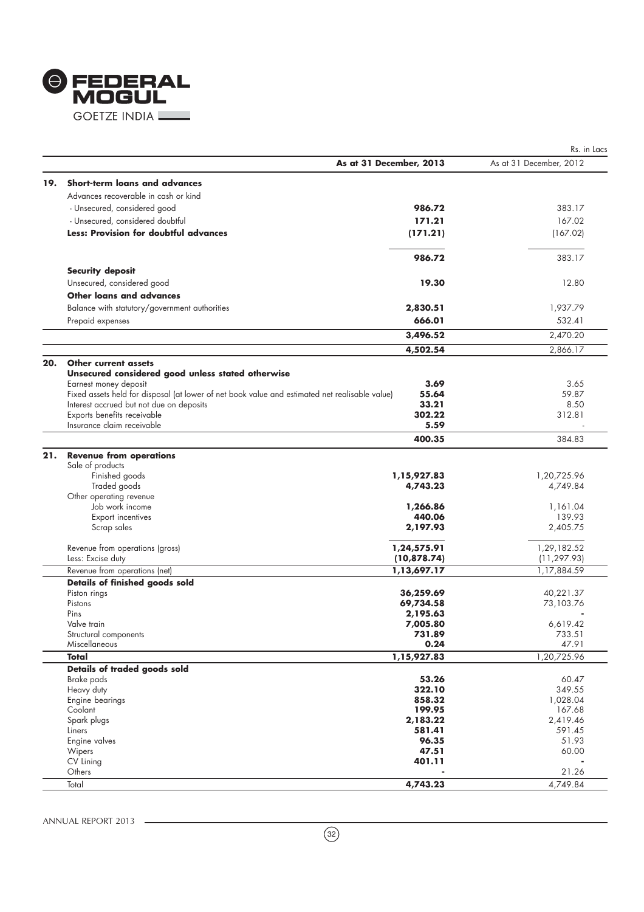Rs. in Lacs

| | | As at 31 December, 2013 | As at 31 December, 2012 |
|---|---|---|---|
| **19.** | **Short-term loans and advances** | | |
| | Advances recoverable in cash or kind | | |
| | - Unsecured, considered good | **986.72** | 383.17 |
| | - Unsecured, considered doubtful | **171.21** | 167.02 |
| | **Less: Provision for doubtful advances** | **(171.21)** | (167.02) |
| | | **986.72** | 383.17 |
| | **Security deposit** | | |
| | Unsecured, considered good | **19.30** | 12.80 |
| | **Other loans and advances** | | |
| | Balance with statutory/government authorities | **2,830.51** | 1,937.79 |
| | Prepaid expenses | **666.01** | 532.41 |
| | | **3,496.52** | 2,470.20 |
| | | **4,502.54** | 2,866.17 |
| **20.** | **Other current assets** | | |
| | **Unsecured considered good unless stated otherwise** | | |
| | Earnest money deposit | **3.69** | 3.65 |
| | Fixed assets held for disposal (at lower of net book value and estimated net realisable value) | **55.64** | 59.87 |
| | Interest accrued but not due on deposits | **33.21** | 8.50 |
| | Exports benefits receivable | **302.22** | 312.81 |
| | Insurance claim receivable | **5.59** | - |
| | | **400.35** | 384.83 |
| **21.** | **Revenue from operations** | | |
| | Sale of products | | |
| | Finished goods | **1,15,927.83** | 1,20,725.96 |
| | Traded goods | **4,743.23** | 4,749.84 |
| | Other operating revenue | | |
| | Job work income | **1,266.86** | 1,161.04 |
| | Export incentives | **440.06** | 139.93 |
| | Scrap sales | **2,197.93** | 2,405.75 |
| | Revenue from operations (gross) | **1,24,575.91** | 1,29,182.52 |
| | Less: Excise duty | **(10,878.74)** | (11,297.93) |
| | Revenue from operations (net) | **1,13,697.17** | 1,17,884.59 |
| | **Details of finished goods sold** | | |
| | Piston rings | **36,259.69** | 40,221.37 |
| | Pistons | **69,734.58** | 73,103.76 |
| | Pins | **2,195.63** | - |
| | Valve train | **7,005.80** | 6,619.42 |
| | Structural components | **731.89** | 733.51 |
| | Miscellaneous | **0.24** | 47.91 |
| | **Total** | **1,15,927.83** | 1,20,725.96 |
| | **Details of traded goods sold** | | |
| | Brake pads | **53.26** | 60.47 |
| | Heavy duty | **322.10** | 349.55 |
| | Engine bearings | **858.32** | 1,028.04 |
| | Coolant | **199.95** | 167.68 |
| | Spark plugs | **2,183.22** | 2,419.46 |
| | Liners | **581.41** | 591.45 |
| | Engine valves | **96.35** | 51.93 |
| | Wipers | **47.51** | 60.00 |
| | CV Lining | **401.11** | - |
| | Others | **-** | 21.26 |
| | Total | **4,743.23** | 4,749.84 |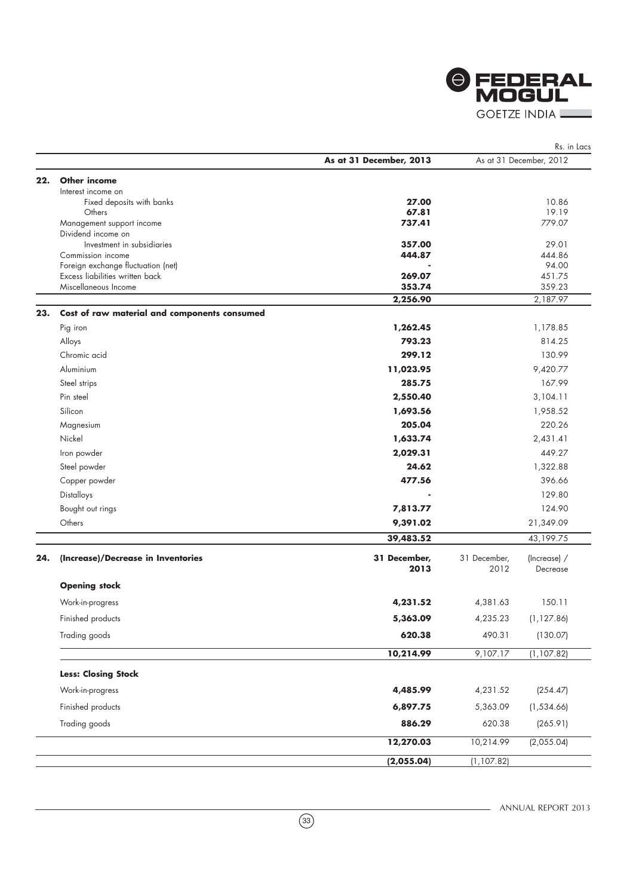Rs. in Lacs

| | | As at 31 December, 2013 | As at 31 December, 2012 |
|---|---|---|---|
| **22.** | **Other income** | | |
| | Interest income on | | |
| | Fixed deposits with banks | **27.00** | 10.86 |
| | Others | **67.81** | 19.19 |
| | Management support income | **737.41** | 779.07 |
| | Dividend income on | | |
| | Investment in subsidiaries | **357.00** | 29.01 |
| | Commission income | **444.87** | 444.86 |
| | Foreign exchange fluctuation (net) | **-** | 94.00 |
| | Excess liabilities written back | **269.07** | 451.75 |
| | Miscellaneous Income | **353.74** | 359.23 |
| | | **2,256.90** | 2,187.97 |
| **23.** | **Cost of raw material and components consumed** | | |
| | Pig iron | **1,262.45** | 1,178.85 |
| | Alloys | **793.23** | 814.25 |
| | Chromic acid | **299.12** | 130.99 |
| | Aluminium | **11,023.95** | 9,420.77 |
| | Steel strips | **285.75** | 167.99 |
| | Pin steel | **2,550.40** | 3,104.11 |
| | Silicon | **1,693.56** | 1,958.52 |
| | Magnesium | **205.04** | 220.26 |
| | Nickel | **1,633.74** | 2,431.41 |
| | Iron powder | **2,029.31** | 449.27 |
| | Steel powder | **24.62** | 1,322.88 |
| | Copper powder | **477.56** | 396.66 |
| | Distalloys | **-** | 129.80 |
| | Bought out rings | **7,813.77** | 124.90 |
| | Others | **9,391.02** | 21,349.09 |
| | | **39,483.52** | 43,199.75 |

| | | 31 December, 2013 | 31 December, 2012 | (Increase) / Decrease |
|---|---|---|---|---|
| **24.** | **(Increase)/Decrease in Inventories** | | | |
| | **Opening stock** | | | |
| | Work-in-progress | **4,231.52** | 4,381.63 | 150.11 |
| | Finished products | **5,363.09** | 4,235.23 | (1,127.86) |
| | Trading goods | **620.38** | 490.31 | (130.07) |
| | | **10,214.99** | 9,107.17 | (1,107.82) |
| | **Less: Closing Stock** | | | |
| | Work-in-progress | **4,485.99** | 4,231.52 | (254.47) |
| | Finished products | **6,897.75** | 5,363.09 | (1,534.66) |
| | Trading goods | **886.29** | 620.38 | (265.91) |
| | | **12,270.03** | 10,214.99 | (2,055.04) |
| | | **(2,055.04)** | (1,107.82) | |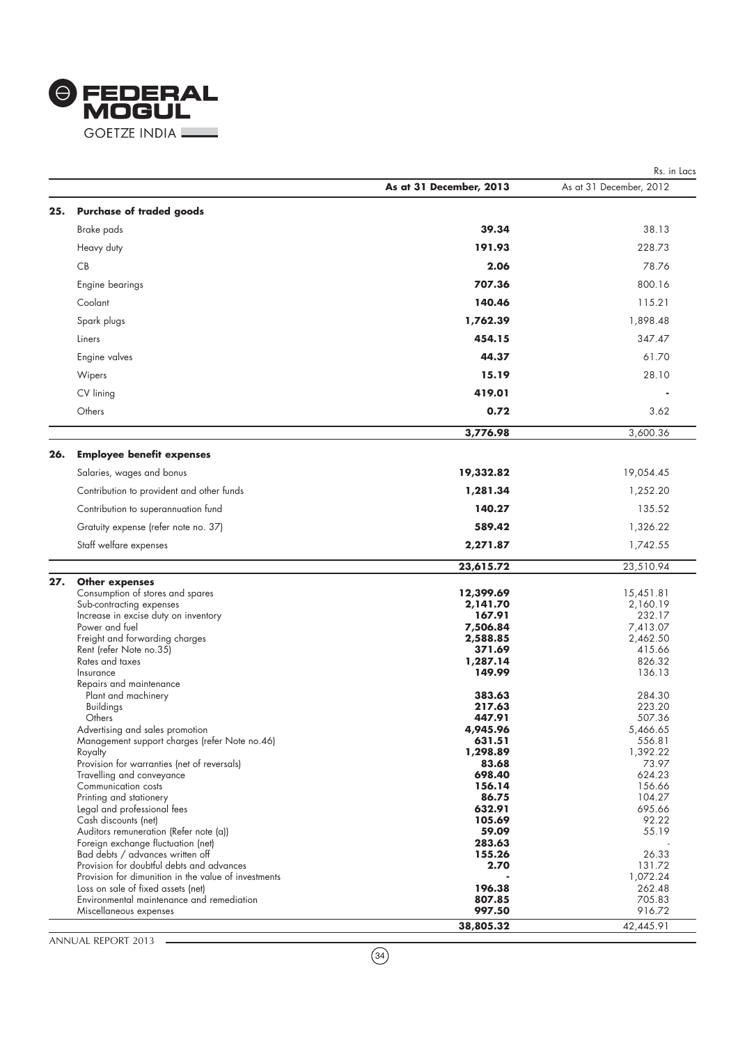Rs. in Lacs

| | | As at 31 December, 2013 | As at 31 December, 2012 |
|---|---|---|---|
| **25.** | **Purchase of traded goods** | | |
| | Brake pads | **39.34** | 38.13 |
| | Heavy duty | **191.93** | 228.73 |
| | CB | **2.06** | 78.76 |
| | Engine bearings | **707.36** | 800.16 |
| | Coolant | **140.46** | 115.21 |
| | Spark plugs | **1,762.39** | 1,898.48 |
| | Liners | **454.15** | 347.47 |
| | Engine valves | **44.37** | 61.70 |
| | Wipers | **15.19** | 28.10 |
| | CV lining | **419.01** | - |
| | Others | **0.72** | 3.62 |
| | | **3,776.98** | 3,600.36 |
| **26.** | **Employee benefit expenses** | | |
| | Salaries, wages and bonus | **19,332.82** | 19,054.45 |
| | Contribution to provident and other funds | **1,281.34** | 1,252.20 |
| | Contribution to superannuation fund | **140.27** | 135.52 |
| | Gratuity expense (refer note no. 37) | **589.42** | 1,326.22 |
| | Staff welfare expenses | **2,271.87** | 1,742.55 |
| | | **23,615.72** | 23,510.94 |
| **27.** | **Other expenses** | | |
| | Consumption of stores and spares | **12,399.69** | 15,451.81 |
| | Sub-contracting expenses | **2,141.70** | 2,160.19 |
| | Increase in excise duty on inventory | **167.91** | 232.17 |
| | Power and fuel | **7,506.84** | 7,413.07 |
| | Freight and forwarding charges | **2,588.85** | 2,462.50 |
| | Rent (refer Note no.35) | **371.69** | 415.66 |
| | Rates and taxes | **1,287.14** | 826.32 |
| | Insurance | **149.99** | 136.13 |
| | Repairs and maintenance | | |
| | Plant and machinery | **383.63** | 284.30 |
| | Buildings | **217.63** | 223.20 |
| | Others | **447.91** | 507.36 |
| | Advertising and sales promotion | **4,945.96** | 5,466.65 |
| | Management support charges (refer Note no.46) | **631.51** | 556.81 |
| | Royalty | **1,298.89** | 1,392.22 |
| | Provision for warranties (net of reversals) | **83.68** | 73.97 |
| | Travelling and conveyance | **698.40** | 624.23 |
| | Communication costs | **156.14** | 156.66 |
| | Printing and stationery | **86.75** | 104.27 |
| | Legal and professional fees | **632.91** | 695.66 |
| | Cash discounts (net) | **105.69** | 92.22 |
| | Auditors remuneration (Refer note (a)) | **59.09** | 55.19 |
| | Foreign exchange fluctuation (net) | **283.63** | - |
| | Bad debts / advances written off | **155.26** | 26.33 |
| | Provision for doubtful debts and advances | **2.70** | 131.72 |
| | Provision for dimunition in the value of investments | **-** | 1,072.24 |
| | Loss on sale of fixed assets (net) | **196.38** | 262.48 |
| | Environmental maintenance and remediation | **807.85** | 705.83 |
| | Miscellaneous expenses | **997.50** | 916.72 |
| | | **38,805.32** | 42,445.91 |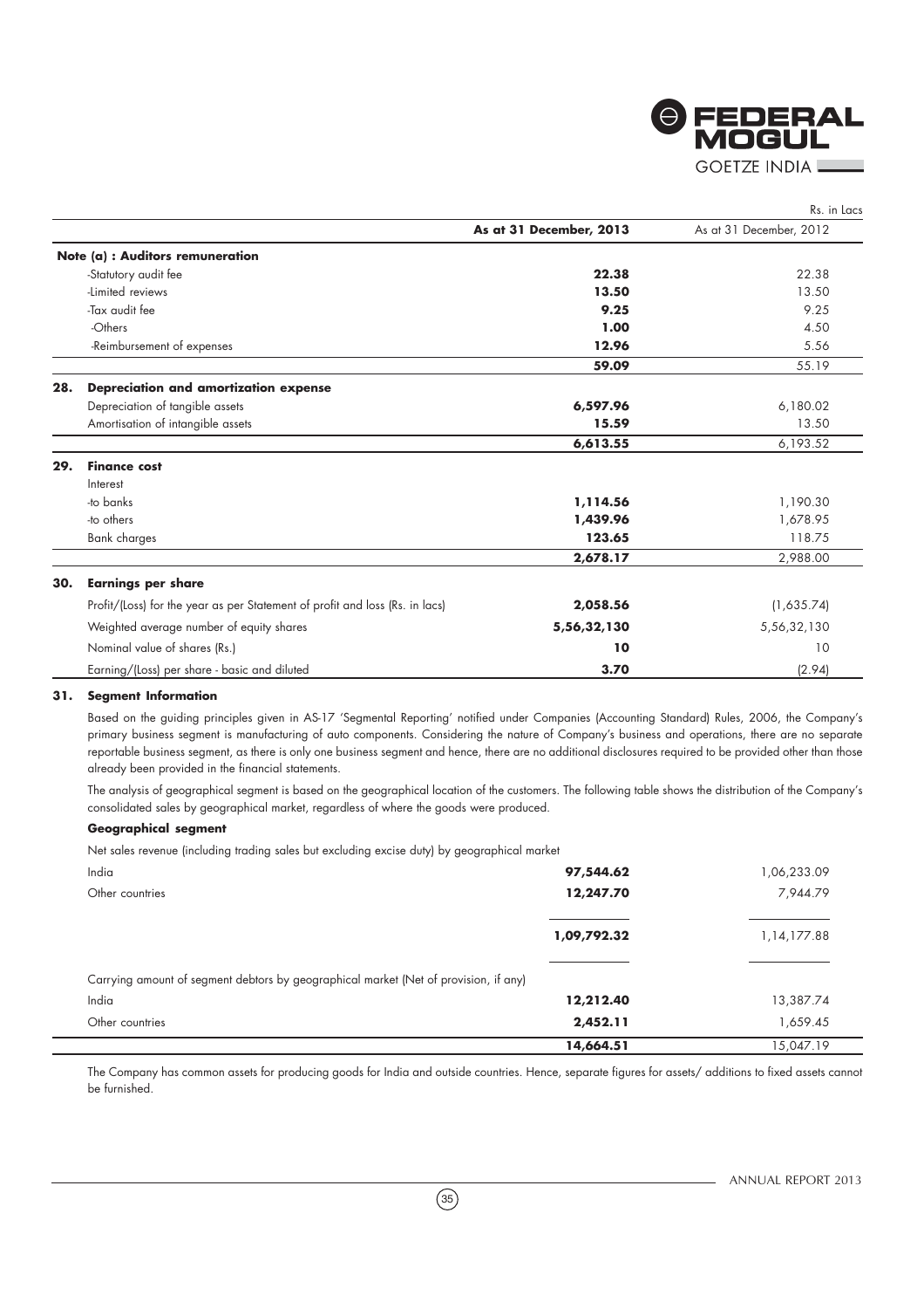Rs. in Lacs

| | | As at 31 December, 2013 | As at 31 December, 2012 |
|---|---|---|---|
| | **Note (a) : Auditors remuneration** | | |
| | -Statutory audit fee | **22.38** | 22.38 |
| | -Limited reviews | **13.50** | 13.50 |
| | -Tax audit fee | **9.25** | 9.25 |
| | -Others | **1.00** | 4.50 |
| | -Reimbursement of expenses | **12.96** | 5.56 |
| | | **59.09** | 55.19 |
| **28.** | **Depreciation and amortization expense** | | |
| | Depreciation of tangible assets | **6,597.96** | 6,180.02 |
| | Amortisation of intangible assets | **15.59** | 13.50 |
| | | **6,613.55** | 6,193.52 |
| **29.** | **Finance cost** | | |
| | Interest | | |
| | -to banks | **1,114.56** | 1,190.30 |
| | -to others | **1,439.96** | 1,678.95 |
| | Bank charges | **123.65** | 118.75 |
| | | **2,678.17** | 2,988.00 |
| **30.** | **Earnings per share** | | |
| | Profit/(Loss) for the year as per Statement of profit and loss (Rs. in lacs) | **2,058.56** | (1,635.74) |
| | Weighted average number of equity shares | **5,56,32,130** | 5,56,32,130 |
| | Nominal value of shares (Rs.) | **10** | 10 |
| | Earning/(Loss) per share - basic and diluted | **3.70** | (2.94) |

**31. Segment Information**

Based on the guiding principles given in AS-17 'Segmental Reporting' notified under Companies (Accounting Standard) Rules, 2006, the Company's primary business segment is manufacturing of auto components. Considering the nature of Company's business and operations, there are no separate reportable business segment, as there is only one business segment and hence, there are no additional disclosures required to be provided other than those already been provided in the financial statements.

The analysis of geographical segment is based on the geographical location of the customers. The following table shows the distribution of the Company's consolidated sales by geographical market, regardless of where the goods were produced.

**Geographical segment**

| | 2013 | 2012 |
|---|---|---|
| Net sales revenue (including trading sales but excluding excise duty) by geographical market | | |
| India | **97,544.62** | 1,06,233.09 |
| Other countries | **12,247.70** | 7,944.79 |
| | **1,09,792.32** | 1,14,177.88 |
| Carrying amount of segment debtors by geographical market (Net of provision, if any) | | |
| India | **12,212.40** | 13,387.74 |
| Other countries | **2,452.11** | 1,659.45 |
| | **14,664.51** | 15,047.19 |

The Company has common assets for producing goods for India and outside countries. Hence, separate figures for assets/ additions to fixed assets cannot be furnished.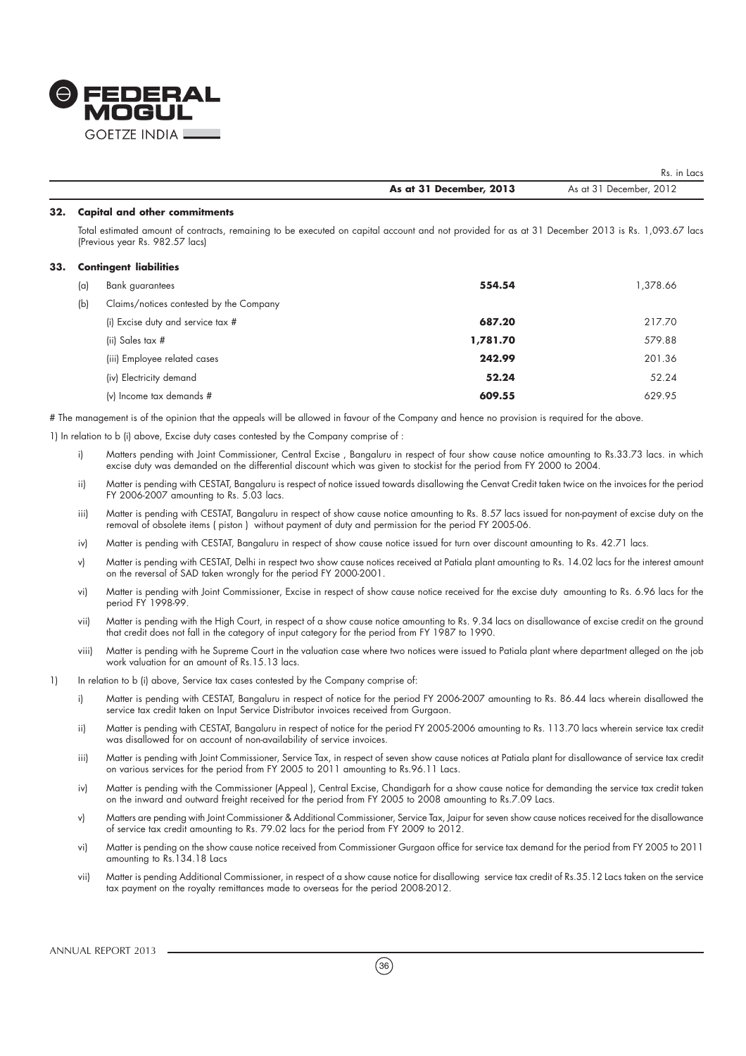Rs. in Lacs

| | As at 31 December, 2013 | As at 31 December, 2012 |
|---|---|---|

## 32. Capital and other commitments

Total estimated amount of contracts, remaining to be executed on capital account and not provided for as at 31 December 2013 is Rs. 1,093.67 lacs (Previous year Rs. 982.57 lacs)

## 33. Contingent liabilities

| | | As at 31 December, 2013 | As at 31 December, 2012 |
|---|---|---|---|
| (a) | Bank guarantees | **554.54** | 1,378.66 |
| (b) | Claims/notices contested by the Company | | |
| | (i) Excise duty and service tax # | **687.20** | 217.70 |
| | (ii) Sales tax # | **1,781.70** | 579.88 |
| | (iii) Employee related cases | **242.99** | 201.36 |
| | (iv) Electricity demand | **52.24** | 52.24 |
| | (v) Income tax demands # | **609.55** | 629.95 |

# The management is of the opinion that the appeals will be allowed in favour of the Company and hence no provision is required for the above.

1) In relation to b (i) above, Excise duty cases contested by the Company comprise of :

- i) Matters pending with Joint Commissioner, Central Excise , Bangaluru in respect of four show cause notice amounting to Rs.33.73 lacs. in which excise duty was demanded on the differential discount which was given to stockist for the period from FY 2000 to 2004.
- ii) Matter is pending with CESTAT, Bangaluru is respect of notice issued towards disallowing the Cenvat Credit taken twice on the invoices for the period FY 2006-2007 amounting to Rs. 5.03 lacs.
- iii) Matter is pending with CESTAT, Bangaluru in respect of show cause notice amounting to Rs. 8.57 lacs issued for non-payment of excise duty on the removal of obsolete items ( piston ) without payment of duty and permission for the period FY 2005-06.
- iv) Matter is pending with CESTAT, Bangaluru in respect of show cause notice issued for turn over discount amounting to Rs. 42.71 lacs.
- v) Matter is pending with CESTAT, Delhi in respect two show cause notices received at Patiala plant amounting to Rs. 14.02 lacs for the interest amount on the reversal of SAD taken wrongly for the period FY 2000-2001.
- vi) Matter is pending with Joint Commissioner, Excise in respect of show cause notice received for the excise duty amounting to Rs. 6.96 lacs for the period FY 1998-99.
- vii) Matter is pending with the High Court, in respect of a show cause notice amounting to Rs. 9.34 lacs on disallowance of excise credit on the ground that credit does not fall in the category of input category for the period from FY 1987 to 1990.
- viii) Matter is pending with he Supreme Court in the valuation case where two notices were issued to Patiala plant where department alleged on the job work valuation for an amount of Rs.15.13 lacs.

1) In relation to b (i) above, Service tax cases contested by the Company comprise of:

- i) Matter is pending with CESTAT, Bangaluru in respect of notice for the period FY 2006-2007 amounting to Rs. 86.44 lacs wherein disallowed the service tax credit taken on Input Service Distributor invoices received from Gurgaon.
- ii) Matter is pending with CESTAT, Bangaluru in respect of notice for the period FY 2005-2006 amounting to Rs. 113.70 lacs wherein service tax credit was disallowed for on account of non-availability of service invoices.
- iii) Matter is pending with Joint Commissioner, Service Tax, in respect of seven show cause notices at Patiala plant for disallowance of service tax credit on various services for the period from FY 2005 to 2011 amounting to Rs.96.11 Lacs.
- iv) Matter is pending with the Commissioner (Appeal ), Central Excise, Chandigarh for a show cause notice for demanding the service tax credit taken on the inward and outward freight received for the period from FY 2005 to 2008 amounting to Rs.7.09 Lacs.
- v) Matters are pending with Joint Commissioner & Additional Commissioner, Service Tax, Jaipur for seven show cause notices received for the disallowance of service tax credit amounting to Rs. 79.02 lacs for the period from FY 2009 to 2012.
- vi) Matter is pending on the show cause notice received from Commissioner Gurgaon office for service tax demand for the period from FY 2005 to 2011 amounting to Rs.134.18 Lacs
- vii) Matter is pending Additional Commissioner, in respect of a show cause notice for disallowing service tax credit of Rs.35.12 Lacs taken on the service tax payment on the royalty remittances made to overseas for the period 2008-2012.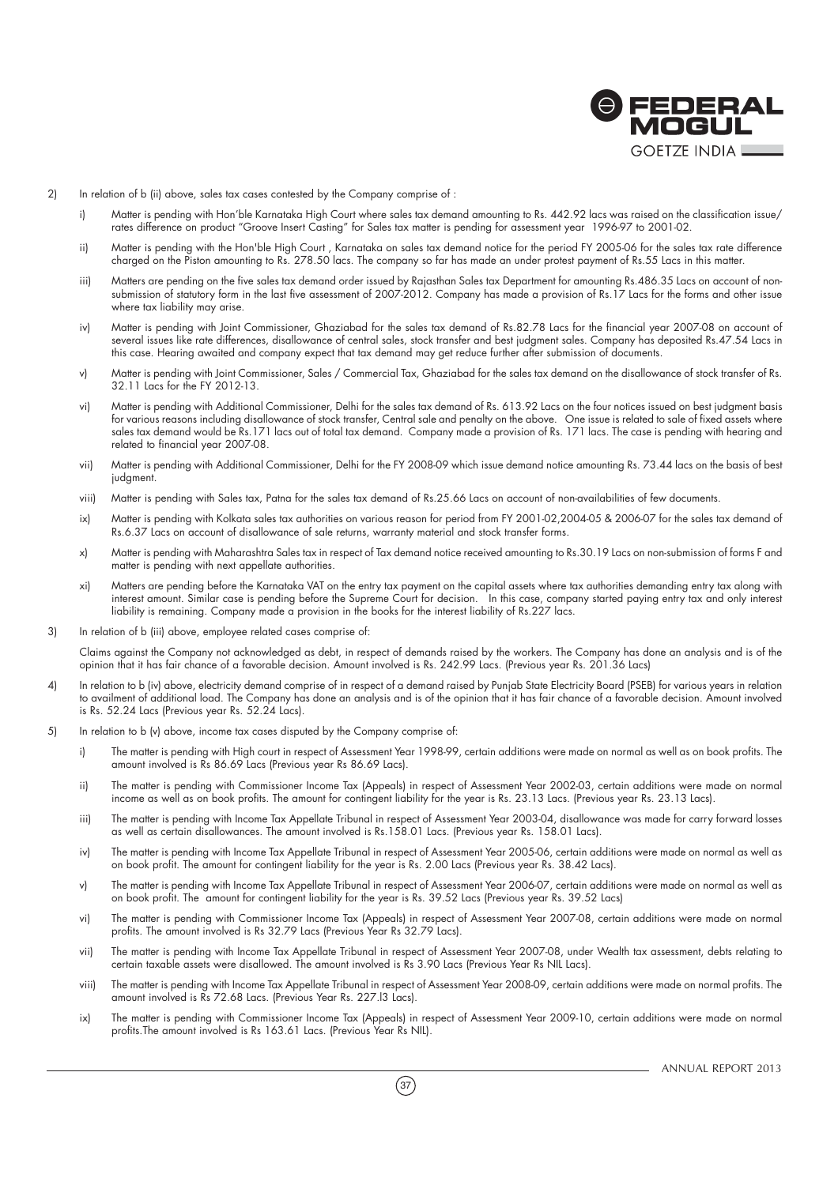2) In relation of b (ii) above, sales tax cases contested by the Company comprise of :

   i) Matter is pending with Hon'ble Karnataka High Court where sales tax demand amounting to Rs. 442.92 lacs was raised on the classification issue/ rates difference on product "Groove Insert Casting" for Sales tax matter is pending for assessment year 1996-97 to 2001-02.

   ii) Matter is pending with the Hon'ble High Court , Karnataka on sales tax demand notice for the period FY 2005-06 for the sales tax rate difference charged on the Piston amounting to Rs. 278.50 lacs. The company so far has made an under protest payment of Rs.55 Lacs in this matter.

   iii) Matters are pending on the five sales tax demand order issued by Rajasthan Sales tax Department for amounting Rs.486.35 Lacs on account of non-submission of statutory form in the last five assessment of 2007-2012. Company has made a provision of Rs.17 Lacs for the forms and other issue where tax liability may arise.

   iv) Matter is pending with Joint Commissioner, Ghaziabad for the sales tax demand of Rs.82.78 Lacs for the financial year 2007-08 on account of several issues like rate differences, disallowance of central sales, stock transfer and best judgment sales. Company has deposited Rs.47.54 Lacs in this case. Hearing awaited and company expect that tax demand may get reduce further after submission of documents.

   v) Matter is pending with Joint Commissioner, Sales / Commercial Tax, Ghaziabad for the sales tax demand on the disallowance of stock transfer of Rs. 32.11 Lacs for the FY 2012-13.

   vi) Matter is pending with Additional Commissioner, Delhi for the sales tax demand of Rs. 613.92 Lacs on the four notices issued on best judgment basis for various reasons including disallowance of stock transfer, Central sale and penalty on the above. One issue is related to sale of fixed assets where sales tax demand would be Rs.171 lacs out of total tax demand. Company made a provision of Rs. 171 lacs. The case is pending with hearing and related to financial year 2007-08.

   vii) Matter is pending with Additional Commissioner, Delhi for the FY 2008-09 which issue demand notice amounting Rs. 73.44 lacs on the basis of best judgment.

   viii) Matter is pending with Sales tax, Patna for the sales tax demand of Rs.25.66 Lacs on account of non-availabilities of few documents.

   ix) Matter is pending with Kolkata sales tax authorities on various reason for period from FY 2001-02,2004-05 & 2006-07 for the sales tax demand of Rs.6.37 Lacs on account of disallowance of sale returns, warranty material and stock transfer forms.

   x) Matter is pending with Maharashtra Sales tax in respect of Tax demand notice received amounting to Rs.30.19 Lacs on non-submission of forms F and matter is pending with next appellate authorities.

   xi) Matters are pending before the Karnataka VAT on the entry tax payment on the capital assets where tax authorities demanding entry tax along with interest amount. Similar case is pending before the Supreme Court for decision. In this case, company started paying entry tax and only interest liability is remaining. Company made a provision in the books for the interest liability of Rs.227 lacs.

3) In relation of b (iii) above, employee related cases comprise of:

   Claims against the Company not acknowledged as debt, in respect of demands raised by the workers. The Company has done an analysis and is of the opinion that it has fair chance of a favorable decision. Amount involved is Rs. 242.99 Lacs. (Previous year Rs. 201.36 Lacs)

4) In relation to b (iv) above, electricity demand comprise of in respect of a demand raised by Punjab State Electricity Board (PSEB) for various years in relation to availment of additional load. The Company has done an analysis and is of the opinion that it has fair chance of a favorable decision. Amount involved is Rs. 52.24 Lacs (Previous year Rs. 52.24 Lacs).

5) In relation to b (v) above, income tax cases disputed by the Company comprise of:

   i) The matter is pending with High court in respect of Assessment Year 1998-99, certain additions were made on normal as well as on book profits. The amount involved is Rs 86.69 Lacs (Previous year Rs 86.69 Lacs).

   ii) The matter is pending with Commissioner Income Tax (Appeals) in respect of Assessment Year 2002-03, certain additions were made on normal income as well as on book profits. The amount for contingent liability for the year is Rs. 23.13 Lacs. (Previous year Rs. 23.13 Lacs).

   iii) The matter is pending with Income Tax Appellate Tribunal in respect of Assessment Year 2003-04, disallowance was made for carry forward losses as well as certain disallowances. The amount involved is Rs.158.01 Lacs. (Previous year Rs. 158.01 Lacs).

   iv) The matter is pending with Income Tax Appellate Tribunal in respect of Assessment Year 2005-06, certain additions were made on normal as well as on book profit. The amount for contingent liability for the year is Rs. 2.00 Lacs (Previous year Rs. 38.42 Lacs).

   v) The matter is pending with Income Tax Appellate Tribunal in respect of Assessment Year 2006-07, certain additions were made on normal as well as on book profit. The amount for contingent liability for the year is Rs. 39.52 Lacs (Previous year Rs. 39.52 Lacs)

   vi) The matter is pending with Commissioner Income Tax (Appeals) in respect of Assessment Year 2007-08, certain additions were made on normal profits. The amount involved is Rs 32.79 Lacs (Previous Year Rs 32.79 Lacs).

   vii) The matter is pending with Income Tax Appellate Tribunal in respect of Assessment Year 2007-08, under Wealth tax assessment, debts relating to certain taxable assets were disallowed. The amount involved is Rs 3.90 Lacs (Previous Year Rs NIL Lacs).

   viii) The matter is pending with Income Tax Appellate Tribunal in respect of Assessment Year 2008-09, certain additions were made on normal profits. The amount involved is Rs 72.68 Lacs. (Previous Year Rs. 227.l3 Lacs).

   ix) The matter is pending with Commissioner Income Tax (Appeals) in respect of Assessment Year 2009-10, certain additions were made on normal profits.The amount involved is Rs 163.61 Lacs. (Previous Year Rs NIL).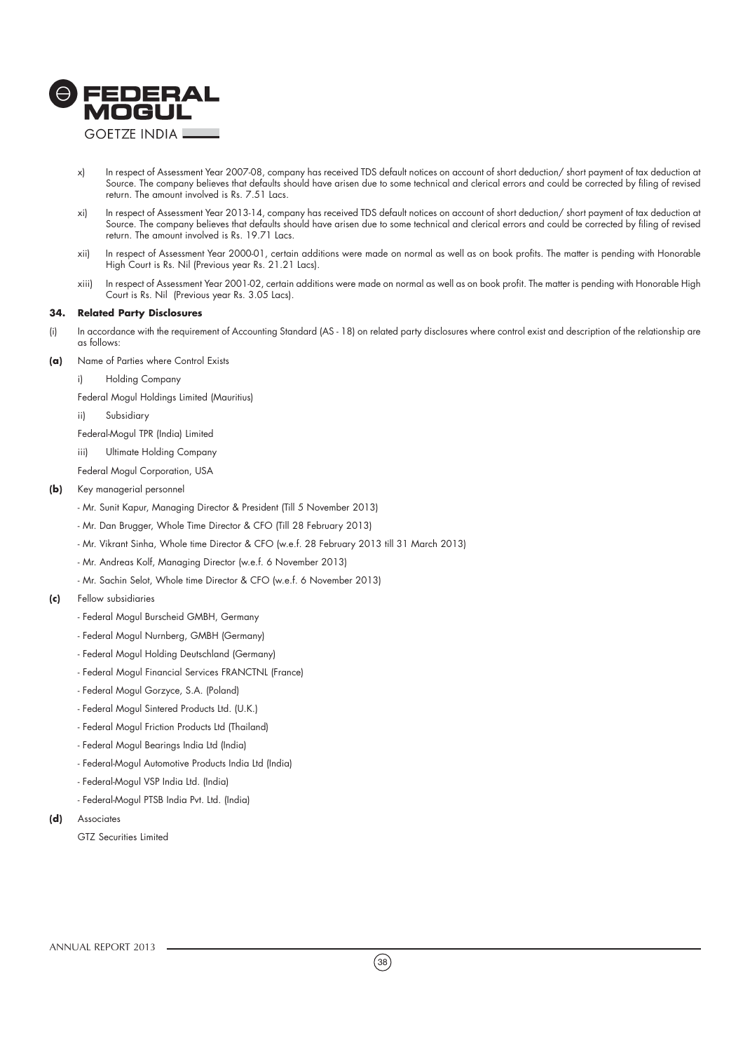x) In respect of Assessment Year 2007-08, company has received TDS default notices on account of short deduction/ short payment of tax deduction at Source. The company believes that defaults should have arisen due to some technical and clerical errors and could be corrected by filing of revised return. The amount involved is Rs. 7.51 Lacs.

xi) In respect of Assessment Year 2013-14, company has received TDS default notices on account of short deduction/ short payment of tax deduction at Source. The company believes that defaults should have arisen due to some technical and clerical errors and could be corrected by filing of revised return. The amount involved is Rs. 19.71 Lacs.

xii) In respect of Assessment Year 2000-01, certain additions were made on normal as well as on book profits. The matter is pending with Honorable High Court is Rs. Nil (Previous year Rs. 21.21 Lacs).

xiii) In respect of Assessment Year 2001-02, certain additions were made on normal as well as on book profit. The matter is pending with Honorable High Court is Rs. Nil (Previous year Rs. 3.05 Lacs).

## 34. Related Party Disclosures

(i) In accordance with the requirement of Accounting Standard (AS - 18) on related party disclosures where control exist and description of the relationship are as follows:

**(a)** Name of Parties where Control Exists

i) Holding Company

Federal Mogul Holdings Limited (Mauritius)

ii) Subsidiary

Federal-Mogul TPR (India) Limited

iii) Ultimate Holding Company

Federal Mogul Corporation, USA

**(b)** Key managerial personnel

- Mr. Sunit Kapur, Managing Director & President (Till 5 November 2013)
- Mr. Dan Brugger, Whole Time Director & CFO (Till 28 February 2013)
- Mr. Vikrant Sinha, Whole time Director & CFO (w.e.f. 28 February 2013 till 31 March 2013)
- Mr. Andreas Kolf, Managing Director (w.e.f. 6 November 2013)
- Mr. Sachin Selot, Whole time Director & CFO (w.e.f. 6 November 2013)

**(c)** Fellow subsidiaries

- Federal Mogul Burscheid GMBH, Germany
- Federal Mogul Nurnberg, GMBH (Germany)
- Federal Mogul Holding Deutschland (Germany)
- Federal Mogul Financial Services FRANCTNL (France)
- Federal Mogul Gorzyce, S.A. (Poland)
- Federal Mogul Sintered Products Ltd. (U.K.)
- Federal Mogul Friction Products Ltd (Thailand)
- Federal Mogul Bearings India Ltd (India)
- Federal-Mogul Automotive Products India Ltd (India)
- Federal-Mogul VSP India Ltd. (India)
- Federal-Mogul PTSB India Pvt. Ltd. (India)

**(d)** Associates

GTZ Securities Limited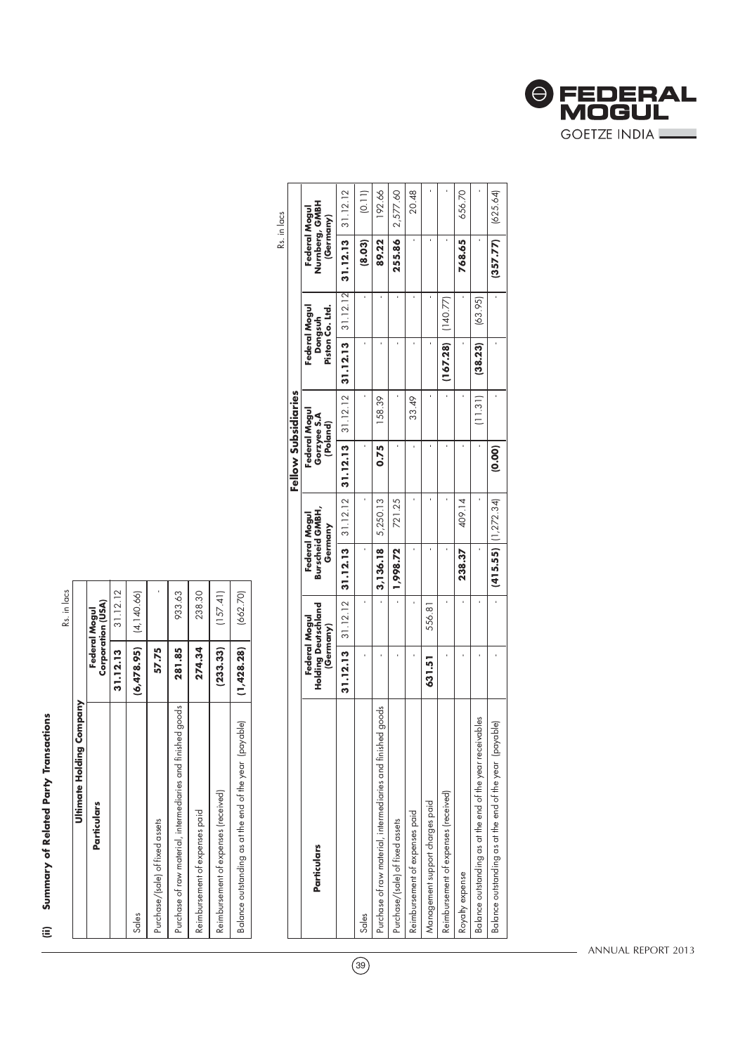## (ii) Summary of Related Party Transactions

Rs. in lacs

| Ultimate Holding Company | | |
|---|---|---|
| **Particulars** | **Federal Mogul Corporation (USA)** | |
| | **31.12.13** | 31.12.12 |
| Sales | **(6,478.95)** | (4,140.66) |
| Purchase/(sale) of fixed assets | **57.75** | - |
| Purchase of raw material, intermediaries and finished goods | **281.85** | 933.63 |
| Reimbursement of expenses paid | **274.34** | 238.30 |
| Reimbursement of expenses (received) | **(233.33)** | (157.41) |
| Balance outstanding as at the end of the year (payable) | **(1,428.28)** | (662.70) |

Rs. in lacs

| **Particulars** | **Fellow Subsidiaries** | | | | | | | | | |
|---|---|---|---|---|---|---|---|---|---|---|
| | **Federal Mogul Holding Deutschland (Germany)** | | **Federal Mogul Burscheid GMBH, Germany** | | **Federal Mogul Gorzyee S.A (Poland)** | | **Federal Mogul Dongsuh Piston Co. Ltd.** | | **Federal Mogul Nurnberg, GMBH (Germany)** | |
| | **31.12.13** | 31.12.12 | **31.12.13** | 31.12.12 | **31.12.13** | 31.12.12 | **31.12.13** | 31.12.12 | **31.12.13** | 31.12.12 |
| Sales | - | - | - | - | - | - | - | - | **(8.03)** | (0.11) |
| Purchase of raw material, intermediaries and finished goods | - | - | **3,136.18** | 5,250.13 | **0.75** | 158.39 | - | - | **89.22** | 192.66 |
| Purchase/(sale) of fixed assets | - | - | **1,998.72** | 721.25 | - | - | - | - | **255.86** | 2,577.60 |
| Reimbursement of expenses paid | - | - | - | - | - | 33.49 | - | - | - | 20.48 |
| Management support charges paid | **631.51** | 556.81 | - | - | - | - | - | - | - | - |
| Reimbursement of expenses (received) | - | - | - | - | - | - | **(167.28)** | (140.77) | - | - |
| Royalty expense | - | - | **238.37** | 409.14 | - | - | - | - | **768.65** | 656.70 |
| Balance outstanding as at the end of the year receivables | - | - | - | - | - | (11.31) | **(38.23)** | (63.95) | - | - |
| Balance outstanding as at the end of the year (payable) | - | - | **(415.55)** | (1,272.34) | **(0.00)** | - | - | - | **(357.77)** | (625.64) |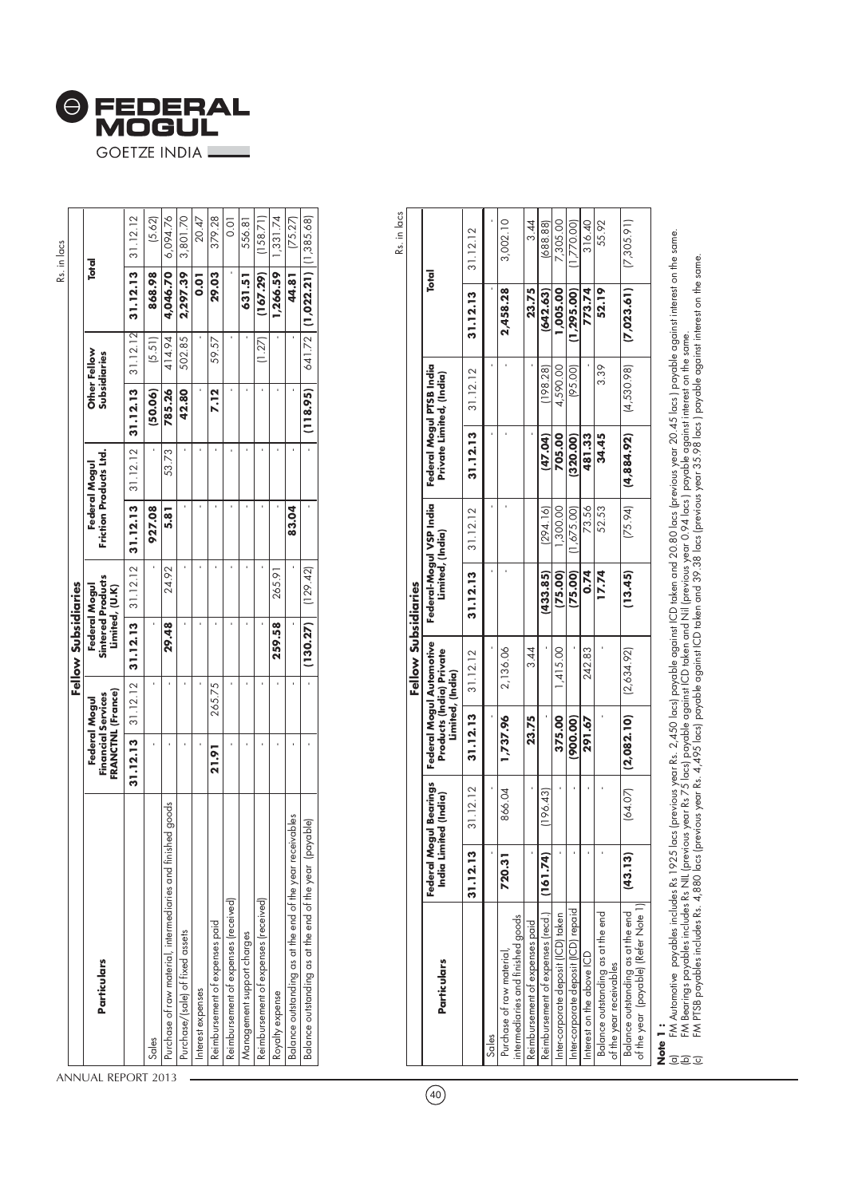Rs. in lacs

| Particulars | Fellow Subsidiaries | | | | | | | | | |
|---|---|---|---|---|---|---|---|---|---|---|
| | Federal Mogul Financial Services FRANCTNL (France) | | Federal Mogul Sintered Products Limited, (U.K) | | Federal Mogul Friction Products Ltd. | | Other Fellow Subsidiaries | | Total | |
| | **31.12.13** | 31.12.12 | **31.12.13** | 31.12.12 | **31.12.13** | 31.12.12 | **31.12.13** | 31.12.12 | **31.12.13** | 31.12.12 |
| Sales | - | - | - | - | **927.08** | - | **(50.06)** | (5.51) | **868.98** | (5.62) |
| Purchase of raw material, intermediaries and finished goods | - | - | **29.48** | 24.92 | **5.81** | 53.73 | **785.26** | 414.94 | **4,046.70** | 6,094.76 |
| Purchase/(sale) of fixed assets | - | - | - | - | - | - | **42.80** | 502.85 | **2,297.39** | 3,801.70 |
| Interest expenses | - | - | - | - | - | - | - | - | **0.01** | 20.47 |
| Reimbursement of expenses paid | **21.91** | 265.75 | - | - | - | - | **7.12** | 59.57 | **29.03** | 379.28 |
| Reimbursement of expenses (received) | - | - | - | - | - | - | - | - | - | 0.01 |
| Management support charges | - | - | - | - | - | - | - | - | **631.51** | 556.81 |
| Reimbursement of expenses (received) | - | - | - | - | - | - | - | (1.27) | **(167.29)** | (158.71) |
| Royalty expense | - | - | **259.58** | 265.91 | - | - | - | - | **1,266.59** | 1,331.74 |
| Balance outstanding as at the end of the year receivables | - | - | - | - | **83.04** | - | - | - | **44.81** | (75.27) |
| Balance outstanding as at the end of the year (payable) | - | - | **(130.27)** | (129.42) | - | - | **(118.95)** | 641.72 | **(1,022.21)** | (1,385.68) |

Rs. in lacs

| Particulars | Fellow Subsidiaries | | | | | | | | | |
|---|---|---|---|---|---|---|---|---|---|---|
| | Federal Mogul Bearings India Limited (India) | | Federal Mogul Automotive Products (India) Private Limited, (India) | | Federal-Mogul VSP India Limited, (India) | | Federal Mogul PTSB India Private Limited, (India) | | Total | |
| | **31.12.13** | 31.12.12 | **31.12.13** | 31.12.12 | **31.12.13** | 31.12.12 | **31.12.13** | 31.12.12 | **31.12.13** | 31.12.12 |
| Sales | - | - | - | - | - | - | - | - | - | - |
| Purchase of raw material, intermediaries and finished goods | **720.31** | 866.04 | **1,737.96** | 2,136.06 | - | - | - | - | **2,458.28** | 3,002.10 |
| Reimbursement of expenses paid | - | - | **23.75** | 3.44 | - | - | - | - | **23.75** | 3.44 |
| Reimbursement of expenses (recd.) | **(161.74)** | (196.43) | - | - | **(433.85)** | (294.16) | **(47.04)** | (198.28) | **(642.63)** | (688.88) |
| Inter-corporate deposit (ICD) taken | - | - | **375.00** | 1,415.00 | **(75.00)** | 1,300.00 | **705.00** | 4,590.00 | **1,005.00** | 7,305.00 |
| Inter-corporate deposit (ICD) repaid | - | - | **(900.00)** | - | **(75.00)** | (1,675.00) | **(320.00)** | (95.00) | **(1,295.00)** | (1,770.00) |
| Interest on the above ICD | - | - | **291.67** | 242.83 | **0.74** | 73.56 | **481.33** | - | **773.74** | 316.40 |
| Balance outstanding as at the end of the year receivables | - | - | - | - | **17.74** | 52.53 | **34.45** | 3.39 | **52.19** | 55.92 |
| Balance outstanding as at the end of the year (payable) (Refer Note 1) | **(43.13)** | (64.07) | **(2,082.10)** | (2,634.92) | **(13.45)** | (75.94) | **(4,884.92)** | (4,530.98) | **(7,023.61)** | (7,305.91) |

**Note 1 :**

(a) FM Automotive payables includes Rs 1925 lacs (previous year Rs. 2,450 lacs) payable against ICD taken and 20.80 lacs (previous year 20.45 lacs) payable against interest on the same.

(b) FM Bearings payables includes Rs NIL (previous year Rs 75 lacs) payable against ICD taken and Nil (previous year 0.94 lacs) payable against interest on the same.

(c) FM PTSB payables includes Rs. 4,880 lacs (previous year Rs. 4,495 lacs) payable against ICD taken and 39.38 lacs (previous year 35.98 lacs) payable against interest on the same.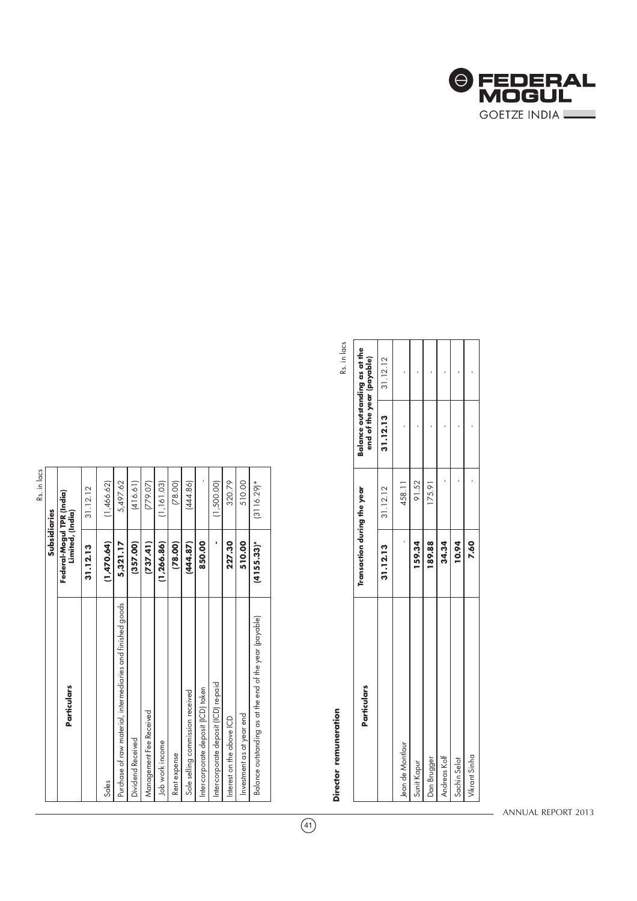Rs. in lacs

| Particulars | Subsidiaries | |
|---|---|---|
| | Federal-Mogul TPR (India) Limited, (India) | |
| | **31.12.13** | 31.12.12 |
| Sales | **(1,470.64)** | (1,466.62) |
| Purchase of raw material, intermediaries and finished goods | **5,321.17** | 5,497.62 |
| Dividend Received | **(357.00)** | (416.61) |
| Management Fee Received | **(737.41)** | (779.07) |
| Job work income | **(1,266.86)** | (1,161.03) |
| Rent expense | **(78.00)** | (78.00) |
| Sole selling commission received | **(444.87)** | (444.86) |
| Inter-corporate deposit (ICD) taken | **850.00** | - |
| Inter-corporate deposit (ICD) re-paid | **-** | (1,500.00) |
| Interest on the above ICD | **227.30** | 320.79 |
| Investment as at year end | **510.00** | 510.00 |
| Balance outstanding as at the end of the year (payable) | **(4155.33)*** | (3116.29)* |

**Director remuneration**

Rs. in lacs

| Particulars | Transaction during the year | | Balance outstanding as at the end of the year (payable) | |
|---|---|---|---|---|
| | **31.12.13** | 31.12.12 | **31.12.13** | 31.12.12 |
| Jean de Montlaur | - | 458.11 | - | - |
| Sunit Kapur | **159.34** | 91.52 | - | - |
| Dan Brugger | **189.88** | 175.91 | - | - |
| Andreas Kolf | **34.34** | - | - | - |
| Sachin Selot | **10.94** | - | - | - |
| Vikrant Sinha | **7.60** | - | - | - |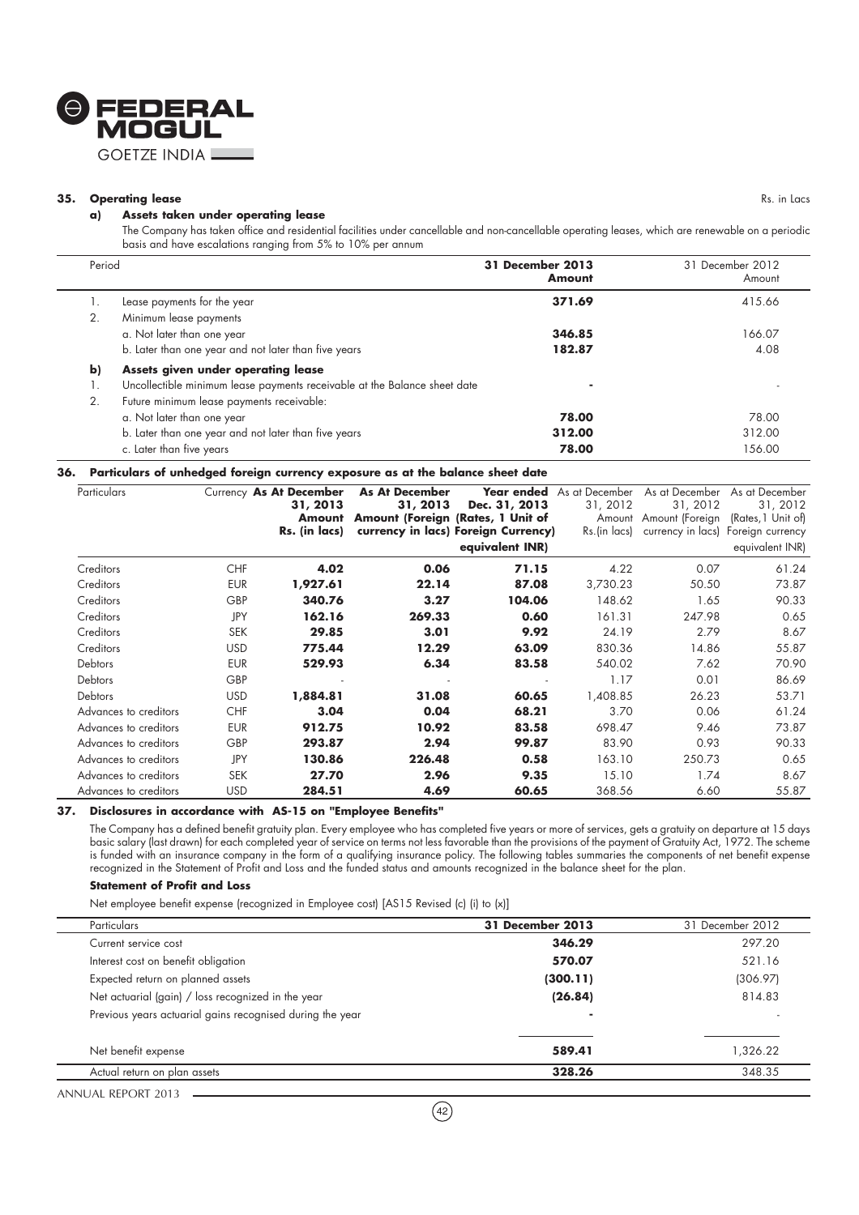**35. Operating lease**

Rs. in Lacs

**a) Assets taken under operating lease**

The Company has taken office and residential facilities under cancellable and non-cancellable operating leases, which are renewable on a periodic basis and have escalations ranging from 5% to 10% per annum

| Period | | 31 December 2013 Amount | 31 December 2012 Amount |
|---|---|---|---|
| 1. | Lease payments for the year | **371.69** | 415.66 |
| 2. | Minimum lease payments | | |
| | a. Not later than one year | **346.85** | 166.07 |
| | b. Later than one year and not later than five years | **182.87** | 4.08 |
| **b)** | **Assets given under operating lease** | | |
| 1. | Uncollectible minimum lease payments receivable at the Balance sheet date | **-** | - |
| 2. | Future minimum lease payments receivable: | | |
| | a. Not later than one year | **78.00** | 78.00 |
| | b. Later than one year and not later than five years | **312.00** | 312.00 |
| | c. Later than five years | **78.00** | 156.00 |

**36. Particulars of unhedged foreign currency exposure as at the balance sheet date**

| Particulars | Currency | As At December 31, 2013 Amount Rs. (in lacs) | As At December 31, 2013 Amount (Foreign currency in lacs) | Year ended Dec. 31, 2013 (Rates, 1 Unit of Foreign Currency) equivalent INR) | As at December 31, 2012 Amount Rs.(in lacs) | As at December 31, 2012 Amount (Foreign currency in lacs) | As at December 31, 2012 (Rates,1 Unit of) Foreign currency equivalent INR) |
|---|---|---|---|---|---|---|---|
| Creditors | CHF | **4.02** | **0.06** | **71.15** | 4.22 | 0.07 | 61.24 |
| Creditors | EUR | **1,927.61** | **22.14** | **87.08** | 3,730.23 | 50.50 | 73.87 |
| Creditors | GBP | **340.76** | **3.27** | **104.06** | 148.62 | 1.65 | 90.33 |
| Creditors | JPY | **162.16** | **269.33** | **0.60** | 161.31 | 247.98 | 0.65 |
| Creditors | SEK | **29.85** | **3.01** | **9.92** | 24.19 | 2.79 | 8.67 |
| Creditors | USD | **775.44** | **12.29** | **63.09** | 830.36 | 14.86 | 55.87 |
| Debtors | EUR | **529.93** | **6.34** | **83.58** | 540.02 | 7.62 | 70.90 |
| Debtors | GBP | - | - | - | 1.17 | 0.01 | 86.69 |
| Debtors | USD | **1,884.81** | **31.08** | **60.65** | 1,408.85 | 26.23 | 53.71 |
| Advances to creditors | CHF | **3.04** | **0.04** | **68.21** | 3.70 | 0.06 | 61.24 |
| Advances to creditors | EUR | **912.75** | **10.92** | **83.58** | 698.47 | 9.46 | 73.87 |
| Advances to creditors | GBP | **293.87** | **2.94** | **99.87** | 83.90 | 0.93 | 90.33 |
| Advances to creditors | JPY | **130.86** | **226.48** | **0.58** | 163.10 | 250.73 | 0.65 |
| Advances to creditors | SEK | **27.70** | **2.96** | **9.35** | 15.10 | 1.74 | 8.67 |
| Advances to creditors | USD | **284.51** | **4.69** | **60.65** | 368.56 | 6.60 | 55.87 |

**37. Disclosures in accordance with AS-15 on "Employee Benefits"**

The Company has a defined benefit gratuity plan. Every employee who has completed five years or more of services, gets a gratuity on departure at 15 days basic salary (last drawn) for each completed year of service on terms not less favorable than the provisions of the payment of Gratuity Act, 1972. The scheme is funded with an insurance company in the form of a qualifying insurance policy. The following tables summaries the components of net benefit expense recognized in the Statement of Profit and Loss and the funded status and amounts recognized in the balance sheet for the plan.

**Statement of Profit and Loss**

Net employee benefit expense (recognized in Employee cost) [AS15 Revised (c) (i) to (x)]

| Particulars | 31 December 2013 | 31 December 2012 |
|---|---|---|
| Current service cost | **346.29** | 297.20 |
| Interest cost on benefit obligation | **570.07** | 521.16 |
| Expected return on planned assets | **(300.11)** | (306.97) |
| Net actuarial (gain) / loss recognized in the year | **(26.84)** | 814.83 |
| Previous years actuarial gains recognised during the year | **-** | - |
| Net benefit expense | **589.41** | 1,326.22 |
| Actual return on plan assets | **328.26** | 348.35 |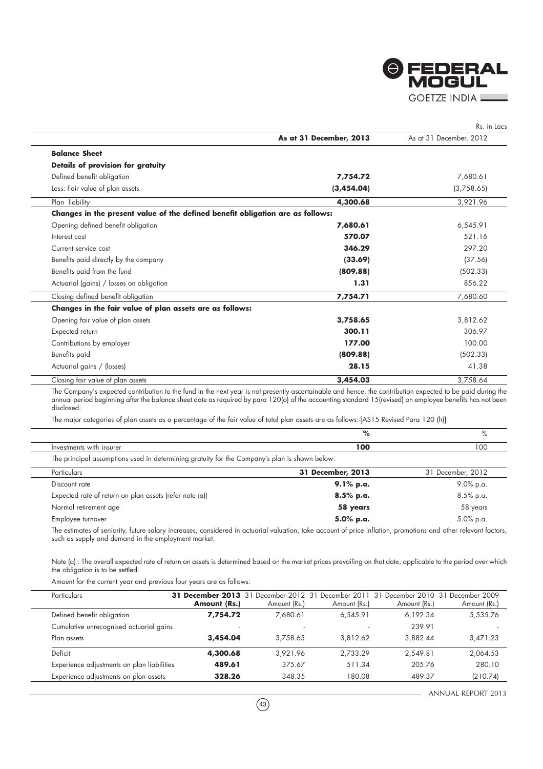Rs. in Lacs

| | As at 31 December, 2013 | As at 31 December, 2012 |
|---|---|---|
| **Balance Sheet** | | |
| **Details of provision for gratuity** | | |
| Defined benefit obligation | **7,754.72** | 7,680.61 |
| Less: Fair value of plan assets | **(3,454.04)** | (3,758.65) |
| Plan liability | **4,300.68** | 3,921.96 |
| **Changes in the present value of the defined benefit obligation are as follows:** | | |
| Opening defined benefit obligation | **7,680.61** | 6,545.91 |
| Interest cost | **570.07** | 521.16 |
| Current service cost | **346.29** | 297.20 |
| Benefits paid directly by the company | **(33.69)** | (37.56) |
| Benefits paid from the fund | **(809.88)** | (502.33) |
| Actuarial (gains) / losses on obligation | **1.31** | 856.22 |
| Closing defined benefit obligation | **7,754.71** | 7,680.60 |
| **Changes in the fair value of plan assets are as follows:** | | |
| Opening fair value of plan assets | **3,758.65** | 3,812.62 |
| Expected return | **300.11** | 306.97 |
| Contributions by employer | **177.00** | 100.00 |
| Benefits paid | **(809.88)** | (502.33) |
| Actuarial gains / (losses) | **28.15** | 41.38 |
| Closing fair value of plan assets | **3,454.03** | 3,758.64 |

The Company's expected contribution to the fund in the next year is not presently ascertainable and hence, the contribution expected to be paid during the annual period beginning after the balance sheet date as required by para 120(o) of the accounting standard 15(revised) on employee benefits has not been disclosed.

The major categories of plan assets as a percentage of the fair value of total plan assets are as follows:-[AS15 Revised Para 120 (h)]

| | % | % |
|---|---|---|
| Investments with insurer | **100** | 100 |

The principal assumptions used in determining gratuity for the Company's plan is shown below:

| Particulars | 31 December, 2013 | 31 December, 2012 |
|---|---|---|
| Discount rate | **9.1% p.a.** | 9.0% p.a. |
| Expected rate of return on plan assets (refer note (a)) | **8.5% p.a.** | 8.5% p.a. |
| Normal retirement age | **58 years** | 58 years |
| Employee turnover | **5.0% p.a.** | 5.0% p.a. |

The estimates of seniority, future salary increases, considered in actuarial valuation, take account of price inflation, promotions and other relevant factors, such as supply and demand in the employment market.

Note (a) : The overall expected rate of return on assets is determined based on the market prices prevailing on that date, applicable to the period over which the obligation is to be settled.

Amount for the current year and previous four years are as follows:

| Particulars | 31 December 2013 Amount (Rs.) | 31 December 2012 Amount (Rs.) | 31 December 2011 Amount (Rs.) | 31 December 2010 Amount (Rs.) | 31 December 2009 Amount (Rs.) |
|---|---|---|---|---|---|
| Defined benefit obligation | **7,754.72** | 7,680.61 | 6,545.91 | 6,192.34 | 5,535.76 |
| Cumulative unrecognised actuarial gains | - | - | - | 239.91 | - |
| Plan assets | **3,454.04** | 3,758.65 | 3,812.62 | 3,882.44 | 3,471.23 |
| Deficit | **4,300.68** | 3,921.96 | 2,733.29 | 2,549.81 | 2,064.53 |
| Experience adjustments on plan liabilities | **489.61** | 375.67 | 511.34 | 205.76 | 280.10 |
| Experience adjustments on plan assets | **328.26** | 348.35 | 180.08 | 489.37 | (210.74) |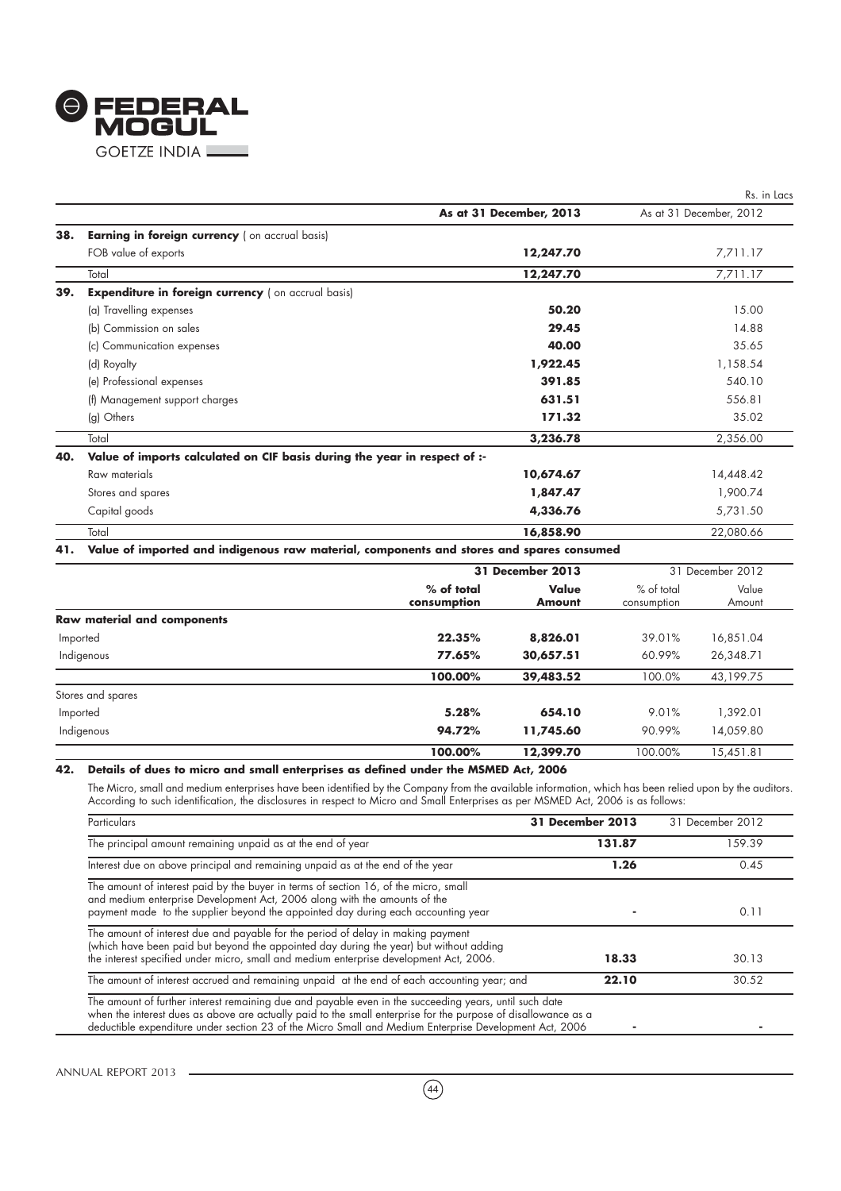Rs. in Lacs

| | | As at 31 December, 2013 | As at 31 December, 2012 |
|---|---|---|---|
| **38.** | **Earning in foreign currency** ( on accrual basis) | | |
| | FOB value of exports | **12,247.70** | 7,711.17 |
| | Total | **12,247.70** | 7,711.17 |
| **39.** | **Expenditure in foreign currency** ( on accrual basis) | | |
| | (a) Travelling expenses | **50.20** | 15.00 |
| | (b) Commission on sales | **29.45** | 14.88 |
| | (c) Communication expenses | **40.00** | 35.65 |
| | (d) Royalty | **1,922.45** | 1,158.54 |
| | (e) Professional expenses | **391.85** | 540.10 |
| | (f) Management support charges | **631.51** | 556.81 |
| | (g) Others | **171.32** | 35.02 |
| | Total | **3,236.78** | 2,356.00 |
| **40.** | **Value of imports calculated on CIF basis during the year in respect of :-** | | |
| | Raw materials | **10,674.67** | 14,448.42 |
| | Stores and spares | **1,847.47** | 1,900.74 |
| | Capital goods | **4,336.76** | 5,731.50 |
| | Total | **16,858.90** | 22,080.66 |

**41. Value of imported and indigenous raw material, components and stores and spares consumed**

| | 31 December 2013 | | 31 December 2012 | |
|---|---|---|---|---|
| | % of total consumption | Value Amount | % of total consumption | Value Amount |
| **Raw material and components** | | | | |
| Imported | **22.35%** | **8,826.01** | 39.01% | 16,851.04 |
| Indigenous | **77.65%** | **30,657.51** | 60.99% | 26,348.71 |
| | **100.00%** | **39,483.52** | 100.0% | 43,199.75 |
| Stores and spares | | | | |
| Imported | **5.28%** | **654.10** | 9.01% | 1,392.01 |
| Indigenous | **94.72%** | **11,745.60** | 90.99% | 14,059.80 |
| | **100.00%** | **12,399.70** | 100.00% | 15,451.81 |

**42. Details of dues to micro and small enterprises as defined under the MSMED Act, 2006**

The Micro, small and medium enterprises have been identified by the Company from the available information, which has been relied upon by the auditors. According to such identification, the disclosures in respect to Micro and Small Enterprises as per MSMED Act, 2006 is as follows:

| Particulars | 31 December 2013 | 31 December 2012 |
|---|---|---|
| The principal amount remaining unpaid as at the end of year | **131.87** | 159.39 |
| Interest due on above principal and remaining unpaid as at the end of the year | **1.26** | 0.45 |
| The amount of interest paid by the buyer in terms of section 16, of the micro, small and medium enterprise Development Act, 2006 along with the amounts of the payment made to the supplier beyond the appointed day during each accounting year | **-** | 0.11 |
| The amount of interest due and payable for the period of delay in making payment (which have been paid but beyond the appointed day during the year) but without adding the interest specified under micro, small and medium enterprise development Act, 2006. | **18.33** | 30.13 |
| The amount of interest accrued and remaining unpaid at the end of each accounting year; and | **22.10** | 30.52 |
| The amount of further interest remaining due and payable even in the succeeding years, until such date when the interest dues as above are actually paid to the small enterprise for the purpose of disallowance as a deductible expenditure under section 23 of the Micro Small and Medium Enterprise Development Act, 2006 | **-** | - |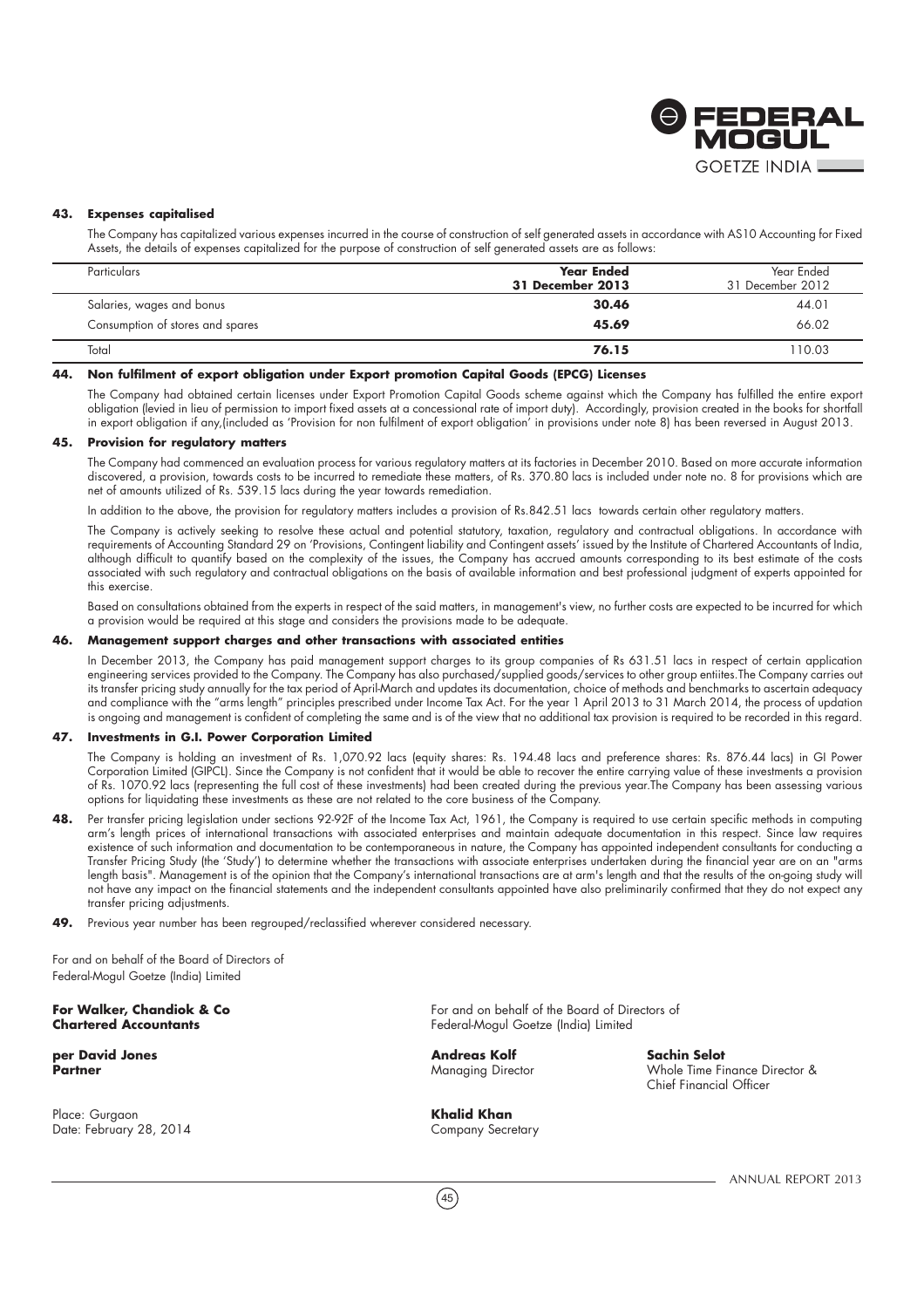**43. Expenses capitalised**

The Company has capitalized various expenses incurred in the course of construction of self generated assets in accordance with AS10 Accounting for Fixed Assets, the details of expenses capitalized for the purpose of construction of self generated assets are as follows:

| Particulars | **Year Ended 31 December 2013** | Year Ended 31 December 2012 |
|---|---|---|
| Salaries, wages and bonus | **30.46** | 44.01 |
| Consumption of stores and spares | **45.69** | 66.02 |
| Total | **76.15** | 110.03 |

**44. Non fulfilment of export obligation under Export promotion Capital Goods (EPCG) Licenses**

The Company had obtained certain licenses under Export Promotion Capital Goods scheme against which the Company has fulfilled the entire export obligation (levied in lieu of permission to import fixed assets at a concessional rate of import duty). Accordingly, provision created in the books for shortfall in export obligation if any,(included as 'Provision for non fulfilment of export obligation' in provisions under note 8) has been reversed in August 2013.

**45. Provision for regulatory matters**

The Company had commenced an evaluation process for various regulatory matters at its factories in December 2010. Based on more accurate information discovered, a provision, towards costs to be incurred to remediate these matters, of Rs. 370.80 lacs is included under note no. 8 for provisions which are net of amounts utilized of Rs. 539.15 lacs during the year towards remediation.

In addition to the above, the provision for regulatory matters includes a provision of Rs.842.51 lacs towards certain other regulatory matters.

The Company is actively seeking to resolve these actual and potential statutory, taxation, regulatory and contractual obligations. In accordance with requirements of Accounting Standard 29 on 'Provisions, Contingent liability and Contingent assets' issued by the Institute of Chartered Accountants of India, although difficult to quantify based on the complexity of the issues, the Company has accrued amounts corresponding to its best estimate of the costs associated with such regulatory and contractual obligations on the basis of available information and best professional judgment of experts appointed for this exercise.

Based on consultations obtained from the experts in respect of the said matters, in management's view, no further costs are expected to be incurred for which a provision would be required at this stage and considers the provisions made to be adequate.

**46. Management support charges and other transactions with associated entities**

In December 2013, the Company has paid management support charges to its group companies of Rs 631.51 lacs in respect of certain application engineering services provided to the Company. The Company has also purchased/supplied goods/services to other group entiites.The Company carries out its transfer pricing study annually for the tax period of April-March and updates its documentation, choice of methods and benchmarks to ascertain adequacy and compliance with the "arms length" principles prescribed under Income Tax Act. For the year 1 April 2013 to 31 March 2014, the process of updation is ongoing and management is confident of completing the same and is of the view that no additional tax provision is required to be recorded in this regard.

**47. Investments in G.I. Power Corporation Limited**

The Company is holding an investment of Rs. 1,070.92 lacs (equity shares: Rs. 194.48 lacs and preference shares: Rs. 876.44 lacs) in GI Power Corporation Limited (GIPCL). Since the Company is not confident that it would be able to recover the entire carrying value of these investments a provision of Rs. 1070.92 lacs (representing the full cost of these investments) had been created during the previous year.The Company has been assessing various options for liquidating these investments as these are not related to the core business of the Company.

**48.** Per transfer pricing legislation under sections 92-92F of the Income Tax Act, 1961, the Company is required to use certain specific methods in computing arm's length prices of international transactions with associated enterprises and maintain adequate documentation in this respect. Since law requires existence of such information and documentation to be contemporaneous in nature, the Company has appointed independent consultants for conducting a Transfer Pricing Study (the 'Study') to determine whether the transactions with associate enterprises undertaken during the financial year are on an "arms length basis". Management is of the opinion that the Company's international transactions are at arm's length and that the results of the on-going study will not have any impact on the financial statements and the independent consultants appointed have also preliminarily confirmed that they do not expect any transfer pricing adjustments.

**49.** Previous year number has been regrouped/reclassified wherever considered necessary.

For and on behalf of the Board of Directors of
Federal-Mogul Goetze (India) Limited

**For Walker, Chandiok & Co**
**Chartered Accountants**

**per David Jones**
**Partner**

Place: Gurgaon
Date: February 28, 2014

For and on behalf of the Board of Directors of
Federal-Mogul Goetze (India) Limited

**Andreas Kolf**
Managing Director

**Sachin Selot**
Whole Time Finance Director & Chief Financial Officer

**Khalid Khan**
Company Secretary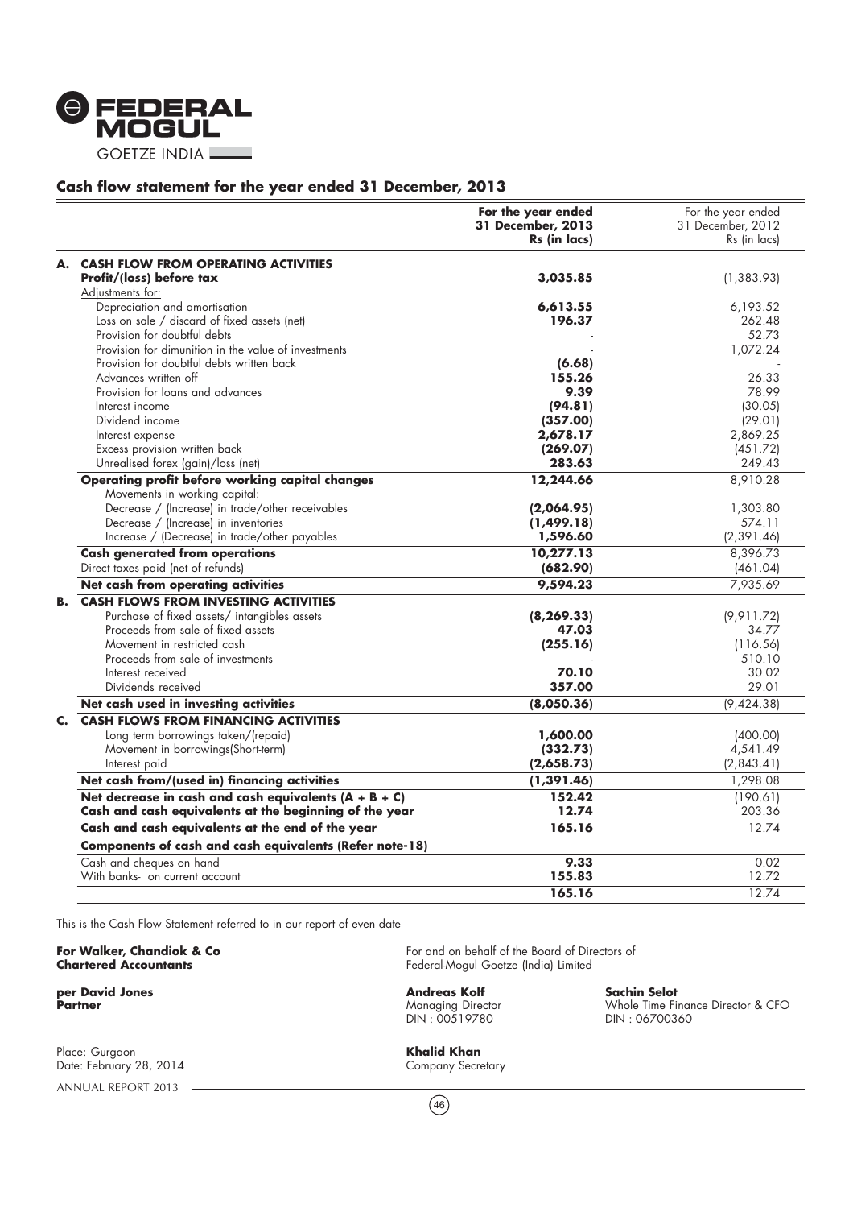**FEDERAL MOGUL**
GOETZE INDIA

## Cash flow statement for the year ended 31 December, 2013

| | | For the year ended 31 December, 2013 Rs (in lacs) | For the year ended 31 December, 2012 Rs (in lacs) |
|---|---|---|---|
| **A.** | **CASH FLOW FROM OPERATING ACTIVITIES** | | |
| | **Profit/(loss) before tax** | **3,035.85** | (1,383.93) |
| | Adjustments for: | | |
| | Depreciation and amortisation | **6,613.55** | 6,193.52 |
| | Loss on sale / discard of fixed assets (net) | **196.37** | 262.48 |
| | Provision for doubtful debts | - | 52.73 |
| | Provision for dimunition in the value of investments | - | 1,072.24 |
| | Provision for doubtful debts written back | **(6.68)** | - |
| | Advances written off | **155.26** | 26.33 |
| | Provision for loans and advances | **9.39** | 78.99 |
| | Interest income | **(94.81)** | (30.05) |
| | Dividend income | **(357.00)** | (29.01) |
| | Interest expense | **2,678.17** | 2,869.25 |
| | Excess provision written back | **(269.07)** | (451.72) |
| | Unrealised forex (gain)/loss (net) | **283.63** | 249.43 |
| | **Operating profit before working capital changes** | **12,244.66** | 8,910.28 |
| | Movements in working capital: | | |
| | Decrease / (Increase) in trade/other receivables | **(2,064.95)** | 1,303.80 |
| | Decrease / (Increase) in inventories | **(1,499.18)** | 574.11 |
| | Increase / (Decrease) in trade/other payables | **1,596.60** | (2,391.46) |
| | **Cash generated from operations** | **10,277.13** | 8,396.73 |
| | Direct taxes paid (net of refunds) | **(682.90)** | (461.04) |
| | **Net cash from operating activities** | **9,594.23** | 7,935.69 |
| **B.** | **CASH FLOWS FROM INVESTING ACTIVITIES** | | |
| | Purchase of fixed assets/ intangibles assets | **(8,269.33)** | (9,911.72) |
| | Proceeds from sale of fixed assets | **47.03** | 34.77 |
| | Movement in restricted cash | **(255.16)** | (116.56) |
| | Proceeds from sale of investments | - | 510.10 |
| | Interest received | **70.10** | 30.02 |
| | Dividends received | **357.00** | 29.01 |
| | **Net cash used in investing activities** | **(8,050.36)** | (9,424.38) |
| **C.** | **CASH FLOWS FROM FINANCING ACTIVITIES** | | |
| | Long term borrowings taken/(repaid) | **1,600.00** | (400.00) |
| | Movement in borrowings(Short-term) | **(332.73)** | 4,541.49 |
| | Interest paid | **(2,658.73)** | (2,843.41) |
| | **Net cash from/(used in) financing activities** | **(1,391.46)** | 1,298.08 |
| | **Net decrease in cash and cash equivalents (A + B + C)** | **152.42** | (190.61) |
| | **Cash and cash equivalents at the beginning of the year** | **12.74** | 203.36 |
| | **Cash and cash equivalents at the end of the year** | **165.16** | 12.74 |
| | **Components of cash and cash equivalents (Refer note-18)** | | |
| | Cash and cheques on hand | **9.33** | 0.02 |
| | With banks- on current account | **155.83** | 12.72 |
| | | **165.16** | 12.74 |

This is the Cash Flow Statement referred to in our report of even date

**For Walker, Chandiok & Co**
**Chartered Accountants**

**per David Jones**
**Partner**

Place: Gurgaon
Date: February 28, 2014

For and on behalf of the Board of Directors of
Federal-Mogul Goetze (India) Limited

**Andreas Kolf**
Managing Director
DIN : 00519780

**Sachin Selot**
Whole Time Finance Director & CFO
DIN : 06700360

**Khalid Khan**
Company Secretary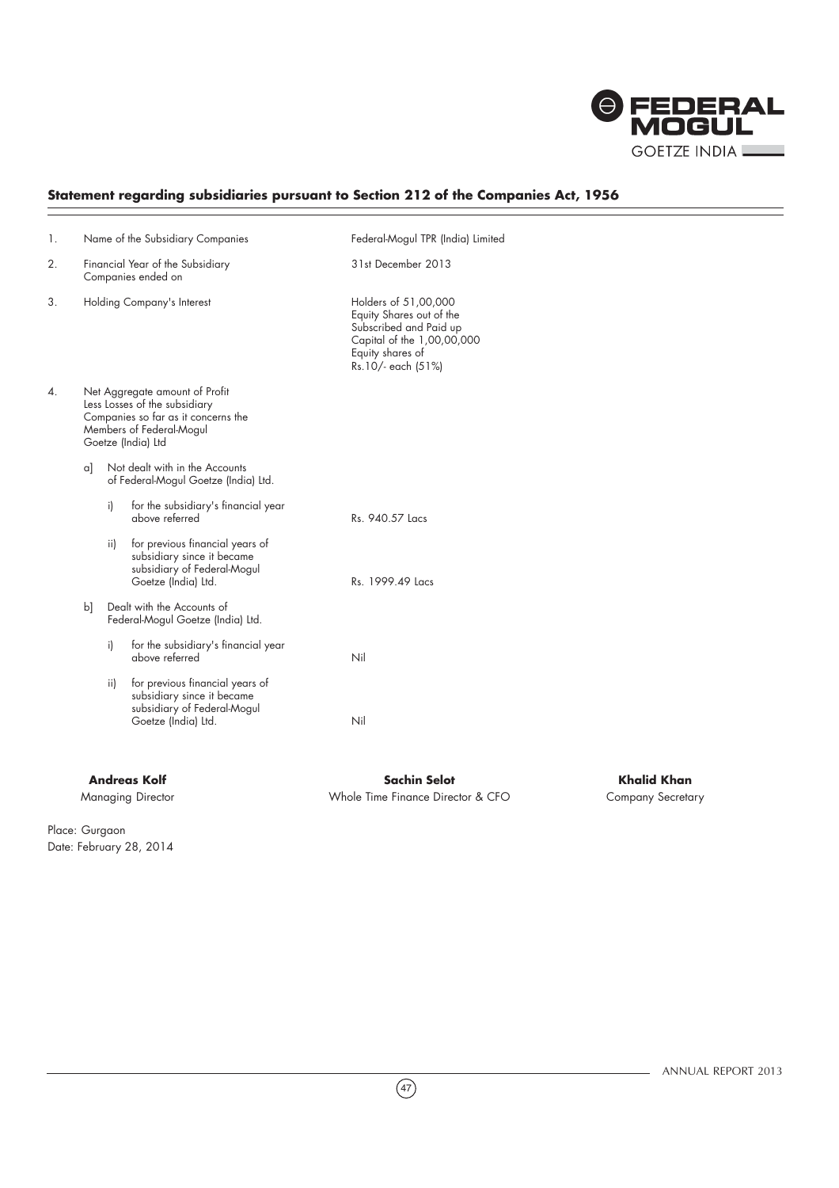## Statement regarding subsidiaries pursuant to Section 212 of the Companies Act, 1956

| | | | |
|---|---|---|---|
| 1. | Name of the Subsidiary Companies | | Federal-Mogul TPR (India) Limited |
| 2. | Financial Year of the Subsidiary Companies ended on | | 31st December 2013 |
| 3. | Holding Company's Interest | | Holders of 51,00,000 Equity Shares out of the Subscribed and Paid up Capital of the 1,00,00,000 Equity shares of Rs.10/- each (51%) |
| 4. | Net Aggregate amount of Profit Less Losses of the subsidiary Companies so far as it concerns the Members of Federal-Mogul Goetze (India) Ltd | | |
| | a] | Not dealt with in the Accounts of Federal-Mogul Goetze (India) Ltd. | |
| | | i) for the subsidiary's financial year above referred | Rs. 940.57 Lacs |
| | | ii) for previous financial years of subsidiary since it became subsidiary of Federal-Mogul Goetze (India) Ltd. | Rs. 1999.49 Lacs |
| | b] | Dealt with the Accounts of Federal-Mogul Goetze (India) Ltd. | |
| | | i) for the subsidiary's financial year above referred | Nil |
| | | ii) for previous financial years of subsidiary since it became subsidiary of Federal-Mogul Goetze (India) Ltd. | Nil |

| **Andreas Kolf** | **Sachin Selot** | **Khalid Khan** |
|---|---|---|
| Managing Director | Whole Time Finance Director & CFO | Company Secretary |

Place: Gurgaon
Date: February 28, 2014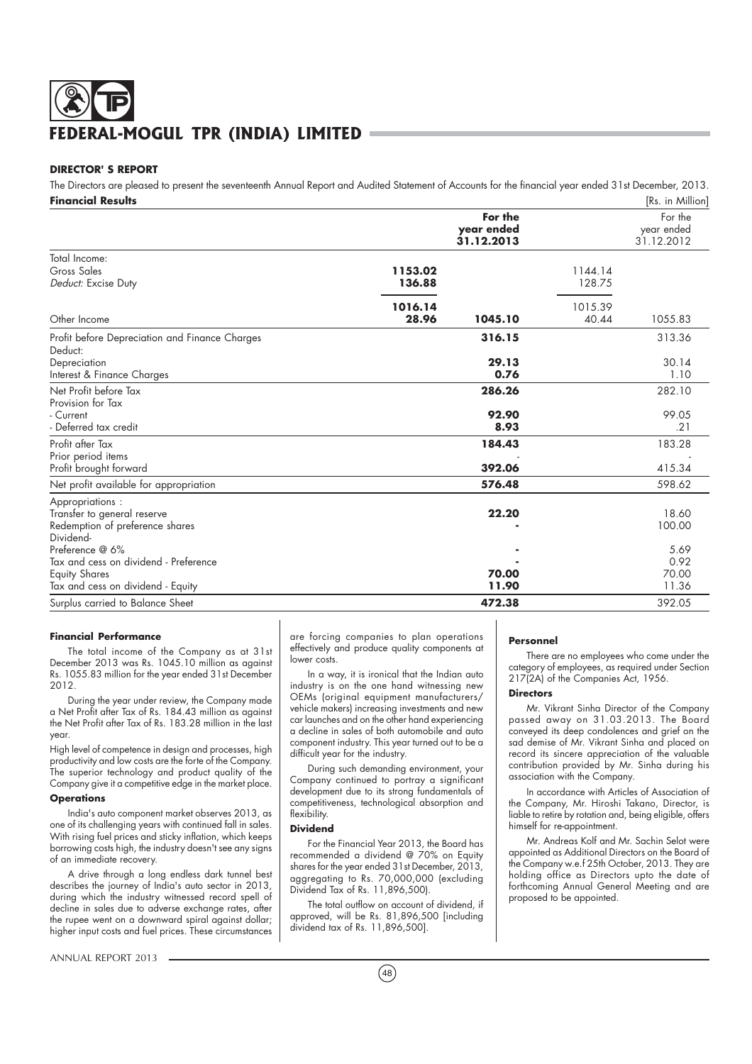# FEDERAL-MOGUL TPR (INDIA) LIMITED

## DIRECTOR' S REPORT

The Directors are pleased to present the seventeenth Annual Report and Audited Statement of Accounts for the financial year ended 31st December, 2013.

**Financial Results** [Rs. in Million]

| | | For the year ended 31.12.2013 | | For the year ended 31.12.2012 |
|---|---|---|---|---|
| Total Income: | | | | |
| Gross Sales | **1153.02** | | 1144.14 | |
| *Deduct:* Excise Duty | **136.88** | | 128.75 | |
| | **1016.14** | | 1015.39 | |
| Other Income | **28.96** | **1045.10** | 40.44 | 1055.83 |
| Profit before Depreciation and Finance Charges | | **316.15** | | 313.36 |
| Deduct: | | | | |
| Depreciation | | **29.13** | | 30.14 |
| Interest & Finance Charges | | **0.76** | | 1.10 |
| Net Profit before Tax | | **286.26** | | 282.10 |
| Provision for Tax | | | | |
| - Current | | **92.90** | | 99.05 |
| - Deferred tax credit | | **8.93** | | .21 |
| Profit after Tax | | **184.43** | | 183.28 |
| Prior period items | | - | | - |
| Profit brought forward | | **392.06** | | 415.34 |
| Net profit available for appropriation | | **576.48** | | 598.62 |
| Appropriations : | | | | |
| Transfer to general reserve | | **22.20** | | 18.60 |
| Redemption of preference shares | | **-** | | 100.00 |
| Dividend- | | | | |
| Preference @ 6% | | **-** | | 5.69 |
| Tax and cess on dividend - Preference | | **-** | | 0.92 |
| Equity Shares | | **70.00** | | 70.00 |
| Tax and cess on dividend - Equity | | **11.90** | | 11.36 |
| Surplus carried to Balance Sheet | | **472.38** | | 392.05 |

### Financial Performance

The total income of the Company as at 31st December 2013 was Rs. 1045.10 million as against Rs. 1055.83 million for the year ended 31st December 2012.

During the year under review, the Company made a Net Profit after Tax of Rs. 184.43 million as against the Net Profit after Tax of Rs. 183.28 million in the last year.

High level of competence in design and processes, high productivity and low costs are the forte of the Company. The superior technology and product quality of the Company give it a competitive edge in the market place.

### Operations

India's auto component market observes 2013, as one of its challenging years with continued fall in sales. With rising fuel prices and sticky inflation, which keeps borrowing costs high, the industry doesn't see any signs of an immediate recovery.

A drive through a long endless dark tunnel best describes the journey of India's auto sector in 2013, during which the industry witnessed record spell of decline in sales due to adverse exchange rates, after the rupee went on a downward spiral against dollar; higher input costs and fuel prices. These circumstances are forcing companies to plan operations effectively and produce quality components at lower costs.

In a way, it is ironical that the Indian auto industry is on the one hand witnessing new OEMs (original equipment manufacturers/ vehicle makers) increasing investments and new car launches and on the other hand experiencing a decline in sales of both automobile and auto component industry. This year turned out to be a difficult year for the industry.

During such demanding environment, your Company continued to portray a significant development due to its strong fundamentals of competitiveness, technological absorption and flexibility.

### Dividend

For the Financial Year 2013, the Board has recommended a dividend @ 70% on Equity shares for the year ended 31st December, 2013, aggregating to Rs. 70,000,000 (excluding Dividend Tax of Rs. 11,896,500).

The total outflow on account of dividend, if approved, will be Rs. 81,896,500 [including dividend tax of Rs. 11,896,500].

### Personnel

There are no employees who come under the category of employees, as required under Section 217(2A) of the Companies Act, 1956.

### Directors

Mr. Vikrant Sinha Director of the Company passed away on 31.03.2013. The Board conveyed its deep condolences and grief on the sad demise of Mr. Vikrant Sinha and placed on record its sincere appreciation of the valuable contribution provided by Mr. Sinha during his association with the Company.

In accordance with Articles of Association of the Company, Mr. Hiroshi Takano, Director, is liable to retire by rotation and, being eligible, offers himself for re-appointment.

Mr. Andreas Kolf and Mr. Sachin Selot were appointed as Additional Directors on the Board of the Company w.e.f 25th October, 2013. They are holding office as Directors upto the date of forthcoming Annual General Meeting and are proposed to be appointed.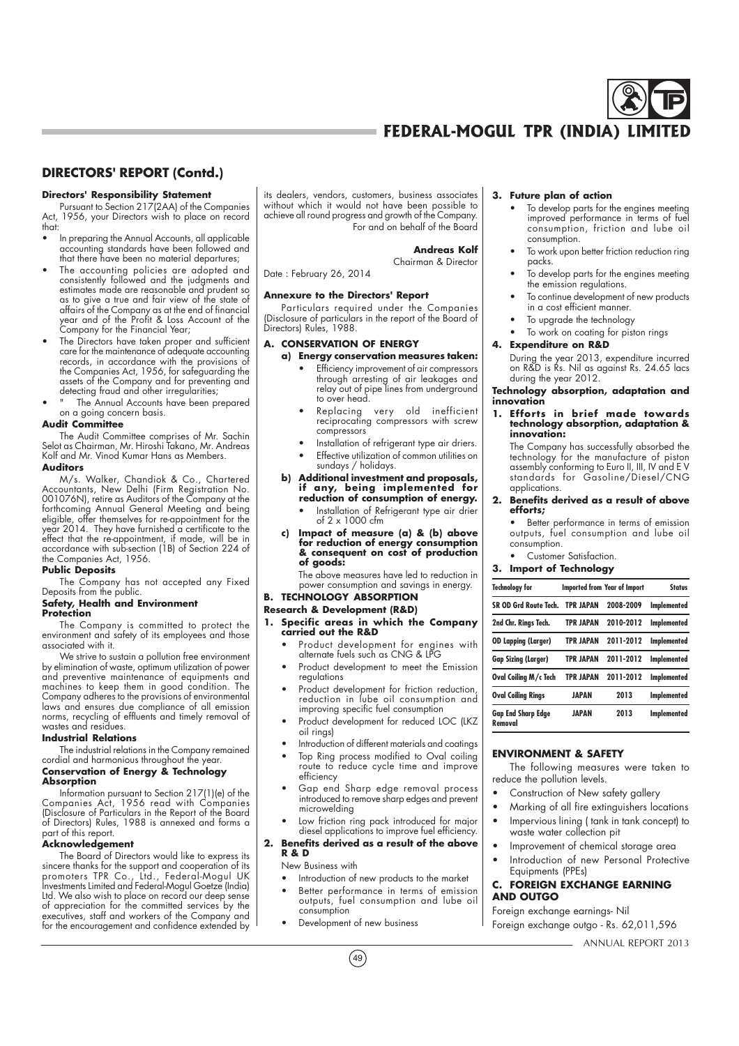## DIRECTORS' REPORT (Contd.)

**Directors' Responsibility Statement**

Pursuant to Section 217(2AA) of the Companies Act, 1956, your Directors wish to place on record that:

- In preparing the Annual Accounts, all applicable accounting standards have been followed and that there have been no material departures;
- The accounting policies are adopted and consistently followed and the judgments and estimates made are reasonable and prudent so as to give a true and fair view of the state of affairs of the Company as at the end of financial year and of the Profit & Loss Account of the Company for the Financial Year;
- The Directors have taken proper and sufficient care for the maintenance of adequate accounting records, in accordance with the provisions of the Companies Act, 1956, for safeguarding the assets of the Company and for preventing and detecting fraud and other irregularities;
- " The Annual Accounts have been prepared on a going concern basis.

**Audit Committee**

The Audit Committee comprises of Mr. Sachin Selot as Chairman, Mr. Hiroshi Takano, Mr. Andreas Kolf and Mr. Vinod Kumar Hans as Members.

**Auditors**

M/s. Walker, Chandiok & Co., Chartered Accountants, New Delhi (Firm Registration No. 001076N), retire as Auditors of the Company at the forthcoming Annual General Meeting and being eligible, offer themselves for re-appointment for the year 2014. They have furnished a certificate to the effect that the re-appointment, if made, will be in accordance with sub-section (1B) of Section 224 of the Companies Act, 1956.

**Public Deposits**

The Company has not accepted any Fixed Deposits from the public.

**Safety, Health and Environment Protection**

The Company is committed to protect the environment and safety of its employees and those associated with it.

We strive to sustain a pollution free environment by elimination of waste, optimum utilization of power and preventive maintenance of equipments and machines to keep them in good condition. The Company adheres to the provisions of environmental laws and ensures due compliance of all emission norms, recycling of effluents and timely removal of wastes and residues.

**Industrial Relations**

The industrial relations in the Company remained cordial and harmonious throughout the year.

**Conservation of Energy & Technology Absorption**

Information pursuant to Section 217(1)(e) of the Companies Act, 1956 read with Companies (Disclosure of Particulars in the Report of the Board of Directors) Rules, 1988 is annexed and forms a part of this report.

**Acknowledgement**

The Board of Directors would like to express its sincere thanks for the support and cooperation of its promoters TPR Co., Ltd., Federal-Mogul UK Investments Limited and Federal-Mogul Goetze (India) Ltd. We also wish to place on record our deep sense of appreciation for the committed services by the executives, staff and workers of the Company and for the encouragement and confidence extended by its dealers, vendors, customers, business associates without which it would not have been possible to achieve all round progress and growth of the Company.

For and on behalf of the Board

**Andreas Kolf**
Chairman & Director

Date : February 26, 2014

**Annexure to the Directors' Report**

Particulars required under the Companies (Disclosure of particulars in the report of the Board of Directors) Rules, 1988.

**A. CONSERVATION OF ENERGY**

**a) Energy conservation measures taken:**

- Efficiency improvement of air compressors through arresting of air leakages and relay out of pipe lines from underground to over head.
- Replacing very old inefficient reciprocating compressors with screw compressors
- Installation of refrigerant type air driers.
- Effective utilization of common utilities on sundays / holidays.

**b) Additional investment and proposals, if any, being implemented for reduction of consumption of energy.**

- Installation of Refrigerant type air drier of 2 x 1000 cfm

**c) Impact of measure (a) & (b) above for reduction of energy consumption & consequent on cost of production of goods:**

The above measures have led to reduction in power consumption and savings in energy.

**B. TECHNOLOGY ABSORPTION**

**Research & Development (R&D)**

**1. Specific areas in which the Company carried out the R&D**

- Product development for engines with alternate fuels such as CNG & LPG
- Product development to meet the Emission regulations
- Product development for friction reduction, reduction in lube oil consumption and improving specific fuel consumption
- Product development for reduced LOC (LKZ oil rings)
- Introduction of different materials and coatings
- Top Ring process modified to Oval coiling route to reduce cycle time and improve efficiency
- Gap end Sharp edge removal process introduced to remove sharp edges and prevent microwelding
- Low friction ring pack introduced for major diesel applications to improve fuel efficiency.

**2. Benefits derived as a result of the above R & D**

New Business with

- Introduction of new products to the market
- Better performance in terms of emission outputs, fuel consumption and lube oil consumption
- Development of new business

**3. Future plan of action**

- To develop parts for the engines meeting improved performance in terms of fuel consumption, friction and lube oil consumption.
- To work upon better friction reduction ring packs.
- To develop parts for the engines meeting the emission regulations.
- To continue development of new products in a cost efficient manner.
- To upgrade the technology
- To work on coating for piston rings

**4. Expenditure on R&D**

During the year 2013, expenditure incurred on R&D is Rs. Nil as against Rs. 24.65 lacs during the year 2012.

**Technology absorption, adaptation and innovation**

**1. Efforts in brief made towards technology absorption, adaptation & innovation:**

The Company has successfully absorbed the technology for the manufacture of piston assembly conforming to Euro II, III, IV and E V standards for Gasoline/Diesel/CNG applications.

**2. Benefits derived as a result of above efforts;**

- Better performance in terms of emission outputs, fuel consumption and lube oil consumption.
- Customer Satisfaction.

**3. Import of Technology**

| Technology for | Imported from | Year of Import | Status |
|---|---|---|---|
| SR OD Grd Route Tech. | TPR JAPAN | 2008-2009 | Implemented |
| 2nd Chr. Rings Tech. | TPR JAPAN | 2010-2012 | Implemented |
| OD Lapping (Larger) | TPR JAPAN | 2011-2012 | Implemented |
| Gap Sizing (Larger) | TPR JAPAN | 2011-2012 | Implemented |
| Oval Coiling M/c Tech | TPR JAPAN | 2011-2012 | Implemented |
| Oval Coiling Rings | JAPAN | 2013 | Implemented |
| Gap End Sharp Edge Removal | JAPAN | 2013 | Implemented |

**ENVIRONMENT & SAFETY**

The following measures were taken to reduce the pollution levels.

- Construction of New safety gallery
- Marking of all fire extinguishers locations
- Impervious lining ( tank in tank concept) to waste water collection pit
- Improvement of chemical storage area
- Introduction of new Personal Protective Equipments (PPEs)

**C. FOREIGN EXCHANGE EARNING AND OUTGO**

Foreign exchange earnings- Nil

Foreign exchange outgo - Rs. 62,011,596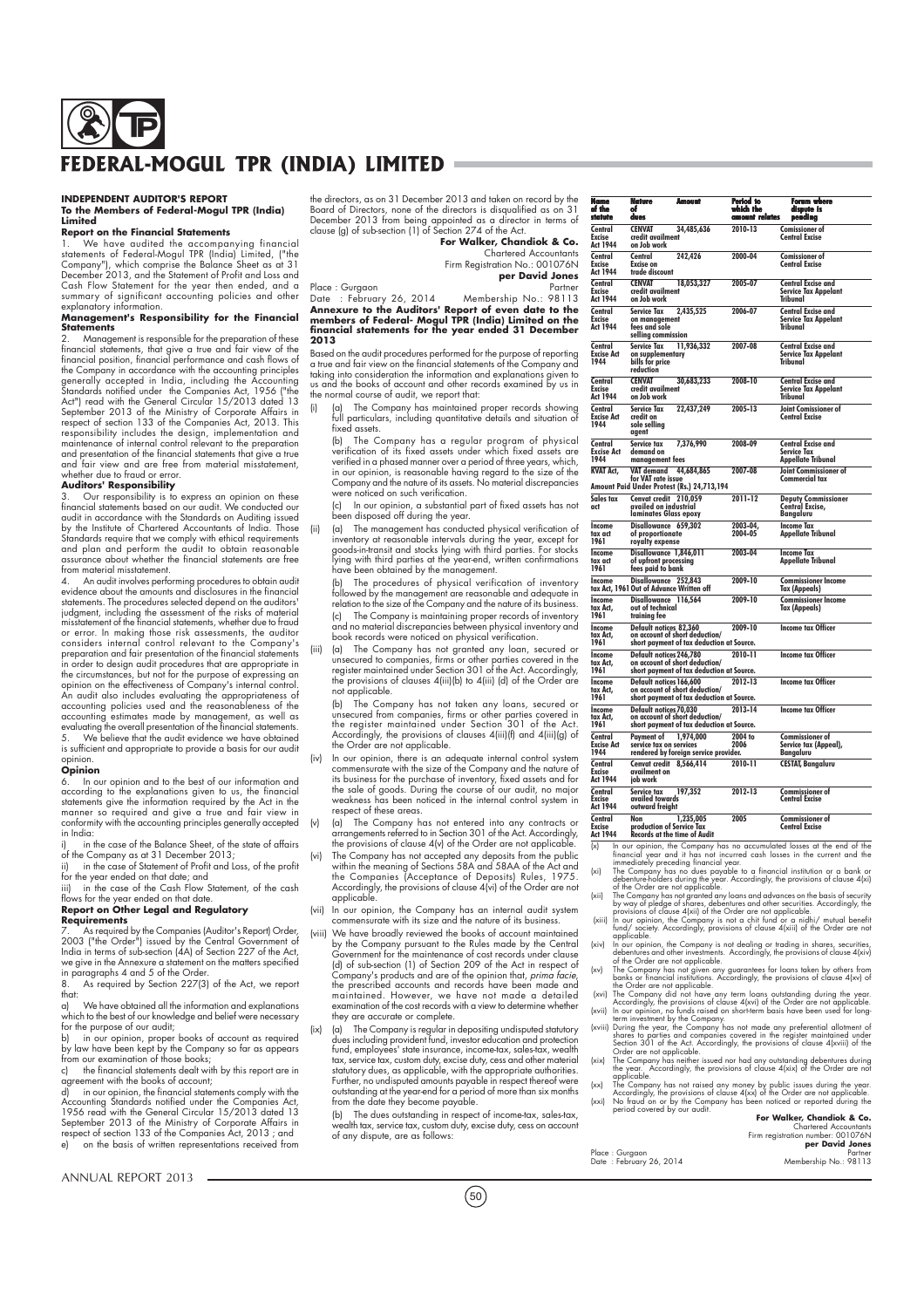# FEDERAL-MOGUL TPR (INDIA) LIMITED

## INDEPENDENT AUDITOR'S REPORT

**To the Members of Federal-Mogul TPR (India) Limited**

### Report on the Financial Statements

1. We have audited the accompanying financial statements of Federal-Mogul TPR (India) Limited, ("the Company"), which comprise the Balance Sheet as at 31 December 2013, and the Statement of Profit and Loss and Cash Flow Statement for the year then ended, and a summary of significant accounting policies and other explanatory information.

### Management's Responsibility for the Financial Statements

2. Management is responsible for the preparation of these financial statements, that give a true and fair view of the financial position, financial performance and cash flows of the Company in accordance with the accounting principles generally accepted in India, including the Accounting Standards notified under the Companies Act, 1956 ("the Act") read with the General Circular 15/2013 dated 13 September 2013 of the Ministry of Corporate Affairs in respect of section 133 of the Companies Act, 2013. This responsibility includes the design, implementation and maintenance of internal control relevant to the preparation and presentation of the financial statements that give a true and fair view and are free from material misstatement, whether due to fraud or error.

### Auditors' Responsibility

3. Our responsibility is to express an opinion on these financial statements based on our audit. We conducted our audit in accordance with the Standards on Auditing issued by the Institute of Chartered Accountants of India. Those Standards require that we comply with ethical requirements and plan and perform the audit to obtain reasonable assurance about whether the financial statements are free from material misstatement.

4. An audit involves performing procedures to obtain audit evidence about the amounts and disclosures in the financial statements. The procedures selected depend on the auditors' judgment, including the assessment of the risks of material misstatement of the financial statements, whether due to fraud or error. In making those risk assessments, the auditor considers internal control relevant to the Company's preparation and fair presentation of the financial statements in order to design audit procedures that are appropriate in the circumstances, but not for the purpose of expressing an opinion on the effectiveness of Company's internal control. An audit also includes evaluating the appropriateness of accounting policies used and the reasonableness of the accounting estimates made by management, as well as evaluating the overall presentation of the financial statements.

5. We believe that the audit evidence we have obtained is sufficient and appropriate to provide a basis for our audit opinion.

### Opinion

6. In our opinion and to the best of our information and according to the explanations given to us, the financial statements give the information required by the Act in the manner so required and give a true and fair view in conformity with the accounting principles generally accepted in India:

i) in the case of the Balance Sheet, of the state of affairs of the Company as at 31 December 2013;

ii) in the case of Statement of Profit and Loss, of the profit for the year ended on that date; and

iii) in the case of the Cash Flow Statement, of the cash flows for the year ended on that date.

### Report on Other Legal and Regulatory Requirements

7. As required by the Companies (Auditor's Report) Order, 2003 ("the Order") issued by the Central Government of India in terms of sub-section (4A) of Section 227 of the Act, we give in the Annexure a statement on the matters specified in paragraphs 4 and 5 of the Order.

8. As required by Section 227(3) of the Act, we report that:

a) We have obtained all the information and explanations which to the best of our knowledge and belief were necessary for the purpose of our audit;

b) in our opinion, proper books of account as required by law have been kept by the Company so far as appears from our examination of those books;

c) the financial statements dealt with by this report are in agreement with the books of account;

d) in our opinion, the financial statements comply with the Accounting Standards notified under the Companies Act, 1956 read with the General Circular 15/2013 dated 13 September 2013 of the Ministry of Corporate Affairs in respect of section 133 of the Companies Act, 2013 ; and

e) on the basis of written representations received from the directors, as on 31 December 2013 and taken on record by the Board of Directors, none of the directors is disqualified as on 31 December 2013 from being appointed as a director in terms of clause (g) of sub-section (1) of Section 274 of the Act.

**For Walker, Chandiok & Co.**
Chartered Accountants
Firm Registration No.: 001076N
**per David Jones**
Partner
Membership No.: 98113

Place : Gurgaon
Date : February 26, 2014

### Annexure to the Auditors' Report of even date to the members of Federal- Mogul TPR (India) Limited on the financial statements for the year ended 31 December 2013

Based on the audit procedures performed for the purpose of reporting a true and fair view on the financial statements of the Company and taking into consideration the information and explanations given to us and the books of account and other records examined by us in the normal course of audit, we report that:

(i) (a) The Company has maintained proper records showing full particulars, including quantitative details and situation of fixed assets.

(b) The Company has a regular program of physical verification of its fixed assets under which fixed assets are verified in a phased manner over a period of three years, which, in our opinion, is reasonable having regard to the size of the Company and the nature of its assets. No material discrepancies were noticed on such verification.

(c) In our opinion, a substantial part of fixed assets has not been disposed off during the year.

(ii) (a) The management has conducted physical verification of inventory at reasonable intervals during the year, except for goods-in-transit and stocks lying with third parties. For stocks lying with third parties at the year-end, written confirmations have been obtained by the management.

(b) The procedures of physical verification of inventory followed by the management are reasonable and adequate in relation to the size of the Company and the nature of its business.

(c) The Company is maintaining proper records of inventory and no material discrepancies between physical inventory and book records were noticed on physical verification.

(iii) (a) The Company has not granted any loan, secured or unsecured to companies, firms or other parties covered in the register maintained under Section 301 of the Act. Accordingly, the provisions of clauses 4(iii)(b) to 4(iii) (d) of the Order are not applicable.

(b) The Company has not taken any loans, secured or unsecured from companies, firms or other parties covered in the register maintained under Section 301 of the Act. Accordingly, the provisions of clauses 4(iii)(f) and 4(iii)(g) of the Order are not applicable.

(iv) In our opinion, there is an adequate internal control system commensurate with the size of the Company and the nature of its business for the purchase of inventory, fixed assets and for the sale of goods. During the course of our audit, no major weakness has been noticed in the internal control system in respect of these areas.

(v) (a) The Company has not entered into any contracts or arrangements referred to in Section 301 of the Act. Accordingly, the provisions of clause 4(v) of the Order are not applicable.

(vi) The Company has not accepted any deposits from the public within the meaning of Sections 58A and 58AA of the Act and the Companies (Acceptance of Deposits) Rules, 1975. Accordingly, the provisions of clause 4(vi) of the Order are not applicable.

(vii) In our opinion, the Company has an internal audit system commensurate with its size and the nature of its business.

(viii) We have broadly reviewed the books of account maintained by the Company pursuant to the Rules made by the Central Government for the maintenance of cost records under clause (d) of sub-section (1) of Section 209 of the Act in respect of Company's products and are of the opinion that, *prima facie*, the prescribed accounts and records have been made and maintained. However, we have not made a detailed examination of the cost records with a view to determine whether they are accurate or complete.

(ix) (a) The Company is regular in depositing undisputed statutory dues including provident fund, investor education and protection fund, employees' state insurance, income-tax, sales-tax, wealth tax, service tax, custom duty, excise duty, cess and other material statutory dues, as applicable, with the appropriate authorities. Further, no undisputed amounts payable in respect thereof were outstanding at the year-end for a period of more than six months from the date they become payable.

(b) The dues outstanding in respect of income-tax, sales-tax, wealth tax, service tax, custom duty, excise duty, cess on account of any dispute, are as follows:

| Name of the statute | Nature of dues | Amount | Period to which the amount relates | Forum where dispute is pending |
|---|---|---|---|---|
| Central Excise Act 1944 | CENVAT credit availment on Job work | 34,485,636 | 2010-13 | Commissioner of Central Excise |
| Central Excise Act 1944 | Central Excise on trade discount | 242,426 | 2000-04 | Comissioner of Central Excise |
| Central Excise Act 1944 | CENVAT credit availment on Job work | 18,053,327 | 2005-07 | Central Excise and Service Tax Appelant Tribunal |
| Central Excise Act 1944 | Service Tax on management fees and sole selling commission | 2,435,525 | 2006-07 | Central Excise and Service Tax Appelant Tribunal |
| Central Excise Act 1944 | Service Tax on supplementary bills for price reduction | 11,936,332 | 2007-08 | Central Excise and Service Tax Appelant Tribunal |
| Central Excise Act 1944 | CENVAT credit availment on Job work | 30,683,233 | 2008-10 | Central Excise and Service Tax Appelant Tribunal |
| Central Excise Act 1944 | Service Tax credit on sole selling agent | 22,437,249 | 2005-13 | Joint Comissioner of Central Excise |
| Central Excise Act 1944 | Service tax demand on management fees | 7,376,990 | 2008-09 | Central Excise and Service Tax Appellate Tribunal |
| KVAT Act, | VAT demand for VAT rate issue | 44,684,865 | 2007-08 | Joint Commissioner of Commercial tax |
| Amount Paid Under Protest (Rs.) 24,713,194 | | | | |
| Sales tax act | Cenvat credit availed on industrial laminates Glass epoxy | 210,059 | 2011-12 | Deputy Commissioner Central Excise, Bangaluru |
| Income tax act 1961 | Disallowance of proportionate royalty expense | 659,302 | 2003-04, 2004-05 | Income Tax Appellate Tribunal |
| Income tax act 1961 | Disallowance of upfront processing fees paid to bank | 1,846,011 | 2003-04 | Income Tax Appellate Tribunal |
| Income tax Act, 1961 | Disallowance Out of Advance Written off | 252,843 | 2009-10 | Commissioner Income Tax (Appeals) |
| Income tax Act, 1961 | Disallowance out of technical training fee | 116,564 | 2009-10 | Commissioner Income Tax (Appeals) |
| Income tax Act, 1961 | Default notices on account of short deduction/ short payment of tax deduction at Source. | 82,360 | 2009-10 | Income tax Officer |
| Income tax Act, 1961 | Default notices on account of short deduction/ short payment of tax deduction at Source. | 246,780 | 2010-11 | Income tax Officer |
| Income tax Act, 1961 | Default notices on account of short deduction/ short payment of tax deduction at Source. | 166,600 | 2012-13 | Income tax Officer |
| Income tax Act, 1961 | Default notices on account of short deduction/ short payment of tax deduction at Source. | 70,030 | 2013-14 | Income tax Officer |
| Central Excise Act 1944 | Payment of service tax on services rendered by foreign service provider. | 1,974,000 | 2004 to 2006 | Commissioner of Service tax (Appeal), Bangaluru |
| Central Excise Act 1944 | Cenvat credit availment on job work | 8,566,414 | 2010-11 | CESTAT, Bangaluru |
| Central Excise Act 1944 | Service tax availed towards outward freight | 197,352 | 2012-13 | Commissioner of Central Excise |
| Central Excise Act 1944 | Non production of Service Tax Records at the time of Audit | 1,235,005 | 2005 | Commissioner of Central Excise |

(x) In our opinion, the Company has no accumulated losses at the end of the financial year and it has not incurred cash losses in the current and the immediately preceding financial year.

(xi) The Company has no dues payable to a financial institution or a bank or debenture-holders during the year. Accordingly, the provisions of clause 4(xi) of the Order are not applicable.

(xii) The Company has not granted any loans and advances on the basis of security by way of pledge of shares, debentures and other securities. Accordingly, the provisions of clause 4(xii) of the Order are not applicable.

(xiii) In our opinion, the Company is not a chit fund or a nidhi/ mutual benefit fund/ society. Accordingly, provisions of clause 4(xiii) of the Order are not applicable.

(xiv) In our opinion, the Company is not dealing or trading in shares, securities, debentures and other investments. Accordingly, the provisions of clause 4(xiv) of the Order are not applicable.

(xv) The Company has not given any guarantees for loans taken by others from banks or financial institutions. Accordingly, the provisions of clause 4(xv) of the Order are not applicable.

(xvi) The Company did not have any term loans outstanding during the year. Accordingly, the provisions of clause 4(xvi) of the Order are not applicable.

(xvii) In our opinion, no funds raised on short-term basis have been used for long-term investment by the Company.

(xviii) During the year, the Company has not made any preferential allotment of shares to parties and companies covered in the register maintained under Section 301 of the Act. Accordingly, the provisions of clause 4(xviii) of the Order are not applicable.

(xix) The Company has neither issued nor had any outstanding debentures during the year. Accordingly, the provisions of clause 4(xix) of the Order are not applicable.

(xx) The Company has not raised any money by public issues during the year. Accordingly, the provisions of clause 4(xx) of the Order are not applicable.

(xxi) No fraud on or by the Company has been noticed or reported during the period covered by our audit.

**For Walker, Chandiok & Co.**
Chartered Accountants
Firm registration number: 001076N
**per David Jones**
Partner
Membership No.: 98113

Place : Gurgaon
Date : February 26, 2014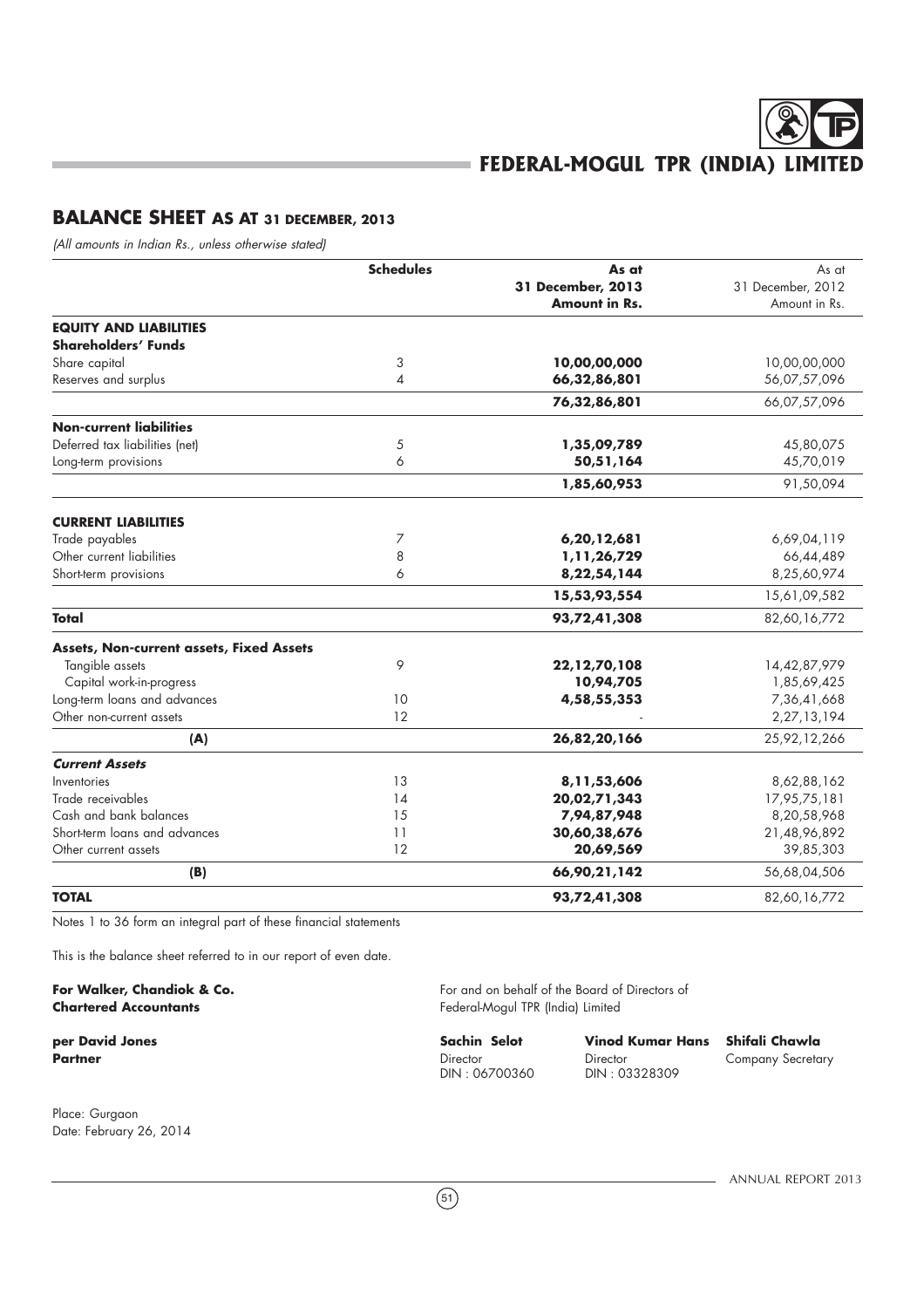# BALANCE SHEET AS AT 31 DECEMBER, 2013

*(All amounts in Indian Rs., unless otherwise stated)*

| | Schedules | As at 31 December, 2013 Amount in Rs. | As at 31 December, 2012 Amount in Rs. |
|---|---|---|---|
| **EQUITY AND LIABILITIES** | | | |
| **Shareholders' Funds** | | | |
| Share capital | 3 | **10,00,00,000** | 10,00,00,000 |
| Reserves and surplus | 4 | **66,32,86,801** | 56,07,57,096 |
| | | **76,32,86,801** | 66,07,57,096 |
| **Non-current liabilities** | | | |
| Deferred tax liabilities (net) | 5 | **1,35,09,789** | 45,80,075 |
| Long-term provisions | 6 | **50,51,164** | 45,70,019 |
| | | **1,85,60,953** | 91,50,094 |
| **CURRENT LIABILITIES** | | | |
| Trade payables | 7 | **6,20,12,681** | 6,69,04,119 |
| Other current liabilities | 8 | **1,11,26,729** | 66,44,489 |
| Short-term provisions | 6 | **8,22,54,144** | 8,25,60,974 |
| | | **15,53,93,554** | 15,61,09,582 |
| **Total** | | **93,72,41,308** | 82,60,16,772 |
| **Assets, Non-current assets, Fixed Assets** | | | |
| Tangible assets | 9 | **22,12,70,108** | 14,42,87,979 |
| Capital work-in-progress | | **10,94,705** | 1,85,69,425 |
| Long-term loans and advances | 10 | **4,58,55,353** | 7,36,41,668 |
| Other non-current assets | 12 | - | 2,27,13,194 |
| **(A)** | | **26,82,20,166** | 25,92,12,266 |
| ***Current Assets*** | | | |
| Inventories | 13 | **8,11,53,606** | 8,62,88,162 |
| Trade receivables | 14 | **20,02,71,343** | 17,95,75,181 |
| Cash and bank balances | 15 | **7,94,87,948** | 8,20,58,968 |
| Short-term loans and advances | 11 | **30,60,38,676** | 21,48,96,892 |
| Other current assets | 12 | **20,69,569** | 39,85,303 |
| **(B)** | | **66,90,21,142** | 56,68,04,506 |
| **TOTAL** | | **93,72,41,308** | 82,60,16,772 |

Notes 1 to 36 form an integral part of these financial statements

This is the balance sheet referred to in our report of even date.

**For Walker, Chandiok & Co.**
**Chartered Accountants**

**per David Jones**
**Partner**

Place: Gurgaon
Date: February 26, 2014

For and on behalf of the Board of Directors of
Federal-Mogul TPR (India) Limited

| **Sachin Selot** | **Vinod Kumar Hans** | **Shifali Chawla** |
|---|---|---|
| Director | Director | Company Secretary |
| DIN : 06700360 | DIN : 03328309 | |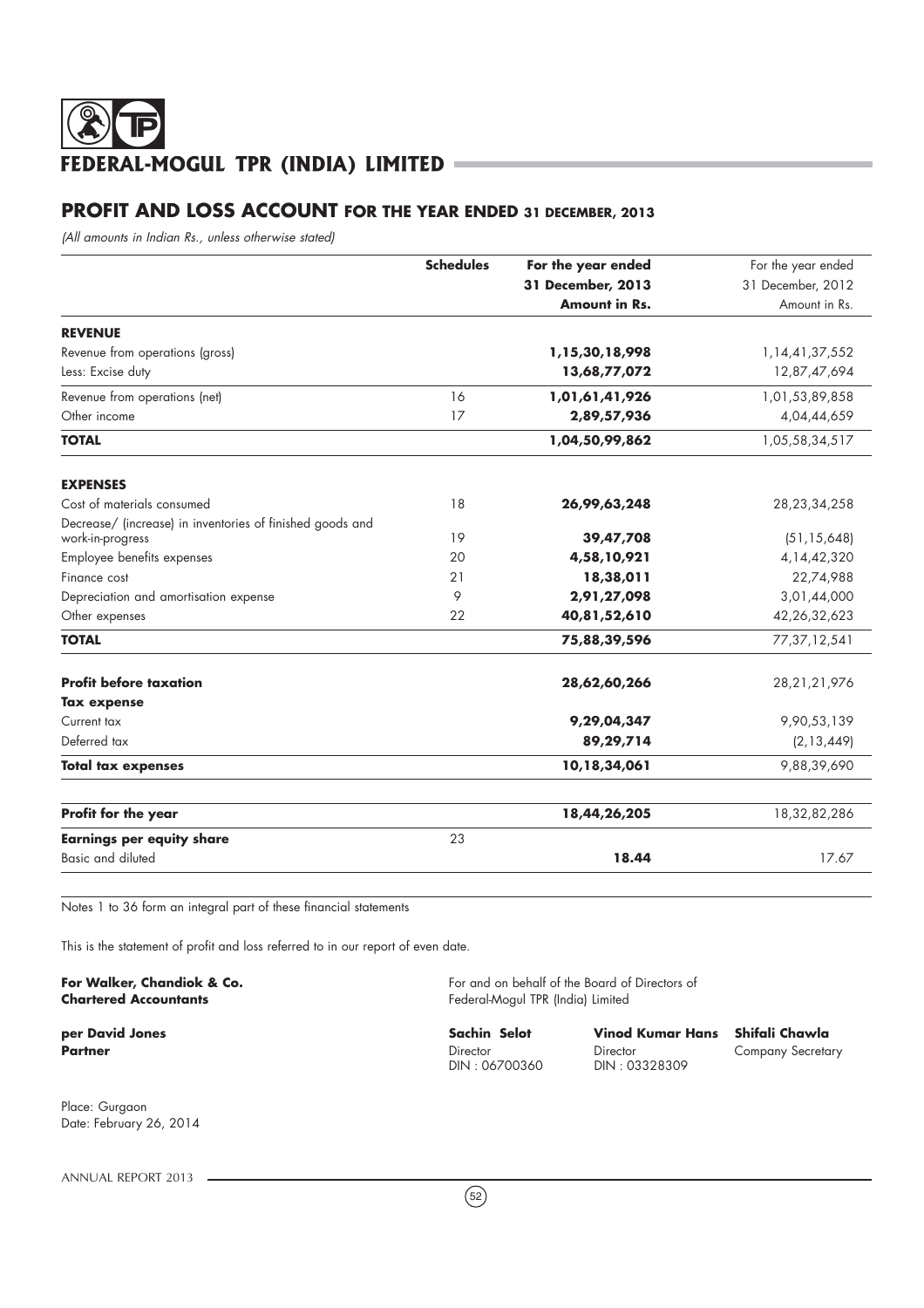# FEDERAL-MOGUL TPR (INDIA) LIMITED

## PROFIT AND LOSS ACCOUNT FOR THE YEAR ENDED 31 DECEMBER, 2013

*(All amounts in Indian Rs., unless otherwise stated)*

| | Schedules | For the year ended 31 December, 2013 Amount in Rs. | For the year ended 31 December, 2012 Amount in Rs. |
|---|---|---|---|
| **REVENUE** | | | |
| Revenue from operations (gross) | | **1,15,30,18,998** | 1,14,41,37,552 |
| Less: Excise duty | | **13,68,77,072** | 12,87,47,694 |
| Revenue from operations (net) | 16 | **1,01,61,41,926** | 1,01,53,89,858 |
| Other income | 17 | **2,89,57,936** | 4,04,44,659 |
| **TOTAL** | | **1,04,50,99,862** | 1,05,58,34,517 |
| **EXPENSES** | | | |
| Cost of materials consumed | 18 | **26,99,63,248** | 28,23,34,258 |
| Decrease/ (increase) in inventories of finished goods and work-in-progress | 19 | **39,47,708** | (51,15,648) |
| Employee benefits expenses | 20 | **4,58,10,921** | 4,14,42,320 |
| Finance cost | 21 | **18,38,011** | 22,74,988 |
| Depreciation and amortisation expense | 9 | **2,91,27,098** | 3,01,44,000 |
| Other expenses | 22 | **40,81,52,610** | 42,26,32,623 |
| **TOTAL** | | **75,88,39,596** | 77,37,12,541 |
| **Profit before taxation** | | **28,62,60,266** | 28,21,21,976 |
| **Tax expense** | | | |
| Current tax | | **9,29,04,347** | 9,90,53,139 |
| Deferred tax | | **89,29,714** | (2,13,449) |
| **Total tax expenses** | | **10,18,34,061** | 9,88,39,690 |
| **Profit for the year** | | **18,44,26,205** | 18,32,82,286 |
| **Earnings per equity share** | 23 | | |
| Basic and diluted | | **18.44** | 17.67 |

Notes 1 to 36 form an integral part of these financial statements

This is the statement of profit and loss referred to in our report of even date.

**For Walker, Chandiok & Co.**
**Chartered Accountants**

**per David Jones**
**Partner**

Place: Gurgaon
Date: February 26, 2014

For and on behalf of the Board of Directors of
Federal-Mogul TPR (India) Limited

| **Sachin Selot** | **Vinod Kumar Hans** | **Shifali Chawla** |
|---|---|---|
| Director | Director | Company Secretary |
| DIN : 06700360 | DIN : 03328309 | |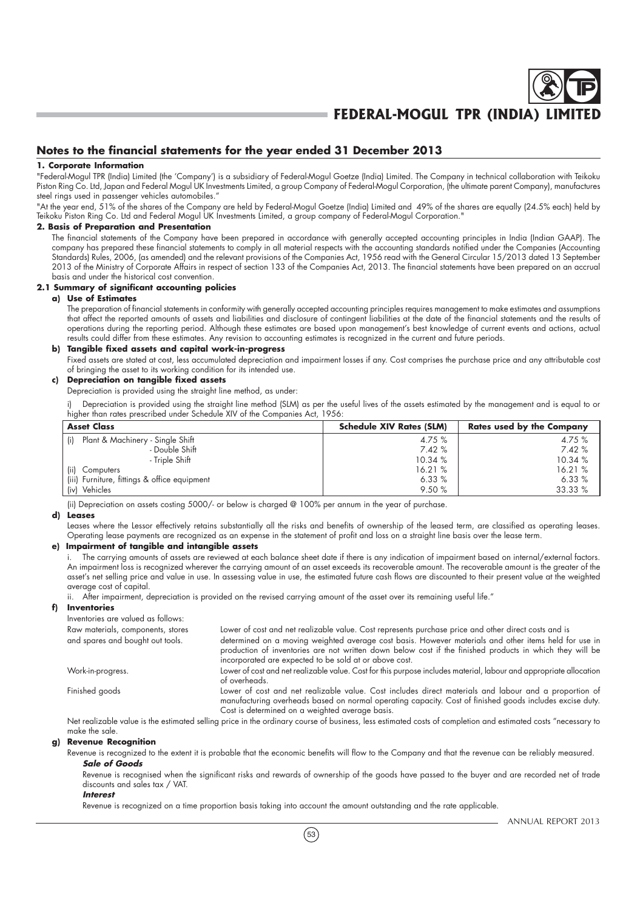## Notes to the financial statements for the year ended 31 December 2013

### 1. Corporate Information

"Federal-Mogul TPR (India) Limited (the 'Company') is a subsidiary of Federal-Mogul Goetze (India) Limited. The Company in technical collaboration with Teikoku Piston Ring Co. Ltd, Japan and Federal Mogul UK Investments Limited, a group Company of Federal-Mogul Corporation, (the ultimate parent Company), manufactures steel rings used in passenger vehicles automobiles."

"At the year end, 51% of the shares of the Company are held by Federal-Mogul Goetze (India) Limited and 49% of the shares are equally (24.5% each) held by Teikoku Piston Ring Co. Ltd and Federal Mogul UK Investments Limited, a group company of Federal-Mogul Corporation."

### 2. Basis of Preparation and Presentation

The financial statements of the Company have been prepared in accordance with generally accepted accounting principles in India (Indian GAAP). The company has prepared these financial statements to comply in all material respects with the accounting standards notified under the Companies (Accounting Standards) Rules, 2006, (as amended) and the relevant provisions of the Companies Act, 1956 read with the General Circular 15/2013 dated 13 September 2013 of the Ministry of Corporate Affairs in respect of section 133 of the Companies Act, 2013. The financial statements have been prepared on an accrual basis and under the historical cost convention.

### 2.1 Summary of significant accounting policies

**a) Use of Estimates**

The preparation of financial statements in conformity with generally accepted accounting principles requires management to make estimates and assumptions that affect the reported amounts of assets and liabilities and disclosure of contingent liabilities at the date of the financial statements and the results of operations during the reporting period. Although these estimates are based upon management's best knowledge of current events and actions, actual results could differ from these estimates. Any revision to accounting estimates is recognized in the current and future periods.

**b) Tangible fixed assets and capital work-in-progress**

Fixed assets are stated at cost, less accumulated depreciation and impairment losses if any. Cost comprises the purchase price and any attributable cost of bringing the asset to its working condition for its intended use.

**c) Depreciation on tangible fixed assets**

Depreciation is provided using the straight line method, as under:

i) Depreciation is provided using the straight line method (SLM) as per the useful lives of the assets estimated by the management and is equal to or higher than rates prescribed under Schedule XIV of the Companies Act, 1956:

| Asset Class | Schedule XIV Rates (SLM) | Rates used by the Company |
|---|---|---|
| (i) Plant & Machinery - Single Shift | 4.75 % | 4.75 % |
| - Double Shift | 7.42 % | 7.42 % |
| - Triple Shift | 10.34 % | 10.34 % |
| (ii) Computers | 16.21 % | 16.21 % |
| (iii) Furniture, fittings & office equipment | 6.33 % | 6.33 % |
| (iv) Vehicles | 9.50 % | 33.33 % |

(ii) Depreciation on assets costing 5000/- or below is charged @ 100% per annum in the year of purchase.

**d) Leases**

Leases where the Lessor effectively retains substantially all the risks and benefits of ownership of the leased term, are classified as operating leases. Operating lease payments are recognized as an expense in the statement of profit and loss on a straight line basis over the lease term.

**e) Impairment of tangible and intangible assets**

i. The carrying amounts of assets are reviewed at each balance sheet date if there is any indication of impairment based on internal/external factors. An impairment loss is recognized wherever the carrying amount of an asset exceeds its recoverable amount. The recoverable amount is the greater of the asset's net selling price and value in use. In assessing value in use, the estimated future cash flows are discounted to their present value at the weighted average cost of capital.

ii. After impairment, depreciation is provided on the revised carrying amount of the asset over its remaining useful life."

**f) Inventories**

Inventories are valued as follows:

| | |
|---|---|
| Raw materials, components, stores and spares and bought out tools. | Lower of cost and net realizable value. Cost represents purchase price and other direct costs and is determined on a moving weighted average cost basis. However materials and other items held for use in production of inventories are not written down below cost if the finished products in which they will be incorporated are expected to be sold at or above cost. |
| Work-in-progress. | Lower of cost and net realizable value. Cost for this purpose includes material, labour and appropriate allocation of overheads. |
| Finished goods | Lower of cost and net realizable value. Cost includes direct materials and labour and a proportion of manufacturing overheads based on normal operating capacity. Cost of finished goods includes excise duty. Cost is determined on a weighted average basis. |

Net realizable value is the estimated selling price in the ordinary course of business, less estimated costs of completion and estimated costs "necessary to make the sale.

**g) Revenue Recognition**

Revenue is recognized to the extent it is probable that the economic benefits will flow to the Company and that the revenue can be reliably measured.

***Sale of Goods***

Revenue is recognised when the significant risks and rewards of ownership of the goods have passed to the buyer and are recorded net of trade discounts and sales tax / VAT.

***Interest***

Revenue is recognized on a time proportion basis taking into account the amount outstanding and the rate applicable.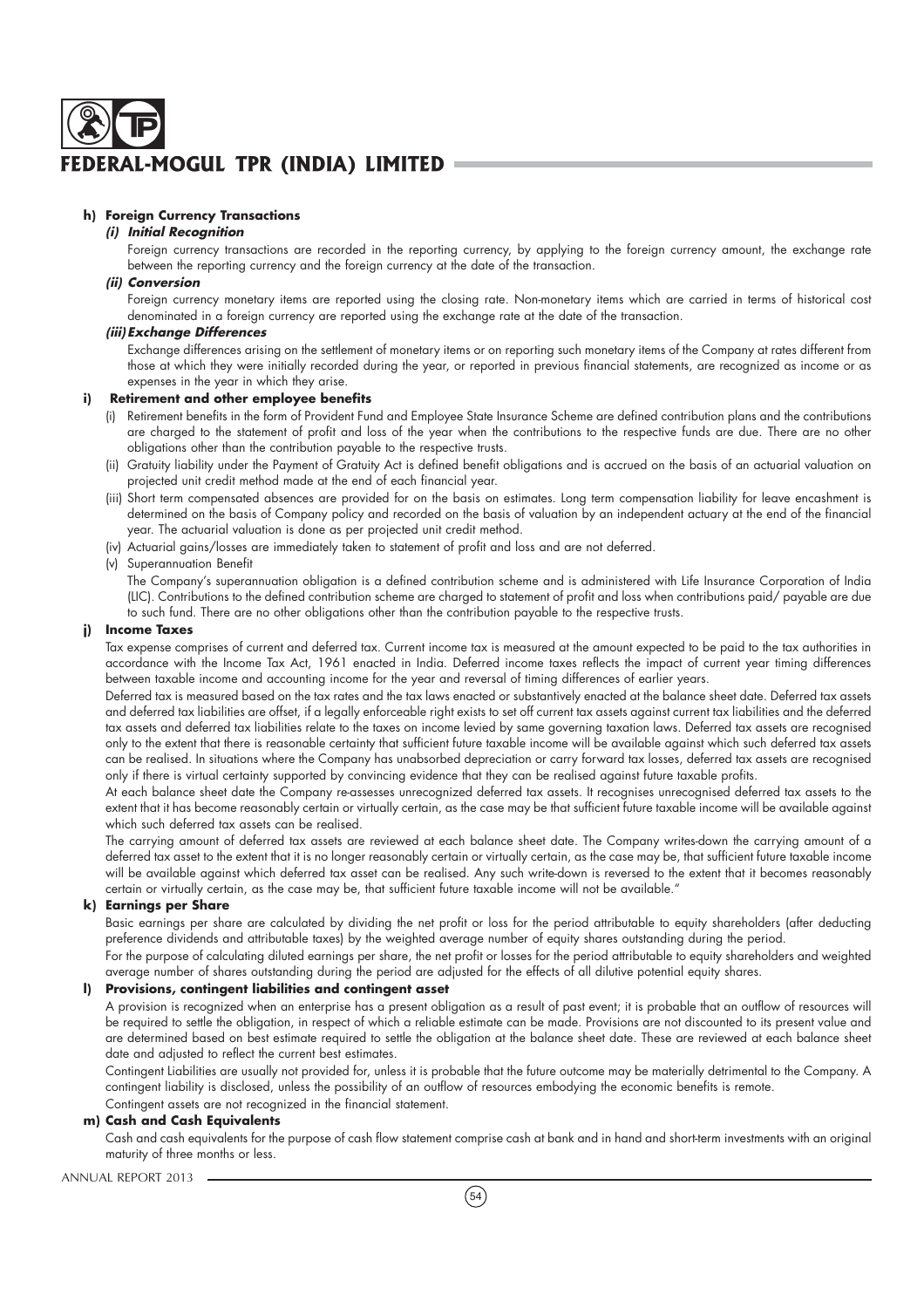**h) Foreign Currency Transactions**

***(i) Initial Recognition***

Foreign currency transactions are recorded in the reporting currency, by applying to the foreign currency amount, the exchange rate between the reporting currency and the foreign currency at the date of the transaction.

***(ii) Conversion***

Foreign currency monetary items are reported using the closing rate. Non-monetary items which are carried in terms of historical cost denominated in a foreign currency are reported using the exchange rate at the date of the transaction.

***(iii) Exchange Differences***

Exchange differences arising on the settlement of monetary items or on reporting such monetary items of the Company at rates different from those at which they were initially recorded during the year, or reported in previous financial statements, are recognized as income or as expenses in the year in which they arise.

**i) Retirement and other employee benefits**

(i) Retirement benefits in the form of Provident Fund and Employee State Insurance Scheme are defined contribution plans and the contributions are charged to the statement of profit and loss of the year when the contributions to the respective funds are due. There are no other obligations other than the contribution payable to the respective trusts.

(ii) Gratuity liability under the Payment of Gratuity Act is defined benefit obligations and is accrued on the basis of an actuarial valuation on projected unit credit method made at the end of each financial year.

(iii) Short term compensated absences are provided for on the basis on estimates. Long term compensation liability for leave encashment is determined on the basis of Company policy and recorded on the basis of valuation by an independent actuary at the end of the financial year. The actuarial valuation is done as per projected unit credit method.

(iv) Actuarial gains/losses are immediately taken to statement of profit and loss and are not deferred.

(v) Superannuation Benefit

The Company's superannuation obligation is a defined contribution scheme and is administered with Life Insurance Corporation of India (LIC). Contributions to the defined contribution scheme are charged to statement of profit and loss when contributions paid/ payable are due to such fund. There are no other obligations other than the contribution payable to the respective trusts.

**j) Income Taxes**

Tax expense comprises of current and deferred tax. Current income tax is measured at the amount expected to be paid to the tax authorities in accordance with the Income Tax Act, 1961 enacted in India. Deferred income taxes reflects the impact of current year timing differences between taxable income and accounting income for the year and reversal of timing differences of earlier years.

Deferred tax is measured based on the tax rates and the tax laws enacted or substantively enacted at the balance sheet date. Deferred tax assets and deferred tax liabilities are offset, if a legally enforceable right exists to set off current tax assets against current tax liabilities and the deferred tax assets and deferred tax liabilities relate to the taxes on income levied by same governing taxation laws. Deferred tax assets are recognised only to the extent that there is reasonable certainty that sufficient future taxable income will be available against which such deferred tax assets can be realised. In situations where the Company has unabsorbed depreciation or carry forward tax losses, deferred tax assets are recognised only if there is virtual certainty supported by convincing evidence that they can be realised against future taxable profits.

At each balance sheet date the Company re-assesses unrecognized deferred tax assets. It recognises unrecognised deferred tax assets to the extent that it has become reasonably certain or virtually certain, as the case may be that sufficient future taxable income will be available against which such deferred tax assets can be realised.

The carrying amount of deferred tax assets are reviewed at each balance sheet date. The Company writes-down the carrying amount of a deferred tax asset to the extent that it is no longer reasonably certain or virtually certain, as the case may be, that sufficient future taxable income will be available against which deferred tax asset can be realised. Any such write-down is reversed to the extent that it becomes reasonably certain or virtually certain, as the case may be, that sufficient future taxable income will not be available."

**k) Earnings per Share**

Basic earnings per share are calculated by dividing the net profit or loss for the period attributable to equity shareholders (after deducting preference dividends and attributable taxes) by the weighted average number of equity shares outstanding during the period.

For the purpose of calculating diluted earnings per share, the net profit or losses for the period attributable to equity shareholders and weighted average number of shares outstanding during the period are adjusted for the effects of all dilutive potential equity shares.

**l) Provisions, contingent liabilities and contingent asset**

A provision is recognized when an enterprise has a present obligation as a result of past event; it is probable that an outflow of resources will be required to settle the obligation, in respect of which a reliable estimate can be made. Provisions are not discounted to its present value and are determined based on best estimate required to settle the obligation at the balance sheet date. These are reviewed at each balance sheet date and adjusted to reflect the current best estimates.

Contingent Liabilities are usually not provided for, unless it is probable that the future outcome may be materially detrimental to the Company. A contingent liability is disclosed, unless the possibility of an outflow of resources embodying the economic benefits is remote.

Contingent assets are not recognized in the financial statement.

**m) Cash and Cash Equivalents**

Cash and cash equivalents for the purpose of cash flow statement comprise cash at bank and in hand and short-term investments with an original maturity of three months or less.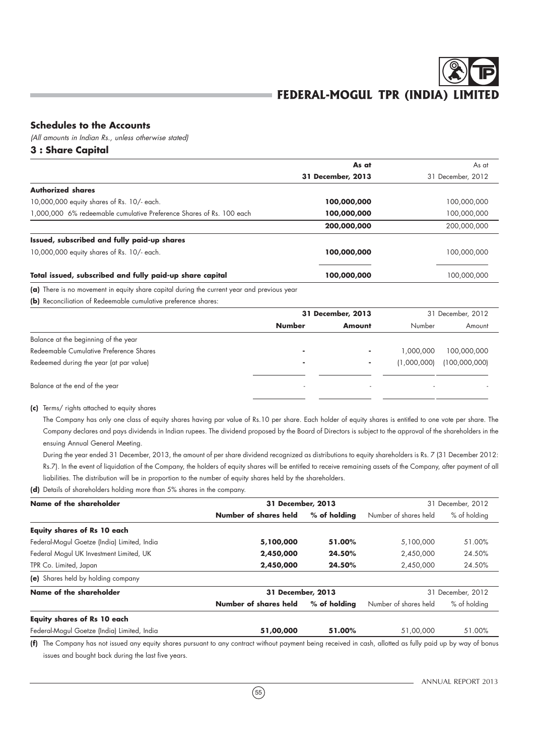## Schedules to the Accounts

*(All amounts in Indian Rs., unless otherwise stated)*

### 3 : Share Capital

| | As at 31 December, 2013 | As at 31 December, 2012 |
|---|---|---|
| **Authorized shares** | | |
| 10,000,000 equity shares of Rs. 10/- each. | **100,000,000** | 100,000,000 |
| 1,000,000 6% redeemable cumulative Preference Shares of Rs. 100 each | **100,000,000** | 100,000,000 |
| | **200,000,000** | 200,000,000 |
| **Issued, subscribed and fully paid-up shares** | | |
| 10,000,000 equity shares of Rs. 10/- each. | **100,000,000** | 100,000,000 |
| **Total issued, subscribed and fully paid-up share capital** | **100,000,000** | 100,000,000 |

**(a)** There is no movement in equity share capital during the current year and previous year

**(b)** Reconciliation of Redeemable cumulative preference shares:

| | 31 December, 2013 | | 31 December, 2012 | |
|---|---|---|---|---|
| | **Number** | **Amount** | Number | Amount |
| Balance at the beginning of the year | | | | |
| Redeemable Cumulative Preference Shares | - | - | 1,000,000 | 100,000,000 |
| Redeemed during the year (at par value) | - | - | (1,000,000) | (100,000,000) |
| Balance at the end of the year | - | - | - | - |

**(c)** Terms/ rights attached to equity shares

The Company has only one class of equity shares having par value of Rs.10 per share. Each holder of equity shares is entitled to one vote per share. The Company declares and pays dividends in Indian rupees. The dividend proposed by the Board of Directors is subject to the approval of the shareholders in the ensuing Annual General Meeting.

During the year ended 31 December, 2013, the amount of per share dividend recognized as distributions to equity shareholders is Rs. 7 (31 December 2012: Rs.7). In the event of liquidation of the Company, the holders of equity shares will be entitled to receive remaining assets of the Company, after payment of all liabilities. The distribution will be in proportion to the number of equity shares held by the shareholders.

**(d)** Details of shareholders holding more than 5% shares in the company.

| Name of the shareholder | 31 December, 2013 | | 31 December, 2012 | |
|---|---|---|---|---|
| | **Number of shares held** | **% of holding** | Number of shares held | % of holding |
| **Equity shares of Rs 10 each** | | | | |
| Federal-Mogul Goetze (India) Limited, India | **5,100,000** | **51.00%** | 5,100,000 | 51.00% |
| Federal Mogul UK Investment Limited, UK | **2,450,000** | **24.50%** | 2,450,000 | 24.50% |
| TPR Co. Limited, Japan | **2,450,000** | **24.50%** | 2,450,000 | 24.50% |

**(e)** Shares held by holding company

| Name of the shareholder | 31 December, 2013 | | 31 December, 2012 | |
|---|---|---|---|---|
| | **Number of shares held** | **% of holding** | Number of shares held | % of holding |
| **Equity shares of Rs 10 each** | | | | |
| Federal-Mogul Goetze (India) Limited, India | **51,00,000** | **51.00%** | 51,00,000 | 51.00% |

**(f)** The Company has not issued any equity shares pursuant to any contract without payment being received in cash, allotted as fully paid up by way of bonus issues and bought back during the last five years.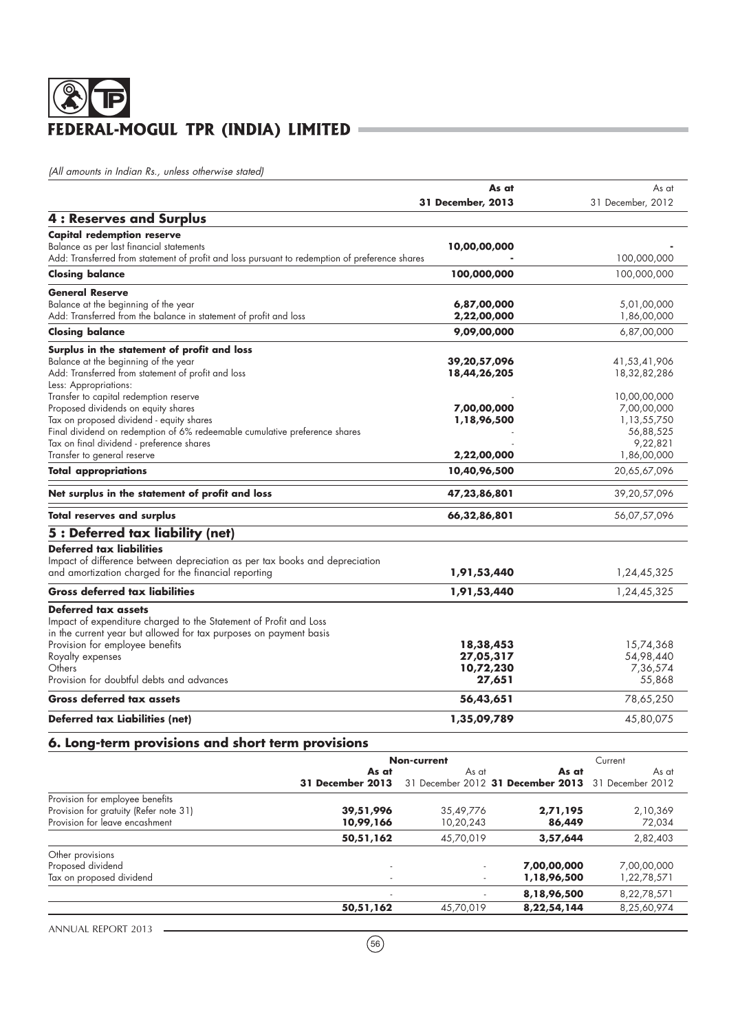# FEDERAL-MOGUL TPR (INDIA) LIMITED

*(All amounts in Indian Rs., unless otherwise stated)*

| | As at 31 December, 2013 | As at 31 December, 2012 |
|---|---|---|
| **4 : Reserves and Surplus** | | |
| **Capital redemption reserve** | | |
| Balance as per last financial statements | 10,00,00,000 | - |
| Add: Transferred from statement of profit and loss pursuant to redemption of preference shares | - | 100,000,000 |
| **Closing balance** | **100,000,000** | 100,000,000 |
| **General Reserve** | | |
| Balance at the beginning of the year | 6,87,00,000 | 5,01,00,000 |
| Add: Transferred from the balance in statement of profit and loss | 2,22,00,000 | 1,86,00,000 |
| **Closing balance** | **9,09,00,000** | 6,87,00,000 |
| **Surplus in the statement of profit and loss** | | |
| Balance at the beginning of the year | 39,20,57,096 | 41,53,41,906 |
| Add: Transferred from statement of profit and loss | 18,44,26,205 | 18,32,82,286 |
| Less: Appropriations: | | |
| Transfer to capital redemption reserve | - | 10,00,00,000 |
| Proposed dividends on equity shares | 7,00,00,000 | 7,00,00,000 |
| Tax on proposed dividend - equity shares | 1,18,96,500 | 1,13,55,750 |
| Final dividend on redemption of 6% redeemable cumulative preference shares | - | 56,88,525 |
| Tax on final dividend - preference shares | - | 9,22,821 |
| Transfer to general reserve | 2,22,00,000 | 1,86,00,000 |
| **Total appropriations** | **10,40,96,500** | 20,65,67,096 |
| **Net surplus in the statement of profit and loss** | **47,23,86,801** | 39,20,57,096 |
| **Total reserves and surplus** | **66,32,86,801** | 56,07,57,096 |
| **5 : Deferred tax liability (net)** | | |
| **Deferred tax liabilities** | | |
| Impact of difference between depreciation as per tax books and depreciation and amortization charged for the financial reporting | 1,91,53,440 | 1,24,45,325 |
| **Gross deferred tax liabilities** | **1,91,53,440** | 1,24,45,325 |
| **Deferred tax assets** | | |
| Impact of expenditure charged to the Statement of Profit and Loss in the current year but allowed for tax purposes on payment basis | | |
| Provision for employee benefits | 18,38,453 | 15,74,368 |
| Royalty expenses | 27,05,317 | 54,98,440 |
| Others | 10,72,230 | 7,36,574 |
| Provision for doubtful debts and advances | 27,651 | 55,868 |
| **Gross deferred tax assets** | **56,43,651** | 78,65,250 |
| **Deferred tax Liabilities (net)** | **1,35,09,789** | 45,80,075 |

## 6. Long-term provisions and short term provisions

| | Non-current | | Current | |
|---|---|---|---|---|
| | As at 31 December 2013 | As at 31 December 2012 | As at 31 December 2013 | As at 31 December 2012 |
| Provision for employee benefits | | | | |
| Provision for gratuity (Refer note 31) | 39,51,996 | 35,49,776 | 2,71,195 | 2,10,369 |
| Provision for leave encashment | 10,99,166 | 10,20,243 | 86,449 | 72,034 |
| | **50,51,162** | 45,70,019 | **3,57,644** | 2,82,403 |
| Other provisions | | | | |
| Proposed dividend | - | - | 7,00,00,000 | 7,00,00,000 |
| Tax on proposed dividend | - | - | 1,18,96,500 | 1,22,78,571 |
| | - | - | **8,18,96,500** | 8,22,78,571 |
| | **50,51,162** | 45,70,019 | **8,22,54,144** | 8,25,60,974 |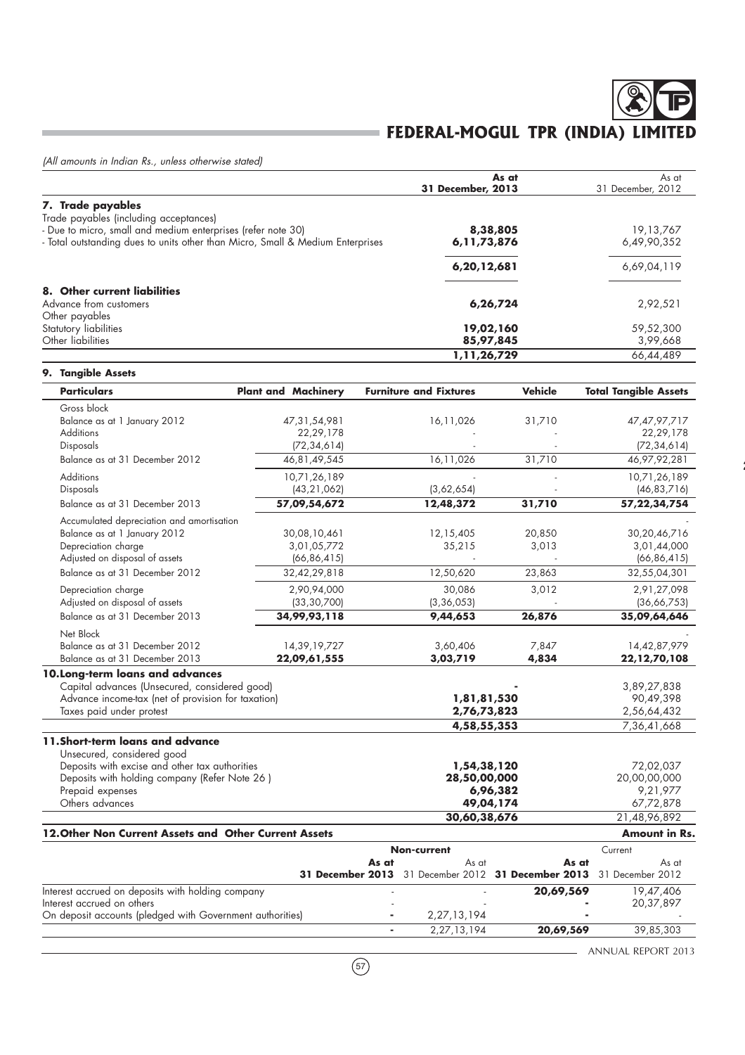*(All amounts in Indian Rs., unless otherwise stated)*

| | As at 31 December, 2013 | As at 31 December, 2012 |
|---|---|---|
| **7. Trade payables** | | |
| Trade payables (including acceptances) | | |
| - Due to micro, small and medium enterprises (refer note 30) | **8,38,805** | 19,13,767 |
| - Total outstanding dues to units other than Micro, Small & Medium Enterprises | **6,11,73,876** | 6,49,90,352 |
| | **6,20,12,681** | 6,69,04,119 |
| **8. Other current liabilities** | | |
| Advance from customers | **6,26,724** | 2,92,521 |
| Other payables | | |
| Statutory liabilities | **19,02,160** | 59,52,300 |
| Other liabilities | **85,97,845** | 3,99,668 |
| | **1,11,26,729** | 66,44,489 |

**9. Tangible Assets**

| Particulars | Plant and Machinery | Furniture and Fixtures | Vehicle | Total Tangible Assets |
|---|---|---|---|---|
| Gross block | | | | |
| Balance as at 1 January 2012 | 47,31,54,981 | 16,11,026 | 31,710 | 47,47,97,717 |
| Additions | 22,29,178 | - | - | 22,29,178 |
| Disposals | (72,34,614) | - | - | (72,34,614) |
| Balance as at 31 December 2012 | 46,81,49,545 | 16,11,026 | 31,710 | 46,97,92,281 |
| Additions | 10,71,26,189 | - | - | 10,71,26,189 |
| Disposals | (43,21,062) | (3,62,654) | - | (46,83,716) |
| Balance as at 31 December 2013 | **57,09,54,672** | **12,48,372** | **31,710** | **57,22,34,754** |
| Accumulated depreciation and amortisation | | | | - |
| Balance as at 1 January 2012 | 30,08,10,461 | 12,15,405 | 20,850 | 30,20,46,716 |
| Depreciation charge | 3,01,05,772 | 35,215 | 3,013 | 3,01,44,000 |
| Adjusted on disposal of assets | (66,86,415) | - | - | (66,86,415) |
| Balance as at 31 December 2012 | 32,42,29,818 | 12,50,620 | 23,863 | 32,55,04,301 |
| Depreciation charge | 2,90,94,000 | 30,086 | 3,012 | 2,91,27,098 |
| Adjusted on disposal of assets | (33,30,700) | (3,36,053) | - | (36,66,753) |
| Balance as at 31 December 2013 | **34,99,93,118** | **9,44,653** | **26,876** | **35,09,64,646** |
| Net Block | | | | - |
| Balance as at 31 December 2012 | 14,39,19,727 | 3,60,406 | 7,847 | 14,42,87,979 |
| Balance as at 31 December 2013 | **22,09,61,555** | **3,03,719** | **4,834** | **22,12,70,108** |

| | As at 31 December, 2013 | As at 31 December, 2012 |
|---|---|---|
| **10. Long-term loans and advances** | | |
| Capital advances (Unsecured, considered good) | **-** | 3,89,27,838 |
| Advance income-tax (net of provision for taxation) | **1,81,81,530** | 90,49,398 |
| Taxes paid under protest | **2,76,73,823** | 2,56,64,432 |
| | **4,58,55,353** | 7,36,41,668 |
| **11. Short-term loans and advance** | | |
| Unsecured, considered good | | |
| Deposits with excise and other tax authorities | **1,54,38,120** | 72,02,037 |
| Deposits with holding company (Refer Note 26 ) | **28,50,00,000** | 20,00,00,000 |
| Prepaid expenses | **6,96,382** | 9,21,977 |
| Others advances | **49,04,174** | 67,72,878 |
| | **30,60,38,676** | 21,48,96,892 |

**12. Other Non Current Assets and Other Current Assets** — **Amount in Rs.**

| | Non-current | | Current | |
|---|---|---|---|---|
| | **As at 31 December 2013** | As at 31 December 2012 | **As at 31 December 2013** | As at 31 December 2012 |
| Interest accrued on deposits with holding company | - | - | **20,69,569** | 19,47,406 |
| Interest accrued on others | - | - | **-** | 20,37,897 |
| On deposit accounts (pledged with Government authorities) | **-** | 2,27,13,194 | **-** | - |
| | **-** | 2,27,13,194 | **20,69,569** | 39,85,303 |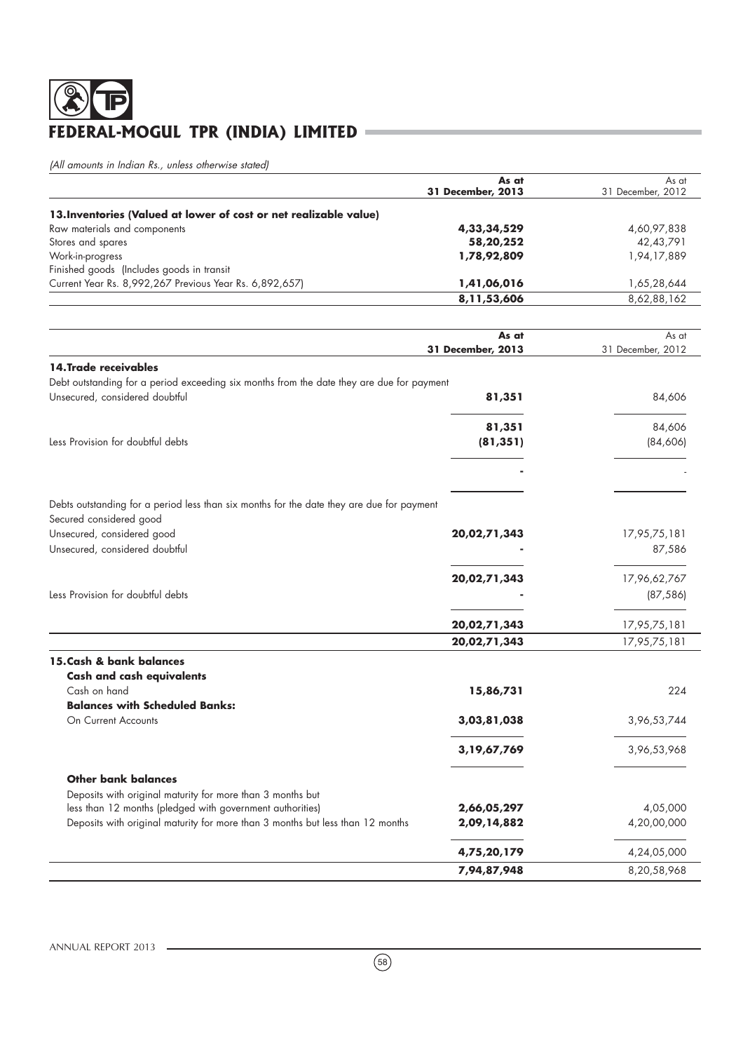*(All amounts in Indian Rs., unless otherwise stated)*

| | As at 31 December, 2013 | As at 31 December, 2012 |
|---|---|---|
| **13.Inventories (Valued at lower of cost or net realizable value)** | | |
| Raw materials and components | **4,33,34,529** | 4,60,97,838 |
| Stores and spares | **58,20,252** | 42,43,791 |
| Work-in-progress | **1,78,92,809** | 1,94,17,889 |
| Finished goods (Includes goods in transit Current Year Rs. 8,992,267 Previous Year Rs. 6,892,657) | **1,41,06,016** | 1,65,28,644 |
| | **8,11,53,606** | 8,62,88,162 |

| | As at 31 December, 2013 | As at 31 December, 2012 |
|---|---|---|
| **14.Trade receivables** | | |
| Debt outstanding for a period exceeding six months from the date they are due for payment | | |
| Unsecured, considered doubtful | **81,351** | 84,606 |
| | **81,351** | 84,606 |
| Less Provision for doubtful debts | **(81,351)** | (84,606) |
| | **-** | - |
| Debts outstanding for a period less than six months for the date they are due for payment | | |
| Secured considered good | | |
| Unsecured, considered good | **20,02,71,343** | 17,95,75,181 |
| Unsecured, considered doubtful | **-** | 87,586 |
| | **20,02,71,343** | 17,96,62,767 |
| Less Provision for doubtful debts | **-** | (87,586) |
| | **20,02,71,343** | 17,95,75,181 |
| | **20,02,71,343** | 17,95,75,181 |
| **15.Cash & bank balances** | | |
| **Cash and cash equivalents** | | |
| Cash on hand | **15,86,731** | 224 |
| **Balances with Scheduled Banks:** | | |
| On Current Accounts | **3,03,81,038** | 3,96,53,744 |
| | **3,19,67,769** | 3,96,53,968 |
| **Other bank balances** | | |
| Deposits with original maturity for more than 3 months but less than 12 months (pledged with government authorities) | **2,66,05,297** | 4,05,000 |
| Deposits with original maturity for more than 3 months but less than 12 months | **2,09,14,882** | 4,20,00,000 |
| | **4,75,20,179** | 4,24,05,000 |
| | **7,94,87,948** | 8,20,58,968 |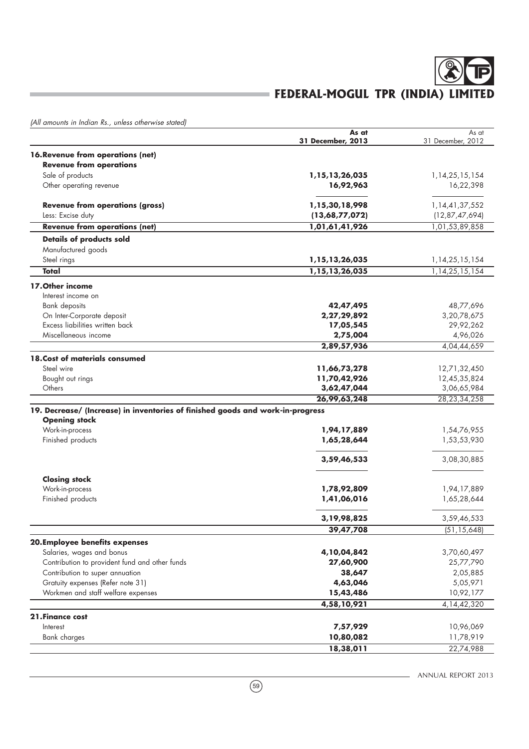*(All amounts in Indian Rs., unless otherwise stated)*

| | As at 31 December, 2013 | As at 31 December, 2012 |
|---|---|---|
| **16. Revenue from operations (net)** | | |
| **Revenue from operations** | | |
| Sale of products | **1,15,13,26,035** | 1,14,25,15,154 |
| Other operating revenue | **16,92,963** | 16,22,398 |
| **Revenue from operations (gross)** | **1,15,30,18,998** | 1,14,41,37,552 |
| Less: Excise duty | **(13,68,77,072)** | (12,87,47,694) |
| **Revenue from operations (net)** | **1,01,61,41,926** | 1,01,53,89,858 |
| **Details of products sold** | | |
| Manufactured goods | | |
| Steel rings | **1,15,13,26,035** | 1,14,25,15,154 |
| **Total** | **1,15,13,26,035** | 1,14,25,15,154 |
| **17. Other income** | | |
| Interest income on | | |
| Bank deposits | **42,47,495** | 48,77,696 |
| On Inter-Corporate deposit | **2,27,29,892** | 3,20,78,675 |
| Excess liabilities written back | **17,05,545** | 29,92,262 |
| Miscellaneous income | **2,75,004** | 4,96,026 |
| | **2,89,57,936** | 4,04,44,659 |
| **18. Cost of materials consumed** | | |
| Steel wire | **11,66,73,278** | 12,71,32,450 |
| Bought out rings | **11,70,42,926** | 12,45,35,824 |
| Others | **3,62,47,044** | 3,06,65,984 |
| | **26,99,63,248** | 28,23,34,258 |
| **19. Decrease/ (Increase) in inventories of finished goods and work-in-progress** | | |
| **Opening stock** | | |
| Work-in-process | **1,94,17,889** | 1,54,76,955 |
| Finished products | **1,65,28,644** | 1,53,53,930 |
| | **3,59,46,533** | 3,08,30,885 |
| **Closing stock** | | |
| Work-in-process | **1,78,92,809** | 1,94,17,889 |
| Finished products | **1,41,06,016** | 1,65,28,644 |
| | **3,19,98,825** | 3,59,46,533 |
| | **39,47,708** | (51,15,648) |
| **20. Employee benefits expenses** | | |
| Salaries, wages and bonus | **4,10,04,842** | 3,70,60,497 |
| Contribution to provident fund and other funds | **27,60,900** | 25,77,790 |
| Contribution to super annuation | **38,647** | 2,05,885 |
| Gratuity expenses (Refer note 31) | **4,63,046** | 5,05,971 |
| Workmen and staff welfare expenses | **15,43,486** | 10,92,177 |
| | **4,58,10,921** | 4,14,42,320 |
| **21. Finance cost** | | |
| Interest | **7,57,929** | 10,96,069 |
| Bank charges | **10,80,082** | 11,78,919 |
| | **18,38,011** | 22,74,988 |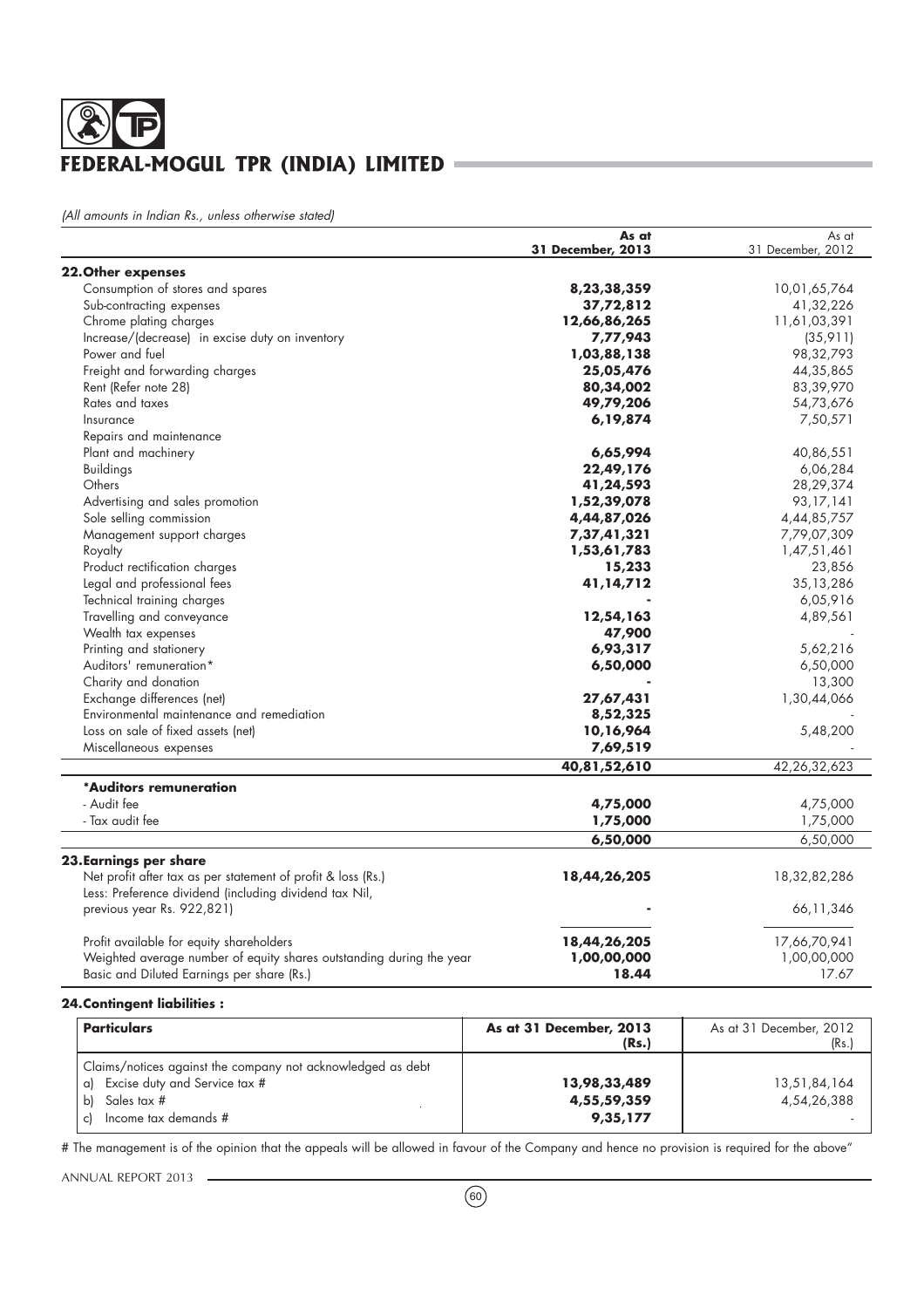*(All amounts in Indian Rs., unless otherwise stated)*

| | As at 31 December, 2013 | As at 31 December, 2012 |
|---|---|---|
| **22. Other expenses** | | |
| Consumption of stores and spares | **8,23,38,359** | 10,01,65,764 |
| Sub-contracting expenses | **37,72,812** | 41,32,226 |
| Chrome plating charges | **12,66,86,265** | 11,61,03,391 |
| Increase/(decrease) in excise duty on inventory | **7,77,943** | (35,911) |
| Power and fuel | **1,03,88,138** | 98,32,793 |
| Freight and forwarding charges | **25,05,476** | 44,35,865 |
| Rent (Refer note 28) | **80,34,002** | 83,39,970 |
| Rates and taxes | **49,79,206** | 54,73,676 |
| Insurance | **6,19,874** | 7,50,571 |
| Repairs and maintenance | | |
| Plant and machinery | **6,65,994** | 40,86,551 |
| Buildings | **22,49,176** | 6,06,284 |
| Others | **41,24,593** | 28,29,374 |
| Advertising and sales promotion | **1,52,39,078** | 93,17,141 |
| Sole selling commission | **4,44,87,026** | 4,44,85,757 |
| Management support charges | **7,37,41,321** | 7,79,07,309 |
| Royalty | **1,53,61,783** | 1,47,51,461 |
| Product rectification charges | **15,233** | 23,856 |
| Legal and professional fees | **41,14,712** | 35,13,286 |
| Technical training charges | **-** | 6,05,916 |
| Travelling and conveyance | **12,54,163** | 4,89,561 |
| Wealth tax expenses | **47,900** | - |
| Printing and stationery | **6,93,317** | 5,62,216 |
| Auditors' remuneration* | **6,50,000** | 6,50,000 |
| Charity and donation | **-** | 13,300 |
| Exchange differences (net) | **27,67,431** | 1,30,44,066 |
| Environmental maintenance and remediation | **8,52,325** | - |
| Loss on sale of fixed assets (net) | **10,16,964** | 5,48,200 |
| Miscellaneous expenses | **7,69,519** | - |
| | **40,81,52,610** | 42,26,32,623 |
| ***Auditors remuneration** | | |
| - Audit fee | **4,75,000** | 4,75,000 |
| - Tax audit fee | **1,75,000** | 1,75,000 |
| | **6,50,000** | 6,50,000 |
| **23. Earnings per share** | | |
| Net profit after tax as per statement of profit & loss (Rs.) | **18,44,26,205** | 18,32,82,286 |
| Less: Preference dividend (including dividend tax Nil, previous year Rs. 922,821) | **-** | 66,11,346 |
| Profit available for equity shareholders | **18,44,26,205** | 17,66,70,941 |
| Weighted average number of equity shares outstanding during the year | **1,00,00,000** | 1,00,00,000 |
| Basic and Diluted Earnings per share (Rs.) | **18.44** | 17.67 |

**24. Contingent liabilities :**

| Particulars | As at 31 December, 2013 (Rs.) | As at 31 December, 2012 (Rs.) |
|---|---|---|
| Claims/notices against the company not acknowledged as debt | | |
| a) Excise duty and Service tax # | **13,98,33,489** | 13,51,84,164 |
| b) Sales tax # | **4,55,59,359** | 4,54,26,388 |
| c) Income tax demands # | **9,35,177** | - |

# The management is of the opinion that the appeals will be allowed in favour of the Company and hence no provision is required for the above"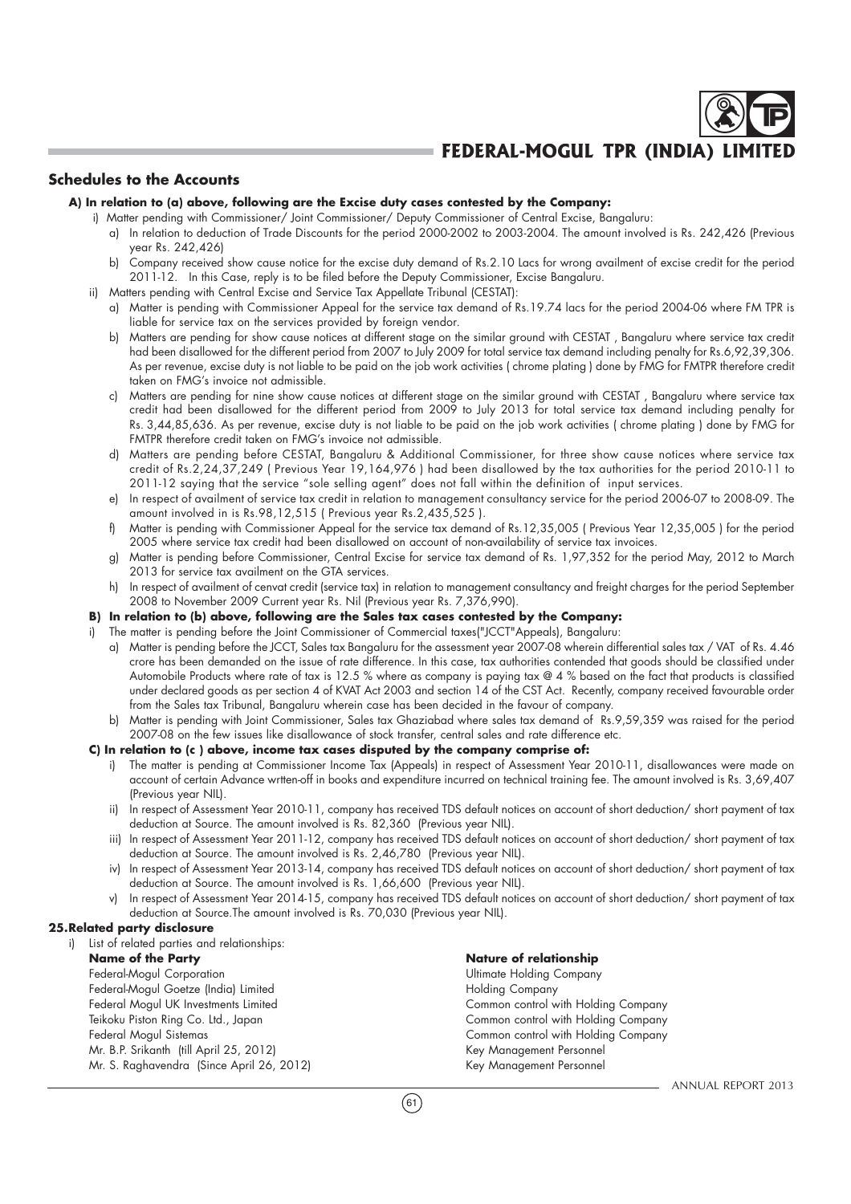## Schedules to the Accounts

**A) In relation to (a) above, following are the Excise duty cases contested by the Company:**

i) Matter pending with Commissioner/ Joint Commissioner/ Deputy Commissioner of Central Excise, Bangaluru:

a) In relation to deduction of Trade Discounts for the period 2000-2002 to 2003-2004. The amount involved is Rs. 242,426 (Previous year Rs. 242,426)

b) Company received show cause notice for the excise duty demand of Rs.2.10 Lacs for wrong availment of excise credit for the period 2011-12. In this Case, reply is to be filed before the Deputy Commissioner, Excise Bangaluru.

ii) Matters pending with Central Excise and Service Tax Appellate Tribunal (CESTAT):

a) Matter is pending with Commissioner Appeal for the service tax demand of Rs.19.74 lacs for the period 2004-06 where FM TPR is liable for service tax on the services provided by foreign vendor.

b) Matters are pending for show cause notices at different stage on the similar ground with CESTAT , Bangaluru where service tax credit had been disallowed for the different period from 2007 to July 2009 for total service tax demand including penalty for Rs.6,92,39,306. As per revenue, excise duty is not liable to be paid on the job work activities ( chrome plating ) done by FMG for FMTPR therefore credit taken on FMG's invoice not admissible.

c) Matters are pending for nine show cause notices at different stage on the similar ground with CESTAT , Bangaluru where service tax credit had been disallowed for the different period from 2009 to July 2013 for total service tax demand including penalty for Rs. 3,44,85,636. As per revenue, excise duty is not liable to be paid on the job work activities ( chrome plating ) done by FMG for FMTPR therefore credit taken on FMG's invoice not admissible.

d) Matters are pending before CESTAT, Bangaluru & Additional Commissioner, for three show cause notices where service tax credit of Rs.2,24,37,249 ( Previous Year 19,164,976 ) had been disallowed by the tax authorities for the period 2010-11 to 2011-12 saying that the service "sole selling agent" does not fall within the definition of input services.

e) In respect of availment of service tax credit in relation to management consultancy service for the period 2006-07 to 2008-09. The amount involved in is Rs.98,12,515 ( Previous year Rs.2,435,525 ).

f) Matter is pending with Commissioner Appeal for the service tax demand of Rs.12,35,005 ( Previous Year 12,35,005 ) for the period 2005 where service tax credit had been disallowed on account of non-availability of service tax invoices.

g) Matter is pending before Commissioner, Central Excise for service tax demand of Rs. 1,97,352 for the period May, 2012 to March 2013 for service tax availment on the GTA services.

h) In respect of availment of cenvat credit (service tax) in relation to management consultancy and freight charges for the period September 2008 to November 2009 Current year Rs. Nil (Previous year Rs. 7,376,990).

**B) In relation to (b) above, following are the Sales tax cases contested by the Company:**

i) The matter is pending before the Joint Commissioner of Commercial taxes("JCCT"Appeals), Bangaluru:

a) Matter is pending before the JCCT, Sales tax Bangaluru for the assessment year 2007-08 wherein differential sales tax / VAT of Rs. 4.46 crore has been demanded on the issue of rate difference. In this case, tax authorities contended that goods should be classified under Automobile Products where rate of tax is 12.5 % where as company is paying tax @ 4 % based on the fact that products is classified under declared goods as per section 4 of KVAT Act 2003 and section 14 of the CST Act. Recently, company received favourable order from the Sales tax Tribunal, Bangaluru wherein case has been decided in the favour of company.

b) Matter is pending with Joint Commissioner, Sales tax Ghaziabad where sales tax demand of Rs.9,59,359 was raised for the period 2007-08 on the few issues like disallowance of stock transfer, central sales and rate difference etc.

**C) In relation to (c ) above, income tax cases disputed by the company comprise of:**

i) The matter is pending at Commissioner Income Tax (Appeals) in respect of Assessment Year 2010-11, disallowances were made on account of certain Advance wrtten-off in books and expenditure incurred on technical training fee. The amount involved is Rs. 3,69,407 (Previous year NIL).

ii) In respect of Assessment Year 2010-11, company has received TDS default notices on account of short deduction/ short payment of tax deduction at Source. The amount involved is Rs. 82,360 (Previous year NIL).

iii) In respect of Assessment Year 2011-12, company has received TDS default notices on account of short deduction/ short payment of tax deduction at Source. The amount involved is Rs. 2,46,780 (Previous year NIL).

iv) In respect of Assessment Year 2013-14, company has received TDS default notices on account of short deduction/ short payment of tax deduction at Source. The amount involved is Rs. 1,66,600 (Previous year NIL).

v) In respect of Assessment Year 2014-15, company has received TDS default notices on account of short deduction/ short payment of tax deduction at Source.The amount involved is Rs. 70,030 (Previous year NIL).

### 25. Related party disclosure

i) List of related parties and relationships:

| **Name of the Party** | **Nature of relationship** |
|---|---|
| Federal-Mogul Corporation | Ultimate Holding Company |
| Federal-Mogul Goetze (India) Limited | Holding Company |
| Federal Mogul UK Investments Limited | Common control with Holding Company |
| Teikoku Piston Ring Co. Ltd., Japan | Common control with Holding Company |
| Federal Mogul Sistemas | Common control with Holding Company |
| Mr. B.P. Srikanth (till April 25, 2012) | Key Management Personnel |
| Mr. S. Raghavendra (Since April 26, 2012) | Key Management Personnel |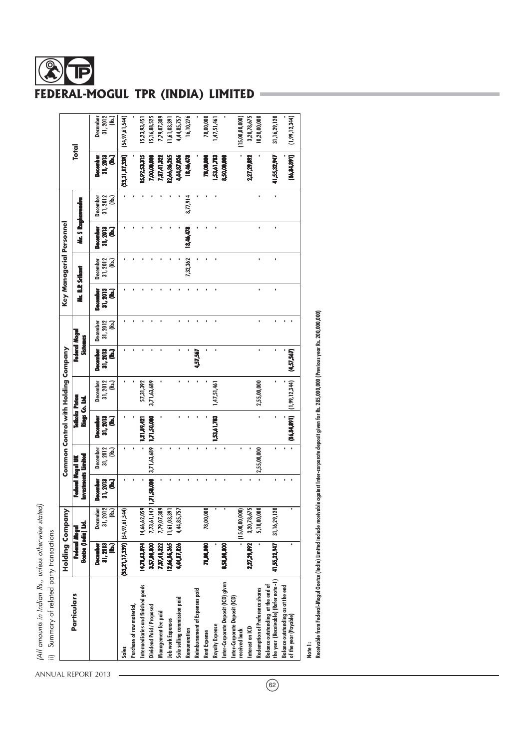*(All amounts in Indian Rs., unless otherwise stated)*

ii) Summary of related party transactions

| Particulars | Holding Company | | Common Control with Holding Company | | | | | | Key Managerial Personnel | | | | Total | |
|---|---|---|---|---|---|---|---|---|---|---|---|---|---|---|
| | Federal Mogul Goetze (India) Ltd. | | Federal Mogul UK Investments Limited | | Teikoku Piston Rings Co. Ltd. | | Federal Mogul Sistemas | | Mr. B.P. Srikant | | Mr. S Raghavendra | | | |
| | December 31, 2013 (Rs.) | December 31, 2012 (Rs.) | December 31, 2013 (Rs.) | December 31, 2012 (Rs.) | December 31, 2013 (Rs.) | December 31, 2012 (Rs.) | December 31, 2013 (Rs.) | December 31, 2012 (Rs.) | December 31, 2013 (Rs.) | December 31, 2012 (Rs.) | December 31, 2013 (Rs.) | December 31, 2012 (Rs.) | December 31, 2013 (Rs.) | December 31, 2012 (Rs.) |
| Sales | (53,21,17,339) | (54,97,61,544) | - | - | - | - | - | - | - | - | - | - | (53,21,17,339) | (54,97,61,544) |
| Purchase of raw material, Intermediaries and finished goods | 14,70,63,894 | 14,66,62,059 | - | - | 1,21,89,421 | 57,31,392 | - | - | - | - | - | - | 15,92,53,315 | 15,23,93,451 |
| Dividend Paid / Proposed | 3,57,00,000 | 7,73,61,147 | 1,71,50,000 | 3,71,63,689 | 1,71,50,000 | 3,71,63,689 | - | - | - | - | - | - | 7,00,00,000 | 15,16,88,525 |
| Management fee paid | 7,37,41,322 | 7,79,07,309 | - | - | - | - | - | - | - | - | - | - | 7,37,41,322 | 7,79,07,309 |
| Job work Expenses | 12,66,86,265 | 11,61,03,391 | - | - | - | - | - | - | - | - | - | - | 12,66,86,265 | 11,61,03,391 |
| Sole selling commission paid | 4,44,87,026 | 4,44,85,757 | - | - | - | - | - | - | - | - | - | - | 4,44,87,026 | 4,44,85,757 |
| Remuneration | - | - | - | - | - | - | - | - | - | 7,32,362 | 18,46,478 | 8,77,914 | 18,46,478 | 16,10,276 |
| Reimbursement of Expenses paid | - | - | - | - | - | - | 4,57,567 | - | - | - | - | - | | - |
| Rent Expense | 78,00,000 | 78,00,000 | - | - | - | - | - | - | - | - | - | - | 78,00,000 | 78,00,000 |
| Royalty Expense | - | - | - | - | 1,53,61,783 | 1,47,51,461 | - | - | - | - | - | - | 1,53,61,783 | 1,47,51,461 |
| Inter-Corporate Deposit (ICD) given | 8,50,00,000 | - | - | - | - | - | - | - | - | - | - | - | 8,50,00,000 | - |
| Inter-Corporate Deposit (ICD) received back | - | (15,00,00,000) | - | - | - | - | - | - | - | - | - | - | - | (15,00,00,000) |
| Interest on ICD | 2,27,29,892 | 3,20,78,675 | - | - | - | - | - | - | - | - | - | - | 2,27,29,892 | 3,20,78,675 |
| Redemption of Preference shares | - | 5,10,00,000 | - | 2,55,00,000 | - | 2,55,00,000 | - | - | - | - | - | - | - | 10,20,00,000 |
| Balance outstanding at the end of the year (Receivable) (Refer note - 1) | 41,55,32,947 | 31,16,29,120 | - | - | - | - | - | - | - | - | - | - | 41,55,32,947 | 31,16,29,120 |
| Balance outstanding as at the end of the year (Payable) | - | - | - | - | (86,84,891) | (1,99,12,344) | (4,57,567) | - | - | - | - | - | (86,84,891) | (1,99,12,344) |

**Note 1:**

**Receivable from Federal-Mogul Goetze (India) Limited include receivable against inter-corporate deposit given for Rs. 285,000,000 (Previous year Rs. 200,000,000)**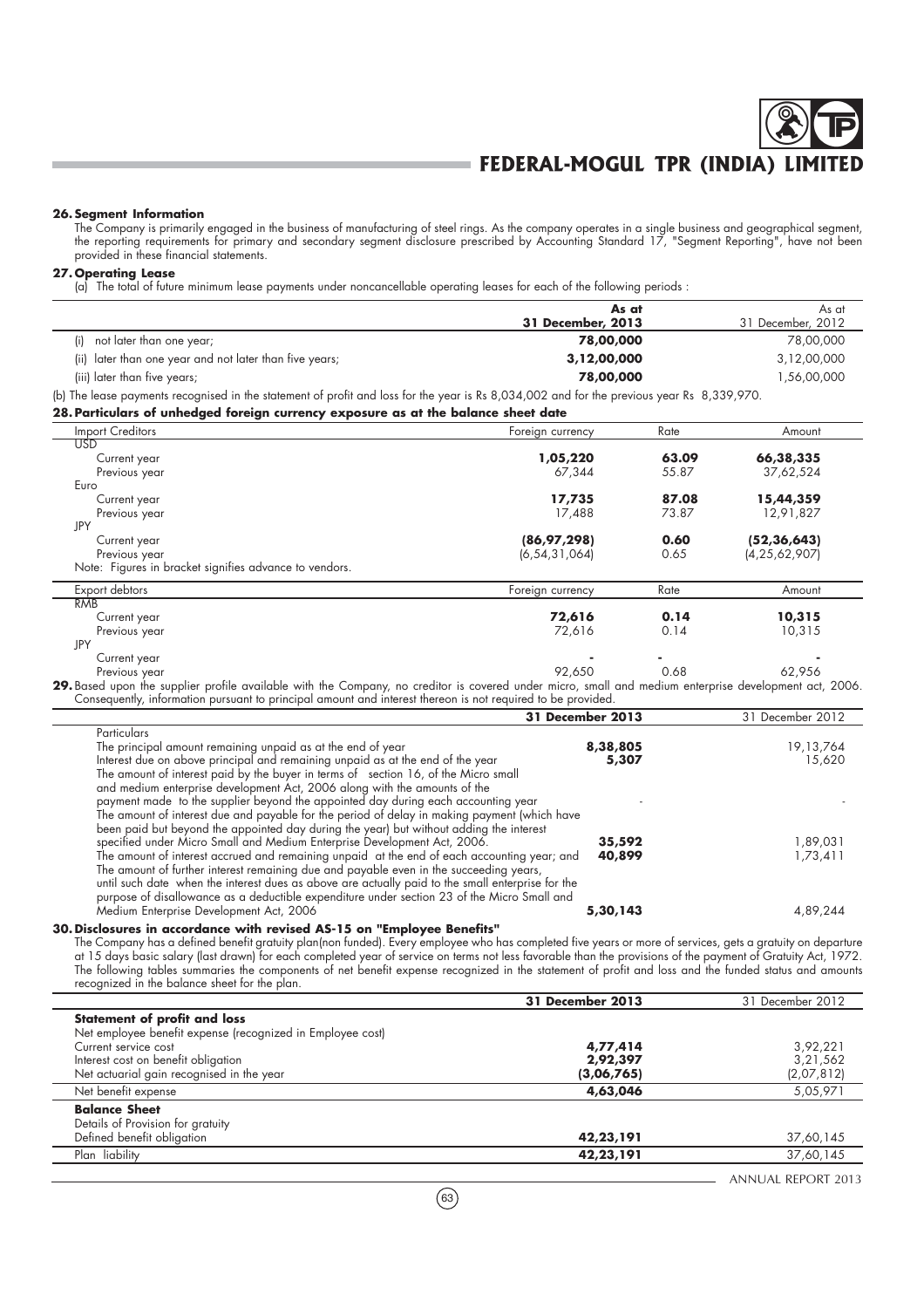## 26. Segment Information

The Company is primarily engaged in the business of manufacturing of steel rings. As the company operates in a single business and geographical segment, the reporting requirements for primary and secondary segment disclosure prescribed by Accounting Standard 17, "Segment Reporting", have not been provided in these financial statements.

## 27. Operating Lease

(a) The total of future minimum lease payments under noncancellable operating leases for each of the following periods :

| | As at 31 December, 2013 | As at 31 December, 2012 |
|---|---|---|
| (i) not later than one year; | **78,00,000** | 78,00,000 |
| (ii) later than one year and not later than five years; | **3,12,00,000** | 3,12,00,000 |
| (iii) later than five years; | **78,00,000** | 1,56,00,000 |

(b) The lease payments recognised in the statement of profit and loss for the year is Rs 8,034,002 and for the previous year Rs 8,339,970.

## 28. Particulars of unhedged foreign currency exposure as at the balance sheet date

| Import Creditors | Foreign currency | Rate | Amount |
|---|---|---|---|
| USD | | | |
| Current year | **1,05,220** | **63.09** | **66,38,335** |
| Previous year | 67,344 | 55.87 | 37,62,524 |
| Euro | | | |
| Current year | **17,735** | **87.08** | **15,44,359** |
| Previous year | 17,488 | 73.87 | 12,91,827 |
| JPY | | | |
| Current year | **(86,97,298)** | **0.60** | **(52,36,643)** |
| Previous year | (6,54,31,064) | 0.65 | (4,25,62,907) |

Note: Figures in bracket signifies advance to vendors.

| Export debtors | Foreign currency | Rate | Amount |
|---|---|---|---|
| RMB | | | |
| Current year | **72,616** | **0.14** | **10,315** |
| Previous year | 72,616 | 0.14 | 10,315 |
| JPY | | | |
| Current year | **-** | **-** | **-** |
| Previous year | 92,650 | 0.68 | 62,956 |

**29.** Based upon the supplier profile available with the Company, no creditor is covered under micro, small and medium enterprise development act, 2006. Consequently, information pursuant to principal amount and interest thereon is not required to be provided.

| Particulars | 31 December 2013 | 31 December 2012 |
|---|---|---|
| The principal amount remaining unpaid as at the end of year | **8,38,805** | 19,13,764 |
| Interest due on above principal and remaining unpaid as at the end of the year | **5,307** | 15,620 |
| The amount of interest paid by the buyer in terms of section 16, of the Micro small and medium enterprise development Act, 2006 along with the amounts of the payment made to the supplier beyond the appointed day during each accounting year | - | - |
| The amount of interest due and payable for the period of delay in making payment (which have been paid but beyond the appointed day during the year) but without adding the interest specified under Micro Small and Medium Enterprise Development Act, 2006. | **35,592** | 1,89,031 |
| The amount of interest accrued and remaining unpaid at the end of each accounting year; and | **40,899** | 1,73,411 |
| The amount of further interest remaining due and payable even in the succeeding years, until such date when the interest dues as above are actually paid to the small enterprise for the purpose of disallowance as a deductible expenditure under section 23 of the Micro Small and Medium Enterprise Development Act, 2006 | **5,30,143** | 4,89,244 |

## 30. Disclosures in accordance with revised AS-15 on "Employee Benefits"

The Company has a defined benefit gratuity plan(non funded). Every employee who has completed five years or more of services, gets a gratuity on departure at 15 days basic salary (last drawn) for each completed year of service on terms not less favorable than the provisions of the payment of Gratuity Act, 1972. The following tables summaries the components of net benefit expense recognized in the statement of profit and loss and the funded status and amounts recognized in the balance sheet for the plan.

| | 31 December 2013 | 31 December 2012 |
|---|---|---|
| **Statement of profit and loss** | | |
| Net employee benefit expense (recognized in Employee cost) | | |
| Current service cost | **4,77,414** | 3,92,221 |
| Interest cost on benefit obligation | **2,92,397** | 3,21,562 |
| Net actuarial gain recognised in the year | **(3,06,765)** | (2,07,812) |
| Net benefit expense | **4,63,046** | 5,05,971 |
| **Balance Sheet** | | |
| Details of Provision for gratuity | | |
| Defined benefit obligation | **42,23,191** | 37,60,145 |
| Plan liability | **42,23,191** | 37,60,145 |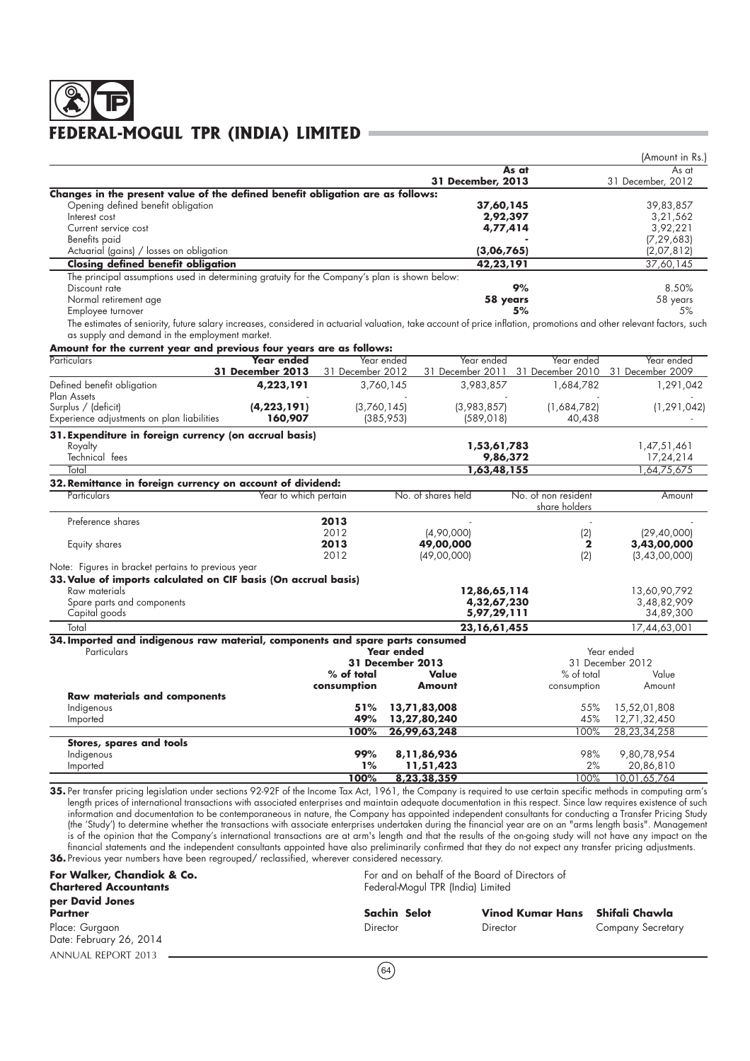(Amount in Rs.)

| | As at 31 December, 2013 | As at 31 December, 2012 |
|---|---|---|
| **Changes in the present value of the defined benefit obligation are as follows:** | | |
| Opening defined benefit obligation | 37,60,145 | 39,83,857 |
| Interest cost | 2,92,397 | 3,21,562 |
| Current service cost | 4,77,414 | 3,92,221 |
| Benefits paid | - | (7,29,683) |
| Actuarial (gains) / losses on obligation | (3,06,765) | (2,07,812) |
| **Closing defined benefit obligation** | **42,23,191** | 37,60,145 |
| The principal assumptions used in determining gratuity for the Company's plan is shown below: | | |
| Discount rate | 9% | 8.50% |
| Normal retirement age | 58 years | 58 years |
| Employee turnover | 5% | 5% |

The estimates of seniority, future salary increases, considered in actuarial valuation, take account of price inflation, promotions and other relevant factors, such as supply and demand in the employment market.

**Amount for the current year and previous four years are as follows:**

| Particulars | Year ended 31 December 2013 | Year ended 31 December 2012 | Year ended 31 December 2011 | Year ended 31 December 2010 | Year ended 31 December 2009 |
|---|---|---|---|---|---|
| Defined benefit obligation | 4,223,191 | 3,760,145 | 3,983,857 | 1,684,782 | 1,291,042 |
| Plan Assets | - | - | - | - | - |
| Surplus / (deficit) | (4,223,191) | (3,760,145) | (3,983,857) | (1,684,782) | (1,291,042) |
| Experience adjustments on plan liabilities | 160,907 | (385,953) | (589,018) | 40,438 | - |

**31. Expenditure in foreign currency (on accrual basis)**

| | 2013 | 2012 |
|---|---|---|
| Royalty | 1,53,61,783 | 1,47,51,461 |
| Technical fees | 9,86,372 | 17,24,214 |
| Total | 1,63,48,155 | 1,64,75,675 |

**32. Remittance in foreign currency on account of dividend:**

| Particulars | Year to which pertain | No. of shares held | No. of non resident share holders | Amount |
|---|---|---|---|---|
| Preference shares | 2013 | - | - | - |
| | 2012 | (4,90,000) | (2) | (29,40,000) |
| Equity shares | 2013 | 49,00,000 | 2 | 3,43,00,000 |
| | 2012 | (49,00,000) | (2) | (3,43,00,000) |

Note: Figures in bracket pertains to previous year

**33. Value of imports calculated on CIF basis (On accrual basis)**

| | 2013 | 2012 |
|---|---|---|
| Raw materials | 12,86,65,114 | 13,60,90,792 |
| Spare parts and components | 4,32,67,230 | 3,48,82,909 |
| Capital goods | 5,97,29,111 | 34,89,300 |
| Total | 23,16,61,455 | 17,44,63,001 |

**34. Imported and indigenous raw material, components and spare parts consumed**

| Particulars | Year ended 31 December 2013 | | Year ended 31 December 2012 | |
|---|---|---|---|---|
| | % of total consumption | Value Amount | % of total consumption | Value Amount |
| **Raw materials and components** | | | | |
| Indigenous | 51% | 13,71,83,008 | 55% | 15,52,01,808 |
| Imported | 49% | 13,27,80,240 | 45% | 12,71,32,450 |
| | 100% | 26,99,63,248 | 100% | 28,23,34,258 |
| **Stores, spares and tools** | | | | |
| Indigenous | 99% | 8,11,86,936 | 98% | 9,80,78,954 |
| Imported | 1% | 11,51,423 | 2% | 20,86,810 |
| | 100% | 8,23,38,359 | 100% | 10,01,65,764 |

**35.** Per transfer pricing legislation under sections 92-92F of the Income Tax Act, 1961, the Company is required to use certain specific methods in computing arm's length prices of international transactions with associated enterprises and maintain adequate documentation in this respect. Since law requires existence of such information and documentation to be contemporaneous in nature, the Company has appointed independent consultants for conducting a Transfer Pricing Study (the 'Study') to determine whether the transactions with associate enterprises undertaken during the financial year are on an "arms length basis". Management is of the opinion that the Company's international transactions are at arm's length and that the results of the on-going study will not have any impact on the financial statements and the independent consultants appointed have also preliminarily confirmed that they do not expect any transfer pricing adjustments.

**36.** Previous year numbers have been regrouped/ reclassified, wherever considered necessary.

**For Walker, Chandiok & Co.**
**Chartered Accountants**

**per David Jones**
**Partner**

Place: Gurgaon
Date: February 26, 2014

For and on behalf of the Board of Directors of
Federal-Mogul TPR (India) Limited

| **Sachin Selot** | **Vinod Kumar Hans** | **Shifali Chawla** |
|---|---|---|
| Director | Director | Company Secretary |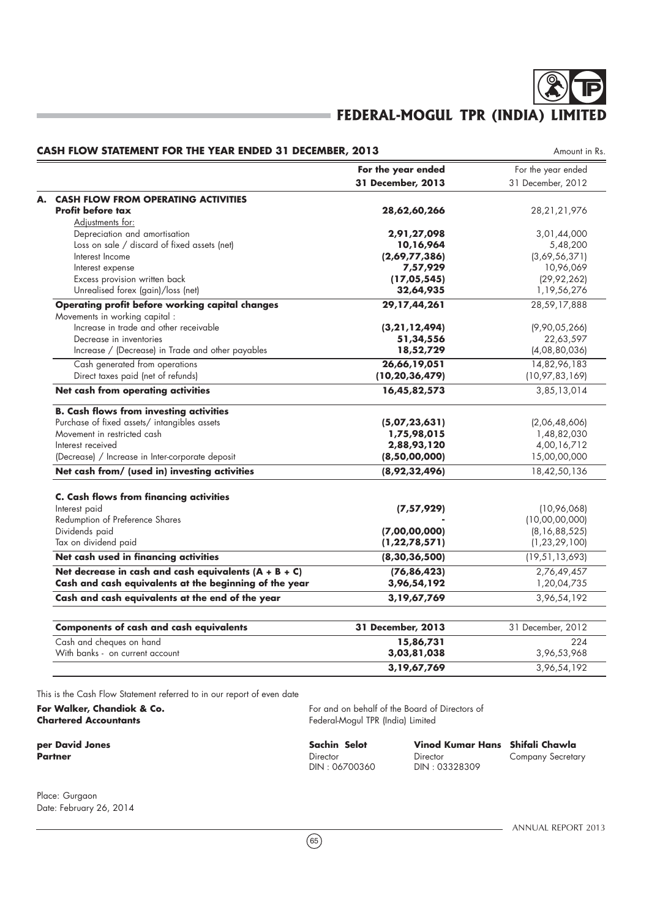# FEDERAL-MOGUL TPR (INDIA) LIMITED

## CASH FLOW STATEMENT FOR THE YEAR ENDED 31 DECEMBER, 2013

Amount in Rs.

| | For the year ended 31 December, 2013 | For the year ended 31 December, 2012 |
|---|---|---|
| **A. CASH FLOW FROM OPERATING ACTIVITIES** | | |
| **Profit before tax** | **28,62,60,266** | 28,21,21,976 |
| Adjustments for: | | |
| Depreciation and amortisation | **2,91,27,098** | 3,01,44,000 |
| Loss on sale / discard of fixed assets (net) | **10,16,964** | 5,48,200 |
| Interest Income | **(2,69,77,386)** | (3,69,56,371) |
| Interest expense | **7,57,929** | 10,96,069 |
| Excess provision written back | **(17,05,545)** | (29,92,262) |
| Unrealised forex (gain)/loss (net) | **32,64,935** | 1,19,56,276 |
| **Operating profit before working capital changes** | **29,17,44,261** | 28,59,17,888 |
| Movements in working capital : | | |
| Increase in trade and other receivable | **(3,21,12,494)** | (9,90,05,266) |
| Decrease in inventories | **51,34,556** | 22,63,597 |
| Increase / (Decrease) in Trade and other payables | **18,52,729** | (4,08,80,036) |
| Cash generated from operations | **26,66,19,051** | 14,82,96,183 |
| Direct taxes paid (net of refunds) | **(10,20,36,479)** | (10,97,83,169) |
| **Net cash from operating activities** | **16,45,82,573** | 3,85,13,014 |
| **B. Cash flows from investing activities** | | |
| Purchase of fixed assets/ intangibles assets | **(5,07,23,631)** | (2,06,48,606) |
| Movement in restricted cash | **1,75,98,015** | 1,48,82,030 |
| Interest received | **2,88,93,120** | 4,00,16,712 |
| (Decrease) / Increase in Inter-corporate deposit | **(8,50,00,000)** | 15,00,00,000 |
| **Net cash from/ (used in) investing activities** | **(8,92,32,496)** | 18,42,50,136 |
| **C. Cash flows from financing activities** | | |
| Interest paid | **(7,57,929)** | (10,96,068) |
| Redumption of Preference Shares | **-** | (10,00,00,000) |
| Dividends paid | **(7,00,00,000)** | (8,16,88,525) |
| Tax on dividend paid | **(1,22,78,571)** | (1,23,29,100) |
| **Net cash used in financing activities** | **(8,30,36,500)** | (19,51,13,693) |
| **Net decrease in cash and cash equivalents (A + B + C)** | **(76,86,423)** | 2,76,49,457 |
| **Cash and cash equivalents at the beginning of the year** | **3,96,54,192** | 1,20,04,735 |
| **Cash and cash equivalents at the end of the year** | **3,19,67,769** | 3,96,54,192 |

| **Components of cash and cash equivalents** | **31 December, 2013** | 31 December, 2012 |
|---|---|---|
| Cash and cheques on hand | **15,86,731** | 224 |
| With banks - on current account | **3,03,81,038** | 3,96,53,968 |
| | **3,19,67,769** | 3,96,54,192 |

This is the Cash Flow Statement referred to in our report of even date

**For Walker, Chandiok & Co.**
**Chartered Accountants**

**per David Jones**
**Partner**

For and on behalf of the Board of Directors of
Federal-Mogul TPR (India) Limited

**Sachin Selot**
Director
DIN : 06700360

**Vinod Kumar Hans**
Director
DIN : 03328309

**Shifali Chawla**
Company Secretary

Place: Gurgaon
Date: February 26, 2014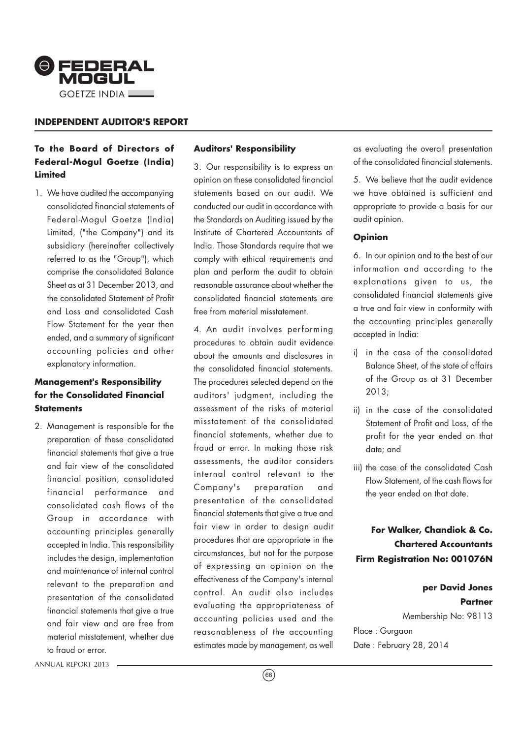## INDEPENDENT AUDITOR'S REPORT

**To the Board of Directors of Federal-Mogul Goetze (India) Limited**

1. We have audited the accompanying consolidated financial statements of Federal-Mogul Goetze (India) Limited, ("the Company") and its subsidiary (hereinafter collectively referred to as the "Group"), which comprise the consolidated Balance Sheet as at 31 December 2013, and the consolidated Statement of Profit and Loss and consolidated Cash Flow Statement for the year then ended, and a summary of significant accounting policies and other explanatory information.

### Management's Responsibility for the Consolidated Financial Statements

2. Management is responsible for the preparation of these consolidated financial statements that give a true and fair view of the consolidated financial position, consolidated financial performance and consolidated cash flows of the Group in accordance with accounting principles generally accepted in India. This responsibility includes the design, implementation and maintenance of internal control relevant to the preparation and presentation of the consolidated financial statements that give a true and fair view and are free from material misstatement, whether due to fraud or error.

### Auditors' Responsibility

3. Our responsibility is to express an opinion on these consolidated financial statements based on our audit. We conducted our audit in accordance with the Standards on Auditing issued by the Institute of Chartered Accountants of India. Those Standards require that we comply with ethical requirements and plan and perform the audit to obtain reasonable assurance about whether the consolidated financial statements are free from material misstatement.

4. An audit involves performing procedures to obtain audit evidence about the amounts and disclosures in the consolidated financial statements. The procedures selected depend on the auditors' judgment, including the assessment of the risks of material misstatement of the consolidated financial statements, whether due to fraud or error. In making those risk assessments, the auditor considers internal control relevant to the Company's preparation and presentation of the consolidated financial statements that give a true and fair view in order to design audit procedures that are appropriate in the circumstances, but not for the purpose of expressing an opinion on the effectiveness of the Company's internal control. An audit also includes evaluating the appropriateness of accounting policies used and the reasonableness of the accounting estimates made by management, as well as evaluating the overall presentation of the consolidated financial statements.

5. We believe that the audit evidence we have obtained is sufficient and appropriate to provide a basis for our audit opinion.

### Opinion

6. In our opinion and to the best of our information and according to the explanations given to us, the consolidated financial statements give a true and fair view in conformity with the accounting principles generally accepted in India:

i) in the case of the consolidated Balance Sheet, of the state of affairs of the Group as at 31 December 2013;

ii) in the case of the consolidated Statement of Profit and Loss, of the profit for the year ended on that date; and

iii) the case of the consolidated Cash Flow Statement, of the cash flows for the year ended on that date.

**For Walker, Chandiok & Co.**
**Chartered Accountants**
**Firm Registration No: 001076N**

**per David Jones**
**Partner**
Membership No: 98113

Place : Gurgaon
Date : February 28, 2014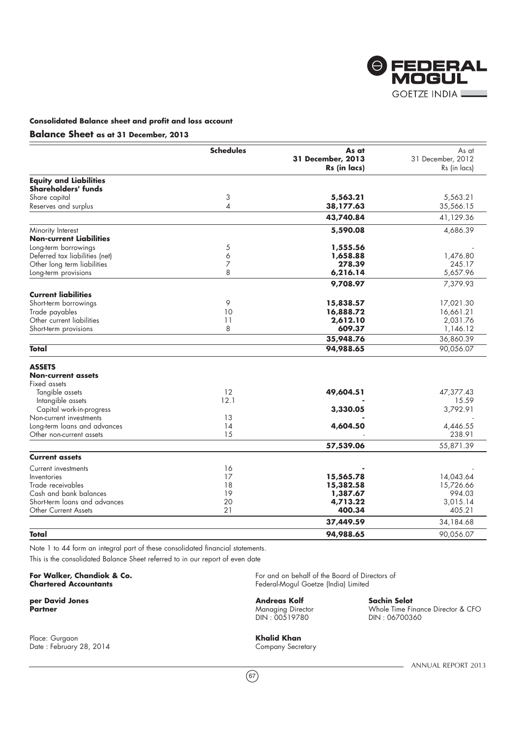### Consolidated Balance sheet and profit and loss account

## Balance Sheet as at 31 December, 2013

| | Schedules | As at 31 December, 2013 Rs (in lacs) | As at 31 December, 2012 Rs (in lacs) |
|---|---|---|---|
| **Equity and Liabilities** | | | |
| **Shareholders' funds** | | | |
| Share capital | 3 | **5,563.21** | 5,563.21 |
| Reserves and surplus | 4 | **38,177.63** | 35,566.15 |
| | | **43,740.84** | 41,129.36 |
| Minority Interest | | **5,590.08** | 4,686.39 |
| **Non-current Liabilities** | | | |
| Long-term borrowings | 5 | **1,555.56** | - |
| Deferred tax liabilities (net) | 6 | **1,658.88** | 1,476.80 |
| Other long term liabilities | 7 | **278.39** | 245.17 |
| Long-term provisions | 8 | **6,216.14** | 5,657.96 |
| | | **9,708.97** | 7,379.93 |
| **Current liabilities** | | | |
| Short-term borrowings | 9 | **15,838.57** | 17,021.30 |
| Trade payables | 10 | **16,888.72** | 16,661.21 |
| Other current liabilities | 11 | **2,612.10** | 2,031.76 |
| Short-term provisions | 8 | **609.37** | 1,146.12 |
| | | **35,948.76** | 36,860.39 |
| **Total** | | **94,988.65** | 90,056.07 |
| **ASSETS** | | | |
| **Non-current assets** | | | |
| Fixed assets | | | |
| Tangible assets | 12 | **49,604.51** | 47,377.43 |
| Intangible assets | 12.1 | **-** | 15.59 |
| Capital work-in-progress | | **3,330.05** | 3,792.91 |
| Non-current investments | 13 | **-** | - |
| Long-term loans and advances | 14 | **4,604.50** | 4,446.55 |
| Other non-current assets | 15 | - | 238.91 |
| | | **57,539.06** | 55,871.39 |
| **Current assets** | | | |
| Current investments | 16 | **-** | - |
| Inventories | 17 | **15,565.78** | 14,043.64 |
| Trade receivables | 18 | **15,382.58** | 15,726.66 |
| Cash and bank balances | 19 | **1,387.67** | 994.03 |
| Short-term loans and advances | 20 | **4,713.22** | 3,015.14 |
| Other Current Assets | 21 | **400.34** | 405.21 |
| | | **37,449.59** | 34,184.68 |
| **Total** | | **94,988.65** | 90,056.07 |

Note 1 to 44 form an integral part of these consolidated financial statements.

This is the consolidated Balance Sheet referred to in our report of even date

**For Walker, Chandiok & Co.**
**Chartered Accountants**

**per David Jones**
**Partner**

Place: Gurgaon
Date : February 28, 2014

For and on behalf of the Board of Directors of
Federal-Mogul Goetze (India) Limited

**Andreas Kolf**
Managing Director
DIN : 00519780

**Sachin Selot**
Whole Time Finance Director & CFO
DIN : 06700360

**Khalid Khan**
Company Secretary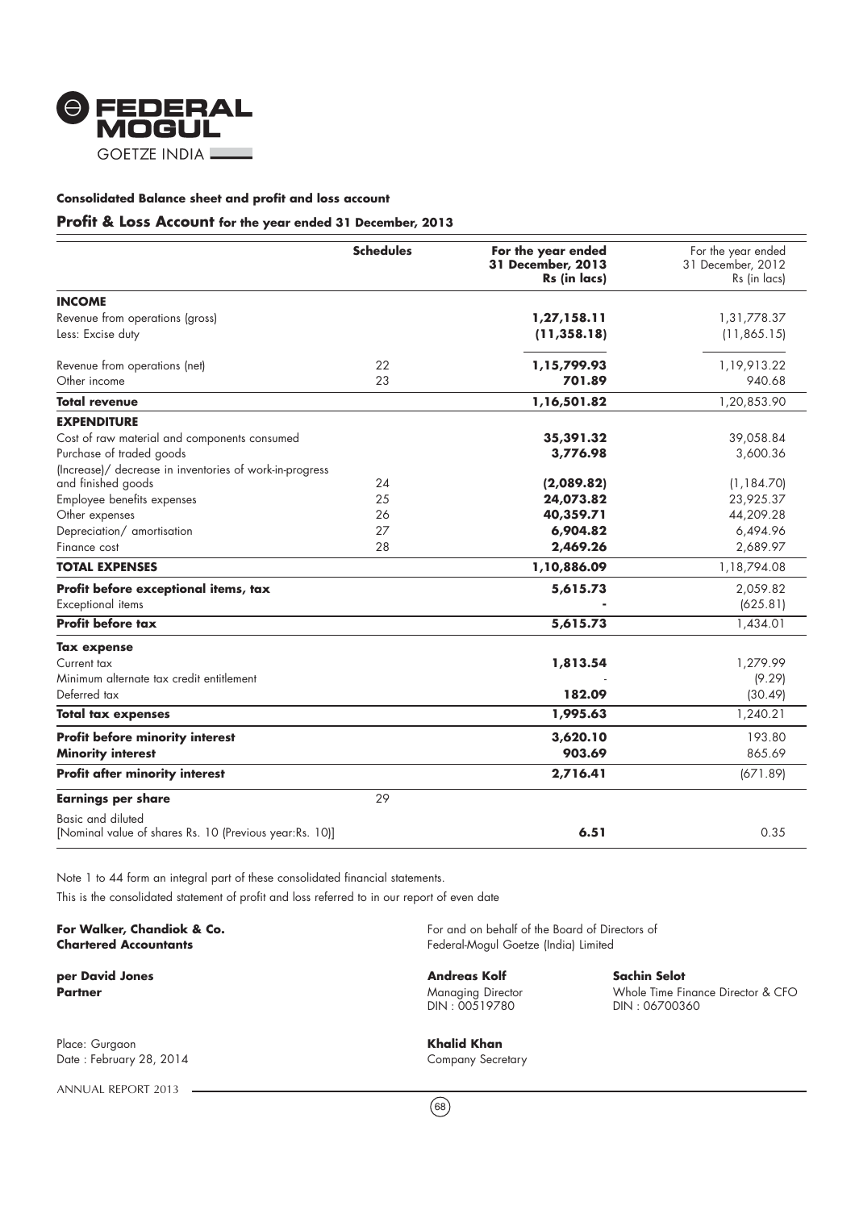FEDERAL MOGUL
GOETZE INDIA

**Consolidated Balance sheet and profit and loss account**

## Profit & Loss Account for the year ended 31 December, 2013

| | Schedules | For the year ended 31 December, 2013 Rs (in lacs) | For the year ended 31 December, 2012 Rs (in lacs) |
|---|---|---|---|
| **INCOME** | | | |
| Revenue from operations (gross) | | **1,27,158.11** | 1,31,778.37 |
| Less: Excise duty | | **(11,358.18)** | (11,865.15) |
| Revenue from operations (net) | 22 | **1,15,799.93** | 1,19,913.22 |
| Other income | 23 | **701.89** | 940.68 |
| **Total revenue** | | **1,16,501.82** | 1,20,853.90 |
| **EXPENDITURE** | | | |
| Cost of raw material and components consumed | | **35,391.32** | 39,058.84 |
| Purchase of traded goods | | **3,776.98** | 3,600.36 |
| (Increase)/ decrease in inventories of work-in-progress and finished goods | 24 | **(2,089.82)** | (1,184.70) |
| Employee benefits expenses | 25 | **24,073.82** | 23,925.37 |
| Other expenses | 26 | **40,359.71** | 44,209.28 |
| Depreciation/ amortisation | 27 | **6,904.82** | 6,494.96 |
| Finance cost | 28 | **2,469.26** | 2,689.97 |
| **TOTAL EXPENSES** | | **1,10,886.09** | 1,18,794.08 |
| **Profit before exceptional items, tax** | | **5,615.73** | 2,059.82 |
| Exceptional items | | **-** | (625.81) |
| **Profit before tax** | | **5,615.73** | 1,434.01 |
| **Tax expense** | | | |
| Current tax | | **1,813.54** | 1,279.99 |
| Minimum alternate tax credit entitlement | | **-** | (9.29) |
| Deferred tax | | **182.09** | (30.49) |
| **Total tax expenses** | | **1,995.63** | 1,240.21 |
| **Profit before minority interest** | | **3,620.10** | 193.80 |
| **Minority interest** | | **903.69** | 865.69 |
| **Profit after minority interest** | | **2,716.41** | (671.89) |
| **Earnings per share** | 29 | | |
| Basic and diluted [Nominal value of shares Rs. 10 (Previous year:Rs. 10)] | | **6.51** | 0.35 |

Note 1 to 44 form an integral part of these consolidated financial statements.

This is the consolidated statement of profit and loss referred to in our report of even date

**For Walker, Chandiok & Co.**
**Chartered Accountants**

**per David Jones**
**Partner**

Place: Gurgaon
Date : February 28, 2014

For and on behalf of the Board of Directors of Federal-Mogul Goetze (India) Limited

**Andreas Kolf**
Managing Director
DIN : 00519780

**Sachin Selot**
Whole Time Finance Director & CFO
DIN : 06700360

**Khalid Khan**
Company Secretary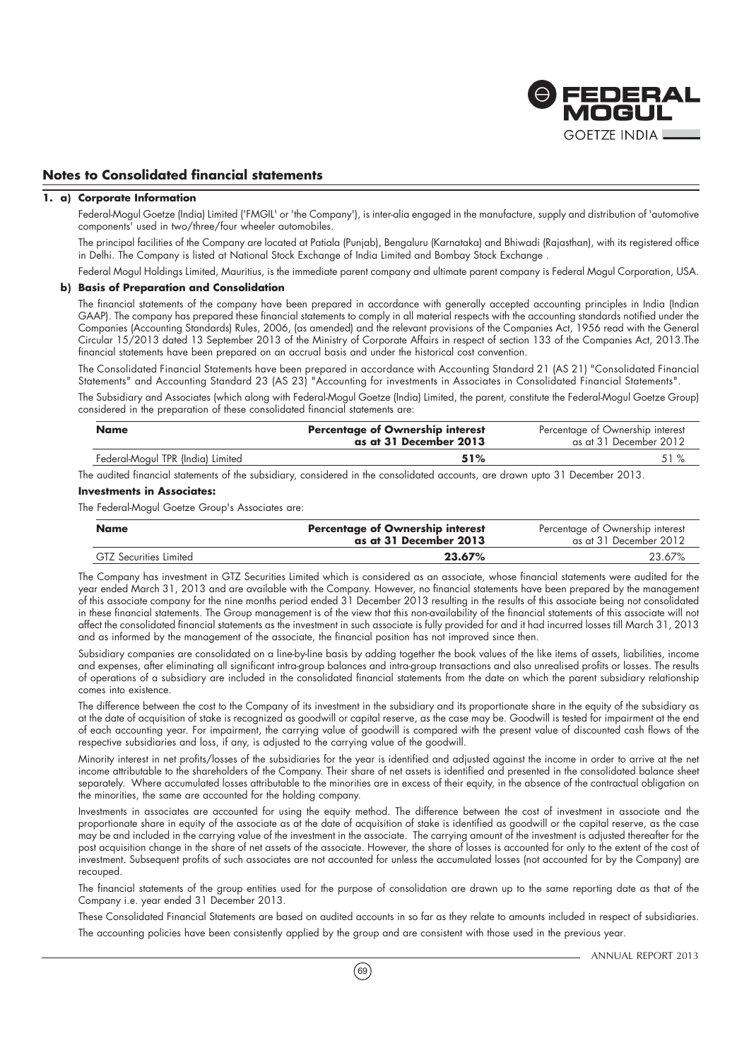## Notes to Consolidated financial statements

**1. a) Corporate Information**

Federal-Mogul Goetze (India) Limited ('FMGIL' or 'the Company'), is inter-alia engaged in the manufacture, supply and distribution of 'automotive components' used in two/three/four wheeler automobiles.

The principal facilities of the Company are located at Patiala (Punjab), Bengaluru (Karnataka) and Bhiwadi (Rajasthan), with its registered office in Delhi. The Company is listed at National Stock Exchange of India Limited and Bombay Stock Exchange .

Federal Mogul Holdings Limited, Mauritius, is the immediate parent company and ultimate parent company is Federal Mogul Corporation, USA.

**b) Basis of Preparation and Consolidation**

The financial statements of the company have been prepared in accordance with generally accepted accounting principles in India (Indian GAAP). The company has prepared these financial statements to comply in all material respects with the accounting standards notified under the Companies (Accounting Standards) Rules, 2006, (as amended) and the relevant provisions of the Companies Act, 1956 read with the General Circular 15/2013 dated 13 September 2013 of the Ministry of Corporate Affairs in respect of section 133 of the Companies Act, 2013.The financial statements have been prepared on an accrual basis and under the historical cost convention.

The Consolidated Financial Statements have been prepared in accordance with Accounting Standard 21 (AS 21) "Consolidated Financial Statements" and Accounting Standard 23 (AS 23) "Accounting for investments in Associates in Consolidated Financial Statements".

The Subsidiary and Associates (which along with Federal-Mogul Goetze (India) Limited, the parent, constitute the Federal-Mogul Goetze Group) considered in the preparation of these consolidated financial statements are:

| **Name** | **Percentage of Ownership interest as at 31 December 2013** | Percentage of Ownership interest as at 31 December 2012 |
|---|---|---|
| Federal-Mogul TPR (India) Limited | **51%** | 51 % |

The audited financial statements of the subsidiary, considered in the consolidated accounts, are drawn upto 31 December 2013.

**Investments in Associates:**

The Federal-Mogul Goetze Group's Associates are:

| **Name** | **Percentage of Ownership interest as at 31 December 2013** | Percentage of Ownership interest as at 31 December 2012 |
|---|---|---|
| GTZ Securities Limited | **23.67%** | 23.67% |

The Company has investment in GTZ Securities Limited which is considered as an associate, whose financial statements were audited for the year ended March 31, 2013 and are available with the Company. However, no financial statements have been prepared by the management of this associate company for the nine months period ended 31 December 2013 resulting in the results of this associate being not consolidated in these financial statements. The Group management is of the view that this non-availability of the financial statements of this associate will not affect the consolidated financial statements as the investment in such associate is fully provided for and it had incurred losses till March 31, 2013 and as informed by the management of the associate, the financial position has not improved since then.

Subsidiary companies are consolidated on a line-by-line basis by adding together the book values of the like items of assets, liabilities, income and expenses, after eliminating all significant intra-group balances and intra-group transactions and also unrealised profits or losses. The results of operations of a subsidiary are included in the consolidated financial statements from the date on which the parent subsidiary relationship comes into existence.

The difference between the cost to the Company of its investment in the subsidiary and its proportionate share in the equity of the subsidiary as at the date of acquisition of stake is recognized as goodwill or capital reserve, as the case may be. Goodwill is tested for impairment at the end of each accounting year. For impairment, the carrying value of goodwill is compared with the present value of discounted cash flows of the respective subsidiaries and loss, if any, is adjusted to the carrying value of the goodwill.

Minority interest in net profits/losses of the subsidiaries for the year is identified and adjusted against the income in order to arrive at the net income attributable to the shareholders of the Company. Their share of net assets is identified and presented in the consolidated balance sheet separately. Where accumulated losses attributable to the minorities are in excess of their equity, in the absence of the contractual obligation on the minorities, the same are accounted for the holding company.

Investments in associates are accounted for using the equity method. The difference between the cost of investment in associate and the proportionate share in equity of the associate as at the date of acquisition of stake is identified as goodwill or the capital reserve, as the case may be and included in the carrying value of the investment in the associate. The carrying amount of the investment is adjusted thereafter for the post acquisition change in the share of net assets of the associate. However, the share of losses is accounted for only to the extent of the cost of investment. Subsequent profits of such associates are not accounted for unless the accumulated losses (not accounted for by the Company) are recouped.

The financial statements of the group entities used for the purpose of consolidation are drawn up to the same reporting date as that of the Company i.e. year ended 31 December 2013.

These Consolidated Financial Statements are based on audited accounts in so far as they relate to amounts included in respect of subsidiaries.

The accounting policies have been consistently applied by the group and are consistent with those used in the previous year.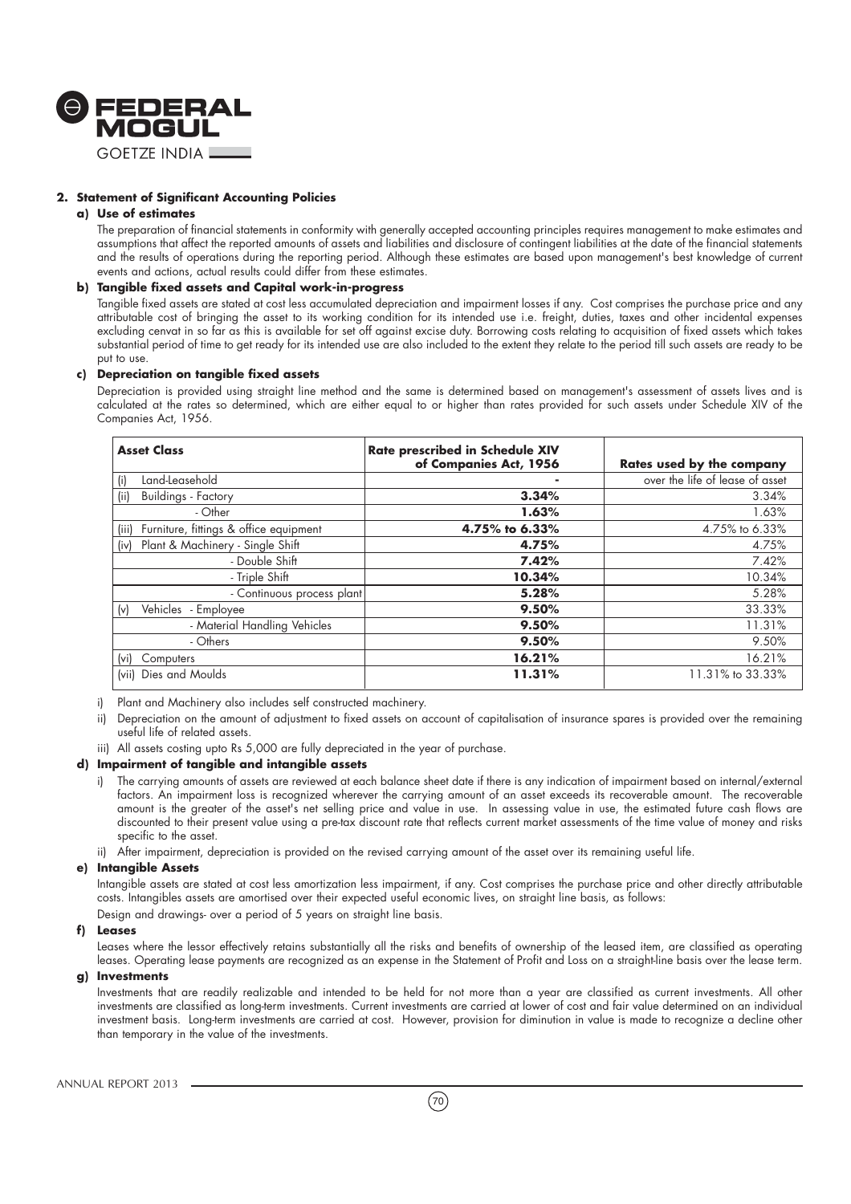## 2. Statement of Significant Accounting Policies

### a) Use of estimates

The preparation of financial statements in conformity with generally accepted accounting principles requires management to make estimates and assumptions that affect the reported amounts of assets and liabilities and disclosure of contingent liabilities at the date of the financial statements and the results of operations during the reporting period. Although these estimates are based upon management's best knowledge of current events and actions, actual results could differ from these estimates.

### b) Tangible fixed assets and Capital work-in-progress

Tangible fixed assets are stated at cost less accumulated depreciation and impairment losses if any. Cost comprises the purchase price and any attributable cost of bringing the asset to its working condition for its intended use i.e. freight, duties, taxes and other incidental expenses excluding cenvat in so far as this is available for set off against excise duty. Borrowing costs relating to acquisition of fixed assets which takes substantial period of time to get ready for its intended use are also included to the extent they relate to the period till such assets are ready to be put to use.

### c) Depreciation on tangible fixed assets

Depreciation is provided using straight line method and the same is determined based on management's assessment of assets lives and is calculated at the rates so determined, which are either equal to or higher than rates provided for such assets under Schedule XIV of the Companies Act, 1956.

| Asset Class | Rate prescribed in Schedule XIV of Companies Act, 1956 | Rates used by the company |
|---|---|---|
| (i) Land-Leasehold | - | over the life of lease of asset |
| (ii) Buildings - Factory | **3.34%** | 3.34% |
| - Other | **1.63%** | 1.63% |
| (iii) Furniture, fittings & office equipment | **4.75% to 6.33%** | 4.75% to 6.33% |
| (iv) Plant & Machinery - Single Shift | **4.75%** | 4.75% |
| - Double Shift | **7.42%** | 7.42% |
| - Triple Shift | **10.34%** | 10.34% |
| - Continuous process plant | **5.28%** | 5.28% |
| (v) Vehicles - Employee | **9.50%** | 33.33% |
| - Material Handling Vehicles | **9.50%** | 11.31% |
| - Others | **9.50%** | 9.50% |
| (vi) Computers | **16.21%** | 16.21% |
| (vii) Dies and Moulds | **11.31%** | 11.31% to 33.33% |

i) Plant and Machinery also includes self constructed machinery.

ii) Depreciation on the amount of adjustment to fixed assets on account of capitalisation of insurance spares is provided over the remaining useful life of related assets.

iii) All assets costing upto Rs 5,000 are fully depreciated in the year of purchase.

### d) Impairment of tangible and intangible assets

i) The carrying amounts of assets are reviewed at each balance sheet date if there is any indication of impairment based on internal/external factors. An impairment loss is recognized wherever the carrying amount of an asset exceeds its recoverable amount. The recoverable amount is the greater of the asset's net selling price and value in use. In assessing value in use, the estimated future cash flows are discounted to their present value using a pre-tax discount rate that reflects current market assessments of the time value of money and risks specific to the asset.

ii) After impairment, depreciation is provided on the revised carrying amount of the asset over its remaining useful life.

### e) Intangible Assets

Intangible assets are stated at cost less amortization less impairment, if any. Cost comprises the purchase price and other directly attributable costs. Intangibles assets are amortised over their expected useful economic lives, on straight line basis, as follows:

Design and drawings- over a period of 5 years on straight line basis.

### f) Leases

Leases where the lessor effectively retains substantially all the risks and benefits of ownership of the leased item, are classified as operating leases. Operating lease payments are recognized as an expense in the Statement of Profit and Loss on a straight-line basis over the lease term.

### g) Investments

Investments that are readily realizable and intended to be held for not more than a year are classified as current investments. All other investments are classified as long-term investments. Current investments are carried at lower of cost and fair value determined on an individual investment basis. Long-term investments are carried at cost. However, provision for diminution in value is made to recognize a decline other than temporary in the value of the investments.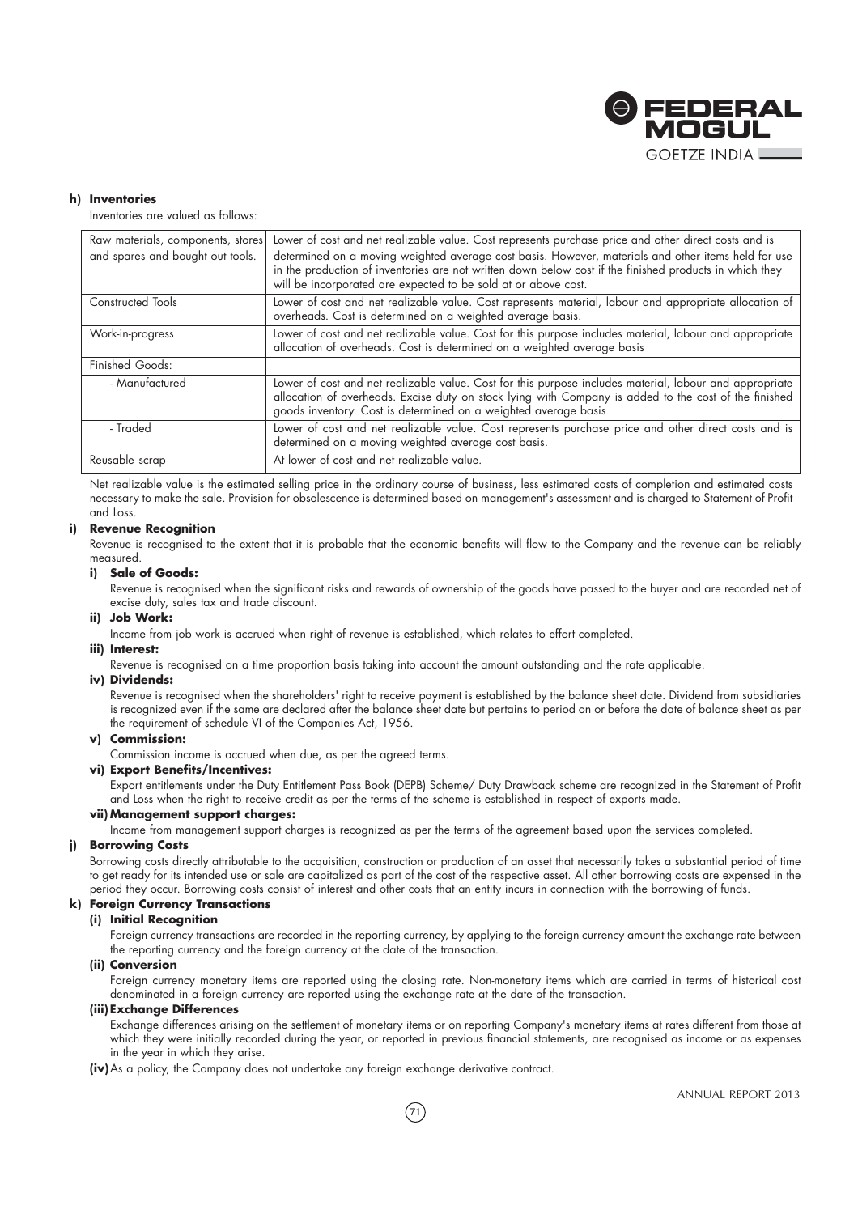**h) Inventories**

Inventories are valued as follows:

| | |
|---|---|
| Raw materials, components, stores and spares and bought out tools. | Lower of cost and net realizable value. Cost represents purchase price and other direct costs and is determined on a moving weighted average cost basis. However, materials and other items held for use in the production of inventories are not written down below cost if the finished products in which they will be incorporated are expected to be sold at or above cost. |
| Constructed Tools | Lower of cost and net realizable value. Cost represents material, labour and appropriate allocation of overheads. Cost is determined on a weighted average basis. |
| Work-in-progress | Lower of cost and net realizable value. Cost for this purpose includes material, labour and appropriate allocation of overheads. Cost is determined on a weighted average basis |
| Finished Goods: | |
| - Manufactured | Lower of cost and net realizable value. Cost for this purpose includes material, labour and appropriate allocation of overheads. Excise duty on stock lying with Company is added to the cost of the finished goods inventory. Cost is determined on a weighted average basis |
| - Traded | Lower of cost and net realizable value. Cost represents purchase price and other direct costs and is determined on a moving weighted average cost basis. |
| Reusable scrap | At lower of cost and net realizable value. |

Net realizable value is the estimated selling price in the ordinary course of business, less estimated costs of completion and estimated costs necessary to make the sale. Provision for obsolescence is determined based on management's assessment and is charged to Statement of Profit and Loss.

**i) Revenue Recognition**

Revenue is recognised to the extent that it is probable that the economic benefits will flow to the Company and the revenue can be reliably measured.

**i) Sale of Goods:**

Revenue is recognised when the significant risks and rewards of ownership of the goods have passed to the buyer and are recorded net of excise duty, sales tax and trade discount.

**ii) Job Work:**

Income from job work is accrued when right of revenue is established, which relates to effort completed.

**iii) Interest:**

Revenue is recognised on a time proportion basis taking into account the amount outstanding and the rate applicable.

**iv) Dividends:**

Revenue is recognised when the shareholders' right to receive payment is established by the balance sheet date. Dividend from subsidiaries is recognized even if the same are declared after the balance sheet date but pertains to period on or before the date of balance sheet as per the requirement of schedule VI of the Companies Act, 1956.

**v) Commission:**

Commission income is accrued when due, as per the agreed terms.

**vi) Export Benefits/Incentives:**

Export entitlements under the Duty Entitlement Pass Book (DEPB) Scheme/ Duty Drawback scheme are recognized in the Statement of Profit and Loss when the right to receive credit as per the terms of the scheme is established in respect of exports made.

**vii) Management support charges:**

Income from management support charges is recognized as per the terms of the agreement based upon the services completed.

**j) Borrowing Costs**

Borrowing costs directly attributable to the acquisition, construction or production of an asset that necessarily takes a substantial period of time to get ready for its intended use or sale are capitalized as part of the cost of the respective asset. All other borrowing costs are expensed in the period they occur. Borrowing costs consist of interest and other costs that an entity incurs in connection with the borrowing of funds.

**k) Foreign Currency Transactions**

**(i) Initial Recognition**

Foreign currency transactions are recorded in the reporting currency, by applying to the foreign currency amount the exchange rate between the reporting currency and the foreign currency at the date of the transaction.

**(ii) Conversion**

Foreign currency monetary items are reported using the closing rate. Non-monetary items which are carried in terms of historical cost denominated in a foreign currency are reported using the exchange rate at the date of the transaction.

**(iii) Exchange Differences**

Exchange differences arising on the settlement of monetary items or on reporting Company's monetary items at rates different from those at which they were initially recorded during the year, or reported in previous financial statements, are recognised as income or as expenses in the year in which they arise.

**(iv)** As a policy, the Company does not undertake any foreign exchange derivative contract.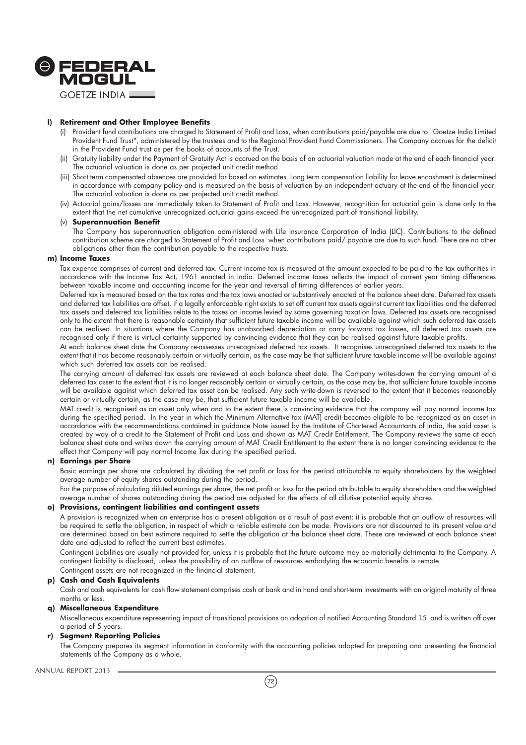**l) Retirement and Other Employee Benefits**

(i) Provident fund contributions are charged to Statement of Profit and Loss, when contributions paid/payable are due to "Goetze India Limited Provident Fund Trust", administered by the trustees and to the Regional Provident Fund Commissioners. The Company accrues for the deficit in the Provident Fund trust as per the books of accounts of the Trust.

(ii) Gratuity liability under the Payment of Gratuity Act is accrued on the basis of an actuarial valuation made at the end of each financial year. The actuarial valuation is done as per projected unit credit method.

(iii) Short term compensated absences are provided for based on estimates. Long term compensation liability for leave encashment is determined in accordance with company policy and is measured on the basis of valuation by an independent actuary at the end of the financial year. The actuarial valuation is done as per projected unit credit method.

(iv) Actuarial gains/losses are immediately taken to Statement of Profit and Loss. However, recognition for actuarial gain is done only to the extent that the net cumulative unrecognized actuarial gains exceed the unrecognized part of transitional liability.

(v) **Superannuation Benefit**

The Company has superannuation obligation administered with Life Insurance Corporation of India (LIC). Contributions to the defined contribution scheme are charged to Statement of Profit and Loss when contributions paid/ payable are due to such fund. There are no other obligations other than the contribution payable to the respective trusts.

**m) Income Taxes**

Tax expense comprises of current and deferred tax. Current income tax is measured at the amount expected to be paid to the tax authorities in accordance with the Income Tax Act, 1961 enacted in India. Deferred income taxes reflects the impact of current year timing differences between taxable income and accounting income for the year and reversal of timing differences of earlier years.

Deferred tax is measured based on the tax rates and the tax laws enacted or substantively enacted at the balance sheet date. Deferred tax assets and deferred tax liabilities are offset, if a legally enforceable right exists to set off current tax assets against current tax liabilities and the deferred tax assets and deferred tax liabilities relate to the taxes on income levied by same governing taxation laws. Deferred tax assets are recognised only to the extent that there is reasonable certainty that sufficient future taxable income will be available against which such deferred tax assets can be realised. In situations where the Company has unabsorbed depreciation or carry forward tax losses, all deferred tax assets are recognised only if there is virtual certainty supported by convincing evidence that they can be realised against future taxable profits.

At each balance sheet date the Company re-assesses unrecognised deferred tax assets. It recognises unrecognised deferred tax assets to the extent that it has become reasonably certain or virtually certain, as the case may be that sufficient future taxable income will be available against which such deferred tax assets can be realised.

The carrying amount of deferred tax assets are reviewed at each balance sheet date. The Company writes-down the carrying amount of a deferred tax asset to the extent that it is no longer reasonably certain or virtually certain, as the case may be, that sufficient future taxable income will be available against which deferred tax asset can be realised. Any such write-down is reversed to the extent that it becomes reasonably certain or virtually certain, as the case may be, that sufficient future taxable income will be available.

MAT credit is recognised as an asset only when and to the extent there is convincing evidence that the company will pay normal income tax during the specified period. In the year in which the Minimum Alternative tax (MAT) credit becomes eligible to be recognized as an asset in accordance with the recommendations contained in guidance Note issued by the Institute of Chartered Accountants of India, the said asset is created by way of a credit to the Statement of Profit and Loss and shown as MAT Credit Entitlement. The Company reviews the same at each balance sheet date and writes down the carrying amount of MAT Credit Entitlement to the extent there is no longer convincing evidence to the effect that Company will pay normal Income Tax during the specified period.

**n) Earnings per Share**

Basic earnings per share are calculated by dividing the net profit or loss for the period attributable to equity shareholders by the weighted average number of equity shares outstanding during the period.

For the purpose of calculating diluted earnings per share, the net profit or loss for the period attributable to equity shareholders and the weighted average number of shares outstanding during the period are adjusted for the effects of all dilutive potential equity shares.

**o) Provisions, contingent liabilities and contingent assets**

A provision is recognized when an enterprise has a present obligation as a result of past event; it is probable that an outflow of resources will be required to settle the obligation, in respect of which a reliable estimate can be made. Provisions are not discounted to its present value and are determined based on best estimate required to settle the obligation at the balance sheet date. These are reviewed at each balance sheet date and adjusted to reflect the current best estimates.

Contingent Liabilities are usually not provided for, unless it is probable that the future outcome may be materially detrimental to the Company. A contingent liability is disclosed, unless the possibility of an outflow of resources embodying the economic benefits is remote.

Contingent assets are not recognized in the financial statement.

**p) Cash and Cash Equivalents**

Cash and cash equivalents for cash flow statement comprises cash at bank and in hand and short-term investments with an original maturity of three months or less.

**q) Miscellaneous Expenditure**

Miscellaneous expenditure representing impact of transitional provisions on adoption of notified Accounting Standard 15 and is written off over a period of 5 years.

**r) Segment Reporting Policies**

The Company prepares its segment information in conformity with the accounting policies adopted for preparing and presenting the financial statements of the Company as a whole.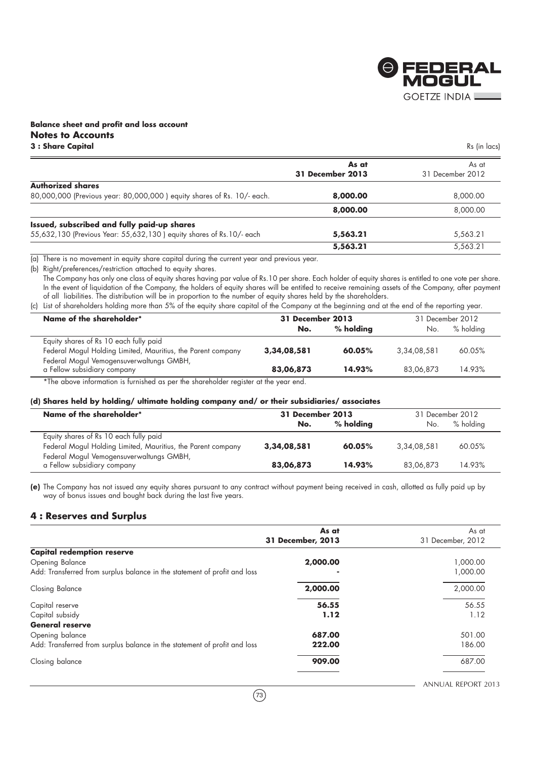**Balance sheet and profit and loss account**

## Notes to Accounts

### 3 : Share Capital

Rs (in lacs)

| | As at 31 December 2013 | As at 31 December 2012 |
|---|---|---|
| **Authorized shares** | | |
| 80,000,000 (Previous year: 80,000,000 ) equity shares of Rs. 10/- each. | **8,000.00** | 8,000.00 |
| | **8,000.00** | 8,000.00 |
| **Issued, subscribed and fully paid-up shares** | | |
| 55,632,130 (Previous Year: 55,632,130 ) equity shares of Rs.10/- each | **5,563.21** | 5,563.21 |
| | **5,563.21** | 5,563.21 |

(a) There is no movement in equity share capital during the current year and previous year.

(b) Right/preferences/restriction attached to equity shares.

The Company has only one class of equity shares having par value of Rs.10 per share. Each holder of equity shares is entitled to one vote per share. In the event of liquidation of the Company, the holders of equity shares will be entitled to receive remaining assets of the Company, after payment of all liabilities. The distribution will be in proportion to the number of equity shares held by the shareholders.

(c) List of shareholders holding more than 5% of the equity share capital of the Company at the beginning and at the end of the reporting year.

| Name of the shareholder* | 31 December 2013 | | 31 December 2012 | |
|---|---|---|---|---|
| | No. | % holding | No. | % holding |
| Equity shares of Rs 10 each fully paid | | | | |
| Federal Mogul Holding Limited, Mauritius, the Parent company | **3,34,08,581** | **60.05%** | 3,34,08,581 | 60.05% |
| Federal Mogul Vemogensuverwaltungs GMBH, a Fellow subsidiary company | **83,06,873** | **14.93%** | 83,06,873 | 14.93% |

*The above information is furnished as per the shareholder register at the year end.

**(d) Shares held by holding/ ultimate holding company and/ or their subsidiaries/ associates**

| Name of the shareholder* | 31 December 2013 | | 31 December 2012 | |
|---|---|---|---|---|
| | No. | % holding | No. | % holding |
| Equity shares of Rs 10 each fully paid | | | | |
| Federal Mogul Holding Limited, Mauritius, the Parent company | **3,34,08,581** | **60.05%** | 3,34,08,581 | 60.05% |
| Federal Mogul Vemogensuverwaltungs GMBH, a Fellow subsidiary company | **83,06,873** | **14.93%** | 83,06,873 | 14.93% |

**(e)** The Company has not issued any equity shares pursuant to any contract without payment being received in cash, allotted as fully paid up by way of bonus issues and bought back during the last five years.

### 4 : Reserves and Surplus

| | As at 31 December, 2013 | As at 31 December, 2012 |
|---|---|---|
| **Capital redemption reserve** | | |
| Opening Balance | **2,000.00** | 1,000.00 |
| Add: Transferred from surplus balance in the statement of profit and loss | **-** | 1,000.00 |
| Closing Balance | **2,000.00** | 2,000.00 |
| Capital reserve | **56.55** | 56.55 |
| Capital subsidy | **1.12** | 1.12 |
| **General reserve** | | |
| Opening balance | **687.00** | 501.00 |
| Add: Transferred from surplus balance in the statement of profit and loss | **222.00** | 186.00 |
| Closing balance | **909.00** | 687.00 |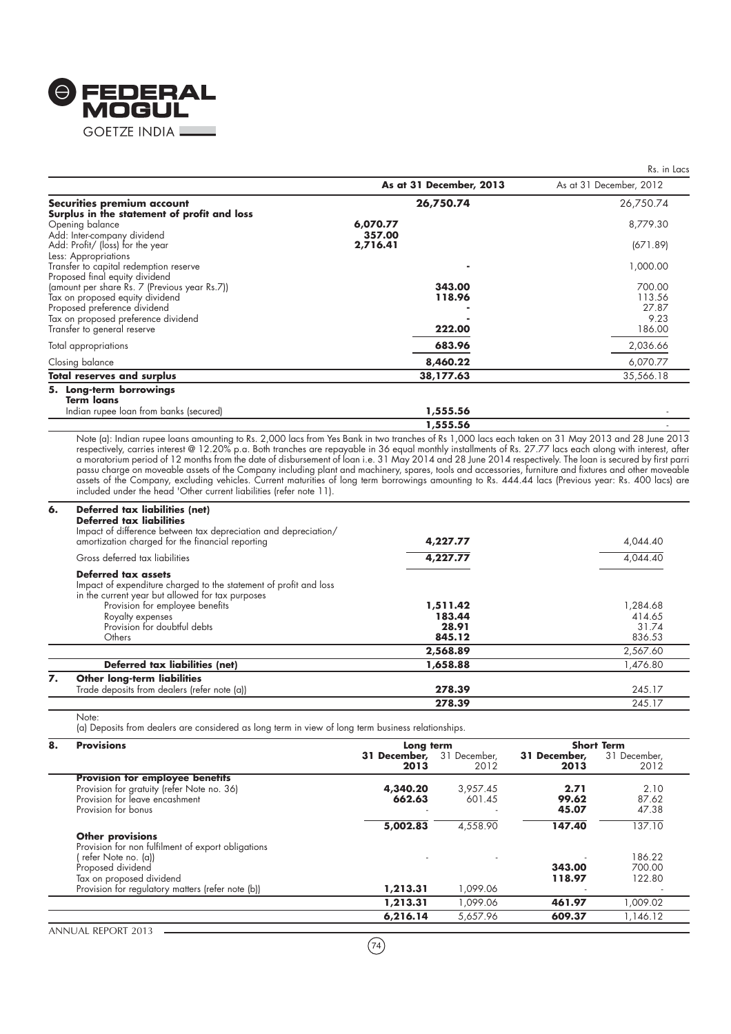Rs. in Lacs

| | | As at 31 December, 2013 | As at 31 December, 2012 |
|---|---|---|---|
| **Securities premium account** | | **26,750.74** | 26,750.74 |
| **Surplus in the statement of profit and loss** | | | |
| Opening balance | **6,070.77** | | 8,779.30 |
| Add: Inter-company dividend | **357.00** | | |
| Add: Profit/ (loss) for the year | **2,716.41** | | (671.89) |
| Less: Appropriations | | | |
| Transfer to capital redemption reserve | | **-** | 1,000.00 |
| Proposed final equity dividend (amount per share Rs. 7 (Previous year Rs.7)) | | **343.00** | 700.00 |
| Tax on proposed equity dividend | | **118.96** | 113.56 |
| Proposed preference dividend | | **-** | 27.87 |
| Tax on proposed preference dividend | | **-** | 9.23 |
| Transfer to general reserve | | **222.00** | 186.00 |
| Total appropriations | | **683.96** | 2,036.66 |
| Closing balance | | **8,460.22** | 6,070.77 |
| **Total reserves and surplus** | | **38,177.63** | 35,566.18 |

**5. Long-term borrowings**

| | As at 31 December, 2013 | As at 31 December, 2012 |
|---|---|---|
| **Term loans** | | |
| Indian rupee loan from banks (secured) | **1,555.56** | - |
| | **1,555.56** | - |

Note (a): Indian rupee loans amounting to Rs. 2,000 lacs from Yes Bank in two tranches of Rs 1,000 lacs each taken on 31 May 2013 and 28 June 2013 respectively, carries interest @ 12.20% p.a. Both tranches are repayable in 36 equal monthly installments of Rs. 27.77 lacs each along with interest, after a moratorium period of 12 months from the date of disbursement of loan i.e. 31 May 2014 and 28 June 2014 respectively. The loan is secured by first parri passu charge on moveable assets of the Company including plant and machinery, spares, tools and accessories, furniture and fixtures and other moveable assets of the Company, excluding vehicles. Current maturities of long term borrowings amounting to Rs. 444.44 lacs (Previous year: Rs. 400 lacs) are included under the head 'Other current liabilities (refer note 11).

**6. Deferred tax liabilities (net)**

| | As at 31 December, 2013 | As at 31 December, 2012 |
|---|---|---|
| **Deferred tax liabilities** | | |
| Impact of difference between tax depreciation and depreciation/ amortization charged for the financial reporting | **4,227.77** | 4,044.40 |
| Gross deferred tax liabilities | **4,227.77** | 4,044.40 |
| **Deferred tax assets** | | |
| Impact of expenditure charged to the statement of profit and loss in the current year but allowed for tax purposes | | |
| Provision for employee benefits | **1,511.42** | 1,284.68 |
| Royalty expenses | **183.44** | 414.65 |
| Provision for doubtful debts | **28.91** | 31.74 |
| Others | **845.12** | 836.53 |
| | **2,568.89** | 2,567.60 |
| **Deferred tax liabilities (net)** | **1,658.88** | 1,476.80 |

**7. Other long-term liabilities**

| | As at 31 December, 2013 | As at 31 December, 2012 |
|---|---|---|
| Trade deposits from dealers (refer note (a)) | **278.39** | 245.17 |
| | **278.39** | 245.17 |

Note:

(a) Deposits from dealers are considered as long term in view of long term business relationships.

**8. Provisions**

| | Long term | | Short Term | |
|---|---|---|---|---|
| | **31 December, 2013** | 31 December, 2012 | **31 December, 2013** | 31 December, 2012 |
| **Provision for employee benefits** | | | | |
| Provision for gratuity (refer Note no. 36) | **4,340.20** | 3,957.45 | **2.71** | 2.10 |
| Provision for leave encashment | **662.63** | 601.45 | **99.62** | 87.62 |
| Provision for bonus | - | - | **45.07** | 47.38 |
| | **5,002.83** | 4,558.90 | **147.40** | 137.10 |
| **Other provisions** | | | | |
| Provision for non fulfilment of export obligations ( refer Note no. (a)) | - | - | - | 186.22 |
| Proposed dividend | | | **343.00** | 700.00 |
| Tax on proposed dividend | | | **118.97** | 122.80 |
| Provision for regulatory matters (refer note (b)) | **1,213.31** | 1,099.06 | - | - |
| | **1,213.31** | 1,099.06 | **461.97** | 1,009.02 |
| | **6,216.14** | 5,657.96 | **609.37** | 1,146.12 |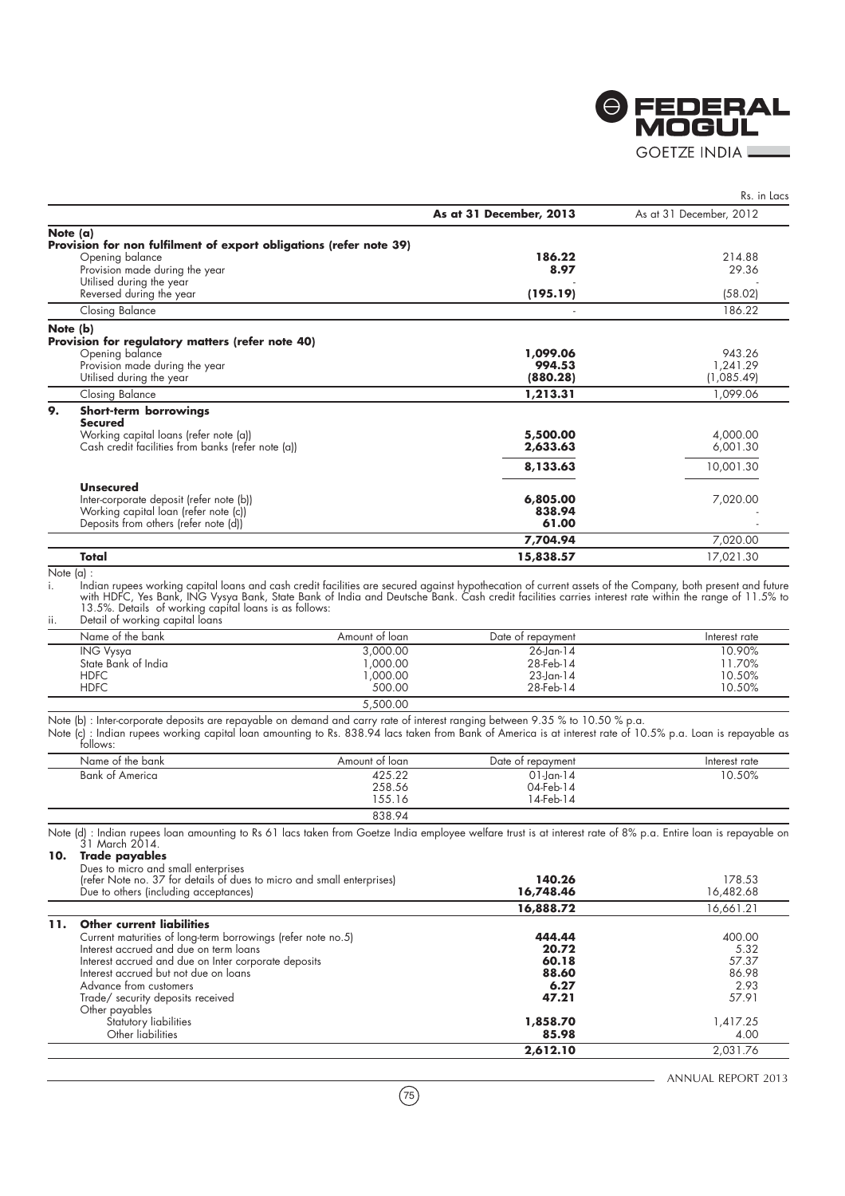Rs. in Lacs

| | As at 31 December, 2013 | As at 31 December, 2012 |
|---|---|---|
| **Note (a)** | | |
| **Provision for non fulfilment of export obligations (refer note 39)** | | |
| Opening balance | **186.22** | 214.88 |
| Provision made during the year | **8.97** | 29.36 |
| Utilised during the year | - | - |
| Reversed during the year | **(195.19)** | (58.02) |
| Closing Balance | - | 186.22 |
| **Note (b)** | | |
| **Provision for regulatory matters (refer note 40)** | | |
| Opening balance | **1,099.06** | 943.26 |
| Provision made during the year | **994.53** | 1,241.29 |
| Utilised during the year | **(880.28)** | (1,085.49) |
| Closing Balance | **1,213.31** | 1,099.06 |
| **9. Short-term borrowings** | | |
| **Secured** | | |
| Working capital loans (refer note (a)) | **5,500.00** | 4,000.00 |
| Cash credit facilities from banks (refer note (a)) | **2,633.63** | 6,001.30 |
| | **8,133.63** | 10,001.30 |
| **Unsecured** | | |
| Inter-corporate deposit (refer note (b)) | **6,805.00** | 7,020.00 |
| Working capital loan (refer note (c)) | **838.94** | - |
| Deposits from others (refer note (d)) | **61.00** | - |
| | **7,704.94** | 7,020.00 |
| **Total** | **15,838.57** | 17,021.30 |

Note (a) :

i. Indian rupees working capital loans and cash credit facilities are secured against hypothecation of current assets of the Company, both present and future with HDFC, Yes Bank, ING Vysya Bank, State Bank of India and Deutsche Bank. Cash credit facilities carries interest rate within the range of 11.5% to 13.5%. Details of working capital loans is as follows:

ii. Detail of working capital loans

| Name of the bank | Amount of loan | Date of repayment | Interest rate |
|---|---|---|---|
| ING Vysya | 3,000.00 | 26-Jan-14 | 10.90% |
| State Bank of India | 1,000.00 | 28-Feb-14 | 11.70% |
| HDFC | 1,000.00 | 23-Jan-14 | 10.50% |
| HDFC | 500.00 | 28-Feb-14 | 10.50% |
| | 5,500.00 | | |

Note (b) : Inter-corporate deposits are repayable on demand and carry rate of interest ranging between 9.35 % to 10.50 % p.a.

Note (c) : Indian rupees working capital loan amounting to Rs. 838.94 lacs taken from Bank of America is at interest rate of 10.5% p.a. Loan is repayable as follows:

| Name of the bank | Amount of loan | Date of repayment | Interest rate |
|---|---|---|---|
| Bank of America | 425.22 | 01-Jan-14 | 10.50% |
| | 258.56 | 04-Feb-14 | |
| | 155.16 | 14-Feb-14 | |
| | 838.94 | | |

Note (d) : Indian rupees loan amounting to Rs 61 lacs taken from Goetze India employee welfare trust is at interest rate of 8% p.a. Entire loan is repayable on 31 March 2014.

| | As at 31 December, 2013 | As at 31 December, 2012 |
|---|---|---|
| **10. Trade payables** | | |
| Dues to micro and small enterprises (refer Note no. 37 for details of dues to micro and small enterprises) | **140.26** | 178.53 |
| Due to others (including acceptances) | **16,748.46** | 16,482.68 |
| | **16,888.72** | 16,661.21 |
| **11. Other current liabilities** | | |
| Current maturities of long-term borrowings (refer note no.5) | **444.44** | 400.00 |
| Interest accrued and due on term loans | **20.72** | 5.32 |
| Interest accrued and due on Inter corporate deposits | **60.18** | 57.37 |
| Interest accrued but not due on loans | **88.60** | 86.98 |
| Advance from customers | **6.27** | 2.93 |
| Trade/ security deposits received | **47.21** | 57.91 |
| Other payables | | |
| Statutory liabilities | **1,858.70** | 1,417.25 |
| Other liabilities | **85.98** | 4.00 |
| | **2,612.10** | 2,031.76 |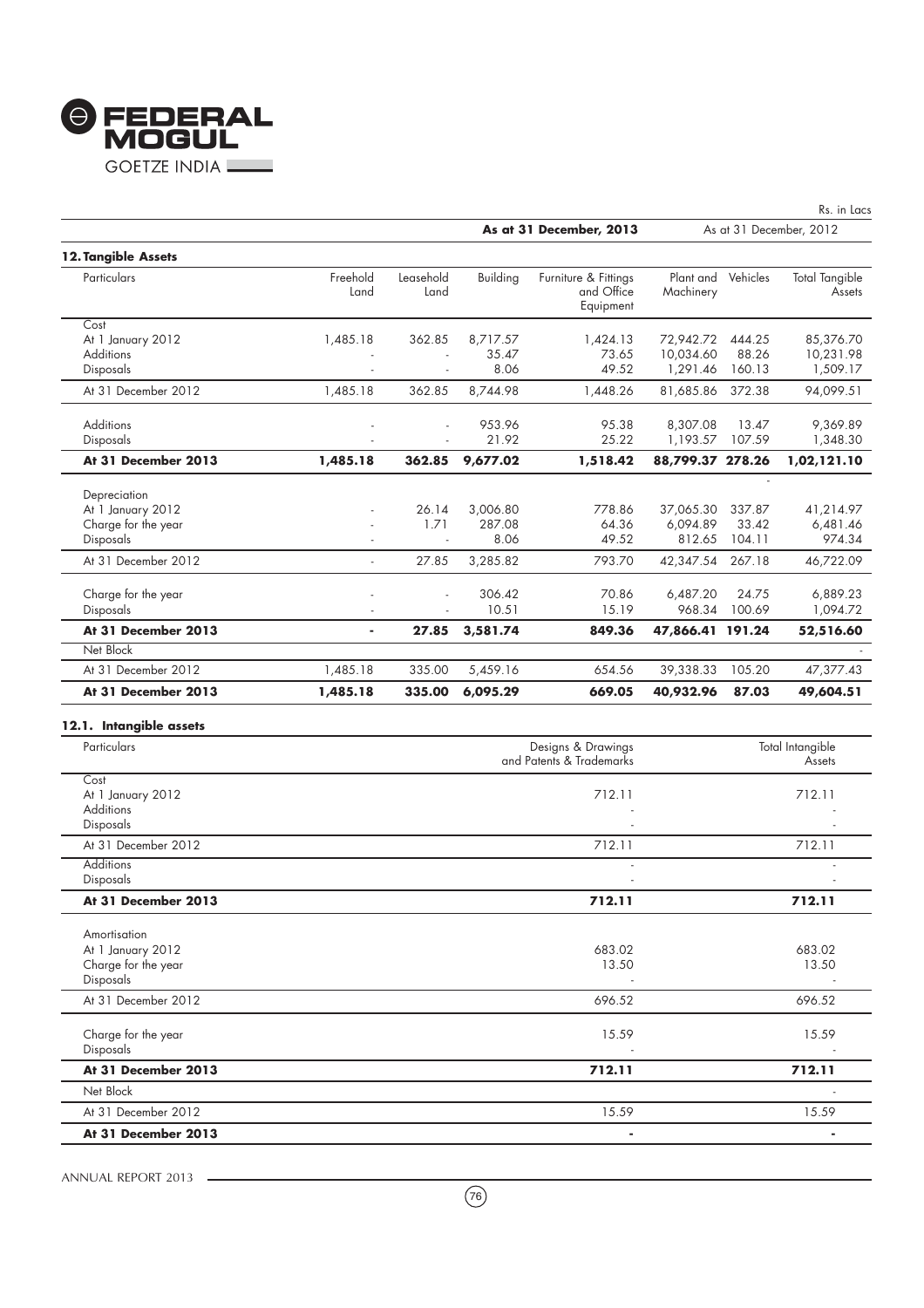Rs. in Lacs

| | | | | As at 31 December, 2013 | As at 31 December, 2012 | | |
|---|---|---|---|---|---|---|---|

## 12. Tangible Assets

| Particulars | Freehold Land | Leasehold Land | Building | Furniture & Fittings and Office Equipment | Plant and Machinery | Vehicles | Total Tangible Assets |
|---|---|---|---|---|---|---|---|
| Cost | | | | | | | |
| At 1 January 2012 | 1,485.18 | 362.85 | 8,717.57 | 1,424.13 | 72,942.72 | 444.25 | 85,376.70 |
| Additions | - | - | 35.47 | 73.65 | 10,034.60 | 88.26 | 10,231.98 |
| Disposals | - | - | 8.06 | 49.52 | 1,291.46 | 160.13 | 1,509.17 |
| At 31 December 2012 | 1,485.18 | 362.85 | 8,744.98 | 1,448.26 | 81,685.86 | 372.38 | 94,099.51 |
| Additions | - | - | 953.96 | 95.38 | 8,307.08 | 13.47 | 9,369.89 |
| Disposals | - | - | 21.92 | 25.22 | 1,193.57 | 107.59 | 1,348.30 |
| **At 31 December 2013** | **1,485.18** | **362.85** | **9,677.02** | **1,518.42** | **88,799.37** | **278.26** | **1,02,121.10** |
| Depreciation | | | | | | | |
| At 1 January 2012 | - | 26.14 | 3,006.80 | 778.86 | 37,065.30 | 337.87 | 41,214.97 |
| Charge for the year | - | 1.71 | 287.08 | 64.36 | 6,094.89 | 33.42 | 6,481.46 |
| Disposals | - | - | 8.06 | 49.52 | 812.65 | 104.11 | 974.34 |
| At 31 December 2012 | - | 27.85 | 3,285.82 | 793.70 | 42,347.54 | 267.18 | 46,722.09 |
| Charge for the year | - | - | 306.42 | 70.86 | 6,487.20 | 24.75 | 6,889.23 |
| Disposals | - | - | 10.51 | 15.19 | 968.34 | 100.69 | 1,094.72 |
| **At 31 December 2013** | **-** | **27.85** | **3,581.74** | **849.36** | **47,866.41** | **191.24** | **52,516.60** |
| Net Block | | | | | | | - |
| At 31 December 2012 | 1,485.18 | 335.00 | 5,459.16 | 654.56 | 39,338.33 | 105.20 | 47,377.43 |
| **At 31 December 2013** | **1,485.18** | **335.00** | **6,095.29** | **669.05** | **40,932.96** | **87.03** | **49,604.51** |

### 12.1. Intangible assets

| Particulars | Designs & Drawings and Patents & Trademarks | Total Intangible Assets |
|---|---|---|
| Cost | | |
| At 1 January 2012 | 712.11 | 712.11 |
| Additions | - | - |
| Disposals | - | - |
| At 31 December 2012 | 712.11 | 712.11 |
| Additions | - | - |
| Disposals | - | - |
| **At 31 December 2013** | **712.11** | **712.11** |
| Amortisation | | |
| At 1 January 2012 | 683.02 | 683.02 |
| Charge for the year | 13.50 | 13.50 |
| Disposals | - | - |
| At 31 December 2012 | 696.52 | 696.52 |
| Charge for the year | 15.59 | 15.59 |
| Disposals | - | - |
| **At 31 December 2013** | **712.11** | **712.11** |
| Net Block | | - |
| At 31 December 2012 | 15.59 | 15.59 |
| **At 31 December 2013** | **-** | **-** |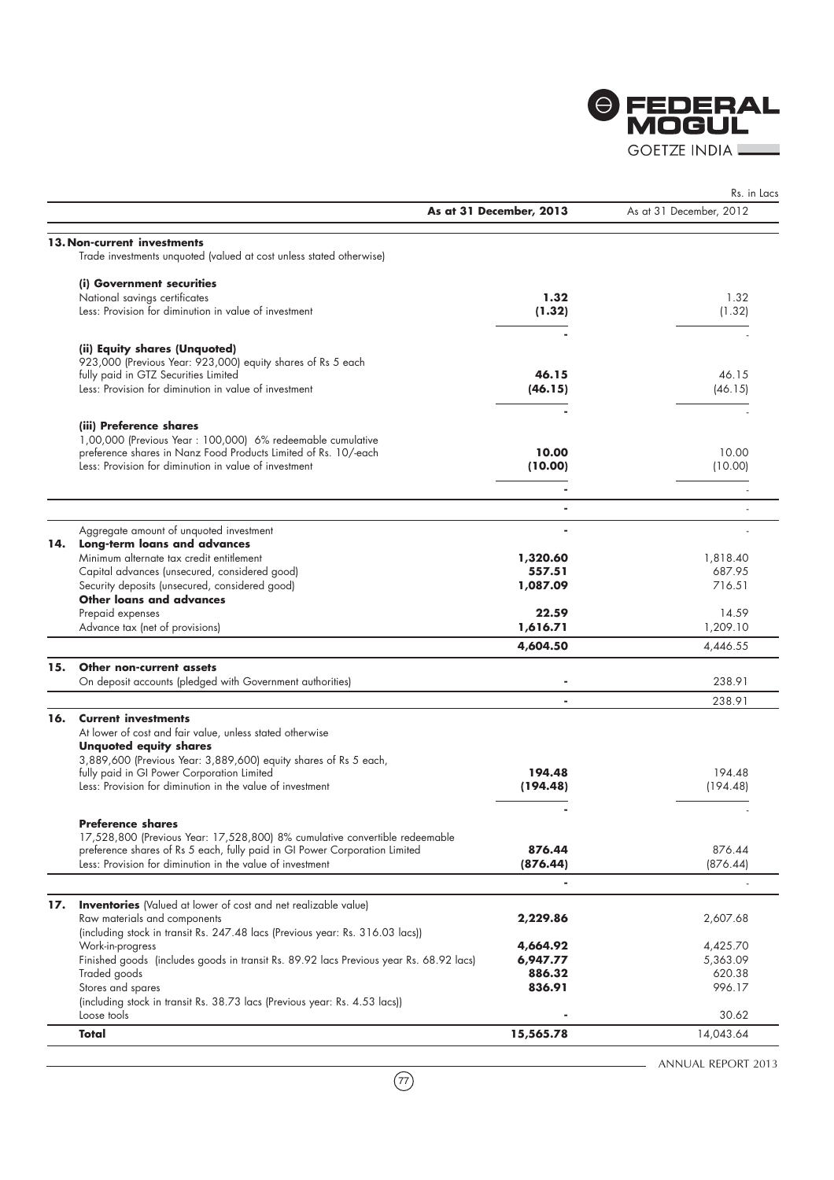Rs. in Lacs

| | As at 31 December, 2013 | As at 31 December, 2012 |
|---|---|---|
| **13. Non-current investments** | | |
| Trade investments unquoted (valued at cost unless stated otherwise) | | |
| **(i) Government securities** | | |
| National savings certificates | **1.32** | 1.32 |
| Less: Provision for diminution in value of investment | **(1.32)** | (1.32) |
| | **-** | - |
| **(ii) Equity shares (Unquoted)** | | |
| 923,000 (Previous Year: 923,000) equity shares of Rs 5 each fully paid in GTZ Securities Limited | **46.15** | 46.15 |
| Less: Provision for diminution in value of investment | **(46.15)** | (46.15) |
| | **-** | - |
| **(iii) Preference shares** | | |
| 1,00,000 (Previous Year : 100,000) 6% redeemable cumulative preference shares in Nanz Food Products Limited of Rs. 10/-each | **10.00** | 10.00 |
| Less: Provision for diminution in value of investment | **(10.00)** | (10.00) |
| | **-** | - |
| | **-** | - |
| Aggregate amount of unquoted investment | **-** | - |
| **14. Long-term loans and advances** | | |
| Minimum alternate tax credit entitlement | **1,320.60** | 1,818.40 |
| Capital advances (unsecured, considered good) | **557.51** | 687.95 |
| Security deposits (unsecured, considered good) | **1,087.09** | 716.51 |
| **Other loans and advances** | | |
| Prepaid expenses | **22.59** | 14.59 |
| Advance tax (net of provisions) | **1,616.71** | 1,209.10 |
| | **4,604.50** | 4,446.55 |
| **15. Other non-current assets** | | |
| On deposit accounts (pledged with Government authorities) | **-** | 238.91 |
| | **-** | 238.91 |
| **16. Current investments** | | |
| At lower of cost and fair value, unless stated otherwise | | |
| **Unquoted equity shares** | | |
| 3,889,600 (Previous Year: 3,889,600) equity shares of Rs 5 each, fully paid in GI Power Corporation Limited | **194.48** | 194.48 |
| Less: Provision for diminution in the value of investment | **(194.48)** | (194.48) |
| | **-** | - |
| **Preference shares** | | |
| 17,528,800 (Previous Year: 17,528,800) 8% cumulative convertible redeemable preference shares of Rs 5 each, fully paid in GI Power Corporation Limited | **876.44** | 876.44 |
| Less: Provision for diminution in the value of investment | **(876.44)** | (876.44) |
| | **-** | - |
| **17. Inventories** (Valued at lower of cost and net realizable value) | | |
| Raw materials and components (including stock in transit Rs. 247.48 lacs (Previous year: Rs. 316.03 lacs)) | **2,229.86** | 2,607.68 |
| Work-in-progress | **4,664.92** | 4,425.70 |
| Finished goods (includes goods in transit Rs. 89.92 lacs Previous year Rs. 68.92 lacs) | **6,947.77** | 5,363.09 |
| Traded goods | **886.32** | 620.38 |
| Stores and spares (including stock in transit Rs. 38.73 lacs (Previous year: Rs. 4.53 lacs)) | **836.91** | 996.17 |
| Loose tools | **-** | 30.62 |
| **Total** | **15,565.78** | 14,043.64 |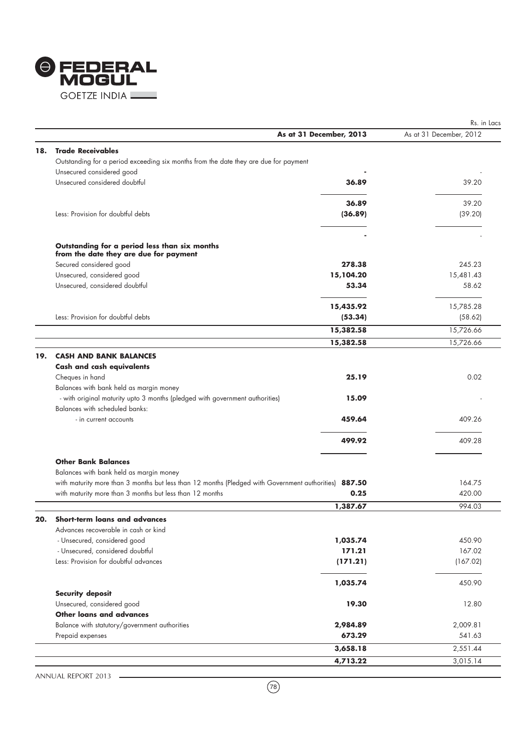Rs. in Lacs

| | As at 31 December, 2013 | As at 31 December, 2012 |
|---|---|---|
| **18. Trade Receivables** | | |
| Outstanding for a period exceeding six months from the date they are due for payment | | |
| Unsecured considered good | - | - |
| Unsecured considered doubtful | **36.89** | 39.20 |
| | **36.89** | 39.20 |
| Less: Provision for doubtful debts | **(36.89)** | (39.20) |
| | **-** | - |
| **Outstanding for a period less than six months from the date they are due for payment** | | |
| Secured considered good | **278.38** | 245.23 |
| Unsecured, considered good | **15,104.20** | 15,481.43 |
| Unsecured, considered doubtful | **53.34** | 58.62 |
| | **15,435.92** | 15,785.28 |
| Less: Provision for doubtful debts | **(53.34)** | (58.62) |
| | **15,382.58** | 15,726.66 |
| | **15,382.58** | 15,726.66 |
| **19. CASH AND BANK BALANCES** | | |
| **Cash and cash equivalents** | | |
| Cheques in hand | **25.19** | 0.02 |
| Balances with bank held as margin money | | |
| - with original maturity upto 3 months (pledged with government authorities) | **15.09** | - |
| Balances with scheduled banks: | | |
| - in current accounts | **459.64** | 409.26 |
| | **499.92** | 409.28 |
| **Other Bank Balances** | | |
| Balances with bank held as margin money | | |
| with maturity more than 3 months but less than 12 months (Pledged with Government authorities) | **887.50** | 164.75 |
| with maturity more than 3 months but less than 12 months | **0.25** | 420.00 |
| | **1,387.67** | 994.03 |
| **20. Short-term loans and advances** | | |
| Advances recoverable in cash or kind | | |
| - Unsecured, considered good | **1,035.74** | 450.90 |
| - Unsecured, considered doubtful | **171.21** | 167.02 |
| Less: Provision for doubtful advances | **(171.21)** | (167.02) |
| | **1,035.74** | 450.90 |
| **Security deposit** | | |
| Unsecured, considered good | **19.30** | 12.80 |
| **Other loans and advances** | | |
| Balance with statutory/government authorities | **2,984.89** | 2,009.81 |
| Prepaid expenses | **673.29** | 541.63 |
| | **3,658.18** | 2,551.44 |
| | **4,713.22** | 3,015.14 |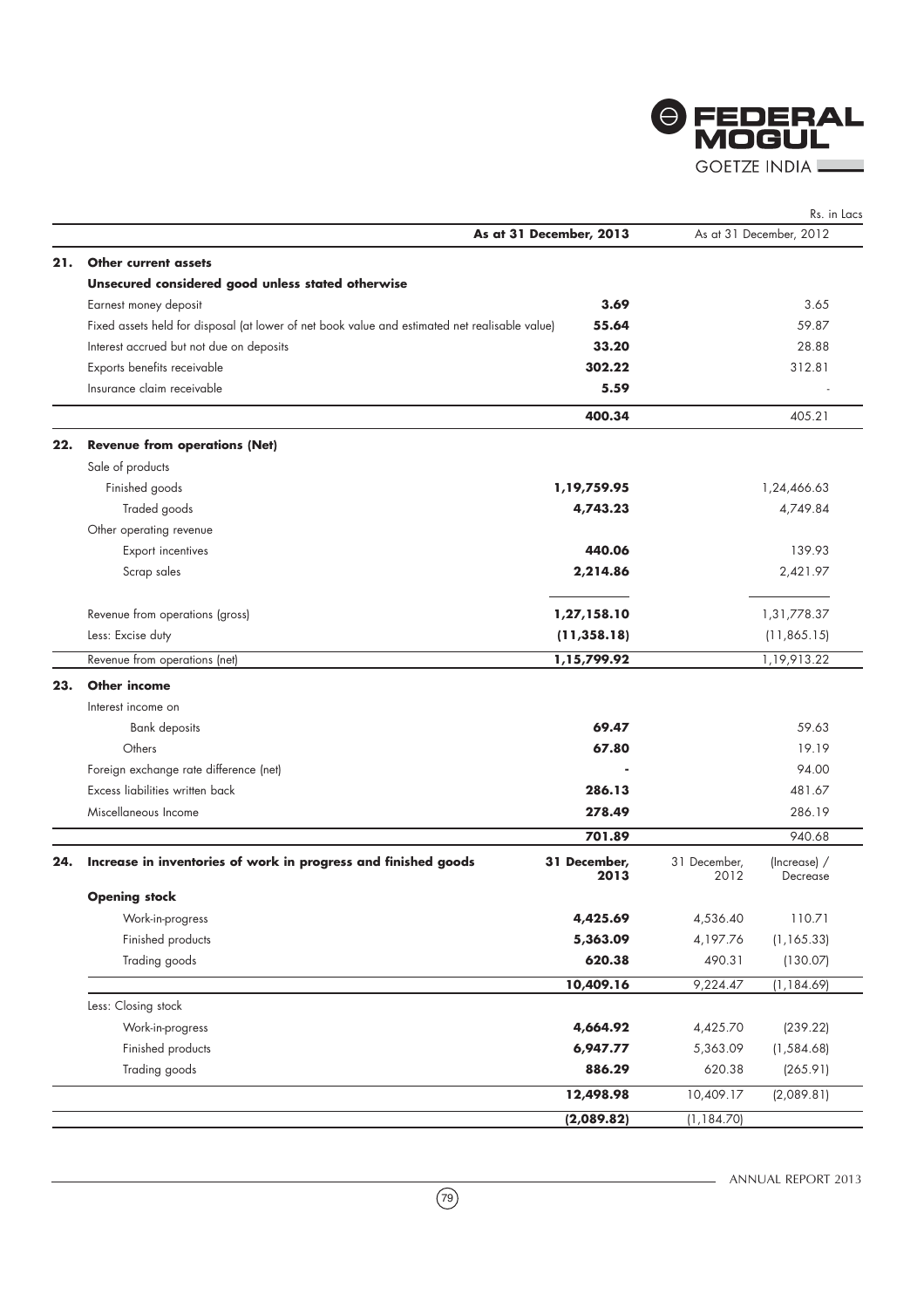Rs. in Lacs

| | | As at 31 December, 2013 | As at 31 December, 2012 |
|---|---|---|---|
| **21.** | **Other current assets** | | |
| | **Unsecured considered good unless stated otherwise** | | |
| | Earnest money deposit | **3.69** | 3.65 |
| | Fixed assets held for disposal (at lower of net book value and estimated net realisable value) | **55.64** | 59.87 |
| | Interest accrued but not due on deposits | **33.20** | 28.88 |
| | Exports benefits receivable | **302.22** | 312.81 |
| | Insurance claim receivable | **5.59** | - |
| | | **400.34** | 405.21 |
| **22.** | **Revenue from operations (Net)** | | |
| | Sale of products | | |
| | Finished goods | **1,19,759.95** | 1,24,466.63 |
| | Traded goods | **4,743.23** | 4,749.84 |
| | Other operating revenue | | |
| | Export incentives | **440.06** | 139.93 |
| | Scrap sales | **2,214.86** | 2,421.97 |
| | Revenue from operations (gross) | **1,27,158.10** | 1,31,778.37 |
| | Less: Excise duty | **(11,358.18)** | (11,865.15) |
| | Revenue from operations (net) | **1,15,799.92** | 1,19,913.22 |
| **23.** | **Other income** | | |
| | Interest income on | | |
| | Bank deposits | **69.47** | 59.63 |
| | Others | **67.80** | 19.19 |
| | Foreign exchange rate difference (net) | **-** | 94.00 |
| | Excess liabilities written back | **286.13** | 481.67 |
| | Miscellaneous Income | **278.49** | 286.19 |
| | | **701.89** | 940.68 |

| | | 31 December, 2013 | 31 December, 2012 | (Increase) / Decrease |
|---|---|---|---|---|
| **24.** | **Increase in inventories of work in progress and finished goods** | | | |
| | **Opening stock** | | | |
| | Work-in-progress | **4,425.69** | 4,536.40 | 110.71 |
| | Finished products | **5,363.09** | 4,197.76 | (1,165.33) |
| | Trading goods | **620.38** | 490.31 | (130.07) |
| | | **10,409.16** | 9,224.47 | (1,184.69) |
| | Less: Closing stock | | | |
| | Work-in-progress | **4,664.92** | 4,425.70 | (239.22) |
| | Finished products | **6,947.77** | 5,363.09 | (1,584.68) |
| | Trading goods | **886.29** | 620.38 | (265.91) |
| | | **12,498.98** | 10,409.17 | (2,089.81) |
| | | **(2,089.82)** | (1,184.70) | |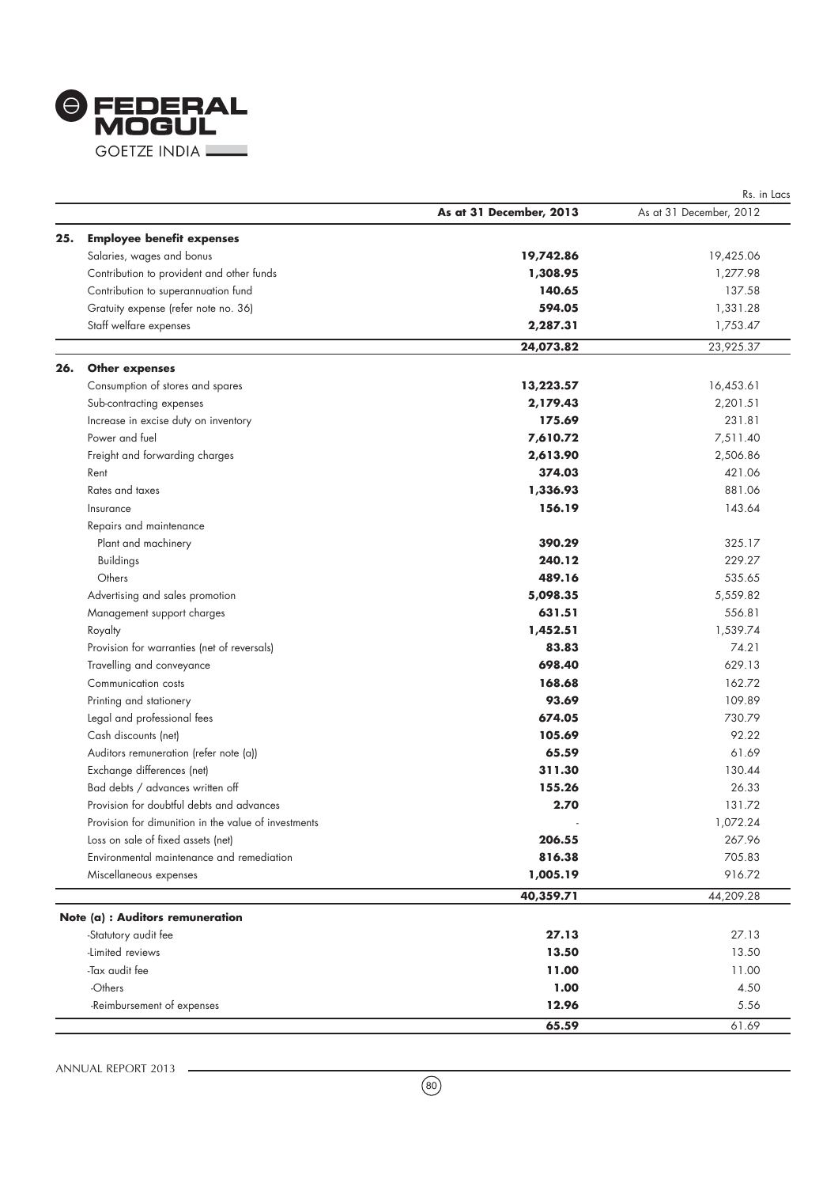Rs. in Lacs

| | | As at 31 December, 2013 | As at 31 December, 2012 |
|---|---|---|---|
| **25.** | **Employee benefit expenses** | | |
| | Salaries, wages and bonus | **19,742.86** | 19,425.06 |
| | Contribution to provident and other funds | **1,308.95** | 1,277.98 |
| | Contribution to superannuation fund | **140.65** | 137.58 |
| | Gratuity expense (refer note no. 36) | **594.05** | 1,331.28 |
| | Staff welfare expenses | **2,287.31** | 1,753.47 |
| | | **24,073.82** | 23,925.37 |
| **26.** | **Other expenses** | | |
| | Consumption of stores and spares | **13,223.57** | 16,453.61 |
| | Sub-contracting expenses | **2,179.43** | 2,201.51 |
| | Increase in excise duty on inventory | **175.69** | 231.81 |
| | Power and fuel | **7,610.72** | 7,511.40 |
| | Freight and forwarding charges | **2,613.90** | 2,506.86 |
| | Rent | **374.03** | 421.06 |
| | Rates and taxes | **1,336.93** | 881.06 |
| | Insurance | **156.19** | 143.64 |
| | Repairs and maintenance | | |
| | Plant and machinery | **390.29** | 325.17 |
| | Buildings | **240.12** | 229.27 |
| | Others | **489.16** | 535.65 |
| | Advertising and sales promotion | **5,098.35** | 5,559.82 |
| | Management support charges | **631.51** | 556.81 |
| | Royalty | **1,452.51** | 1,539.74 |
| | Provision for warranties (net of reversals) | **83.83** | 74.21 |
| | Travelling and conveyance | **698.40** | 629.13 |
| | Communication costs | **168.68** | 162.72 |
| | Printing and stationery | **93.69** | 109.89 |
| | Legal and professional fees | **674.05** | 730.79 |
| | Cash discounts (net) | **105.69** | 92.22 |
| | Auditors remuneration (refer note (a)) | **65.59** | 61.69 |
| | Exchange differences (net) | **311.30** | 130.44 |
| | Bad debts / advances written off | **155.26** | 26.33 |
| | Provision for doubtful debts and advances | **2.70** | 131.72 |
| | Provision for dimunition in the value of investments | - | 1,072.24 |
| | Loss on sale of fixed assets (net) | **206.55** | 267.96 |
| | Environmental maintenance and remediation | **816.38** | 705.83 |
| | Miscellaneous expenses | **1,005.19** | 916.72 |
| | | **40,359.71** | 44,209.28 |
| | **Note (a) : Auditors remuneration** | | |
| | -Statutory audit fee | **27.13** | 27.13 |
| | -Limited reviews | **13.50** | 13.50 |
| | -Tax audit fee | **11.00** | 11.00 |
| | -Others | **1.00** | 4.50 |
| | -Reimbursement of expenses | **12.96** | 5.56 |
| | | **65.59** | 61.69 |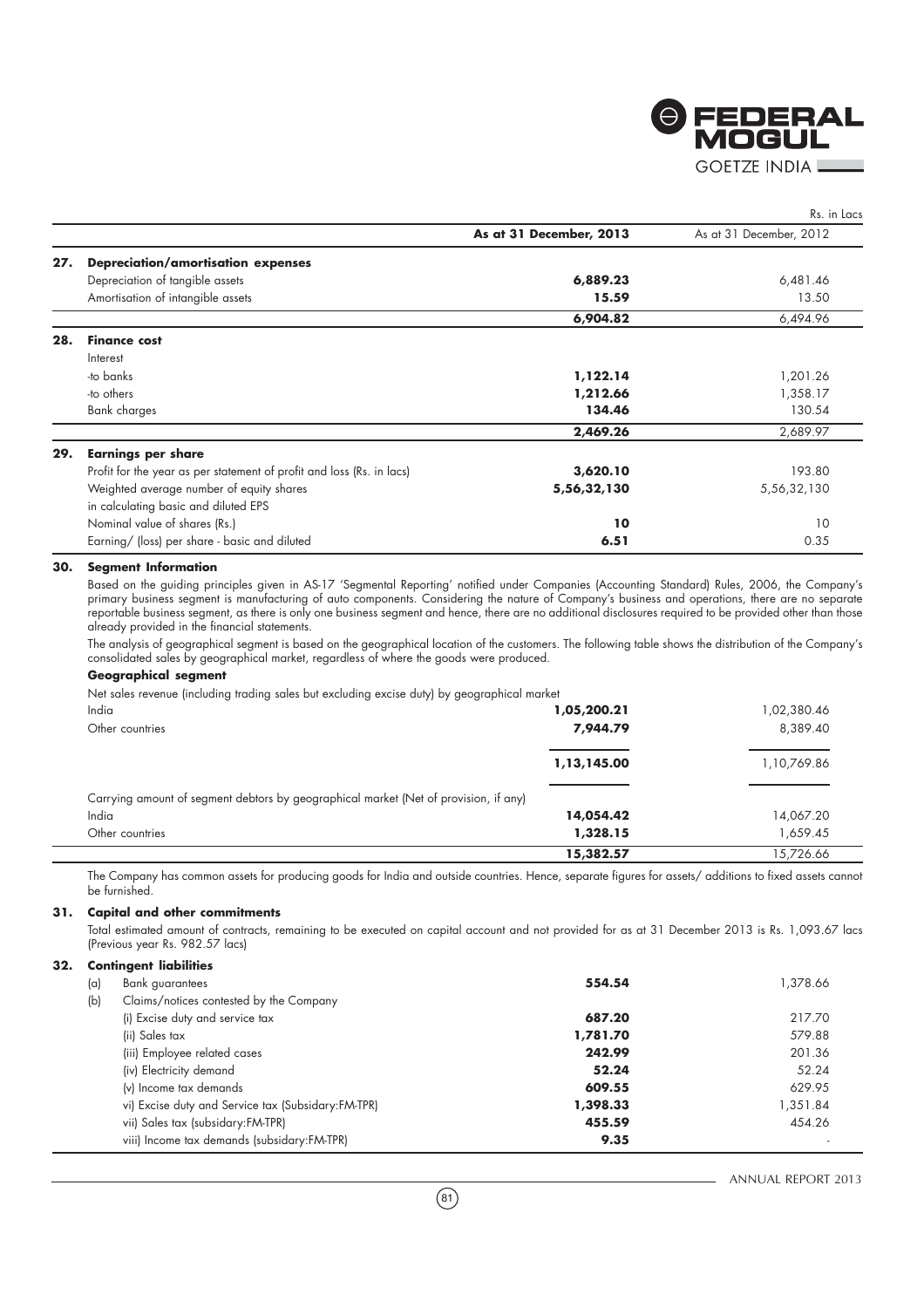Rs. in Lacs

| | | As at 31 December, 2013 | As at 31 December, 2012 |
|---|---|---|---|
| **27.** | **Depreciation/amortisation expenses** | | |
| | Depreciation of tangible assets | **6,889.23** | 6,481.46 |
| | Amortisation of intangible assets | **15.59** | 13.50 |
| | | **6,904.82** | 6,494.96 |
| **28.** | **Finance cost** | | |
| | Interest | | |
| | -to banks | **1,122.14** | 1,201.26 |
| | -to others | **1,212.66** | 1,358.17 |
| | Bank charges | **134.46** | 130.54 |
| | | **2,469.26** | 2,689.97 |
| **29.** | **Earnings per share** | | |
| | Profit for the year as per statement of profit and loss (Rs. in lacs) | **3,620.10** | 193.80 |
| | Weighted average number of equity shares in calculating basic and diluted EPS | **5,56,32,130** | 5,56,32,130 |
| | Nominal value of shares (Rs.) | **10** | 10 |
| | Earning/ (loss) per share - basic and diluted | **6.51** | 0.35 |

**30. Segment Information**

Based on the guiding principles given in AS-17 'Segmental Reporting' notified under Companies (Accounting Standard) Rules, 2006, the Company's primary business segment is manufacturing of auto components. Considering the nature of Company's business and operations, there are no separate reportable business segment, as there is only one business segment and hence, there are no additional disclosures required to be provided other than those already provided in the financial statements.

The analysis of geographical segment is based on the geographical location of the customers. The following table shows the distribution of the Company's consolidated sales by geographical market, regardless of where the goods were produced.

**Geographical segment**

| | As at 31 December, 2013 | As at 31 December, 2012 |
|---|---|---|
| Net sales revenue (including trading sales but excluding excise duty) by geographical market | | |
| India | **1,05,200.21** | 1,02,380.46 |
| Other countries | **7,944.79** | 8,389.40 |
| | **1,13,145.00** | 1,10,769.86 |
| Carrying amount of segment debtors by geographical market (Net of provision, if any) | | |
| India | **14,054.42** | 14,067.20 |
| Other countries | **1,328.15** | 1,659.45 |
| | **15,382.57** | 15,726.66 |

The Company has common assets for producing goods for India and outside countries. Hence, separate figures for assets/ additions to fixed assets cannot be furnished.

**31. Capital and other commitments**

Total estimated amount of contracts, remaining to be executed on capital account and not provided for as at 31 December 2013 is Rs. 1,093.67 lacs (Previous year Rs. 982.57 lacs)

**32. Contingent liabilities**

| | | As at 31 December, 2013 | As at 31 December, 2012 |
|---|---|---|---|
| (a) | Bank guarantees | **554.54** | 1,378.66 |
| (b) | Claims/notices contested by the Company | | |
| | (i) Excise duty and service tax | **687.20** | 217.70 |
| | (ii) Sales tax | **1,781.70** | 579.88 |
| | (iii) Employee related cases | **242.99** | 201.36 |
| | (iv) Electricity demand | **52.24** | 52.24 |
| | (v) Income tax demands | **609.55** | 629.95 |
| | vi) Excise duty and Service tax (Subsidary:FM-TPR) | **1,398.33** | 1,351.84 |
| | vii) Sales tax (subsidary:FM-TPR) | **455.59** | 454.26 |
| | viii) Income tax demands (subsidary:FM-TPR) | **9.35** | - |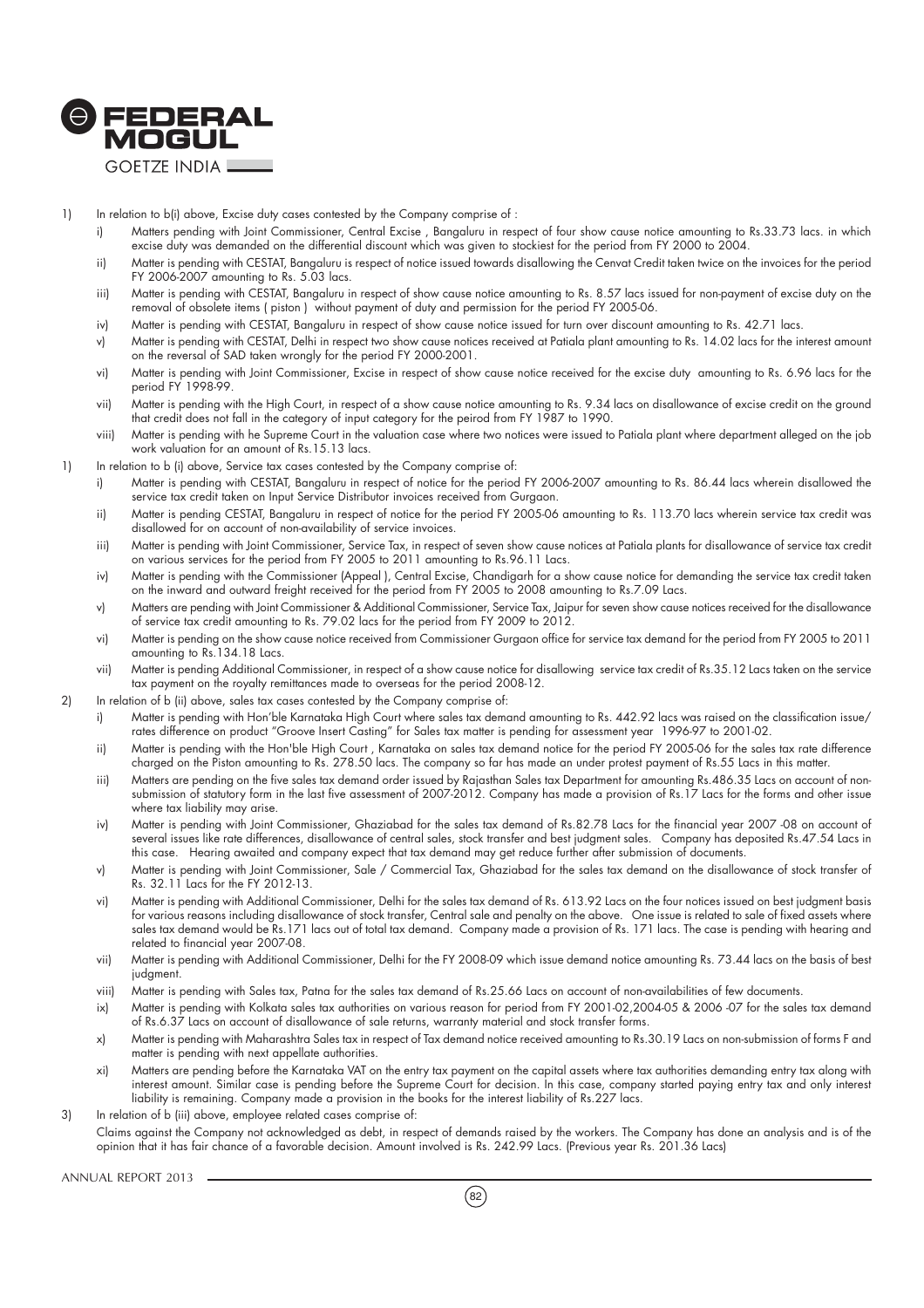1) In relation to b(i) above, Excise duty cases contested by the Company comprise of :

   i) Matters pending with Joint Commissioner, Central Excise , Bangaluru in respect of four show cause notice amounting to Rs.33.73 lacs. in which excise duty was demanded on the differential discount which was given to stockiest for the period from FY 2000 to 2004.

   ii) Matter is pending with CESTAT, Bangaluru is respect of notice issued towards disallowing the Cenvat Credit taken twice on the invoices for the period FY 2006-2007 amounting to Rs. 5.03 lacs.

   iii) Matter is pending with CESTAT, Bangaluru in respect of show cause notice amounting to Rs. 8.57 lacs issued for non-payment of excise duty on the removal of obsolete items ( piston ) without payment of duty and permission for the period FY 2005-06.

   iv) Matter is pending with CESTAT, Bangaluru in respect of show cause notice issued for turn over discount amounting to Rs. 42.71 lacs.

   v) Matter is pending with CESTAT, Delhi in respect two show cause notices received at Patiala plant amounting to Rs. 14.02 lacs for the interest amount on the reversal of SAD taken wrongly for the period FY 2000-2001.

   vi) Matter is pending with Joint Commissioner, Excise in respect of show cause notice received for the excise duty amounting to Rs. 6.96 lacs for the period FY 1998-99.

   vii) Matter is pending with the High Court, in respect of a show cause notice amounting to Rs. 9.34 lacs on disallowance of excise credit on the ground that credit does not fall in the category of input category for the peirod from FY 1987 to 1990.

   viii) Matter is pending with he Supreme Court in the valuation case where two notices were issued to Patiala plant where department alleged on the job work valuation for an amount of Rs.15.13 lacs.

1) In relation to b (i) above, Service tax cases contested by the Company comprise of:

   i) Matter is pending with CESTAT, Bangaluru in respect of notice for the period FY 2006-2007 amounting to Rs. 86.44 lacs wherein disallowed the service tax credit taken on Input Service Distributor invoices received from Gurgaon.

   ii) Matter is pending CESTAT, Bangaluru in respect of notice for the period FY 2005-06 amounting to Rs. 113.70 lacs wherein service tax credit was disallowed for on account of non-availability of service invoices.

   iii) Matter is pending with Joint Commissioner, Service Tax, in respect of seven show cause notices at Patiala plants for disallowance of service tax credit on various services for the period from FY 2005 to 2011 amounting to Rs.96.11 Lacs.

   iv) Matter is pending with the Commissioner (Appeal ), Central Excise, Chandigarh for a show cause notice for demanding the service tax credit taken on the inward and outward freight received for the period from FY 2005 to 2008 amounting to Rs.7.09 Lacs.

   v) Matters are pending with Joint Commissioner & Additional Commissioner, Service Tax, Jaipur for seven show cause notices received for the disallowance of service tax credit amounting to Rs. 79.02 lacs for the period from FY 2009 to 2012.

   vi) Matter is pending on the show cause notice received from Commissioner Gurgaon office for service tax demand for the period from FY 2005 to 2011 amounting to Rs.134.18 Lacs.

   vii) Matter is pending Additional Commissioner, in respect of a show cause notice for disallowing service tax credit of Rs.35.12 Lacs taken on the service tax payment on the royalty remittances made to overseas for the period 2008-12.

2) In relation of b (ii) above, sales tax cases contested by the Company comprise of:

   i) Matter is pending with Hon'ble Karnataka High Court where sales tax demand amounting to Rs. 442.92 lacs was raised on the classification issue/ rates difference on product "Groove Insert Casting" for Sales tax matter is pending for assessment year 1996-97 to 2001-02.

   ii) Matter is pending with the Hon'ble High Court , Karnataka on sales tax demand notice for the period FY 2005-06 for the sales tax rate difference charged on the Piston amounting to Rs. 278.50 lacs. The company so far has made an under protest payment of Rs.55 Lacs in this matter.

   iii) Matters are pending on the five sales tax demand order issued by Rajasthan Sales tax Department for amounting Rs.486.35 Lacs on account of non-submission of statutory form in the last five assessment of 2007-2012. Company has made a provision of Rs.17 Lacs for the forms and other issue where tax liability may arise.

   iv) Matter is pending with Joint Commissioner, Ghaziabad for the sales tax demand of Rs.82.78 Lacs for the financial year 2007 -08 on account of several issues like rate differences, disallowance of central sales, stock transfer and best judgment sales. Company has deposited Rs.47.54 Lacs in this case. Hearing awaited and company expect that tax demand may get reduce further after submission of documents.

   v) Matter is pending with Joint Commissioner, Sale / Commercial Tax, Ghaziabad for the sales tax demand on the disallowance of stock transfer of Rs. 32.11 Lacs for the FY 2012-13.

   vi) Matter is pending with Additional Commissioner, Delhi for the sales tax demand of Rs. 613.92 Lacs on the four notices issued on best judgment basis for various reasons including disallowance of stock transfer, Central sale and penalty on the above. One issue is related to sale of fixed assets where sales tax demand would be Rs.171 lacs out of total tax demand. Company made a provision of Rs. 171 lacs. The case is pending with hearing and related to financial year 2007-08.

   vii) Matter is pending with Additional Commissioner, Delhi for the FY 2008-09 which issue demand notice amounting Rs. 73.44 lacs on the basis of best judgment.

   viii) Matter is pending with Sales tax, Patna for the sales tax demand of Rs.25.66 Lacs on account of non-availabilities of few documents.

   ix) Matter is pending with Kolkata sales tax authorities on various reason for period from FY 2001-02,2004-05 & 2006 -07 for the sales tax demand of Rs.6.37 Lacs on account of disallowance of sale returns, warranty material and stock transfer forms.

   x) Matter is pending with Maharashtra Sales tax in respect of Tax demand notice received amounting to Rs.30.19 Lacs on non-submission of forms F and matter is pending with next appellate authorities.

   xi) Matters are pending before the Karnataka VAT on the entry tax payment on the capital assets where tax authorities demanding entry tax along with interest amount. Similar case is pending before the Supreme Court for decision. In this case, company started paying entry tax and only interest liability is remaining. Company made a provision in the books for the interest liability of Rs.227 lacs.

3) In relation of b (iii) above, employee related cases comprise of:

   Claims against the Company not acknowledged as debt, in respect of demands raised by the workers. The Company has done an analysis and is of the opinion that it has fair chance of a favorable decision. Amount involved is Rs. 242.99 Lacs. (Previous year Rs. 201.36 Lacs)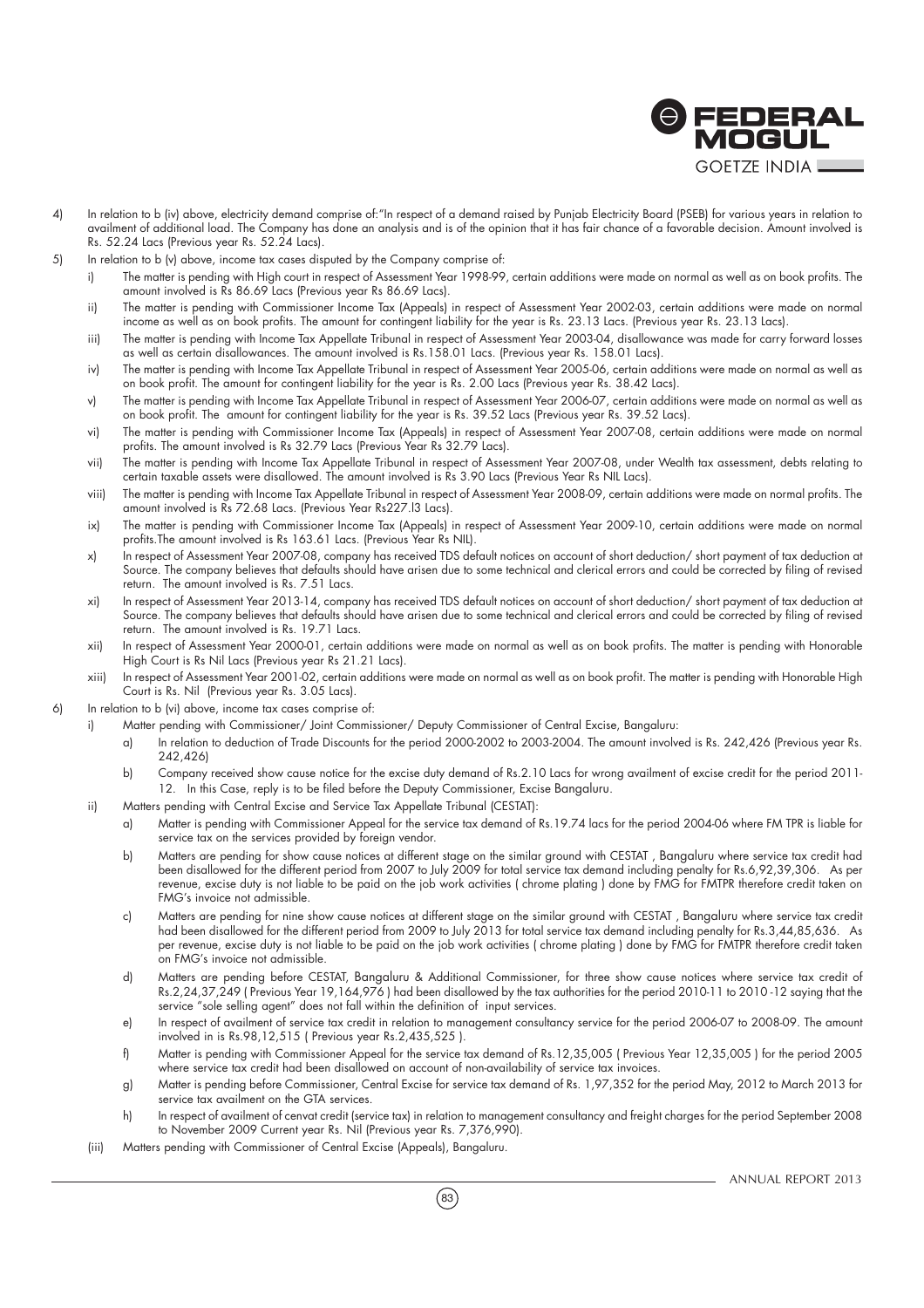4) In relation to b (iv) above, electricity demand comprise of:"In respect of a demand raised by Punjab Electricity Board (PSEB) for various years in relation to availment of additional load. The Company has done an analysis and is of the opinion that it has fair chance of a favorable decision. Amount involved is Rs. 52.24 Lacs (Previous year Rs. 52.24 Lacs).

5) In relation to b (v) above, income tax cases disputed by the Company comprise of:

   i) The matter is pending with High court in respect of Assessment Year 1998-99, certain additions were made on normal as well as on book profits. The amount involved is Rs 86.69 Lacs (Previous year Rs 86.69 Lacs).

   ii) The matter is pending with Commissioner Income Tax (Appeals) in respect of Assessment Year 2002-03, certain additions were made on normal income as well as on book profits. The amount for contingent liability for the year is Rs. 23.13 Lacs. (Previous year Rs. 23.13 Lacs).

   iii) The matter is pending with Income Tax Appellate Tribunal in respect of Assessment Year 2003-04, disallowance was made for carry forward losses as well as certain disallowances. The amount involved is Rs.158.01 Lacs. (Previous year Rs. 158.01 Lacs).

   iv) The matter is pending with Income Tax Appellate Tribunal in respect of Assessment Year 2005-06, certain additions were made on normal as well as on book profit. The amount for contingent liability for the year is Rs. 2.00 Lacs (Previous year Rs. 38.42 Lacs).

   v) The matter is pending with Income Tax Appellate Tribunal in respect of Assessment Year 2006-07, certain additions were made on normal as well as on book profit. The amount for contingent liability for the year is Rs. 39.52 Lacs (Previous year Rs. 39.52 Lacs).

   vi) The matter is pending with Commissioner Income Tax (Appeals) in respect of Assessment Year 2007-08, certain additions were made on normal profits. The amount involved is Rs 32.79 Lacs (Previous Year Rs 32.79 Lacs).

   vii) The matter is pending with Income Tax Appellate Tribunal in respect of Assessment Year 2007-08, under Wealth tax assessment, debts relating to certain taxable assets were disallowed. The amount involved is Rs 3.90 Lacs (Previous Year Rs NIL Lacs).

   viii) The matter is pending with Income Tax Appellate Tribunal in respect of Assessment Year 2008-09, certain additions were made on normal profits. The amount involved is Rs 72.68 Lacs. (Previous Year Rs227.13 Lacs).

   ix) The matter is pending with Commissioner Income Tax (Appeals) in respect of Assessment Year 2009-10, certain additions were made on normal profits.The amount involved is Rs 163.61 Lacs. (Previous Year Rs NIL).

   x) In respect of Assessment Year 2007-08, company has received TDS default notices on account of short deduction/ short payment of tax deduction at Source. The company believes that defaults should have arisen due to some technical and clerical errors and could be corrected by filing of revised return. The amount involved is Rs. 7.51 Lacs.

   xi) In respect of Assessment Year 2013-14, company has received TDS default notices on account of short deduction/ short payment of tax deduction at Source. The company believes that defaults should have arisen due to some technical and clerical errors and could be corrected by filing of revised return. The amount involved is Rs. 19.71 Lacs.

   xii) In respect of Assessment Year 2000-01, certain additions were made on normal as well as on book profits. The matter is pending with Honorable High Court is Rs Nil Lacs (Previous year Rs 21.21 Lacs).

   xiii) In respect of Assessment Year 2001-02, certain additions were made on normal as well as on book profit. The matter is pending with Honorable High Court is Rs. Nil (Previous year Rs. 3.05 Lacs).

6) In relation to b (vi) above, income tax cases comprise of:

   i) Matter pending with Commissioner/ Joint Commissioner/ Deputy Commissioner of Central Excise, Bangaluru:

      a) In relation to deduction of Trade Discounts for the period 2000-2002 to 2003-2004. The amount involved is Rs. 242,426 (Previous year Rs. 242,426)

      b) Company received show cause notice for the excise duty demand of Rs.2.10 Lacs for wrong availment of excise credit for the period 2011-12. In this Case, reply is to be filed before the Deputy Commissioner, Excise Bangaluru.

   ii) Matters pending with Central Excise and Service Tax Appellate Tribunal (CESTAT):

      a) Matter is pending with Commissioner Appeal for the service tax demand of Rs.19.74 lacs for the period 2004-06 where FM TPR is liable for service tax on the services provided by foreign vendor.

      b) Matters are pending for show cause notices at different stage on the similar ground with CESTAT , Bangaluru where service tax credit had been disallowed for the different period from 2007 to July 2009 for total service tax demand including penalty for Rs.6,92,39,306. As per revenue, excise duty is not liable to be paid on the job work activities ( chrome plating ) done by FMG for FMTPR therefore credit taken on FMG's invoice not admissible.

      c) Matters are pending for nine show cause notices at different stage on the similar ground with CESTAT , Bangaluru where service tax credit had been disallowed for the different period from 2009 to July 2013 for total service tax demand including penalty for Rs.3,44,85,636. As per revenue, excise duty is not liable to be paid on the job work activities ( chrome plating ) done by FMG for FMTPR therefore credit taken on FMG's invoice not admissible.

      d) Matters are pending before CESTAT, Bangaluru & Additional Commissioner, for three show cause notices where service tax credit of Rs.2,24,37,249 ( Previous Year 19,164,976 ) had been disallowed by the tax authorities for the period 2010-11 to 2010 -12 saying that the service "sole selling agent" does not fall within the definition of input services.

      e) In respect of availment of service tax credit in relation to management consultancy service for the period 2006-07 to 2008-09. The amount involved in is Rs.98,12,515 ( Previous year Rs.2,435,525 ).

      f) Matter is pending with Commissioner Appeal for the service tax demand of Rs.12,35,005 ( Previous Year 12,35,005 ) for the period 2005 where service tax credit had been disallowed on account of non-availability of service tax invoices.

      g) Matter is pending before Commissioner, Central Excise for service tax demand of Rs. 1,97,352 for the period May, 2012 to March 2013 for service tax availment on the GTA services.

      h) In respect of availment of cenvat credit (service tax) in relation to management consultancy and freight charges for the period September 2008 to November 2009 Current year Rs. Nil (Previous year Rs. 7,376,990).

   (iii) Matters pending with Commissioner of Central Excise (Appeals), Bangaluru.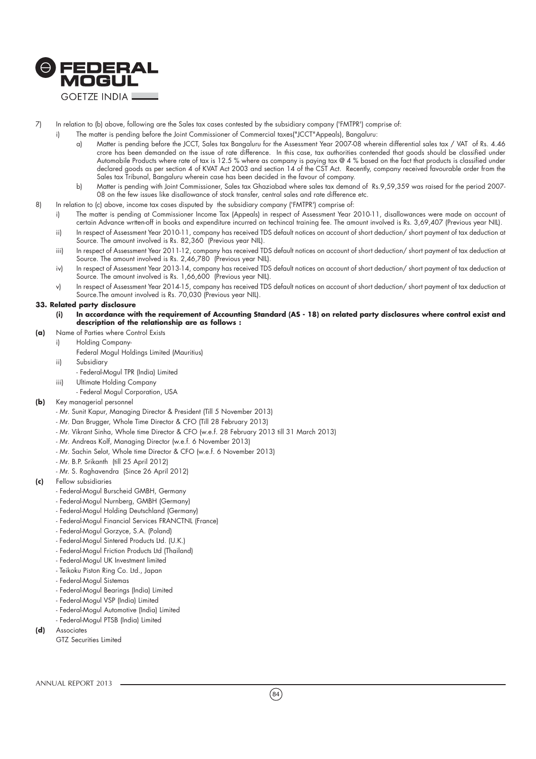7) In relation to (b) above, following are the Sales tax cases contested by the subsidiary company ('FMTPR') comprise of:

   i) The matter is pending before the Joint Commissioner of Commercial taxes("JCCT"Appeals), Bangaluru:

      a) Matter is pending before the JCCT, Sales tax Bangaluru for the Assessment Year 2007-08 wherein differential sales tax / VAT of Rs. 4.46 crore has been demanded on the issue of rate difference. In this case, tax authorities contended that goods should be classified under Automobile Products where rate of tax is 12.5 % where as company is paying tax @ 4 % based on the fact that products is classified under declared goods as per section 4 of KVAT Act 2003 and section 14 of the CST Act. Recently, company received favourable order from the Sales tax Tribunal, Bangaluru wherein case has been decided in the favour of company.

      b) Matter is pending with Joint Commissioner, Sales tax Ghaziabad where sales tax demand of Rs.9,59,359 was raised for the period 2007-08 on the few issues like disallowance of stock transfer, central sales and rate difference etc.

8) In relation to (c) above, income tax cases disputed by the subsidiary company ('FMTPR') comprise of:

   i) The matter is pending at Commissioner Income Tax (Appeals) in respect of Assessment Year 2010-11, disallowances were made on account of certain Advance wrtten-off in books and expenditure incurred on techincal training fee. The amount involved is Rs. 3,69,407 (Previous year NIL).

   ii) In respect of Assessment Year 2010-11, company has received TDS default notices on account of short deduction/ short payment of tax deduction at Source. The amount involved is Rs. 82,360 (Previous year NIL).

   iii) In respect of Assessment Year 2011-12, company has received TDS default notices on account of short deduction/ short payment of tax deduction at Source. The amount involved is Rs. 2,46,780 (Previous year NIL).

   iv) In respect of Assessment Year 2013-14, company has received TDS default notices on account of short deduction/ short payment of tax deduction at Source. The amount involved is Rs. 1,66,600 (Previous year NIL).

   v) In respect of Assessment Year 2014-15, company has received TDS default notices on account of short deduction/ short payment of tax deduction at Source.The amount involved is Rs. 70,030 (Previous year NIL).

**33. Related party disclosure**

**(i) In accordance with the requirement of Accounting Standard (AS - 18) on related party disclosures where control exist and description of the relationship are as follows :**

**(a)** Name of Parties where Control Exists

   i) Holding Company-
      Federal Mogul Holdings Limited (Mauritius)

   ii) Subsidiary
      - Federal-Mogul TPR (India) Limited

   iii) Ultimate Holding Company
      - Federal Mogul Corporation, USA

**(b)** Key managerial personnel

   - Mr. Sunit Kapur, Managing Director & President (Till 5 November 2013)
   - Mr. Dan Brugger, Whole Time Director & CFO (Till 28 February 2013)
   - Mr. Vikrant Sinha, Whole time Director & CFO (w.e.f. 28 February 2013 till 31 March 2013)
   - Mr. Andreas Kolf, Managing Director (w.e.f. 6 November 2013)
   - Mr. Sachin Selot, Whole time Director & CFO (w.e.f. 6 November 2013)
   - Mr. B.P. Srikanth (till 25 April 2012)
   - Mr. S. Raghavendra (Since 26 April 2012)

**(c)** Fellow subsidiaries

   - Federal-Mogul Burscheid GMBH, Germany
   - Federal-Mogul Nurnberg, GMBH (Germany)
   - Federal-Mogul Holding Deutschland (Germany)
   - Federal-Mogul Financial Services FRANCTNL (France)
   - Federal-Mogul Gorzyce, S.A. (Poland)
   - Federal-Mogul Sintered Products Ltd. (U.K.)
   - Federal-Mogul Friction Products Ltd (Thailand)
   - Federal-Mogul UK Investment limited
   - Teikoku Piston Ring Co. Ltd., Japan
   - Federal-Mogul Sistemas
   - Federal-Mogul Bearings (India) Limited
   - Federal-Mogul VSP (India) Limited
   - Federal-Mogul Automotive (India) Limited
   - Federal-Mogul PTSB (India) Limited

**(d)** Associates

   GTZ Securities Limited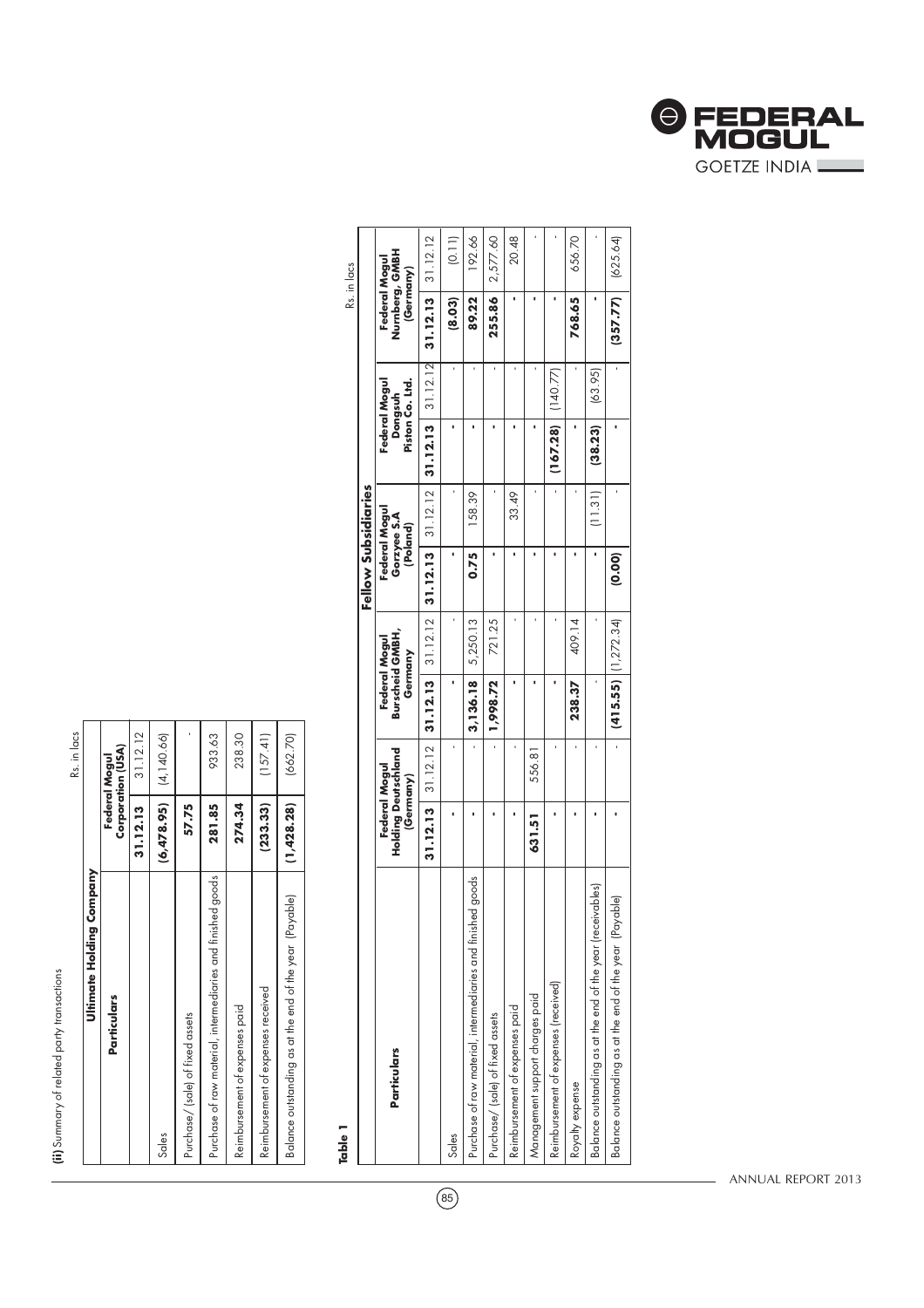**(ii)** Summary of related party transactions

Rs. in lacs

| Ultimate Holding Company | | |
|---|---|---|
| **Particulars** | **Federal Mogul Corporation (USA)** | |
| | **31.12.13** | 31.12.12 |
| Sales | **(6,478.95)** | (4,140.66) |
| Purchase/ (sale) of fixed assets | **57.75** | - |
| Purchase of raw material, intermediaries and finished goods | **281.85** | 933.63 |
| Reimbursement of expenses paid | **274.34** | 238.30 |
| Reimbursement of expenses received | **(233.33)** | (157.41) |
| Balance outstanding as at the end of the year (Payable) | **(1,428.28)** | (662.70) |

**Table 1**

Rs. in lacs

| **Particulars** | **Fellow Subsidiaries** | | | | | | | | | |
|---|---|---|---|---|---|---|---|---|---|---|
| | **Federal Mogul Holding Deutschland (Germany)** | | **Federal Mogul Burscheid GMBH, Germany** | | **Federal Mogul Gorzyce S.A (Poland)** | | **Federal Mogul Dongsuh Piston Co. Ltd.** | | **Federal Mogul Nurnberg, GMBH (Germany)** | |
| | **31.12.13** | 31.12.12 | **31.12.13** | 31.12.12 | **31.12.13** | 31.12.12 | **31.12.13** | 31.12.12 | **31.12.13** | 31.12.12 |
| Sales | **-** | - | **-** | - | **-** | - | **-** | - | **(8.03)** | (0.11) |
| Purchase of raw material, intermediaries and finished goods | **-** | - | **3,136.18** | 5,250.13 | **0.75** | 158.39 | **-** | - | **89.22** | 192.66 |
| Purchase/ (sale) of fixed assets | **-** | - | **1,998.72** | 721.25 | **-** | - | **-** | - | **255.86** | 2,577.60 |
| Reimbursement of expenses paid | **-** | - | **-** | - | **-** | 33.49 | **-** | - | **-** | 20.48 |
| Management support charges paid | **631.51** | 556.81 | **-** | - | **-** | - | **-** | - | **-** | - |
| Reimbursement of expenses (received) | **-** | - | **-** | - | **-** | - | **(167.28)** | (140.77) | **-** | - |
| Royalty expense | **-** | - | **238.37** | 409.14 | **-** | - | **-** | - | **768.65** | 656.70 |
| Balance outstanding as at the end of the year (receivables) | **-** | - | | - | **-** | (11.31) | **(38.23)** | (63.95) | **-** | - |
| Balance outstanding as at the end of the year (Payable) | **-** | - | **(415.55)** | (1,272.34) | **(0.00)** | - | **-** | - | **(357.77)** | (625.64) |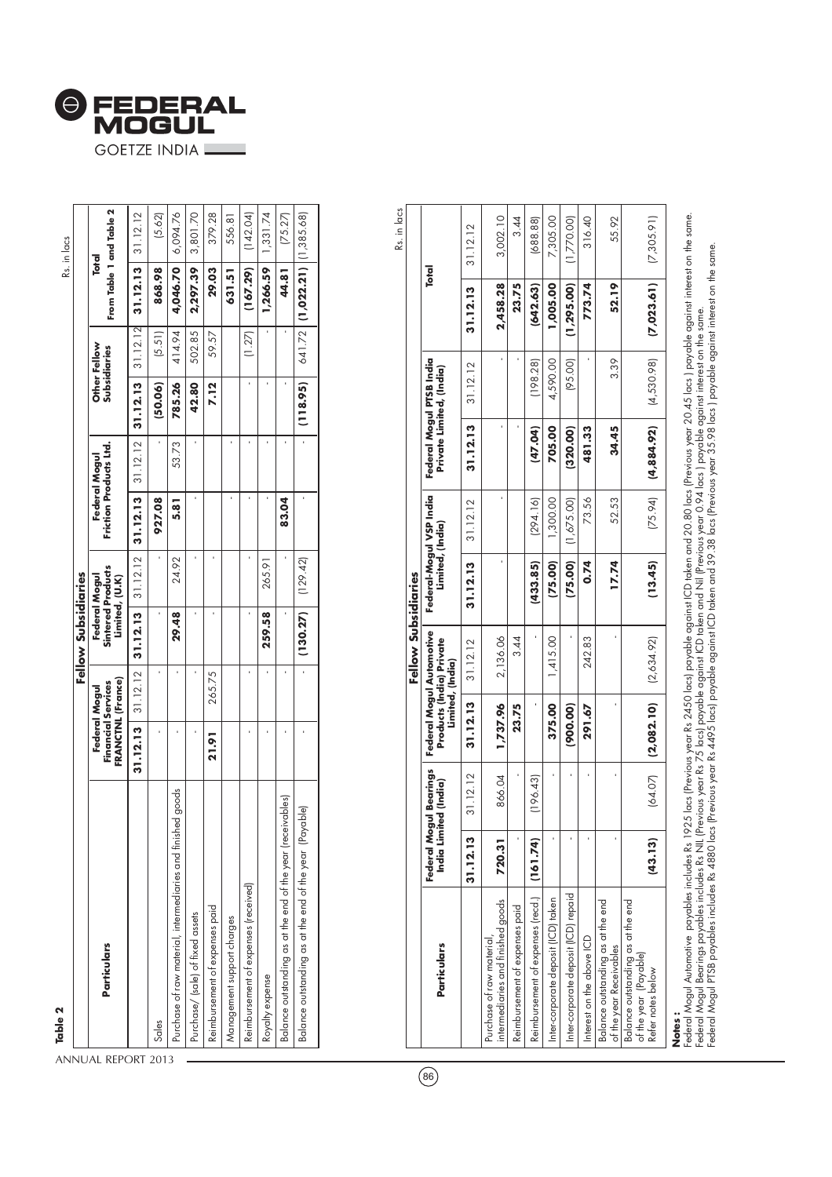**Table 2**

Rs. in lacs

| Particulars | Fellow Subsidiaries | | | | | | | | Total | |
|---|---|---|---|---|---|---|---|---|---|---|
| | Federal Mogul Financial Services FRANCTNL (France) | | Federal Mogul Sintered Products Limited, (U.K) | | Federal Mogul Friction Products Ltd. | | Other Fellow Subsidiaries | | From Table 1 and Table 2 | |
| | **31.12.13** | 31.12.12 | **31.12.13** | 31.12.12 | **31.12.13** | 31.12.12 | **31.12.13** | 31.12.12 | **31.12.13** | 31.12.12 |
| Sales | - | - | - | - | **927.08** | - | **(50.06)** | (5.51) | **868.98** | (5.62) |
| Purchase of raw material, intermediaries and finished goods | - | - | **29.48** | 24.92 | **5.81** | 53.73 | **785.26** | 414.94 | **4,046.70** | 6,094.76 |
| Purchase/ (sale) of fixed assets | - | - | - | - | - | - | **42.80** | 502.85 | **2,297.39** | 3,801.70 |
| Reimbursement of expenses paid | **21.91** | 265.75 | - | - | - | - | **7.12** | 59.57 | **29.03** | 379.28 |
| Management support charges | - | - | - | - | - | - | - | - | **631.51** | 556.81 |
| Reimbursement of expenses (received) | - | - | - | - | - | - | - | (1.27) | **(167.29)** | (142.04) |
| Royalty expense | - | - | **259.58** | 265.91 | - | - | - | - | **1,266.59** | 1,331.74 |
| Balance outstanding as at the end of the year (receivables) | - | - | - | - | **83.04** | - | - | - | **44.81** | (75.27) |
| Balance outstanding as at the end of the year (Payable) | - | - | **(130.27)** | (129.42) | - | - | **(118.95)** | 641.72 | **(1,022.21)** | (1,385.68) |

Rs. in lacs

| Particulars | Fellow Subsidiaries | | | | | | | | Total | |
|---|---|---|---|---|---|---|---|---|---|---|
| | Federal Mogul Bearings India Limited (India) | | Federal Mogul Automotive Products (India) Private Limited, (India) | | Federal-Mogul VSP India Limited, (India) | | Federal Mogul PTSB India Private Limited, (India) | | | |
| | **31.12.13** | 31.12.12 | **31.12.13** | 31.12.12 | **31.12.13** | 31.12.12 | **31.12.13** | 31.12.12 | **31.12.13** | 31.12.12 |
| Purchase of raw material, intermediaries and finished goods | **720.31** | 866.04 | **1,737.96** | 2,136.06 | - | - | - | - | **2,458.28** | 3,002.10 |
| Reimbursement of expenses paid | - | - | **23.75** | 3.44 | - | - | - | - | **23.75** | 3.44 |
| Reimbursement of expenses (recd.) | **(161.74)** | (196.43) | - | - | **(433.85)** | (294.16) | **(47.04)** | (198.28) | **(642.63)** | (688.88) |
| Inter-corporate deposit (ICD) taken | - | - | **375.00** | 1,415.00 | **(75.00)** | 1,300.00 | **705.00** | 4,590.00 | **1,005.00** | 7,305.00 |
| Inter-corporate deposit (ICD) repaid | - | - | **(900.00)** | - | **(75.00)** | (1,675.00) | **(320.00)** | (95.00) | **(1,295.00)** | (1,770.00) |
| Interest on the above ICD | - | - | **291.67** | 242.83 | **0.74** | 73.56 | **481.33** | - | **773.74** | 316.40 |
| Balance outstanding as at the end of the year Receivables | - | - | - | - | **17.74** | 52.53 | **34.45** | 3.39 | **52.19** | 55.92 |
| Balance outstanding as at the end of the year (Payable) Refer notes below | **(43.13)** | (64.07) | **(2,082.10)** | (2,634.92) | **(13.45)** | (75.94) | **(4,884.92)** | (4,530.98) | **(7,023.61)** | (7,305.91) |

**Notes :**

Federal Mogul Automotive payables includes Rs 1925 lacs (Previous year Rs 2450 lacs) payable against ICD taken and 20.80 lacs (Previous year 20.45 lacs ) payable against interest on the same.
Federal Mogul Bearings payables includes Rs NIL (Previous year Rs 75 lacs) payable against ICD taken and Nil (Previous year 0.94 lacs ) payable against interest on the same.
Federal Mogul PTSB payables includes Rs 4880 lacs (Previous year Rs 4495 lacs) payable against ICD taken and 39.38 lacs (Previous year 35.98 lacs ) payable against interest on the same.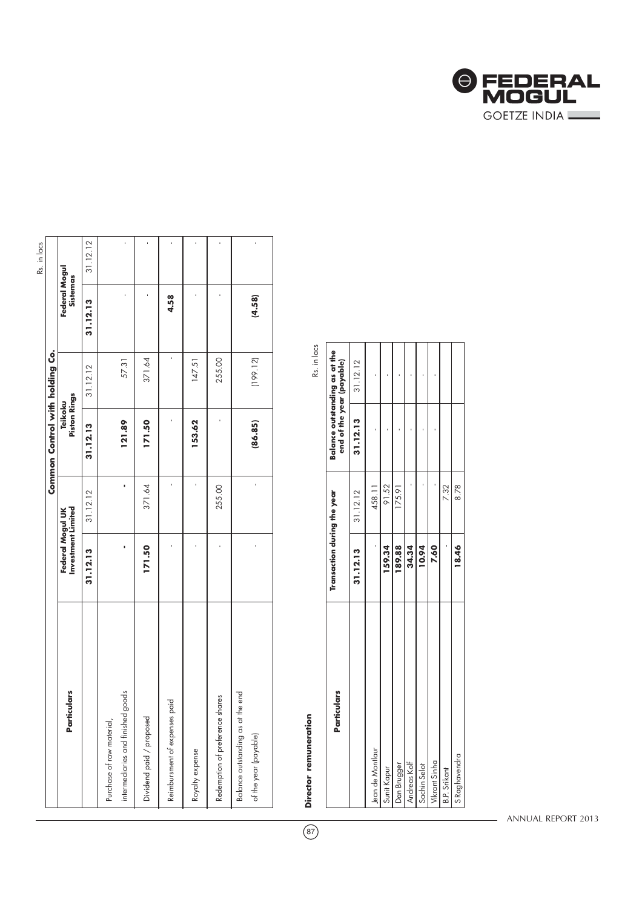Rs. in lacs

| Particulars | Common Control with holding Co. | | | | | |
|---|---|---|---|---|---|---|
| | Federal Mogul UK Investment Limited | | Teikoku Piston Rings | | Federal Mogul Sistemas | |
| | **31.12.13** | 31.12.12 | **31.12.13** | 31.12.12 | **31.12.13** | 31.12.12 |
| Purchase of raw material, intermediaries and finished goods | **-** | **-** | **121.89** | 57.31 | - | - |
| Dividend paid / proposed | **171.50** | 371.64 | **171.50** | 371.64 | - | - |
| Reimbursment of expenses paid | - | - | - | - | **4.58** | - |
| Royalty expense | - | - | **153.62** | 147.51 | - | - |
| Redemption of preference shares | - | 255.00 | - | 255.00 | - | - |
| Balance outstanding as at the end of the year (payable) | - | - | **(86.85)** | (199.12) | **(4.58)** | - |

## Director remuneration

Rs. in lacs

| Particulars | Transaction during the year | | Balance outstanding as at the end of the year (payable) | |
|---|---|---|---|---|
| | **31.12.13** | 31.12.12 | **31.12.13** | 31.12.12 |
| Jean de Montlaur | - | 458.11 | - | - |
| Sunit Kapur | **159.34** | 91.52 | - | - |
| Dan Brugger | **189.88** | 175.91 | - | - |
| Andreas Kolf | **34.34** | - | - | - |
| Sachin Selot | **10.94** | - | - | - |
| Vikrant Sinha | **7.60** | - | - | - |
| B.P. Srikant | - | 7.32 | | |
| S Raghavendra | **18.46** | 8.78 | | |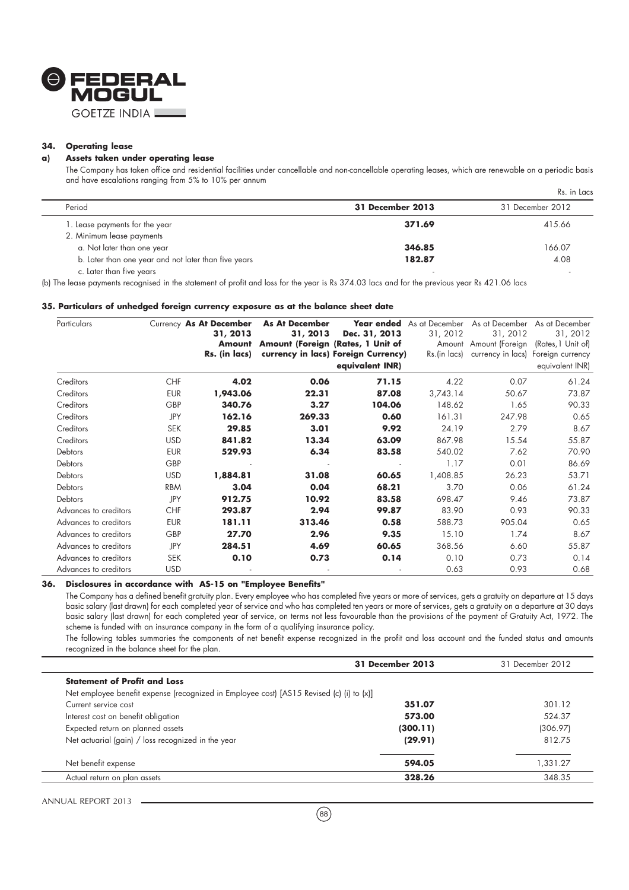### 34. Operating lease

#### a) Assets taken under operating lease

The Company has taken office and residential facilities under cancellable and non-cancellable operating leases, which are renewable on a periodic basis and have escalations ranging from 5% to 10% per annum

Rs. in Lacs

| Period | **31 December 2013** | 31 December 2012 |
|---|---|---|
| 1. Lease payments for the year | **371.69** | 415.66 |
| 2. Minimum lease payments | | |
| a. Not later than one year | **346.85** | 166.07 |
| b. Later than one year and not later than five years | **182.87** | 4.08 |
| c. Later than five years | - | - |

(b) The lease payments recognised in the statement of profit and loss for the year is Rs 374.03 lacs and for the previous year Rs 421.06 lacs

### 35. Particulars of unhedged foreign currency exposure as at the balance sheet date

| Particulars | Currency | **As At December 31, 2013 Amount Rs. (in lacs)** | **As At December 31, 2013 Amount (Foreign currency in lacs)** | **Year ended Dec. 31, 2013 (Rates, 1 Unit of Foreign Currency) equivalent INR)** | As at December 31, 2012 Amount Rs.(in lacs) | As at December 31, 2012 Amount (Foreign currency in lacs) | As at December 31, 2012 (Rates,1 Unit of) Foreign currency equivalent INR) |
|---|---|---|---|---|---|---|---|
| Creditors | CHF | **4.02** | **0.06** | **71.15** | 4.22 | 0.07 | 61.24 |
| Creditors | EUR | **1,943.06** | **22.31** | **87.08** | 3,743.14 | 50.67 | 73.87 |
| Creditors | GBP | **340.76** | **3.27** | **104.06** | 148.62 | 1.65 | 90.33 |
| Creditors | JPY | **162.16** | **269.33** | **0.60** | 161.31 | 247.98 | 0.65 |
| Creditors | SEK | **29.85** | **3.01** | **9.92** | 24.19 | 2.79 | 8.67 |
| Creditors | USD | **841.82** | **13.34** | **63.09** | 867.98 | 15.54 | 55.87 |
| Debtors | EUR | **529.93** | **6.34** | **83.58** | 540.02 | 7.62 | 70.90 |
| Debtors | GBP | - | - | - | 1.17 | 0.01 | 86.69 |
| Debtors | USD | **1,884.81** | **31.08** | **60.65** | 1,408.85 | 26.23 | 53.71 |
| Debtors | RBM | **3.04** | **0.04** | **68.21** | 3.70 | 0.06 | 61.24 |
| Debtors | JPY | **912.75** | **10.92** | **83.58** | 698.47 | 9.46 | 73.87 |
| Advances to creditors | CHF | **293.87** | **2.94** | **99.87** | 83.90 | 0.93 | 90.33 |
| Advances to creditors | EUR | **181.11** | **313.46** | **0.58** | 588.73 | 905.04 | 0.65 |
| Advances to creditors | GBP | **27.70** | **2.96** | **9.35** | 15.10 | 1.74 | 8.67 |
| Advances to creditors | JPY | **284.51** | **4.69** | **60.65** | 368.56 | 6.60 | 55.87 |
| Advances to creditors | SEK | **0.10** | **0.73** | **0.14** | 0.10 | 0.73 | 0.14 |
| Advances to creditors | USD | - | - | - | 0.63 | 0.93 | 0.68 |

### 36. Disclosures in accordance with AS-15 on "Employee Benefits"

The Company has a defined benefit gratuity plan. Every employee who has completed five years or more of services, gets a gratuity on departure at 15 days basic salary (last drawn) for each completed year of service and who has completed ten years or more of services, gets a gratuity on a departure at 30 days basic salary (last drawn) for each completed year of service, on terms not less favourable than the provisions of the payment of Gratuity Act, 1972. The scheme is funded with an insurance company in the form of a qualifying insurance policy.

The following tables summaries the components of net benefit expense recognized in the profit and loss account and the funded status and amounts recognized in the balance sheet for the plan.

| | **31 December 2013** | 31 December 2012 |
|---|---|---|
| **Statement of Profit and Loss** | | |
| Net employee benefit expense (recognized in Employee cost) [AS15 Revised (c) (i) to (x)] | | |
| Current service cost | **351.07** | 301.12 |
| Interest cost on benefit obligation | **573.00** | 524.37 |
| Expected return on planned assets | **(300.11)** | (306.97) |
| Net actuarial (gain) / loss recognized in the year | **(29.91)** | 812.75 |
| Net benefit expense | **594.05** | 1,331.27 |
| Actual return on plan assets | **328.26** | 348.35 |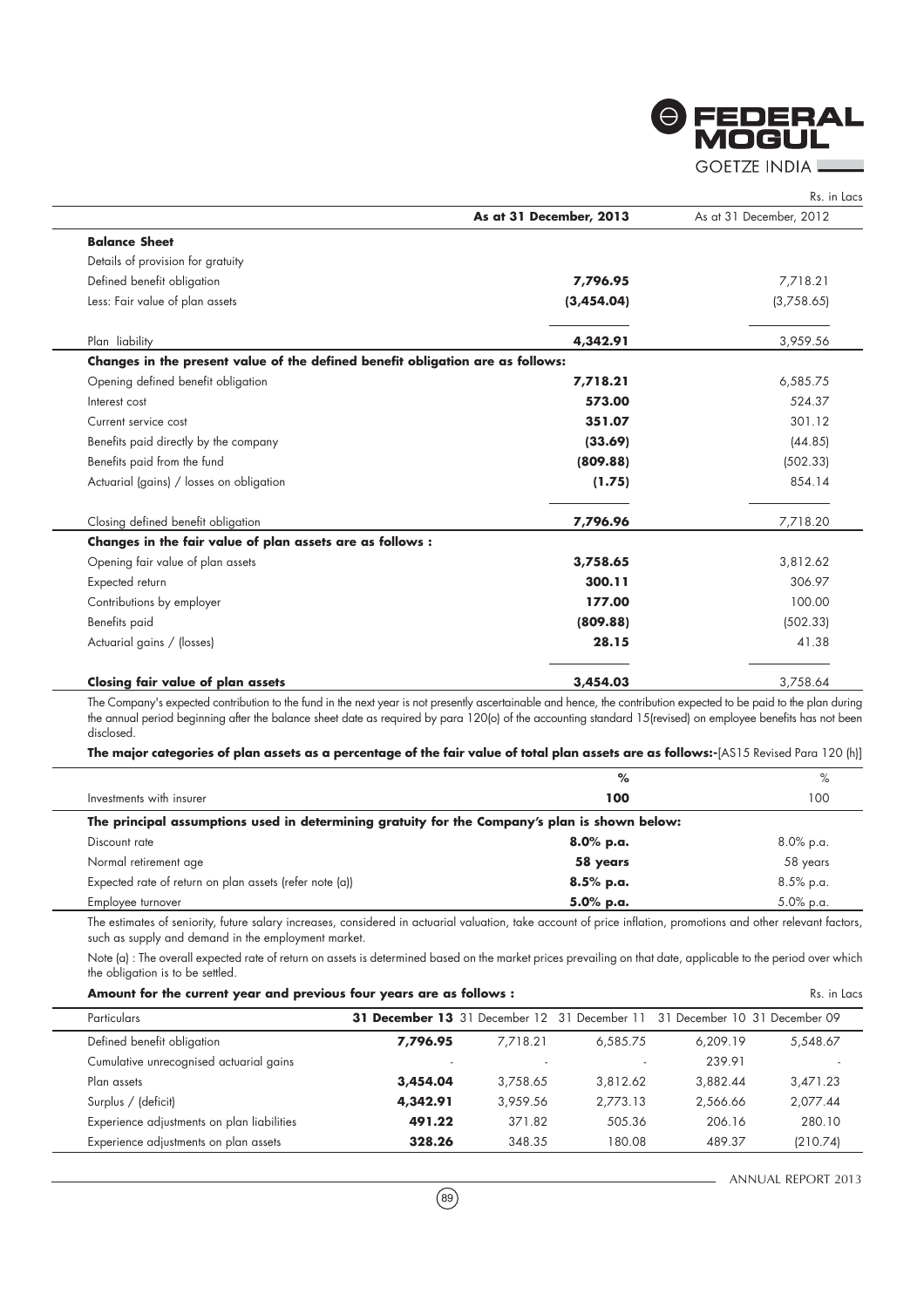Rs. in Lacs

| | As at 31 December, 2013 | As at 31 December, 2012 |
|---|---|---|
| **Balance Sheet** | | |
| Details of provision for gratuity | | |
| Defined benefit obligation | **7,796.95** | 7,718.21 |
| Less: Fair value of plan assets | **(3,454.04)** | (3,758.65) |
| Plan liability | **4,342.91** | 3,959.56 |
| **Changes in the present value of the defined benefit obligation are as follows:** | | |
| Opening defined benefit obligation | **7,718.21** | 6,585.75 |
| Interest cost | **573.00** | 524.37 |
| Current service cost | **351.07** | 301.12 |
| Benefits paid directly by the company | **(33.69)** | (44.85) |
| Benefits paid from the fund | **(809.88)** | (502.33) |
| Actuarial (gains) / losses on obligation | **(1.75)** | 854.14 |
| Closing defined benefit obligation | **7,796.96** | 7,718.20 |
| **Changes in the fair value of plan assets are as follows :** | | |
| Opening fair value of plan assets | **3,758.65** | 3,812.62 |
| Expected return | **300.11** | 306.97 |
| Contributions by employer | **177.00** | 100.00 |
| Benefits paid | **(809.88)** | (502.33) |
| Actuarial gains / (losses) | **28.15** | 41.38 |
| **Closing fair value of plan assets** | **3,454.03** | 3,758.64 |

The Company's expected contribution to the fund in the next year is not presently ascertainable and hence, the contribution expected to be paid to the plan during the annual period beginning after the balance sheet date as required by para 120(o) of the accounting standard 15(revised) on employee benefits has not been disclosed.

**The major categories of plan assets as a percentage of the fair value of total plan assets are as follows:-**[AS15 Revised Para 120 (h)]

| | % | % |
|---|---|---|
| Investments with insurer | **100** | 100 |
| **The principal assumptions used in determining gratuity for the Company's plan is shown below:** | | |
| Discount rate | **8.0% p.a.** | 8.0% p.a. |
| Normal retirement age | **58 years** | 58 years |
| Expected rate of return on plan assets (refer note (a)) | **8.5% p.a.** | 8.5% p.a. |
| Employee turnover | **5.0% p.a.** | 5.0% p.a. |

The estimates of seniority, future salary increases, considered in actuarial valuation, take account of price inflation, promotions and other relevant factors, such as supply and demand in the employment market.

Note (a) : The overall expected rate of return on assets is determined based on the market prices prevailing on that date, applicable to the period over which the obligation is to be settled.

**Amount for the current year and previous four years are as follows :** Rs. in Lacs

| Particulars | **31 December 13** | 31 December 12 | 31 December 11 | 31 December 10 | 31 December 09 |
|---|---|---|---|---|---|
| Defined benefit obligation | **7,796.95** | 7,718.21 | 6,585.75 | 6,209.19 | 5,548.67 |
| Cumulative unrecognised actuarial gains | - | - | - | 239.91 | - |
| Plan assets | **3,454.04** | 3,758.65 | 3,812.62 | 3,882.44 | 3,471.23 |
| Surplus / (deficit) | **4,342.91** | 3,959.56 | 2,773.13 | 2,566.66 | 2,077.44 |
| Experience adjustments on plan liabilities | **491.22** | 371.82 | 505.36 | 206.16 | 280.10 |
| Experience adjustments on plan assets | **328.26** | 348.35 | 180.08 | 489.37 | (210.74) |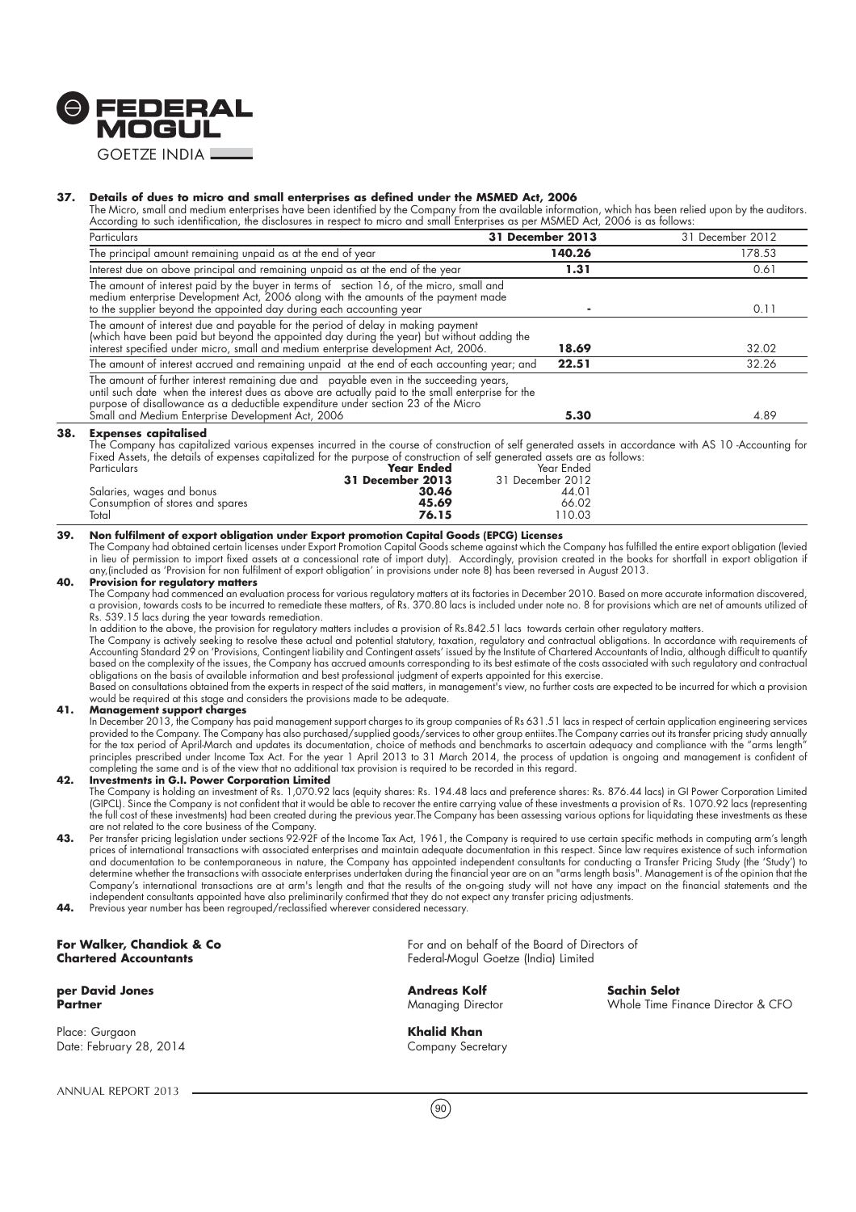**37. Details of dues to micro and small enterprises as defined under the MSMED Act, 2006**

The Micro, small and medium enterprises have been identified by the Company from the available information, which has been relied upon by the auditors. According to such identification, the disclosures in respect to micro and small Enterprises as per MSMED Act, 2006 is as follows:

| Particulars | 31 December 2013 | 31 December 2012 |
|---|---|---|
| The principal amount remaining unpaid as at the end of year | **140.26** | 178.53 |
| Interest due on above principal and remaining unpaid as at the end of the year | **1.31** | 0.61 |
| The amount of interest paid by the buyer in terms of section 16, of the micro, small and medium enterprise Development Act, 2006 along with the amounts of the payment made to the supplier beyond the appointed day during each accounting year | - | 0.11 |
| The amount of interest due and payable for the period of delay in making payment (which have been paid but beyond the appointed day during the year) but without adding the interest specified under micro, small and medium enterprise development Act, 2006. | **18.69** | 32.02 |
| The amount of interest accrued and remaining unpaid at the end of each accounting year; and | **22.51** | 32.26 |
| The amount of further interest remaining due and payable even in the succeeding years, until such date when the interest dues as above are actually paid to the small enterprise for the purpose of disallowance as a deductible expenditure under section 23 of the Micro Small and Medium Enterprise Development Act, 2006 | **5.30** | 4.89 |

**38. Expenses capitalised**

The Company has capitalized various expenses incurred in the course of construction of self generated assets in accordance with AS 10 -Accounting for Fixed Assets, the details of expenses capitalized for the purpose of construction of self generated assets are as follows:

| Particulars | Year Ended 31 December 2013 | Year Ended 31 December 2012 |
|---|---|---|
| Salaries, wages and bonus | **30.46** | 44.01 |
| Consumption of stores and spares | **45.69** | 66.02 |
| Total | **76.15** | 110.03 |

**39. Non fulfilment of export obligation under Export promotion Capital Goods (EPCG) Licenses**

The Company had obtained certain licenses under Export Promotion Capital Goods scheme against which the Company has fulfilled the entire export obligation (levied in lieu of permission to import fixed assets at a concessional rate of import duty). Accordingly, provision created in the books for shortfall in export obligation if any,(included as 'Provision for non fulfilment of export obligation' in provisions under note 8) has been reversed in August 2013.

**40. Provision for regulatory matters**

The Company had commenced an evaluation process for various regulatory matters at its factories in December 2010. Based on more accurate information discovered, a provision, towards costs to be incurred to remediate these matters, of Rs. 370.80 lacs is included under note no. 8 for provisions which are net of amounts utilized of Rs. 539.15 lacs during the year towards remediation.

In addition to the above, the provision for regulatory matters includes a provision of Rs.842.51 lacs towards certain other regulatory matters.

The Company is actively seeking to resolve these actual and potential statutory, taxation, regulatory and contractual obligations. In accordance with requirements of Accounting Standard 29 on 'Provisions, Contingent liability and Contingent assets' issued by the Institute of Chartered Accountants of India, although difficult to quantify based on the complexity of the issues, the Company has accrued amounts corresponding to its best estimate of the costs associated with such regulatory and contractual obligations on the basis of available information and best professional judgment of experts appointed for this exercise.

Based on consultations obtained from the experts in respect of the said matters, in management's view, no further costs are expected to be incurred for which a provision would be required at this stage and considers the provisions made to be adequate.

**41. Management support charges**

In December 2013, the Company has paid management support charges to its group companies of Rs 631.51 lacs in respect of certain application engineering services provided to the Company. The Company has also purchased/supplied goods/services to other group entiites.The Company carries out its transfer pricing study annually for the tax period of April-March and updates its documentation, choice of methods and benchmarks to ascertain adequacy and compliance with the "arms length" principles prescribed under Income Tax Act. For the year 1 April 2013 to 31 March 2014, the process of updation is ongoing and management is confident of completing the same and is of the view that no additional tax provision is required to be recorded in this regard.

**42. Investments in G.I. Power Corporation Limited**

The Company is holding an investment of Rs. 1,070.92 lacs (equity shares: Rs. 194.48 lacs and preference shares: Rs. 876.44 lacs) in GI Power Corporation Limited (GIPCL). Since the Company is not confident that it would be able to recover the entire carrying value of these investments a provision of Rs. 1070.92 lacs (representing the full cost of these investments) had been created during the previous year.The Company has been assessing various options for liquidating these investments as these are not related to the core business of the Company.

**43.** Per transfer pricing legislation under sections 92-92F of the Income Tax Act, 1961, the Company is required to use certain specific methods in computing arm's length prices of international transactions with associated enterprises and maintain adequate documentation in this respect. Since law requires existence of such information and documentation to be contemporaneous in nature, the Company has appointed independent consultants for conducting a Transfer Pricing Study (the 'Study') to determine whether the transactions with associate enterprises undertaken during the financial year are on an "arms length basis". Management is of the opinion that the Company's international transactions are at arm's length and that the results of the on-going study will not have any impact on the financial statements and the independent consultants appointed have also preliminarily confirmed that they do not expect any transfer pricing adjustments.

**44.** Previous year number has been regrouped/reclassified wherever considered necessary.

**For Walker, Chandiok & Co**
**Chartered Accountants**

**per David Jones**
**Partner**

Place: Gurgaon
Date: February 28, 2014

For and on behalf of the Board of Directors of
Federal-Mogul Goetze (India) Limited

**Andreas Kolf**
Managing Director

**Sachin Selot**
Whole Time Finance Director & CFO

**Khalid Khan**
Company Secretary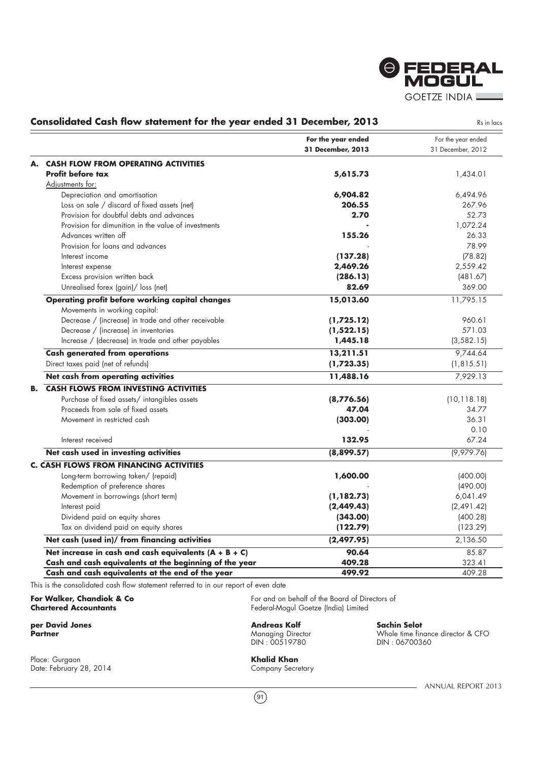## Consolidated Cash flow statement for the year ended 31 December, 2013

Rs in lacs

| | | For the year ended 31 December, 2013 | For the year ended 31 December, 2012 |
|---|---|---|---|
| **A.** | **CASH FLOW FROM OPERATING ACTIVITIES** | | |
| | **Profit before tax** | **5,615.73** | 1,434.01 |
| | Adjustments for: | | |
| | Depreciation and amortisation | **6,904.82** | 6,494.96 |
| | Loss on sale / discard of fixed assets (net) | **206.55** | 267.96 |
| | Provision for doubtful debts and advances | **2.70** | 52.73 |
| | Provision for dimunition in the value of investments | **-** | 1,072.24 |
| | Advances written off | **155.26** | 26.33 |
| | Provision for loans and advances | - | 78.99 |
| | Interest income | **(137.28)** | (78.82) |
| | Interest expense | **2,469.26** | 2,559.42 |
| | Excess provision written back | **(286.13)** | (481.67) |
| | Unrealised forex (gain)/ loss (net) | **82.69** | 369.00 |
| | **Operating profit before working capital changes** | **15,013.60** | 11,795.15 |
| | Movements in working capital: | | |
| | Decrease / (increase) in trade and other receivable | **(1,725.12)** | 960.61 |
| | Decrease / (increase) in inventories | **(1,522.15)** | 571.03 |
| | Increase / (decrease) in trade and other payables | **1,445.18** | (3,582.15) |
| | **Cash generated from operations** | **13,211.51** | 9,744.64 |
| | Direct taxes paid (net of refunds) | **(1,723.35)** | (1,815.51) |
| | **Net cash from operating activities** | **11,488.16** | 7,929.13 |
| **B.** | **CASH FLOWS FROM INVESTING ACTIVITIES** | | |
| | Purchase of fixed assets/ intangibles assets | **(8,776.56)** | (10,118.18) |
| | Proceeds from sale of fixed assets | **47.04** | 34.77 |
| | Movement in restricted cash | **(303.00)** | 36.31 |
| | | - | 0.10 |
| | Interest received | **132.95** | 67.24 |
| | **Net cash used in investing activities** | **(8,899.57)** | (9,979.76) |
| **C.** | **CASH FLOWS FROM FINANCING ACTIVITIES** | | |
| | Long-term borrowing taken/ (repaid) | **1,600.00** | (400.00) |
| | Redemption of preference shares | - | (490.00) |
| | Movement in borrowings (short term) | **(1,182.73)** | 6,041.49 |
| | Interest paid | **(2,449.43)** | (2,491.42) |
| | Dividend paid on equity shares | **(343.00)** | (400.28) |
| | Tax on dividend paid on equity shares | **(122.79)** | (123.29) |
| | **Net cash (used in)/ from financing activities** | **(2,497.95)** | 2,136.50 |
| | **Net increase in cash and cash equivalents (A + B + C)** | **90.64** | 85.87 |
| | **Cash and cash equivalents at the beginning of the year** | **409.28** | 323.41 |
| | **Cash and cash equivalents at the end of the year** | **499.92** | 409.28 |

This is the consolidated cash flow statement referred to in our report of even date

**For Walker, Chandiok & Co**
**Chartered Accountants**

**per David Jones**
**Partner**

Place: Gurgaon
Date: February 28, 2014

For and on behalf of the Board of Directors of
Federal-Mogul Goetze (India) Limited

**Andreas Kolf**
Managing Director
DIN : 00519780

**Sachin Selot**
Whole time finance director & CFO
DIN : 06700360

**Khalid Khan**
Company Secretary